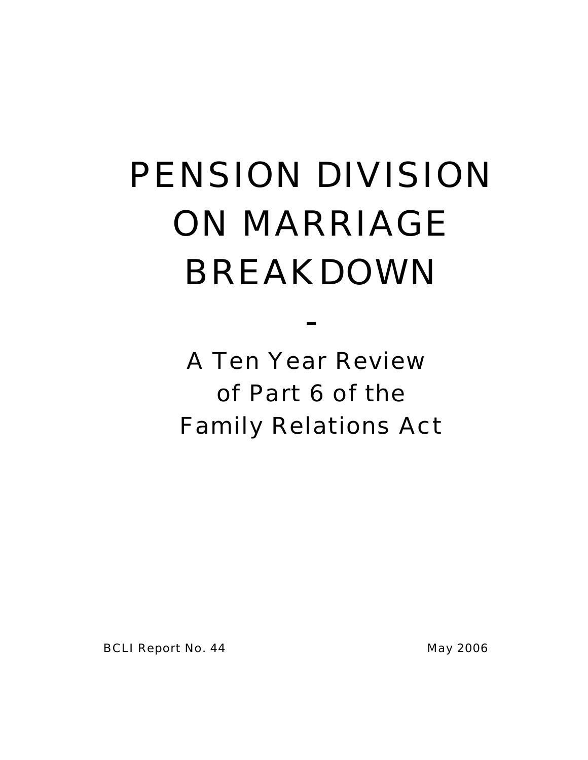# PENSION DIVISION ON MARRIAGE BREAKDOWN

-

## A Ten Year Review of Part 6 of the Family Relations Act

BCLI Report No. 44

May 2006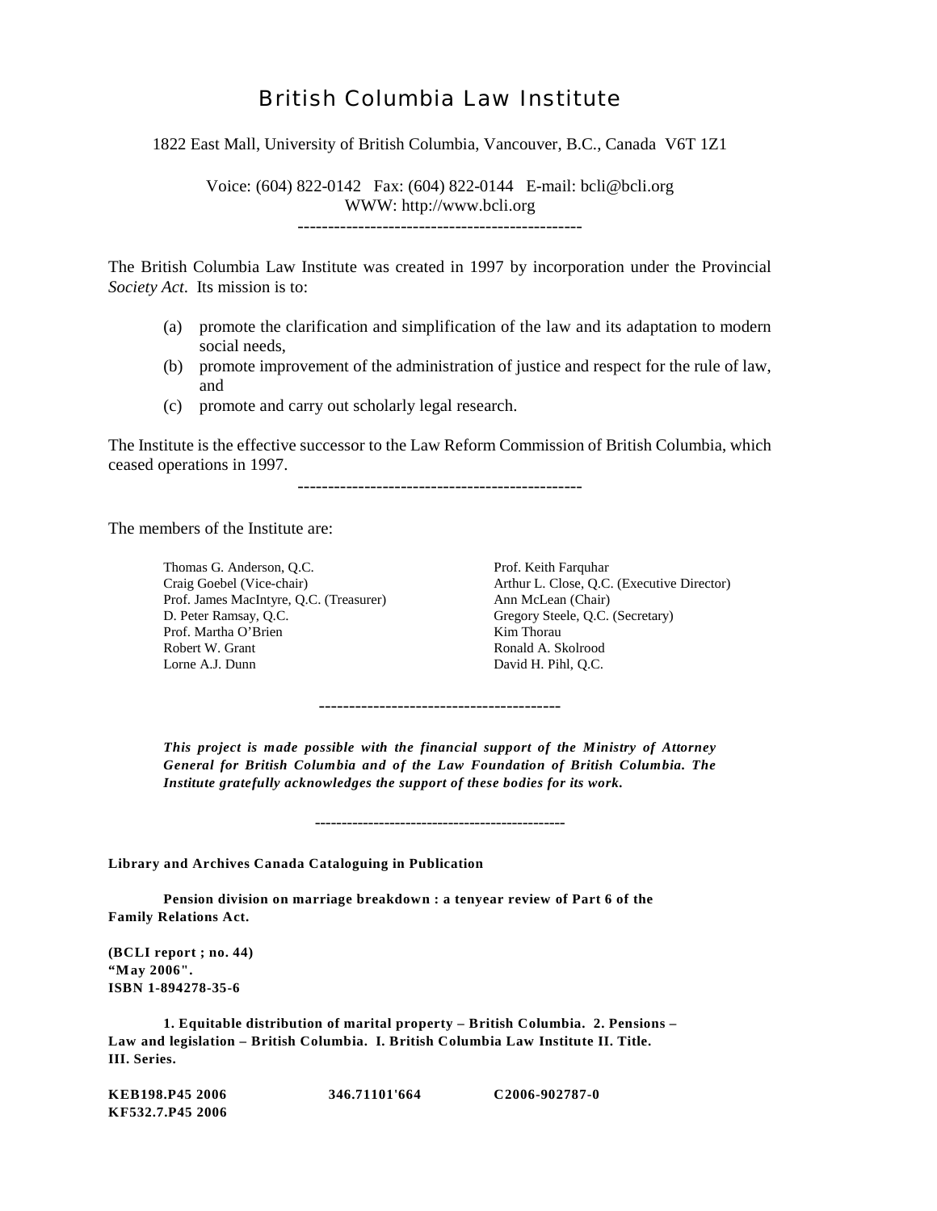# British Columbia Law Institute

1822 East Mall, University of British Columbia, Vancouver, B.C., Canada V6T 1Z1

Voice: (604) 822-0142 Fax: (604) 822-0144 E-mail: bcli@bcli.org
WWW: http://www.bcli.org

-----------------------------------------------

The British Columbia Law Institute was created in 1997 by incorporation under the Provincial *Society Act*. Its mission is to:

(a) promote the clarification and simplification of the law and its adaptation to modern social needs,
(b) promote improvement of the administration of justice and respect for the rule of law, and
(c) promote and carry out scholarly legal research.

The Institute is the effective successor to the Law Reform Commission of British Columbia, which ceased operations in 1997.

-----------------------------------------------

The members of the Institute are:

Thomas G. Anderson, Q.C.
Craig Goebel (Vice-chair)
Prof. James MacIntyre, Q.C. (Treasurer)
D. Peter Ramsay, Q.C.
Prof. Martha O'Brien
Robert W. Grant
Lorne A.J. Dunn
Prof. Keith Farquhar
Arthur L. Close, Q.C. (Executive Director)
Ann McLean (Chair)
Gregory Steele, Q.C. (Secretary)
Kim Thorau
Ronald A. Skolrood
David H. Pihl, Q.C.

---------------------------------------

***This project is made possible with the financial support of the Ministry of Attorney General for British Columbia and of the Law Foundation of British Columbia. The Institute gratefully acknowledges the support of these bodies for its work.***

----------------------------------------------

**Library and Archives Canada Cataloguing in Publication**

**Pension division on marriage breakdown : a tenyear review of Part 6 of the Family Relations Act.**

**(BCLI report ; no. 44)**
**"May 2006".**
**ISBN 1-894278-35-6**

**1. Equitable distribution of marital property – British Columbia. 2. Pensions – Law and legislation – British Columbia. I. British Columbia Law Institute II. Title. III. Series.**

**KEB198.P45 2006　　346.71101'664　　C2006-902787-0**
**KF532.7.P45 2006**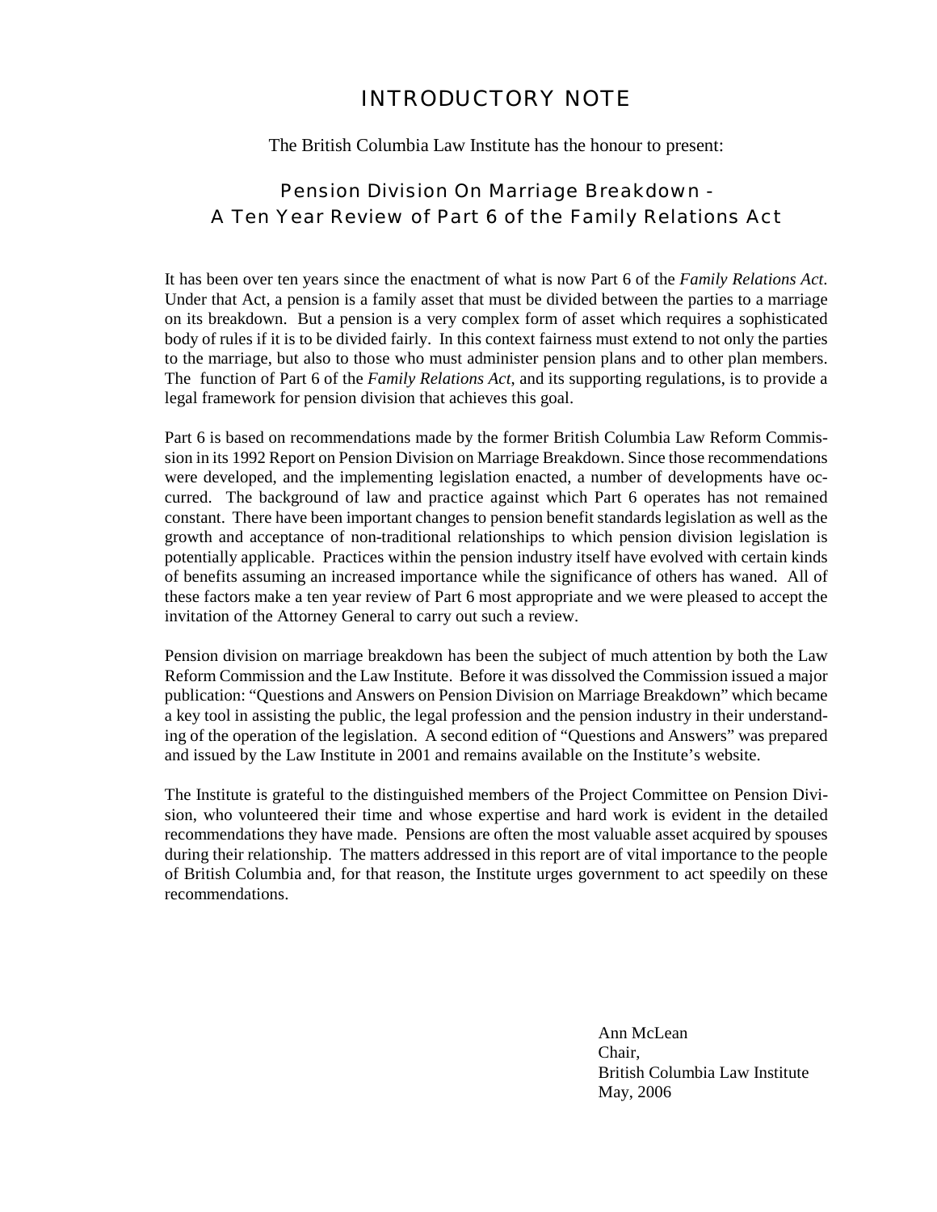# INTRODUCTORY NOTE

The British Columbia Law Institute has the honour to present:

## Pension Division On Marriage Breakdown - A Ten Year Review of Part 6 of the Family Relations Act

It has been over ten years since the enactment of what is now Part 6 of the *Family Relations Act*. Under that Act, a pension is a family asset that must be divided between the parties to a marriage on its breakdown. But a pension is a very complex form of asset which requires a sophisticated body of rules if it is to be divided fairly. In this context fairness must extend to not only the parties to the marriage, but also to those who must administer pension plans and to other plan members. The function of Part 6 of the *Family Relations Act*, and its supporting regulations, is to provide a legal framework for pension division that achieves this goal.

Part 6 is based on recommendations made by the former British Columbia Law Reform Commission in its 1992 Report on Pension Division on Marriage Breakdown. Since those recommendations were developed, and the implementing legislation enacted, a number of developments have occurred. The background of law and practice against which Part 6 operates has not remained constant. There have been important changes to pension benefit standards legislation as well as the growth and acceptance of non-traditional relationships to which pension division legislation is potentially applicable. Practices within the pension industry itself have evolved with certain kinds of benefits assuming an increased importance while the significance of others has waned. All of these factors make a ten year review of Part 6 most appropriate and we were pleased to accept the invitation of the Attorney General to carry out such a review.

Pension division on marriage breakdown has been the subject of much attention by both the Law Reform Commission and the Law Institute. Before it was dissolved the Commission issued a major publication: "Questions and Answers on Pension Division on Marriage Breakdown" which became a key tool in assisting the public, the legal profession and the pension industry in their understanding of the operation of the legislation. A second edition of "Questions and Answers" was prepared and issued by the Law Institute in 2001 and remains available on the Institute's website.

The Institute is grateful to the distinguished members of the Project Committee on Pension Division, who volunteered their time and whose expertise and hard work is evident in the detailed recommendations they have made. Pensions are often the most valuable asset acquired by spouses during their relationship. The matters addressed in this report are of vital importance to the people of British Columbia and, for that reason, the Institute urges government to act speedily on these recommendations.

Ann McLean
Chair,
British Columbia Law Institute
May, 2006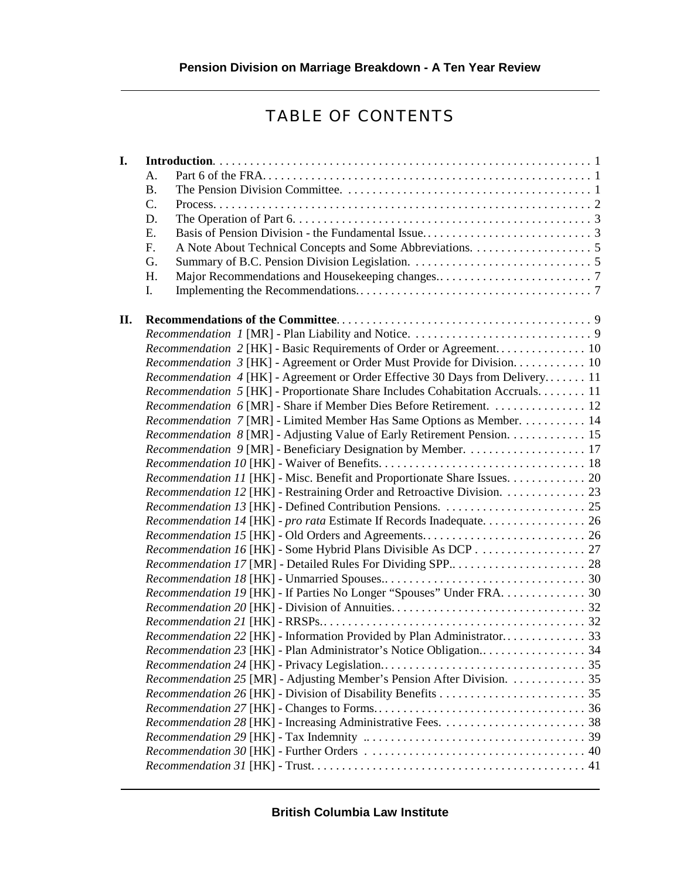# TABLE OF CONTENTS

**I. Introduction** . . . . . 1

- A. Part 6 of the FRA. . . . . 1
- B. The Pension Division Committee. . . . . 1
- C. Process. . . . . 2
- D. The Operation of Part 6. . . . . 3
- E. Basis of Pension Division - the Fundamental Issue. . . . . 3
- F. A Note About Technical Concepts and Some Abbreviations. . . . . 5
- G. Summary of B.C. Pension Division Legislation. . . . . 5
- H. Major Recommendations and Housekeeping changes. . . . . 7
- I. Implementing the Recommendations. . . . . 7

**II. Recommendations of the Committee** . . . . . 9

- *Recommendation 1* [MR] - Plan Liability and Notice. . . . . 9
- *Recommendation 2* [HK] - Basic Requirements of Order or Agreement. . . . . 10
- *Recommendation 3* [HK] - Agreement or Order Must Provide for Division. . . . . 10
- *Recommendation 4* [HK] - Agreement or Order Effective 30 Days from Delivery. . . . . 11
- *Recommendation 5* [HK] - Proportionate Share Includes Cohabitation Accruals. . . . . 11
- *Recommendation 6* [MR] - Share if Member Dies Before Retirement. . . . . 12
- *Recommendation 7* [MR] - Limited Member Has Same Options as Member. . . . . 14
- *Recommendation 8* [MR] - Adjusting Value of Early Retirement Pension. . . . . 15
- *Recommendation 9* [MR] - Beneficiary Designation by Member. . . . . 17
- *Recommendation 10* [HK] - Waiver of Benefits. . . . . 18
- *Recommendation 11* [HK] - Misc. Benefit and Proportionate Share Issues. . . . . 20
- *Recommendation 12* [HK] - Restraining Order and Retroactive Division. . . . . 23
- *Recommendation 13* [HK] - Defined Contribution Pensions. . . . . 25
- *Recommendation 14* [HK] - *pro rata* Estimate If Records Inadequate. . . . . 26
- *Recommendation 15* [HK] - Old Orders and Agreements. . . . . 26
- *Recommendation 16* [HK] - Some Hybrid Plans Divisible As DCP . . . . . 27
- *Recommendation 17* [MR] - Detailed Rules For Dividing SPP. . . . . 28
- *Recommendation 18* [HK] - Unmarried Spouses. . . . . 30
- *Recommendation 19* [HK] - If Parties No Longer "Spouses" Under FRA. . . . . 30
- *Recommendation 20* [HK] - Division of Annuities. . . . . 32
- *Recommendation 21* [HK] - RRSPs. . . . . 32
- *Recommendation 22* [HK] - Information Provided by Plan Administrator. . . . . 33
- *Recommendation 23* [HK] - Plan Administrator's Notice Obligation. . . . . 34
- *Recommendation 24* [HK] - Privacy Legislation. . . . . 35
- *Recommendation 25* [MR] - Adjusting Member's Pension After Division. . . . . 35
- *Recommendation 26* [HK] - Division of Disability Benefits . . . . . 35
- *Recommendation 27* [HK] - Changes to Forms. . . . . 36
- *Recommendation 28* [HK] - Increasing Administrative Fees. . . . . 38
- *Recommendation 29* [HK] - Tax Indemnity . . . . . 39
- *Recommendation 30* [HK] - Further Orders . . . . . 40
- *Recommendation 31* [HK] - Trust. . . . . 41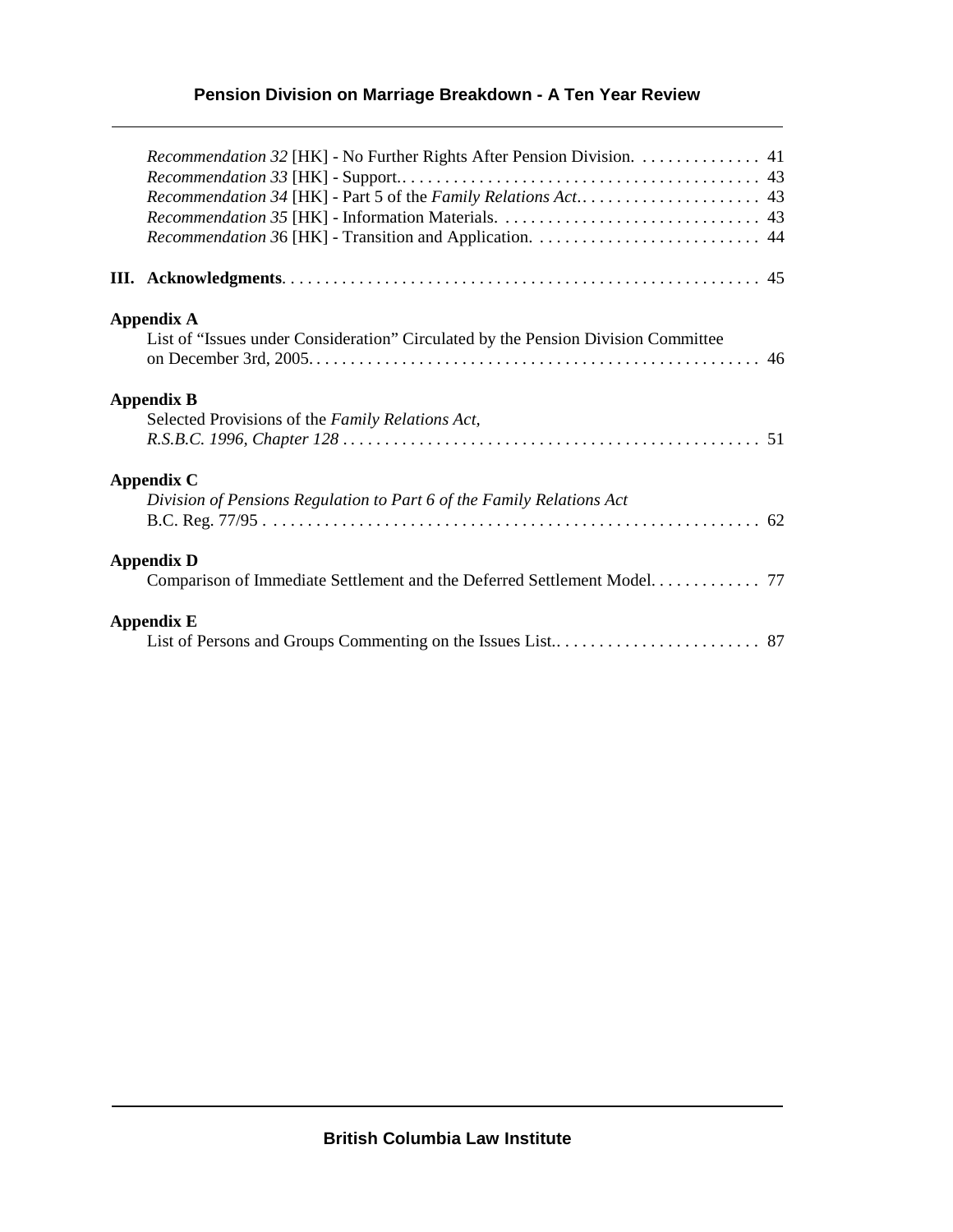*Recommendation 32* [HK] - No Further Rights After Pension Division. . . . . . . . . . . . . . . 41
*Recommendation 33* [HK] - Support. . . . . . . . . . . . . . . . . . . . . . . . . . . . . . . . . . . . . . . . . . 43
*Recommendation 34* [HK] - Part 5 of the *Family Relations Act*. . . . . . . . . . . . . . . . . . . . . 43
*Recommendation 35* [HK] - Information Materials. . . . . . . . . . . . . . . . . . . . . . . . . . . . . . . 43
*Recommendation 3*6 [HK] - Transition and Application. . . . . . . . . . . . . . . . . . . . . . . . . . . 44

**III. Acknowledgments**. . . . . . . . . . . . . . . . . . . . . . . . . . . . . . . . . . . . . . . . . . . . . . . . . . . . . . 45

**Appendix A**
List of "Issues under Consideration" Circulated by the Pension Division Committee on December 3rd, 2005. . . . . . . . . . . . . . . . . . . . . . . . . . . . . . . . . . . . . . . . . . . . . . . . . . . . . 46

**Appendix B**
Selected Provisions of the *Family Relations Act*, *R.S.B.C. 1996, Chapter 128* . . . . . . . . . . . . . . . . . . . . . . . . . . . . . . . . . . . . . . . . . . . . . . . . . 51

**Appendix C**
*Division of Pensions Regulation to Part 6 of the Family Relations Act* B.C. Reg. 77/95 . . . . . . . . . . . . . . . . . . . . . . . . . . . . . . . . . . . . . . . . . . . . . . . . . . . . . . . . . . 62

**Appendix D**
Comparison of Immediate Settlement and the Deferred Settlement Model. . . . . . . . . . . . . 77

**Appendix E**
List of Persons and Groups Commenting on the Issues List.. . . . . . . . . . . . . . . . . . . . . . . . 87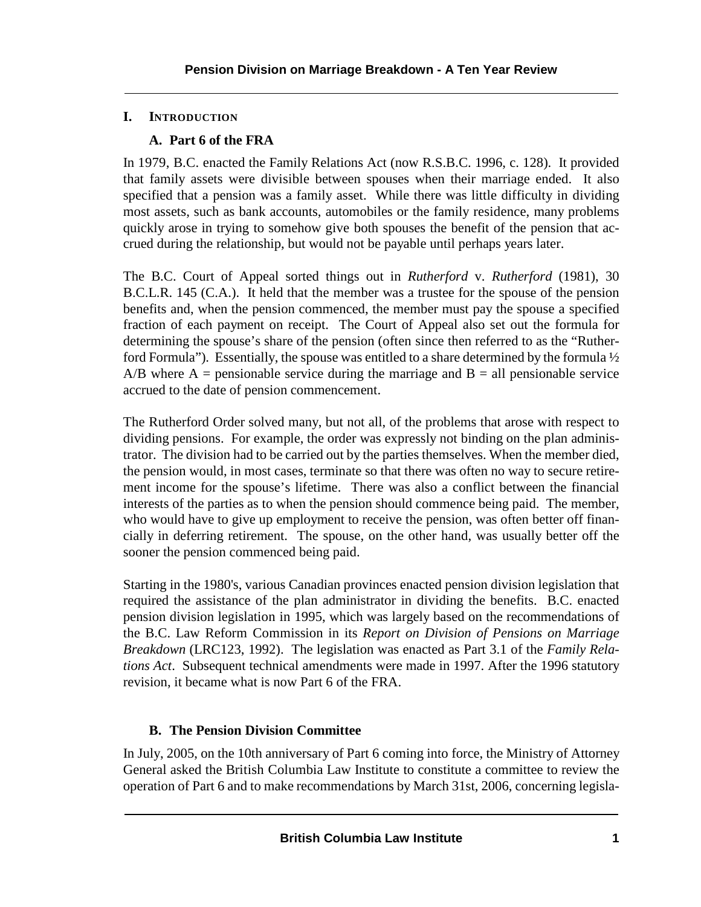## I. INTRODUCTION

### A. Part 6 of the FRA

In 1979, B.C. enacted the Family Relations Act (now R.S.B.C. 1996, c. 128). It provided that family assets were divisible between spouses when their marriage ended. It also specified that a pension was a family asset. While there was little difficulty in dividing most assets, such as bank accounts, automobiles or the family residence, many problems quickly arose in trying to somehow give both spouses the benefit of the pension that accrued during the relationship, but would not be payable until perhaps years later.

The B.C. Court of Appeal sorted things out in *Rutherford* v. *Rutherford* (1981), 30 B.C.L.R. 145 (C.A.). It held that the member was a trustee for the spouse of the pension benefits and, when the pension commenced, the member must pay the spouse a specified fraction of each payment on receipt. The Court of Appeal also set out the formula for determining the spouse's share of the pension (often since then referred to as the "Rutherford Formula"). Essentially, the spouse was entitled to a share determined by the formula ½ A/B where A = pensionable service during the marriage and B = all pensionable service accrued to the date of pension commencement.

The Rutherford Order solved many, but not all, of the problems that arose with respect to dividing pensions. For example, the order was expressly not binding on the plan administrator. The division had to be carried out by the parties themselves. When the member died, the pension would, in most cases, terminate so that there was often no way to secure retirement income for the spouse's lifetime. There was also a conflict between the financial interests of the parties as to when the pension should commence being paid. The member, who would have to give up employment to receive the pension, was often better off financially in deferring retirement. The spouse, on the other hand, was usually better off the sooner the pension commenced being paid.

Starting in the 1980's, various Canadian provinces enacted pension division legislation that required the assistance of the plan administrator in dividing the benefits. B.C. enacted pension division legislation in 1995, which was largely based on the recommendations of the B.C. Law Reform Commission in its *Report on Division of Pensions on Marriage Breakdown* (LRC123, 1992). The legislation was enacted as Part 3.1 of the *Family Relations Act*. Subsequent technical amendments were made in 1997. After the 1996 statutory revision, it became what is now Part 6 of the FRA.

### B. The Pension Division Committee

In July, 2005, on the 10th anniversary of Part 6 coming into force, the Ministry of Attorney General asked the British Columbia Law Institute to constitute a committee to review the operation of Part 6 and to make recommendations by March 31st, 2006, concerning legisla-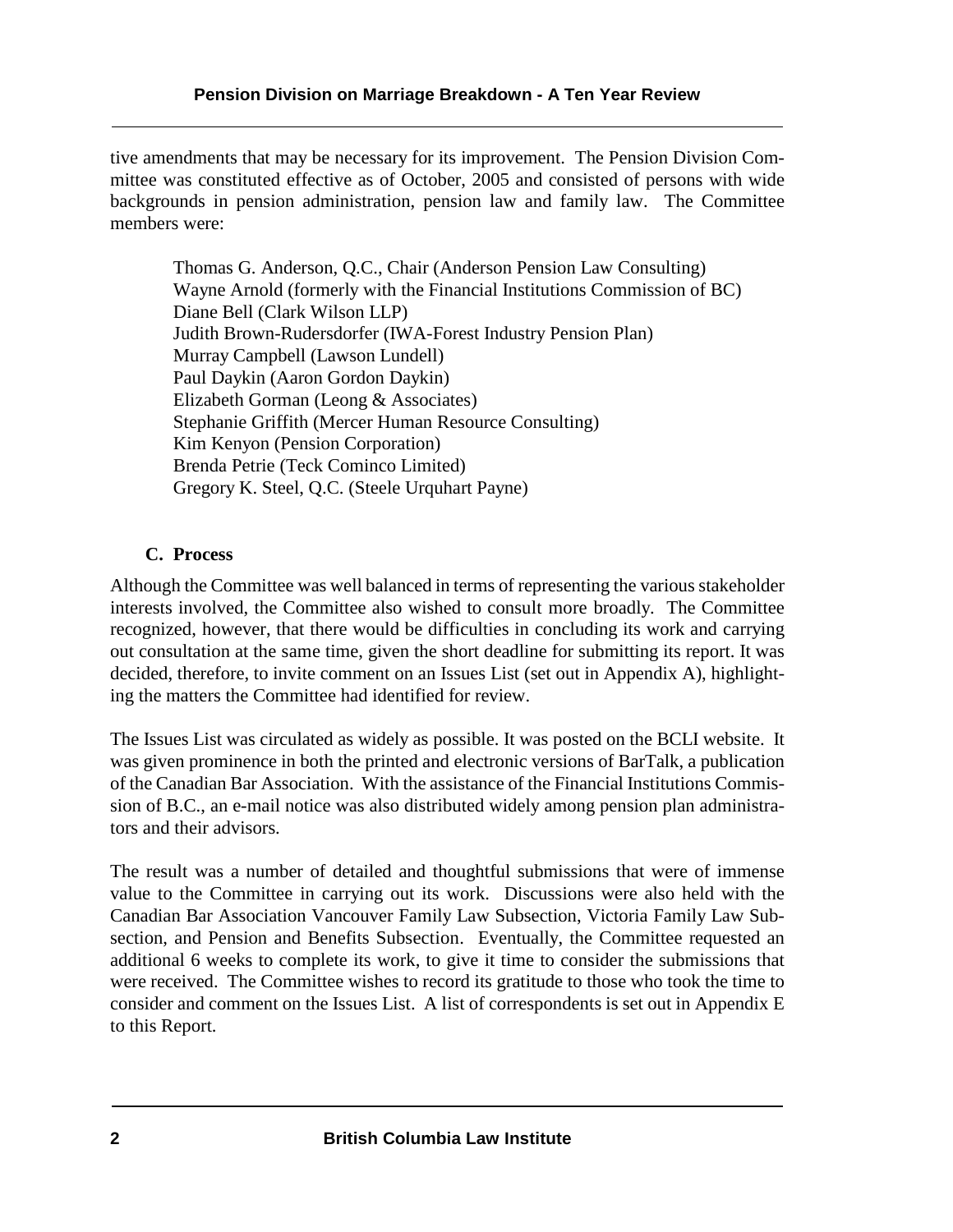tive amendments that may be necessary for its improvement. The Pension Division Committee was constituted effective as of October, 2005 and consisted of persons with wide backgrounds in pension administration, pension law and family law. The Committee members were:

Thomas G. Anderson, Q.C., Chair (Anderson Pension Law Consulting)
Wayne Arnold (formerly with the Financial Institutions Commission of BC)
Diane Bell (Clark Wilson LLP)
Judith Brown-Rudersdorfer (IWA-Forest Industry Pension Plan)
Murray Campbell (Lawson Lundell)
Paul Daykin (Aaron Gordon Daykin)
Elizabeth Gorman (Leong & Associates)
Stephanie Griffith (Mercer Human Resource Consulting)
Kim Kenyon (Pension Corporation)
Brenda Petrie (Teck Cominco Limited)
Gregory K. Steel, Q.C. (Steele Urquhart Payne)

### C. Process

Although the Committee was well balanced in terms of representing the various stakeholder interests involved, the Committee also wished to consult more broadly. The Committee recognized, however, that there would be difficulties in concluding its work and carrying out consultation at the same time, given the short deadline for submitting its report. It was decided, therefore, to invite comment on an Issues List (set out in Appendix A), highlighting the matters the Committee had identified for review.

The Issues List was circulated as widely as possible. It was posted on the BCLI website. It was given prominence in both the printed and electronic versions of BarTalk, a publication of the Canadian Bar Association. With the assistance of the Financial Institutions Commission of B.C., an e-mail notice was also distributed widely among pension plan administrators and their advisors.

The result was a number of detailed and thoughtful submissions that were of immense value to the Committee in carrying out its work. Discussions were also held with the Canadian Bar Association Vancouver Family Law Subsection, Victoria Family Law Subsection, and Pension and Benefits Subsection. Eventually, the Committee requested an additional 6 weeks to complete its work, to give it time to consider the submissions that were received. The Committee wishes to record its gratitude to those who took the time to consider and comment on the Issues List. A list of correspondents is set out in Appendix E to this Report.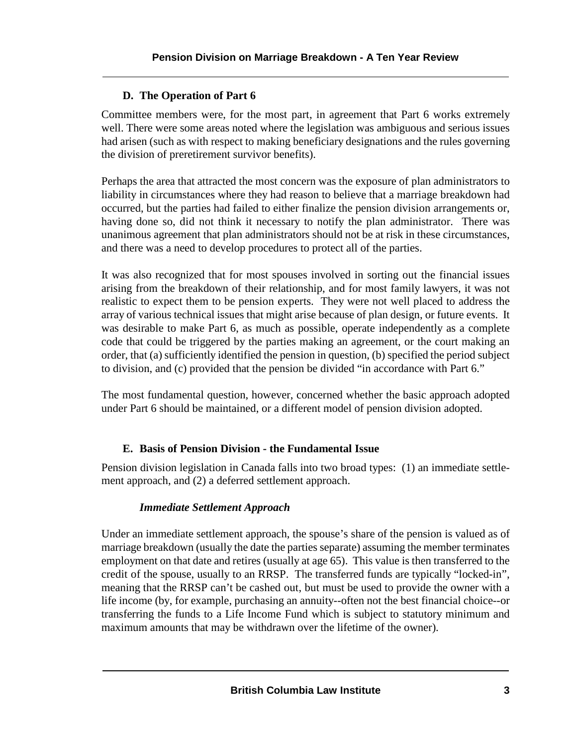### D. The Operation of Part 6

Committee members were, for the most part, in agreement that Part 6 works extremely well. There were some areas noted where the legislation was ambiguous and serious issues had arisen (such as with respect to making beneficiary designations and the rules governing the division of preretirement survivor benefits).

Perhaps the area that attracted the most concern was the exposure of plan administrators to liability in circumstances where they had reason to believe that a marriage breakdown had occurred, but the parties had failed to either finalize the pension division arrangements or, having done so, did not think it necessary to notify the plan administrator. There was unanimous agreement that plan administrators should not be at risk in these circumstances, and there was a need to develop procedures to protect all of the parties.

It was also recognized that for most spouses involved in sorting out the financial issues arising from the breakdown of their relationship, and for most family lawyers, it was not realistic to expect them to be pension experts. They were not well placed to address the array of various technical issues that might arise because of plan design, or future events. It was desirable to make Part 6, as much as possible, operate independently as a complete code that could be triggered by the parties making an agreement, or the court making an order, that (a) sufficiently identified the pension in question, (b) specified the period subject to division, and (c) provided that the pension be divided "in accordance with Part 6."

The most fundamental question, however, concerned whether the basic approach adopted under Part 6 should be maintained, or a different model of pension division adopted.

### E. Basis of Pension Division - the Fundamental Issue

Pension division legislation in Canada falls into two broad types: (1) an immediate settlement approach, and (2) a deferred settlement approach.

#### *Immediate Settlement Approach*

Under an immediate settlement approach, the spouse's share of the pension is valued as of marriage breakdown (usually the date the parties separate) assuming the member terminates employment on that date and retires (usually at age 65). This value is then transferred to the credit of the spouse, usually to an RRSP. The transferred funds are typically "locked-in", meaning that the RRSP can't be cashed out, but must be used to provide the owner with a life income (by, for example, purchasing an annuity--often not the best financial choice--or transferring the funds to a Life Income Fund which is subject to statutory minimum and maximum amounts that may be withdrawn over the lifetime of the owner).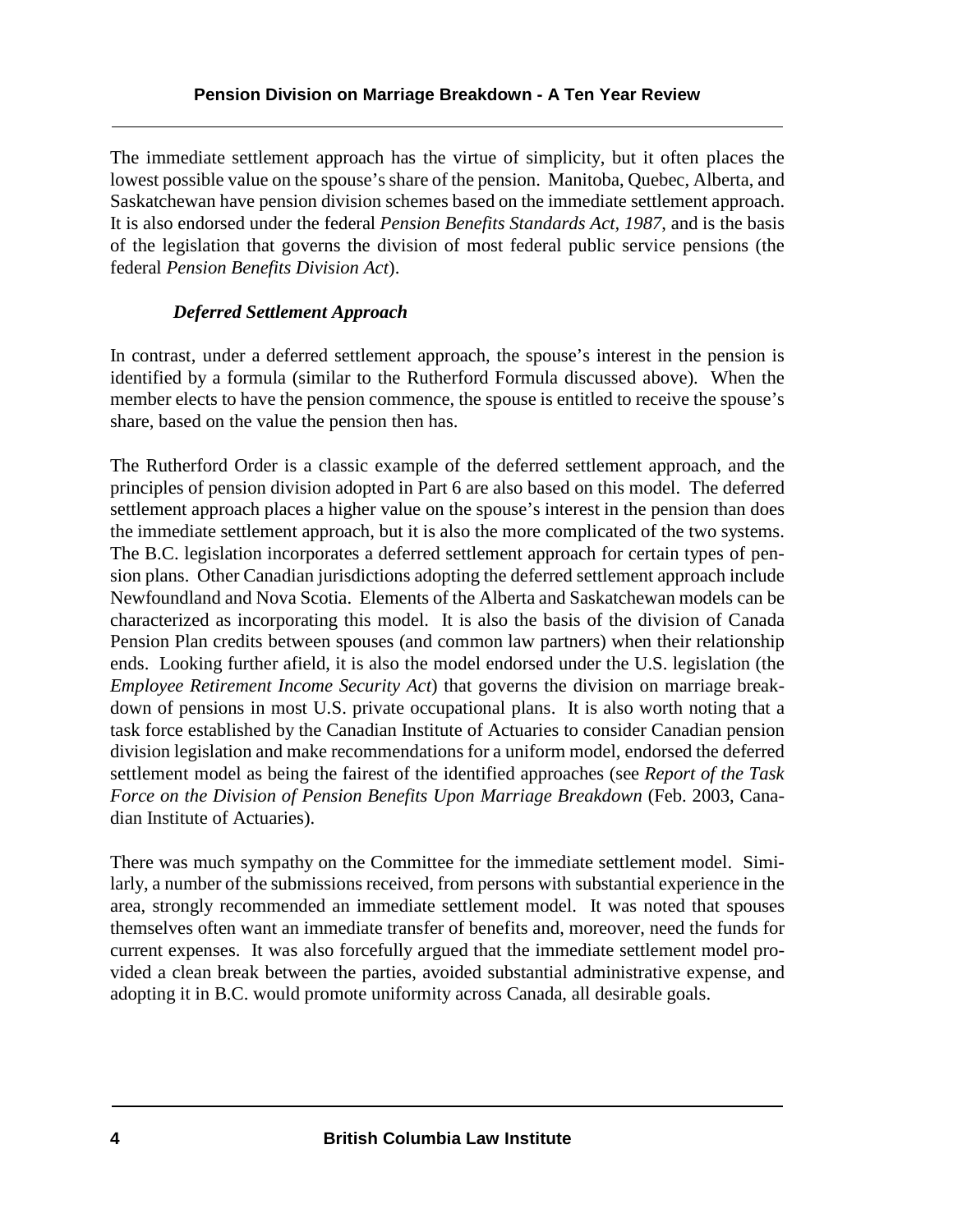The immediate settlement approach has the virtue of simplicity, but it often places the lowest possible value on the spouse's share of the pension. Manitoba, Quebec, Alberta, and Saskatchewan have pension division schemes based on the immediate settlement approach. It is also endorsed under the federal *Pension Benefits Standards Act, 1987*, and is the basis of the legislation that governs the division of most federal public service pensions (the federal *Pension Benefits Division Act*).

#### *Deferred Settlement Approach*

In contrast, under a deferred settlement approach, the spouse's interest in the pension is identified by a formula (similar to the Rutherford Formula discussed above). When the member elects to have the pension commence, the spouse is entitled to receive the spouse's share, based on the value the pension then has.

The Rutherford Order is a classic example of the deferred settlement approach, and the principles of pension division adopted in Part 6 are also based on this model. The deferred settlement approach places a higher value on the spouse's interest in the pension than does the immediate settlement approach, but it is also the more complicated of the two systems. The B.C. legislation incorporates a deferred settlement approach for certain types of pension plans. Other Canadian jurisdictions adopting the deferred settlement approach include Newfoundland and Nova Scotia. Elements of the Alberta and Saskatchewan models can be characterized as incorporating this model. It is also the basis of the division of Canada Pension Plan credits between spouses (and common law partners) when their relationship ends. Looking further afield, it is also the model endorsed under the U.S. legislation (the *Employee Retirement Income Security Act*) that governs the division on marriage breakdown of pensions in most U.S. private occupational plans. It is also worth noting that a task force established by the Canadian Institute of Actuaries to consider Canadian pension division legislation and make recommendations for a uniform model, endorsed the deferred settlement model as being the fairest of the identified approaches (see *Report of the Task Force on the Division of Pension Benefits Upon Marriage Breakdown* (Feb. 2003, Canadian Institute of Actuaries).

There was much sympathy on the Committee for the immediate settlement model. Similarly, a number of the submissions received, from persons with substantial experience in the area, strongly recommended an immediate settlement model. It was noted that spouses themselves often want an immediate transfer of benefits and, moreover, need the funds for current expenses. It was also forcefully argued that the immediate settlement model provided a clean break between the parties, avoided substantial administrative expense, and adopting it in B.C. would promote uniformity across Canada, all desirable goals.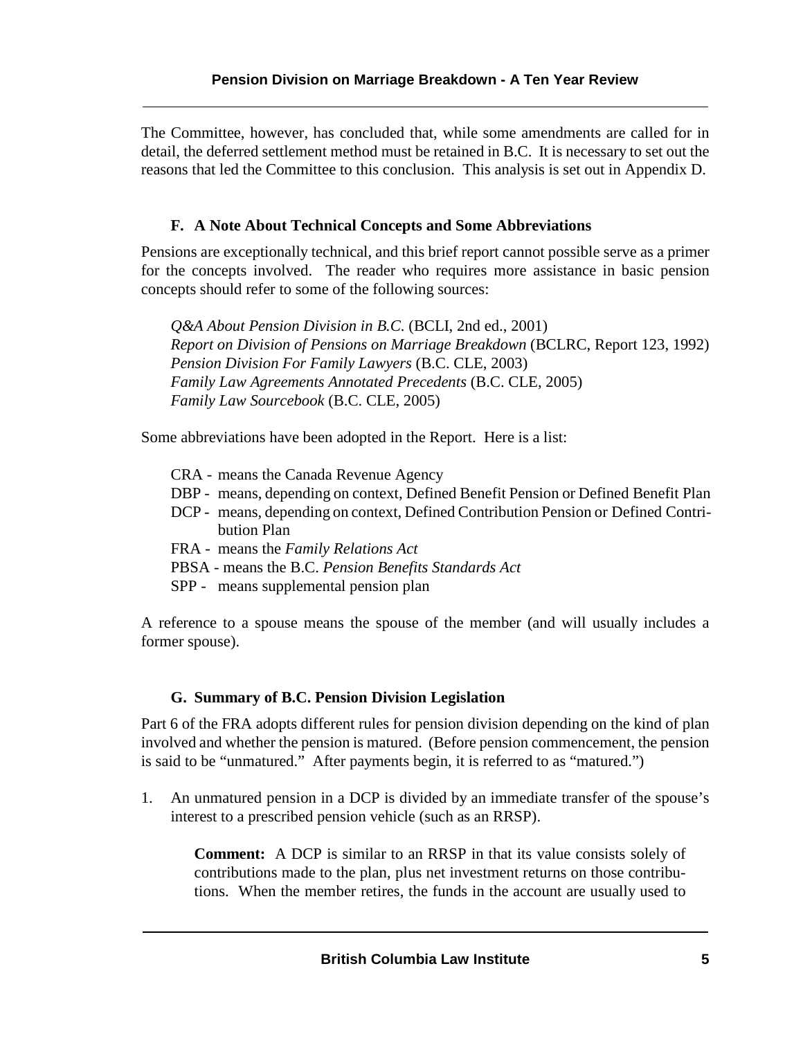The Committee, however, has concluded that, while some amendments are called for in detail, the deferred settlement method must be retained in B.C. It is necessary to set out the reasons that led the Committee to this conclusion. This analysis is set out in Appendix D.

### F. A Note About Technical Concepts and Some Abbreviations

Pensions are exceptionally technical, and this brief report cannot possible serve as a primer for the concepts involved. The reader who requires more assistance in basic pension concepts should refer to some of the following sources:

*Q&A About Pension Division in B.C.* (BCLI, 2nd ed., 2001)
*Report on Division of Pensions on Marriage Breakdown* (BCLRC, Report 123, 1992)
*Pension Division For Family Lawyers* (B.C. CLE, 2003)
*Family Law Agreements Annotated Precedents* (B.C. CLE, 2005)
*Family Law Sourcebook* (B.C. CLE, 2005)

Some abbreviations have been adopted in the Report. Here is a list:

CRA - means the Canada Revenue Agency
DBP - means, depending on context, Defined Benefit Pension or Defined Benefit Plan
DCP - means, depending on context, Defined Contribution Pension or Defined Contribution Plan
FRA - means the *Family Relations Act*
PBSA - means the B.C. *Pension Benefits Standards Act*
SPP - means supplemental pension plan

A reference to a spouse means the spouse of the member (and will usually includes a former spouse).

### G. Summary of B.C. Pension Division Legislation

Part 6 of the FRA adopts different rules for pension division depending on the kind of plan involved and whether the pension is matured. (Before pension commencement, the pension is said to be "unmatured." After payments begin, it is referred to as "matured.")

1. An unmatured pension in a DCP is divided by an immediate transfer of the spouse's interest to a prescribed pension vehicle (such as an RRSP).

   **Comment:** A DCP is similar to an RRSP in that its value consists solely of contributions made to the plan, plus net investment returns on those contributions. When the member retires, the funds in the account are usually used to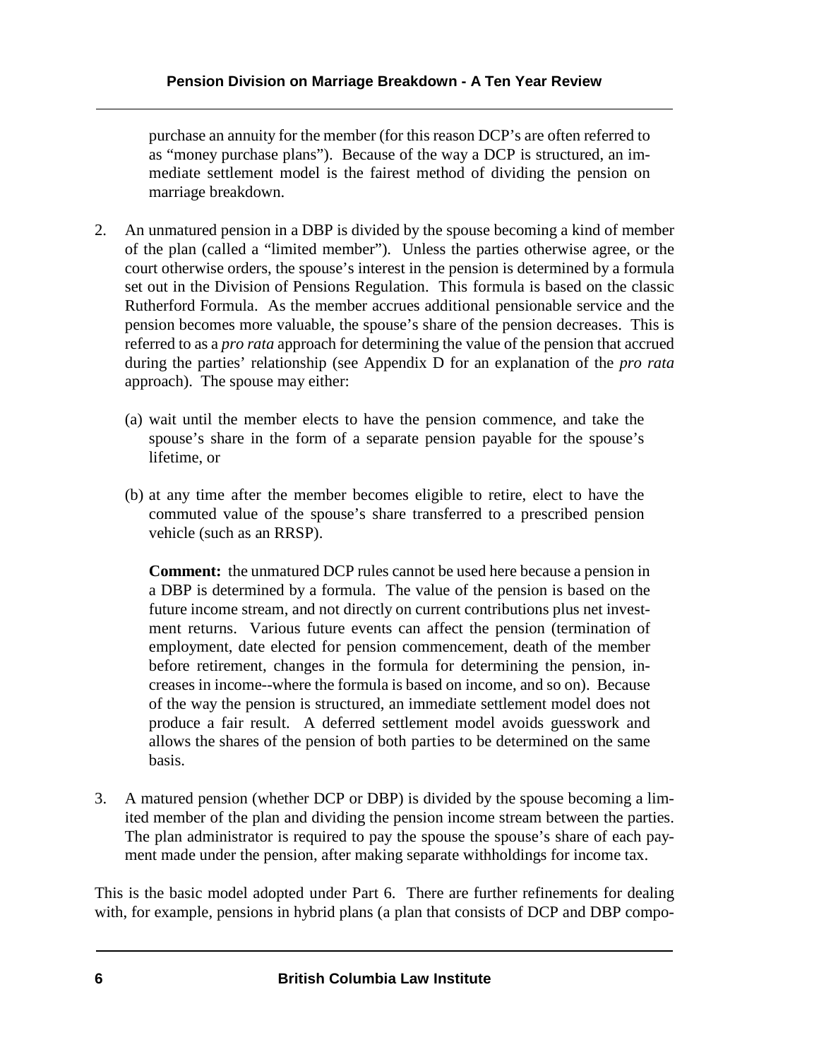purchase an annuity for the member (for this reason DCP's are often referred to as "money purchase plans"). Because of the way a DCP is structured, an immediate settlement model is the fairest method of dividing the pension on marriage breakdown.

2. An unmatured pension in a DBP is divided by the spouse becoming a kind of member of the plan (called a "limited member"). Unless the parties otherwise agree, or the court otherwise orders, the spouse's interest in the pension is determined by a formula set out in the Division of Pensions Regulation. This formula is based on the classic Rutherford Formula. As the member accrues additional pensionable service and the pension becomes more valuable, the spouse's share of the pension decreases. This is referred to as a *pro rata* approach for determining the value of the pension that accrued during the parties' relationship (see Appendix D for an explanation of the *pro rata* approach). The spouse may either:

   (a) wait until the member elects to have the pension commence, and take the spouse's share in the form of a separate pension payable for the spouse's lifetime, or

   (b) at any time after the member becomes eligible to retire, elect to have the commuted value of the spouse's share transferred to a prescribed pension vehicle (such as an RRSP).

   **Comment:** the unmatured DCP rules cannot be used here because a pension in a DBP is determined by a formula. The value of the pension is based on the future income stream, and not directly on current contributions plus net investment returns. Various future events can affect the pension (termination of employment, date elected for pension commencement, death of the member before retirement, changes in the formula for determining the pension, increases in income--where the formula is based on income, and so on). Because of the way the pension is structured, an immediate settlement model does not produce a fair result. A deferred settlement model avoids guesswork and allows the shares of the pension of both parties to be determined on the same basis.

3. A matured pension (whether DCP or DBP) is divided by the spouse becoming a limited member of the plan and dividing the pension income stream between the parties. The plan administrator is required to pay the spouse the spouse's share of each payment made under the pension, after making separate withholdings for income tax.

This is the basic model adopted under Part 6. There are further refinements for dealing with, for example, pensions in hybrid plans (a plan that consists of DCP and DBP compo-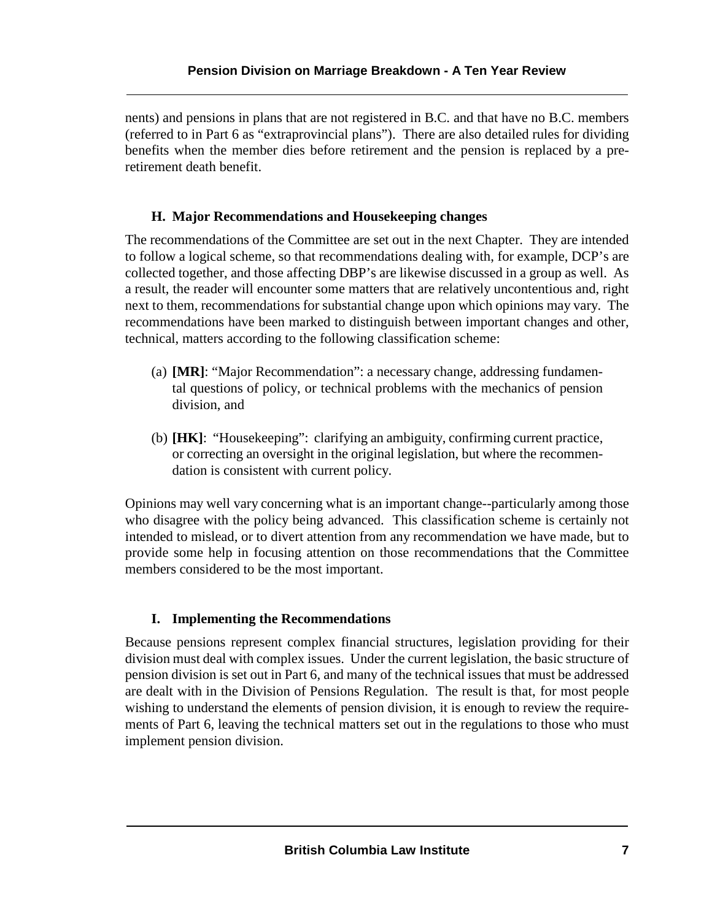nents) and pensions in plans that are not registered in B.C. and that have no B.C. members (referred to in Part 6 as "extraprovincial plans"). There are also detailed rules for dividing benefits when the member dies before retirement and the pension is replaced by a pre-retirement death benefit.

### H. Major Recommendations and Housekeeping changes

The recommendations of the Committee are set out in the next Chapter. They are intended to follow a logical scheme, so that recommendations dealing with, for example, DCP's are collected together, and those affecting DBP's are likewise discussed in a group as well. As a result, the reader will encounter some matters that are relatively uncontentious and, right next to them, recommendations for substantial change upon which opinions may vary. The recommendations have been marked to distinguish between important changes and other, technical, matters according to the following classification scheme:

(a) **[MR]**: "Major Recommendation": a necessary change, addressing fundamental questions of policy, or technical problems with the mechanics of pension division, and

(b) **[HK]**: "Housekeeping": clarifying an ambiguity, confirming current practice, or correcting an oversight in the original legislation, but where the recommendation is consistent with current policy.

Opinions may well vary concerning what is an important change--particularly among those who disagree with the policy being advanced. This classification scheme is certainly not intended to mislead, or to divert attention from any recommendation we have made, but to provide some help in focusing attention on those recommendations that the Committee members considered to be the most important.

### I. Implementing the Recommendations

Because pensions represent complex financial structures, legislation providing for their division must deal with complex issues. Under the current legislation, the basic structure of pension division is set out in Part 6, and many of the technical issues that must be addressed are dealt with in the Division of Pensions Regulation. The result is that, for most people wishing to understand the elements of pension division, it is enough to review the requirements of Part 6, leaving the technical matters set out in the regulations to those who must implement pension division.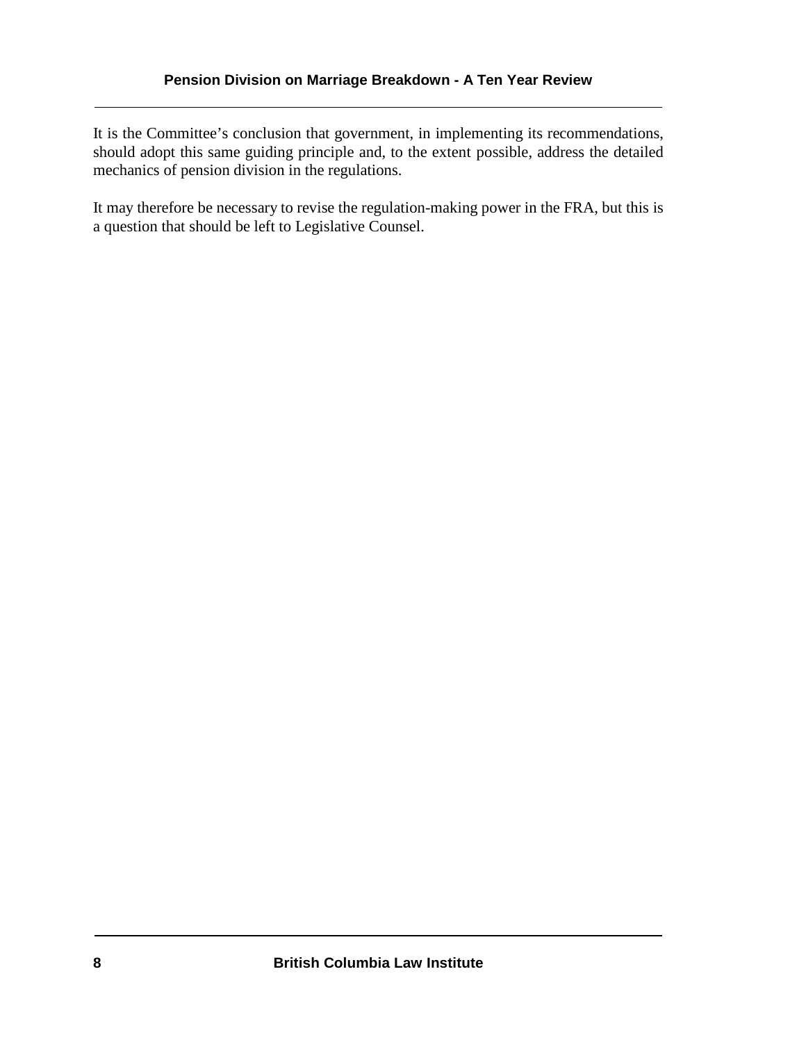It is the Committee's conclusion that government, in implementing its recommendations, should adopt this same guiding principle and, to the extent possible, address the detailed mechanics of pension division in the regulations.

It may therefore be necessary to revise the regulation-making power in the FRA, but this is a question that should be left to Legislative Counsel.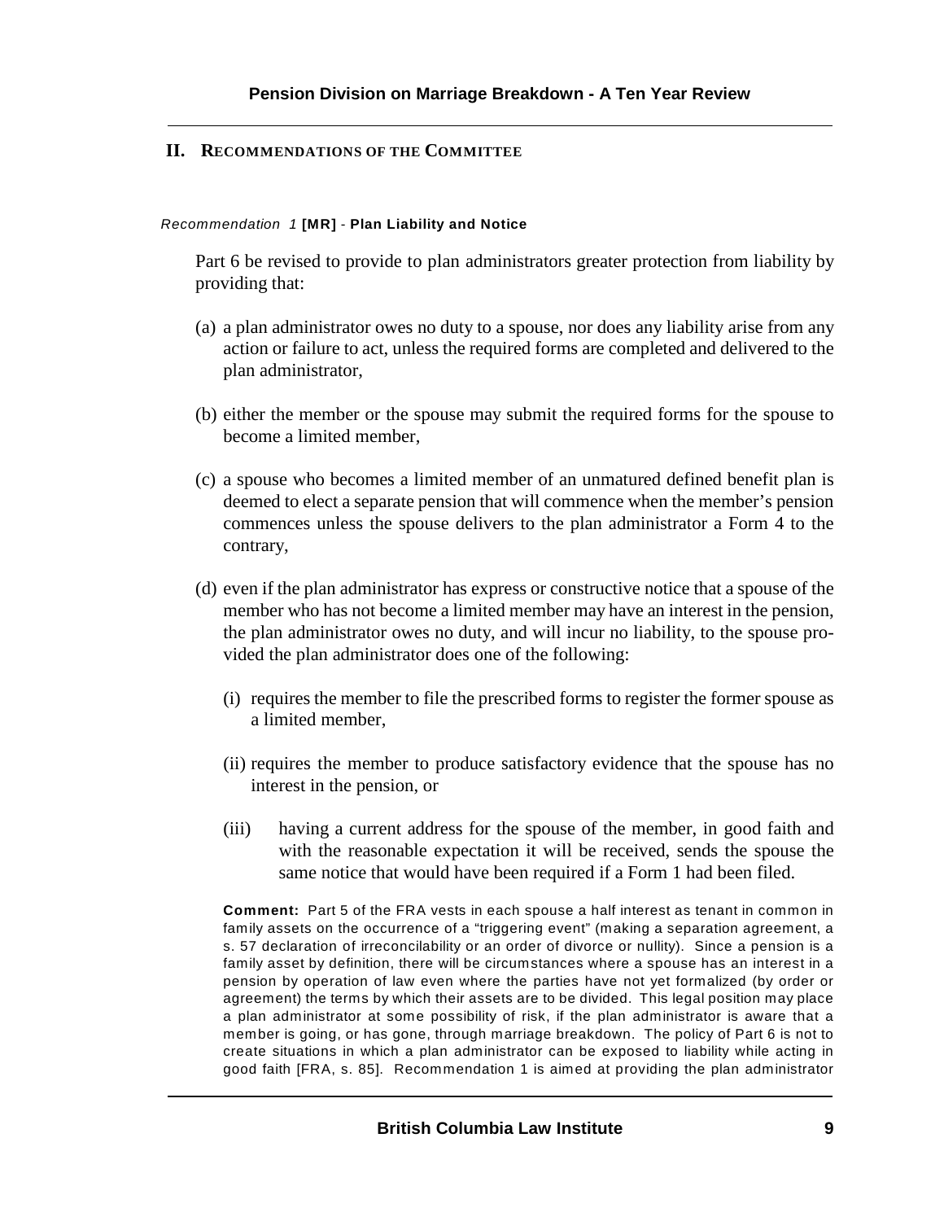## II. Recommendations of the Committee

*Recommendation 1* **[MR]** - **Plan Liability and Notice**

Part 6 be revised to provide to plan administrators greater protection from liability by providing that:

(a) a plan administrator owes no duty to a spouse, nor does any liability arise from any action or failure to act, unless the required forms are completed and delivered to the plan administrator,

(b) either the member or the spouse may submit the required forms for the spouse to become a limited member,

(c) a spouse who becomes a limited member of an unmatured defined benefit plan is deemed to elect a separate pension that will commence when the member's pension commences unless the spouse delivers to the plan administrator a Form 4 to the contrary,

(d) even if the plan administrator has express or constructive notice that a spouse of the member who has not become a limited member may have an interest in the pension, the plan administrator owes no duty, and will incur no liability, to the spouse provided the plan administrator does one of the following:

   (i) requires the member to file the prescribed forms to register the former spouse as a limited member,

   (ii) requires the member to produce satisfactory evidence that the spouse has no interest in the pension, or

   (iii) having a current address for the spouse of the member, in good faith and with the reasonable expectation it will be received, sends the spouse the same notice that would have been required if a Form 1 had been filed.

**Comment:** Part 5 of the FRA vests in each spouse a half interest as tenant in common in family assets on the occurrence of a "triggering event" (making a separation agreement, a s. 57 declaration of irreconcilability or an order of divorce or nullity). Since a pension is a family asset by definition, there will be circumstances where a spouse has an interest in a pension by operation of law even where the parties have not yet formalized (by order or agreement) the terms by which their assets are to be divided. This legal position may place a plan administrator at some possibility of risk, if the plan administrator is aware that a member is going, or has gone, through marriage breakdown. The policy of Part 6 is not to create situations in which a plan administrator can be exposed to liability while acting in good faith [FRA, s. 85]. Recommendation 1 is aimed at providing the plan administrator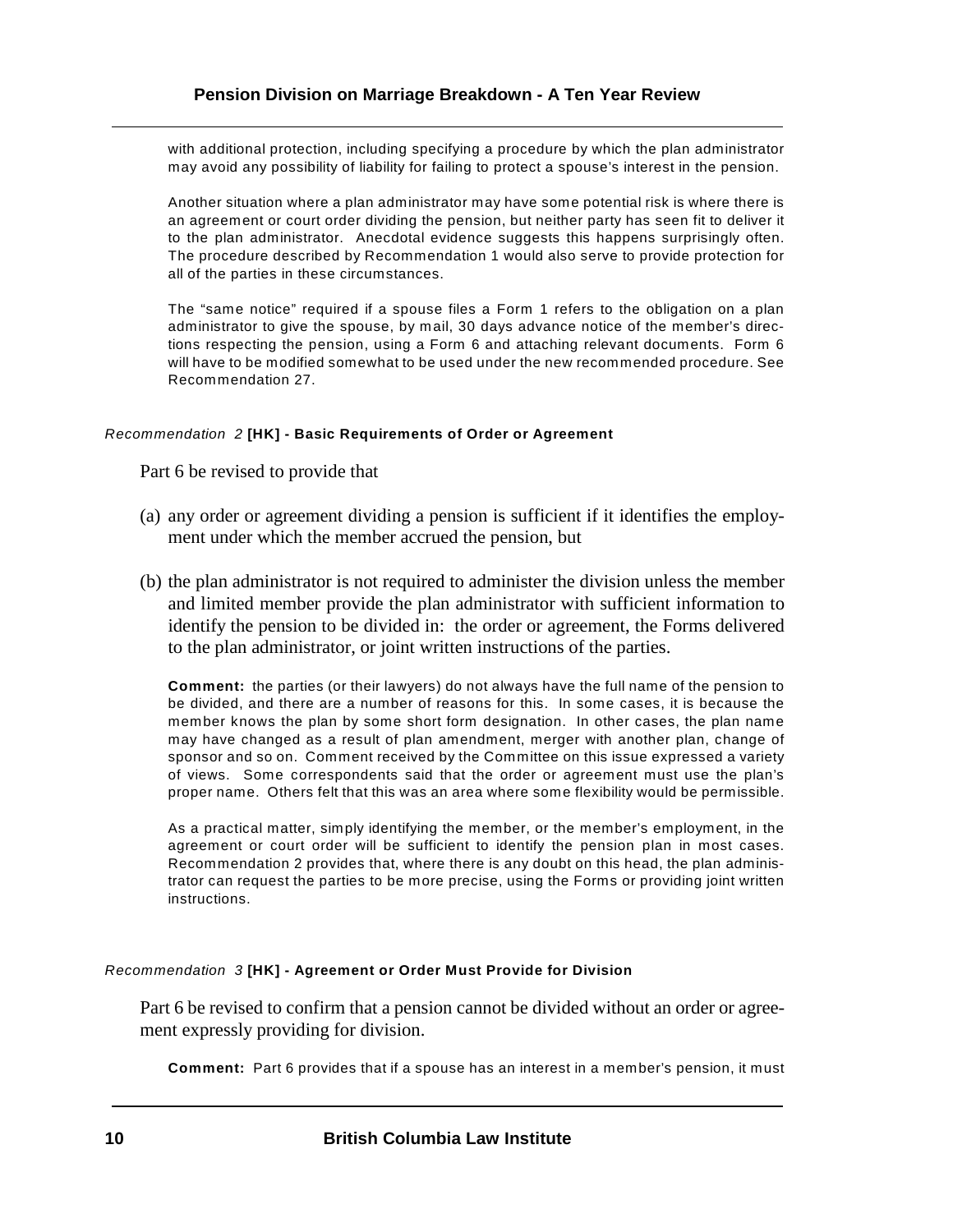with additional protection, including specifying a procedure by which the plan administrator may avoid any possibility of liability for failing to protect a spouse's interest in the pension.

Another situation where a plan administrator may have some potential risk is where there is an agreement or court order dividing the pension, but neither party has seen fit to deliver it to the plan administrator. Anecdotal evidence suggests this happens surprisingly often. The procedure described by Recommendation 1 would also serve to provide protection for all of the parties in these circumstances.

The "same notice" required if a spouse files a Form 1 refers to the obligation on a plan administrator to give the spouse, by mail, 30 days advance notice of the member's directions respecting the pension, using a Form 6 and attaching relevant documents. Form 6 will have to be modified somewhat to be used under the new recommended procedure. See Recommendation 27.

##### *Recommendation 2* **[HK] - Basic Requirements of Order or Agreement**

Part 6 be revised to provide that

(a) any order or agreement dividing a pension is sufficient if it identifies the employment under which the member accrued the pension, but

(b) the plan administrator is not required to administer the division unless the member and limited member provide the plan administrator with sufficient information to identify the pension to be divided in: the order or agreement, the Forms delivered to the plan administrator, or joint written instructions of the parties.

**Comment:** the parties (or their lawyers) do not always have the full name of the pension to be divided, and there are a number of reasons for this. In some cases, it is because the member knows the plan by some short form designation. In other cases, the plan name may have changed as a result of plan amendment, merger with another plan, change of sponsor and so on. Comment received by the Committee on this issue expressed a variety of views. Some correspondents said that the order or agreement must use the plan's proper name. Others felt that this was an area where some flexibility would be permissible.

As a practical matter, simply identifying the member, or the member's employment, in the agreement or court order will be sufficient to identify the pension plan in most cases. Recommendation 2 provides that, where there is any doubt on this head, the plan administrator can request the parties to be more precise, using the Forms or providing joint written instructions.

##### *Recommendation 3* **[HK] - Agreement or Order Must Provide for Division**

Part 6 be revised to confirm that a pension cannot be divided without an order or agreement expressly providing for division.

**Comment:** Part 6 provides that if a spouse has an interest in a member's pension, it must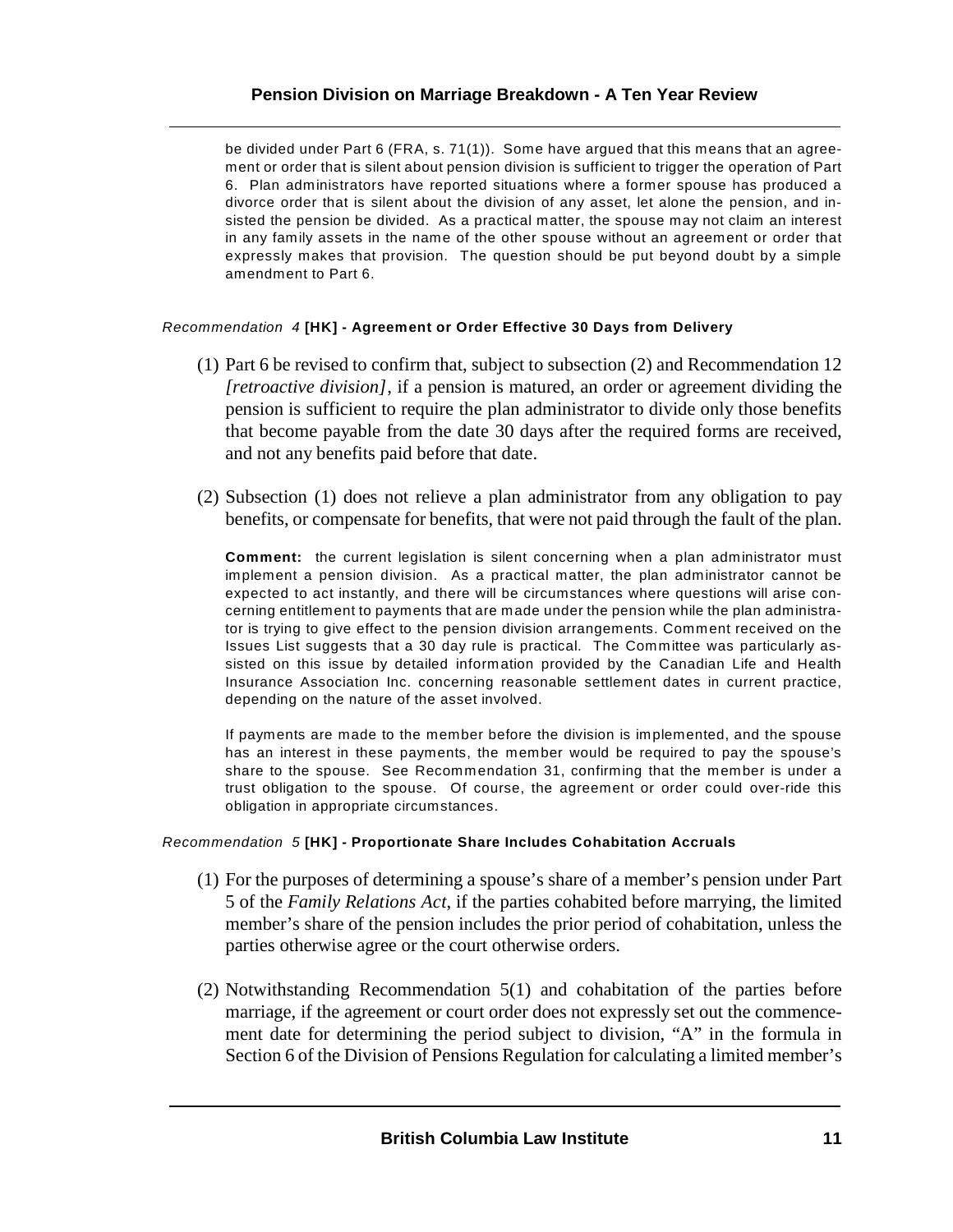be divided under Part 6 (FRA, s. 71(1)). Some have argued that this means that an agreement or order that is silent about pension division is sufficient to trigger the operation of Part 6. Plan administrators have reported situations where a former spouse has produced a divorce order that is silent about the division of any asset, let alone the pension, and insisted the pension be divided. As a practical matter, the spouse may not claim an interest in any family assets in the name of the other spouse without an agreement or order that expressly makes that provision. The question should be put beyond doubt by a simple amendment to Part 6.

*Recommendation 4* **[HK] - Agreement or Order Effective 30 Days from Delivery**

(1) Part 6 be revised to confirm that, subject to subsection (2) and Recommendation 12 *[retroactive division]*, if a pension is matured, an order or agreement dividing the pension is sufficient to require the plan administrator to divide only those benefits that become payable from the date 30 days after the required forms are received, and not any benefits paid before that date.

(2) Subsection (1) does not relieve a plan administrator from any obligation to pay benefits, or compensate for benefits, that were not paid through the fault of the plan.

**Comment:** the current legislation is silent concerning when a plan administrator must implement a pension division. As a practical matter, the plan administrator cannot be expected to act instantly, and there will be circumstances where questions will arise concerning entitlement to payments that are made under the pension while the plan administrator is trying to give effect to the pension division arrangements. Comment received on the Issues List suggests that a 30 day rule is practical. The Committee was particularly assisted on this issue by detailed information provided by the Canadian Life and Health Insurance Association Inc. concerning reasonable settlement dates in current practice, depending on the nature of the asset involved.

If payments are made to the member before the division is implemented, and the spouse has an interest in these payments, the member would be required to pay the spouse's share to the spouse. See Recommendation 31, confirming that the member is under a trust obligation to the spouse. Of course, the agreement or order could over-ride this obligation in appropriate circumstances.

*Recommendation 5* **[HK] - Proportionate Share Includes Cohabitation Accruals**

(1) For the purposes of determining a spouse's share of a member's pension under Part 5 of the *Family Relations Act*, if the parties cohabited before marrying, the limited member's share of the pension includes the prior period of cohabitation, unless the parties otherwise agree or the court otherwise orders.

(2) Notwithstanding Recommendation 5(1) and cohabitation of the parties before marriage, if the agreement or court order does not expressly set out the commencement date for determining the period subject to division, "A" in the formula in Section 6 of the Division of Pensions Regulation for calculating a limited member's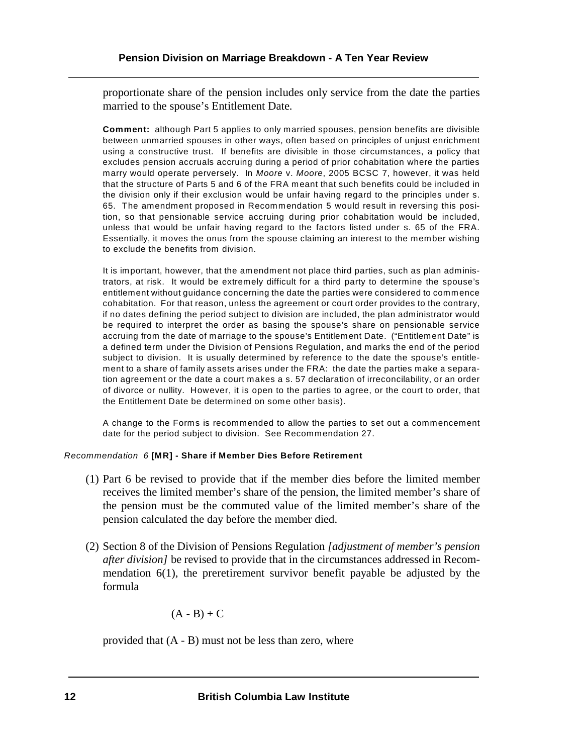proportionate share of the pension includes only service from the date the parties married to the spouse's Entitlement Date.

**Comment:** although Part 5 applies to only married spouses, pension benefits are divisible between unmarried spouses in other ways, often based on principles of unjust enrichment using a constructive trust. If benefits are divisible in those circumstances, a policy that excludes pension accruals accruing during a period of prior cohabitation where the parties marry would operate perversely. In *Moore* v. *Moore*, 2005 BCSC 7, however, it was held that the structure of Parts 5 and 6 of the FRA meant that such benefits could be included in the division only if their exclusion would be unfair having regard to the principles under s. 65. The amendment proposed in Recommendation 5 would result in reversing this position, so that pensionable service accruing during prior cohabitation would be included, unless that would be unfair having regard to the factors listed under s. 65 of the FRA. Essentially, it moves the onus from the spouse claiming an interest to the member wishing to exclude the benefits from division.

It is important, however, that the amendment not place third parties, such as plan administrators, at risk. It would be extremely difficult for a third party to determine the spouse's entitlement without guidance concerning the date the parties were considered to commence cohabitation. For that reason, unless the agreement or court order provides to the contrary, if no dates defining the period subject to division are included, the plan administrator would be required to interpret the order as basing the spouse's share on pensionable service accruing from the date of marriage to the spouse's Entitlement Date. ("Entitlement Date" is a defined term under the Division of Pensions Regulation, and marks the end of the period subject to division. It is usually determined by reference to the date the spouse's entitlement to a share of family assets arises under the FRA: the date the parties make a separation agreement or the date a court makes a s. 57 declaration of irreconcilability, or an order of divorce or nullity. However, it is open to the parties to agree, or the court to order, that the Entitlement Date be determined on some other basis).

A change to the Forms is recommended to allow the parties to set out a commencement date for the period subject to division. See Recommendation 27.

*Recommendation 6* **[MR] - Share if Member Dies Before Retirement**

(1) Part 6 be revised to provide that if the member dies before the limited member receives the limited member's share of the pension, the limited member's share of the pension must be the commuted value of the limited member's share of the pension calculated the day before the member died.

(2) Section 8 of the Division of Pensions Regulation *[adjustment of member's pension after division]* be revised to provide that in the circumstances addressed in Recommendation 6(1), the preretirement survivor benefit payable be adjusted by the formula

$$(A - B) + C$$

provided that (A - B) must not be less than zero, where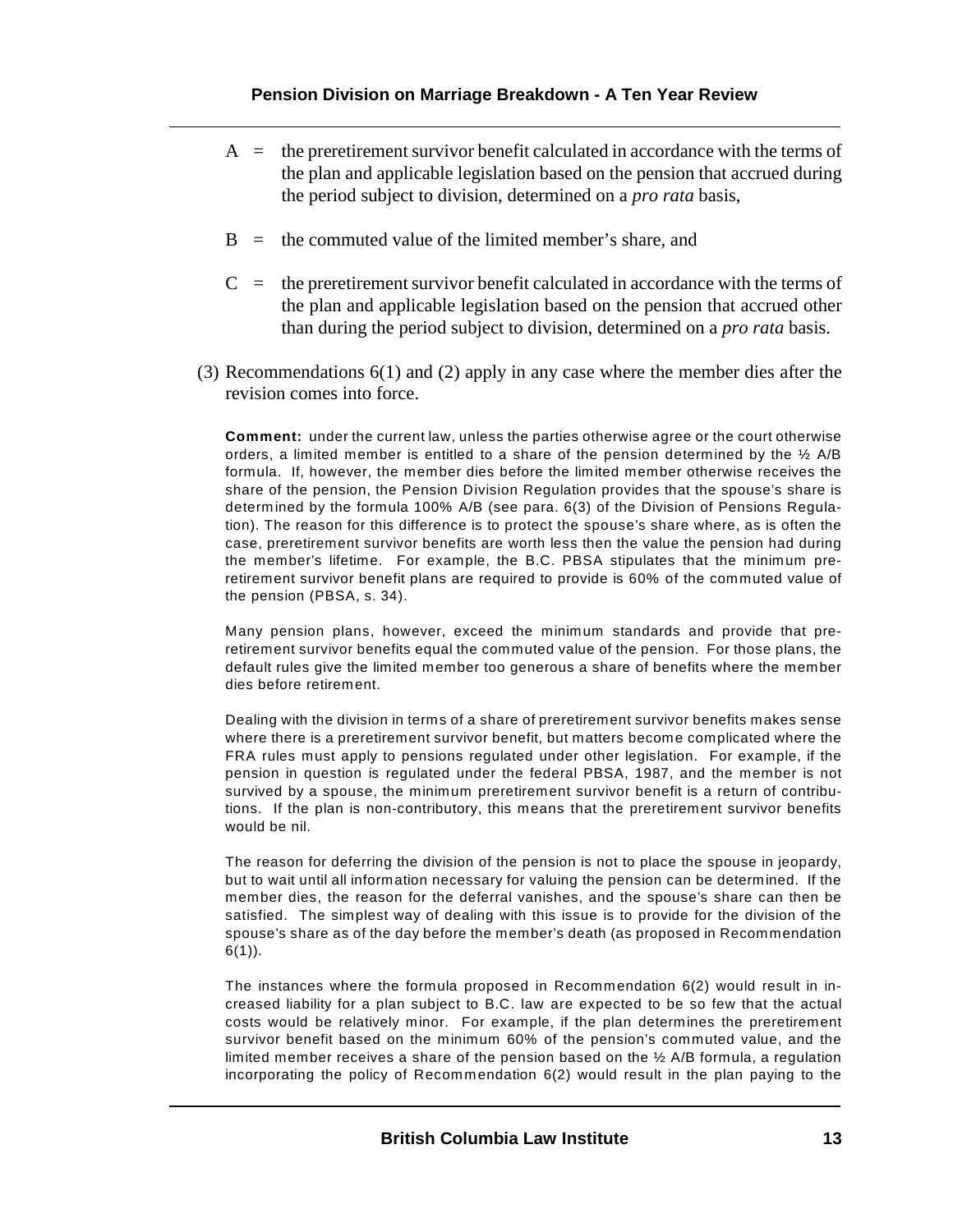A = the preretirement survivor benefit calculated in accordance with the terms of the plan and applicable legislation based on the pension that accrued during the period subject to division, determined on a *pro rata* basis,

B = the commuted value of the limited member's share, and

C = the preretirement survivor benefit calculated in accordance with the terms of the plan and applicable legislation based on the pension that accrued other than during the period subject to division, determined on a *pro rata* basis.

(3) Recommendations 6(1) and (2) apply in any case where the member dies after the revision comes into force.

**Comment:** under the current law, unless the parties otherwise agree or the court otherwise orders, a limited member is entitled to a share of the pension determined by the ½ A/B formula. If, however, the member dies before the limited member otherwise receives the share of the pension, the Pension Division Regulation provides that the spouse's share is determined by the formula 100% A/B (see para. 6(3) of the Division of Pensions Regulation). The reason for this difference is to protect the spouse's share where, as is often the case, preretirement survivor benefits are worth less then the value the pension had during the member's lifetime. For example, the B.C. PBSA stipulates that the minimum preretirement survivor benefit plans are required to provide is 60% of the commuted value of the pension (PBSA, s. 34).

Many pension plans, however, exceed the minimum standards and provide that preretirement survivor benefits equal the commuted value of the pension. For those plans, the default rules give the limited member too generous a share of benefits where the member dies before retirement.

Dealing with the division in terms of a share of preretirement survivor benefits makes sense where there is a preretirement survivor benefit, but matters become complicated where the FRA rules must apply to pensions regulated under other legislation. For example, if the pension in question is regulated under the federal PBSA, 1987, and the member is not survived by a spouse, the minimum preretirement survivor benefit is a return of contributions. If the plan is non-contributory, this means that the preretirement survivor benefits would be nil.

The reason for deferring the division of the pension is not to place the spouse in jeopardy, but to wait until all information necessary for valuing the pension can be determined. If the member dies, the reason for the deferral vanishes, and the spouse's share can then be satisfied. The simplest way of dealing with this issue is to provide for the division of the spouse's share as of the day before the member's death (as proposed in Recommendation 6(1)).

The instances where the formula proposed in Recommendation 6(2) would result in increased liability for a plan subject to B.C. law are expected to be so few that the actual costs would be relatively minor. For example, if the plan determines the preretirement survivor benefit based on the minimum 60% of the pension's commuted value, and the limited member receives a share of the pension based on the ½ A/B formula, a regulation incorporating the policy of Recommendation 6(2) would result in the plan paying to the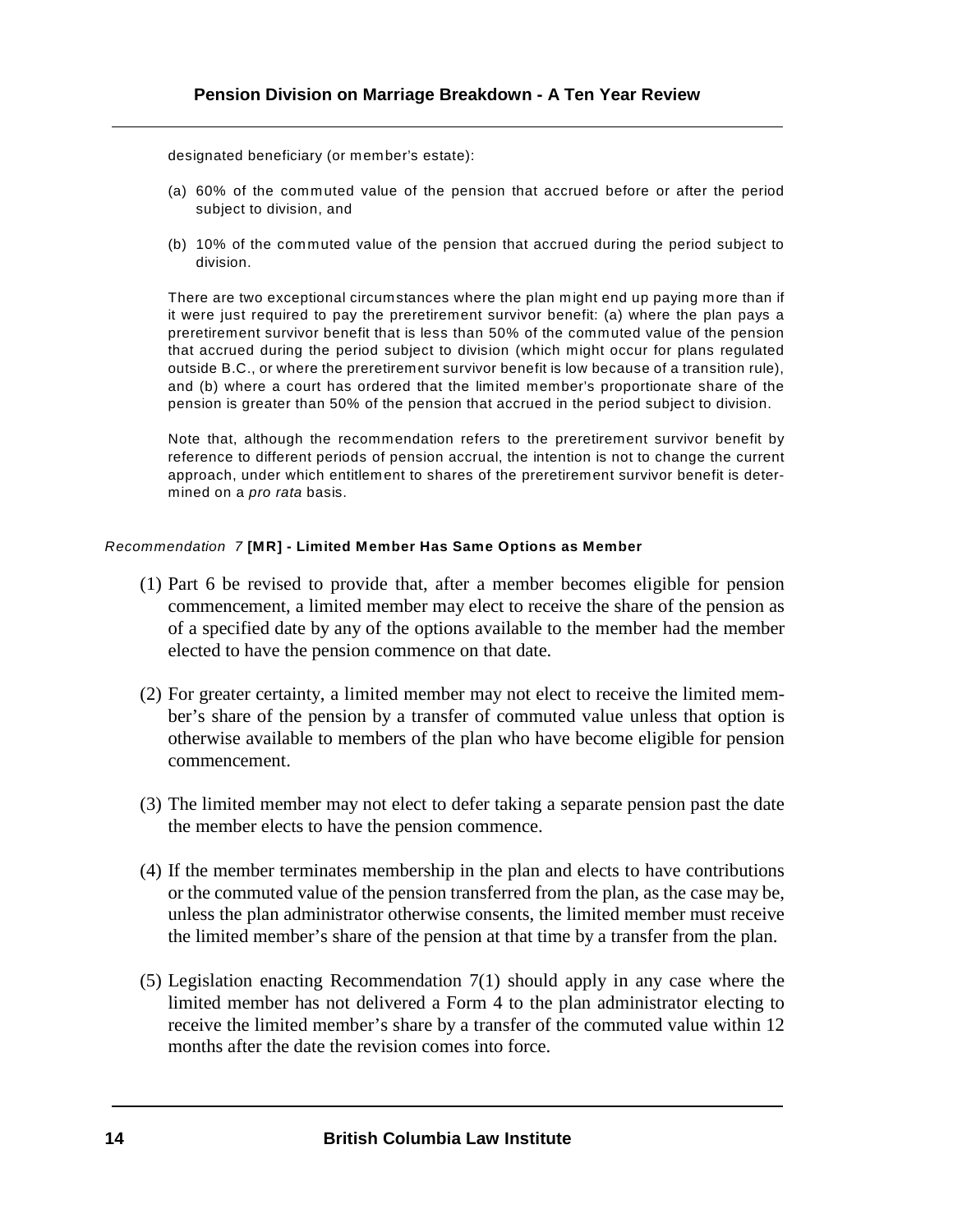designated beneficiary (or member's estate):

(a) 60% of the commuted value of the pension that accrued before or after the period subject to division, and

(b) 10% of the commuted value of the pension that accrued during the period subject to division.

There are two exceptional circumstances where the plan might end up paying more than if it were just required to pay the preretirement survivor benefit: (a) where the plan pays a preretirement survivor benefit that is less than 50% of the commuted value of the pension that accrued during the period subject to division (which might occur for plans regulated outside B.C., or where the preretirement survivor benefit is low because of a transition rule), and (b) where a court has ordered that the limited member's proportionate share of the pension is greater than 50% of the pension that accrued in the period subject to division.

Note that, although the recommendation refers to the preretirement survivor benefit by reference to different periods of pension accrual, the intention is not to change the current approach, under which entitlement to shares of the preretirement survivor benefit is determined on a *pro rata* basis.

*Recommendation 7* **[MR] - Limited Member Has Same Options as Member**

(1) Part 6 be revised to provide that, after a member becomes eligible for pension commencement, a limited member may elect to receive the share of the pension as of a specified date by any of the options available to the member had the member elected to have the pension commence on that date.

(2) For greater certainty, a limited member may not elect to receive the limited member's share of the pension by a transfer of commuted value unless that option is otherwise available to members of the plan who have become eligible for pension commencement.

(3) The limited member may not elect to defer taking a separate pension past the date the member elects to have the pension commence.

(4) If the member terminates membership in the plan and elects to have contributions or the commuted value of the pension transferred from the plan, as the case may be, unless the plan administrator otherwise consents, the limited member must receive the limited member's share of the pension at that time by a transfer from the plan.

(5) Legislation enacting Recommendation 7(1) should apply in any case where the limited member has not delivered a Form 4 to the plan administrator electing to receive the limited member's share by a transfer of the commuted value within 12 months after the date the revision comes into force.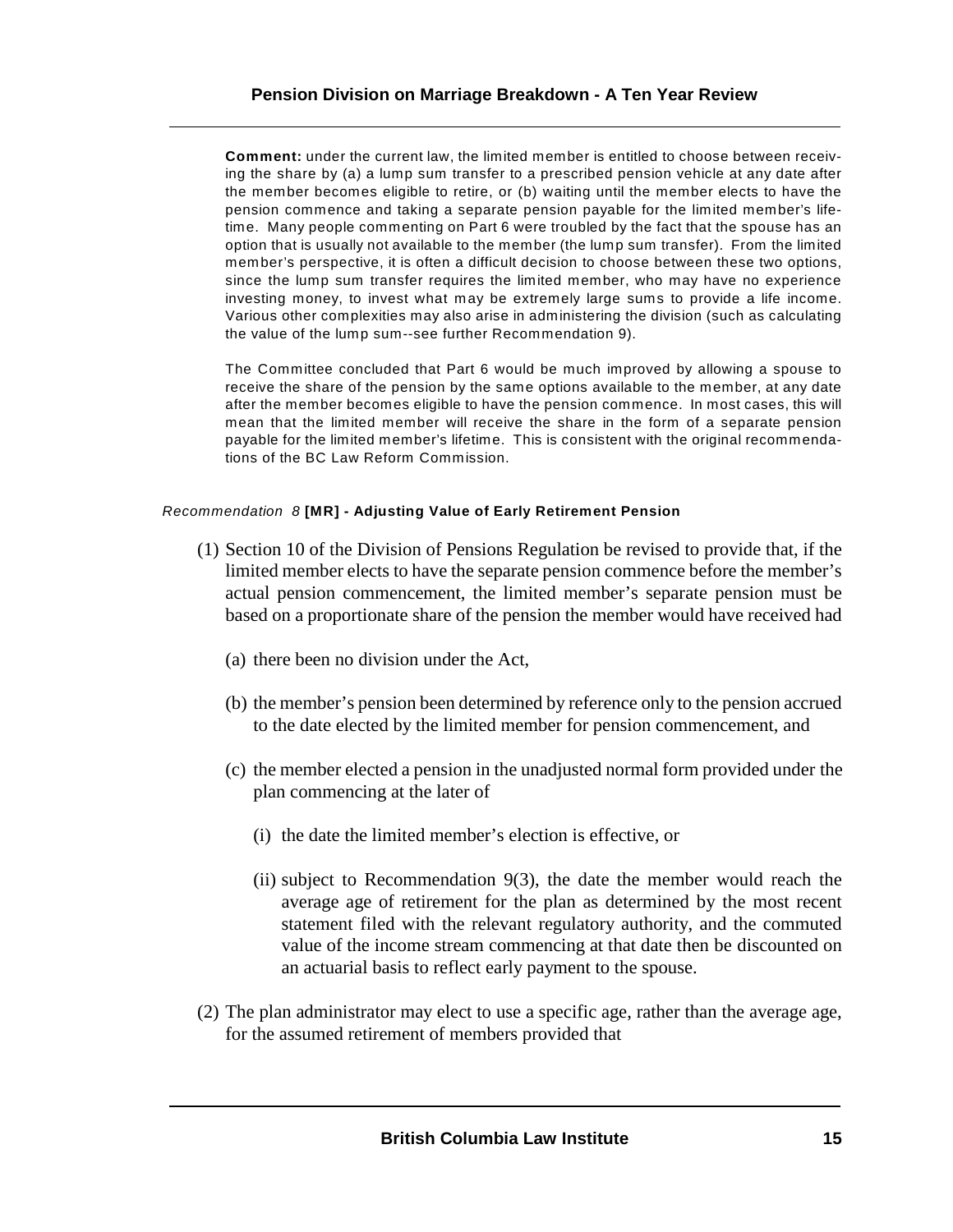**Comment:** under the current law, the limited member is entitled to choose between receiving the share by (a) a lump sum transfer to a prescribed pension vehicle at any date after the member becomes eligible to retire, or (b) waiting until the member elects to have the pension commence and taking a separate pension payable for the limited member's lifetime. Many people commenting on Part 6 were troubled by the fact that the spouse has an option that is usually not available to the member (the lump sum transfer). From the limited member's perspective, it is often a difficult decision to choose between these two options, since the lump sum transfer requires the limited member, who may have no experience investing money, to invest what may be extremely large sums to provide a life income. Various other complexities may also arise in administering the division (such as calculating the value of the lump sum--see further Recommendation 9).

The Committee concluded that Part 6 would be much improved by allowing a spouse to receive the share of the pension by the same options available to the member, at any date after the member becomes eligible to have the pension commence. In most cases, this will mean that the limited member will receive the share in the form of a separate pension payable for the limited member's lifetime. This is consistent with the original recommendations of the BC Law Reform Commission.

*Recommendation 8* **[MR] - Adjusting Value of Early Retirement Pension**

(1) Section 10 of the Division of Pensions Regulation be revised to provide that, if the limited member elects to have the separate pension commence before the member's actual pension commencement, the limited member's separate pension must be based on a proportionate share of the pension the member would have received had

(a) there been no division under the Act,

(b) the member's pension been determined by reference only to the pension accrued to the date elected by the limited member for pension commencement, and

(c) the member elected a pension in the unadjusted normal form provided under the plan commencing at the later of

(i) the date the limited member's election is effective, or

(ii) subject to Recommendation 9(3), the date the member would reach the average age of retirement for the plan as determined by the most recent statement filed with the relevant regulatory authority, and the commuted value of the income stream commencing at that date then be discounted on an actuarial basis to reflect early payment to the spouse.

(2) The plan administrator may elect to use a specific age, rather than the average age, for the assumed retirement of members provided that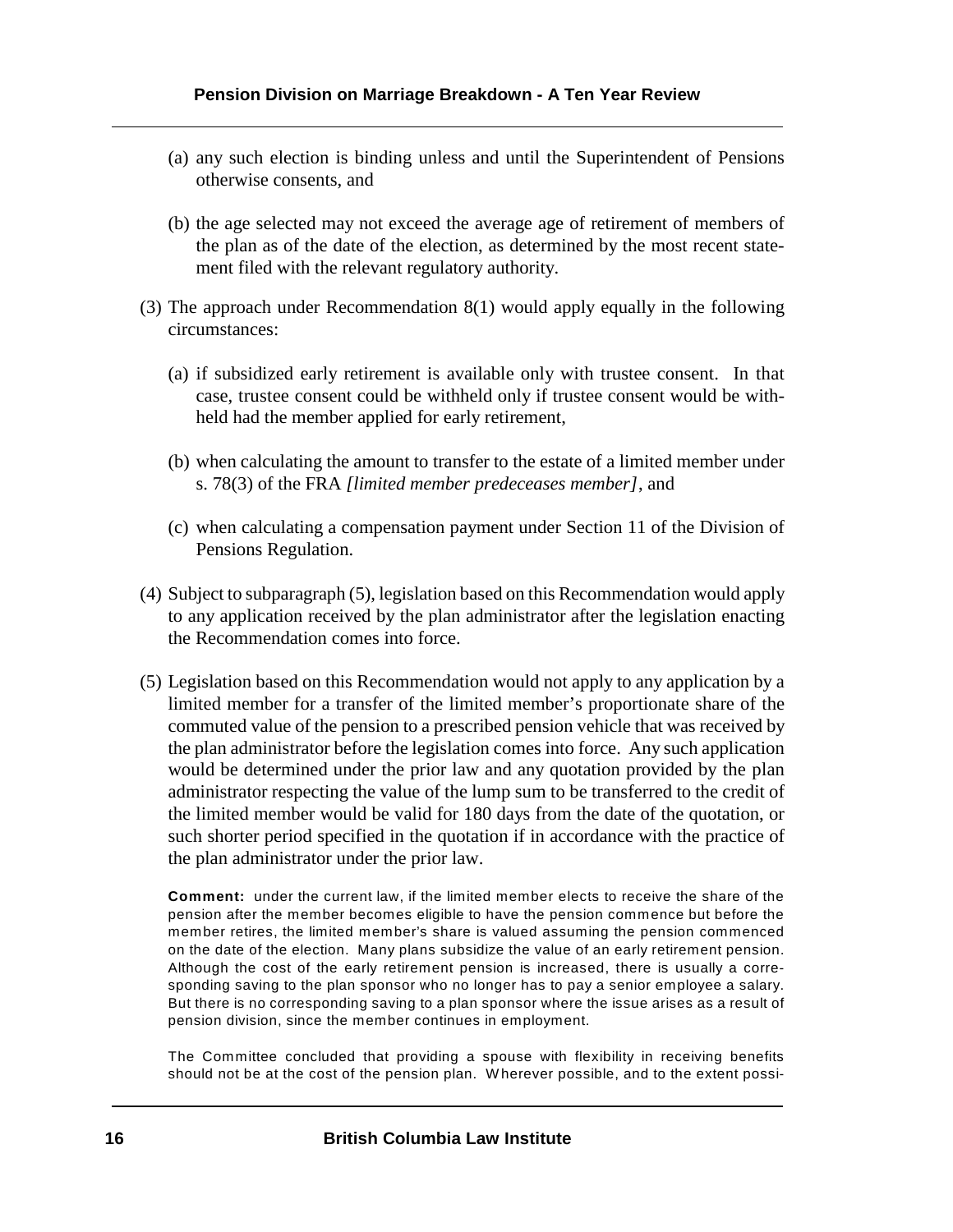(a) any such election is binding unless and until the Superintendent of Pensions otherwise consents, and

(b) the age selected may not exceed the average age of retirement of members of the plan as of the date of the election, as determined by the most recent statement filed with the relevant regulatory authority.

(3) The approach under Recommendation 8(1) would apply equally in the following circumstances:

(a) if subsidized early retirement is available only with trustee consent. In that case, trustee consent could be withheld only if trustee consent would be withheld had the member applied for early retirement,

(b) when calculating the amount to transfer to the estate of a limited member under s. 78(3) of the FRA *[limited member predeceases member]*, and

(c) when calculating a compensation payment under Section 11 of the Division of Pensions Regulation.

(4) Subject to subparagraph (5), legislation based on this Recommendation would apply to any application received by the plan administrator after the legislation enacting the Recommendation comes into force.

(5) Legislation based on this Recommendation would not apply to any application by a limited member for a transfer of the limited member's proportionate share of the commuted value of the pension to a prescribed pension vehicle that was received by the plan administrator before the legislation comes into force. Any such application would be determined under the prior law and any quotation provided by the plan administrator respecting the value of the lump sum to be transferred to the credit of the limited member would be valid for 180 days from the date of the quotation, or such shorter period specified in the quotation if in accordance with the practice of the plan administrator under the prior law.

**Comment:** under the current law, if the limited member elects to receive the share of the pension after the member becomes eligible to have the pension commence but before the member retires, the limited member's share is valued assuming the pension commenced on the date of the election. Many plans subsidize the value of an early retirement pension. Although the cost of the early retirement pension is increased, there is usually a corresponding saving to the plan sponsor who no longer has to pay a senior employee a salary. But there is no corresponding saving to a plan sponsor where the issue arises as a result of pension division, since the member continues in employment.

The Committee concluded that providing a spouse with flexibility in receiving benefits should not be at the cost of the pension plan. Wherever possible, and to the extent possi-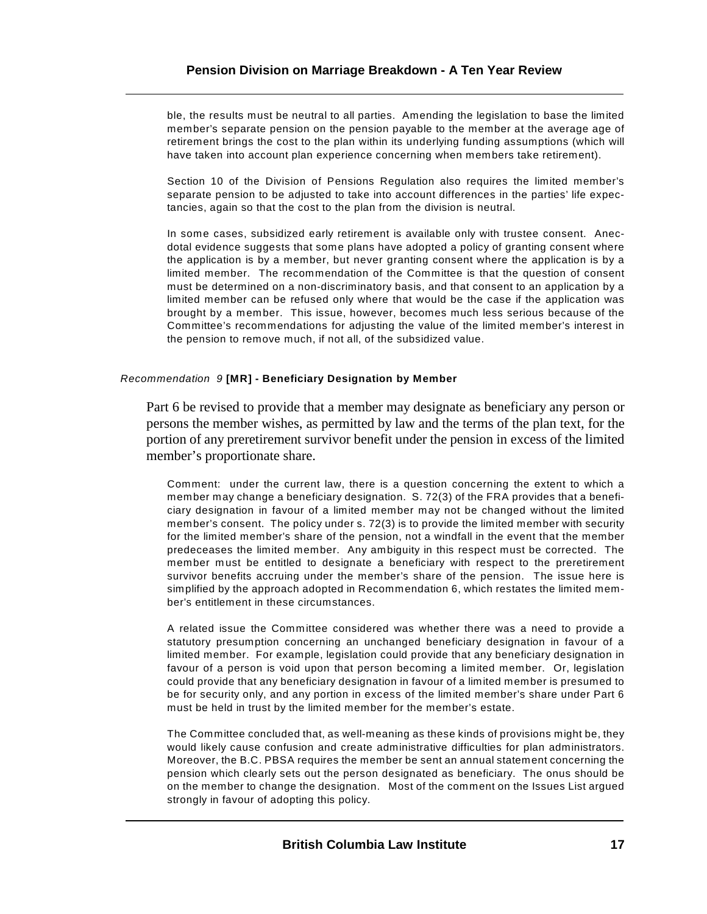ble, the results must be neutral to all parties. Amending the legislation to base the limited member's separate pension on the pension payable to the member at the average age of retirement brings the cost to the plan within its underlying funding assumptions (which will have taken into account plan experience concerning when members take retirement).

Section 10 of the Division of Pensions Regulation also requires the limited member's separate pension to be adjusted to take into account differences in the parties' life expectancies, again so that the cost to the plan from the division is neutral.

In some cases, subsidized early retirement is available only with trustee consent. Anecdotal evidence suggests that some plans have adopted a policy of granting consent where the application is by a member, but never granting consent where the application is by a limited member. The recommendation of the Committee is that the question of consent must be determined on a non-discriminatory basis, and that consent to an application by a limited member can be refused only where that would be the case if the application was brought by a member. This issue, however, becomes much less serious because of the Committee's recommendations for adjusting the value of the limited member's interest in the pension to remove much, if not all, of the subsidized value.

#### *Recommendation 9* **[MR] - Beneficiary Designation by Member**

Part 6 be revised to provide that a member may designate as beneficiary any person or persons the member wishes, as permitted by law and the terms of the plan text, for the portion of any preretirement survivor benefit under the pension in excess of the limited member's proportionate share.

Comment: under the current law, there is a question concerning the extent to which a member may change a beneficiary designation. S. 72(3) of the FRA provides that a beneficiary designation in favour of a limited member may not be changed without the limited member's consent. The policy under s. 72(3) is to provide the limited member with security for the limited member's share of the pension, not a windfall in the event that the member predeceases the limited member. Any ambiguity in this respect must be corrected. The member must be entitled to designate a beneficiary with respect to the preretirement survivor benefits accruing under the member's share of the pension. The issue here is simplified by the approach adopted in Recommendation 6, which restates the limited member's entitlement in these circumstances.

A related issue the Committee considered was whether there was a need to provide a statutory presumption concerning an unchanged beneficiary designation in favour of a limited member. For example, legislation could provide that any beneficiary designation in favour of a person is void upon that person becoming a limited member. Or, legislation could provide that any beneficiary designation in favour of a limited member is presumed to be for security only, and any portion in excess of the limited member's share under Part 6 must be held in trust by the limited member for the member's estate.

The Committee concluded that, as well-meaning as these kinds of provisions might be, they would likely cause confusion and create administrative difficulties for plan administrators. Moreover, the B.C. PBSA requires the member be sent an annual statement concerning the pension which clearly sets out the person designated as beneficiary. The onus should be on the member to change the designation. Most of the comment on the Issues List argued strongly in favour of adopting this policy.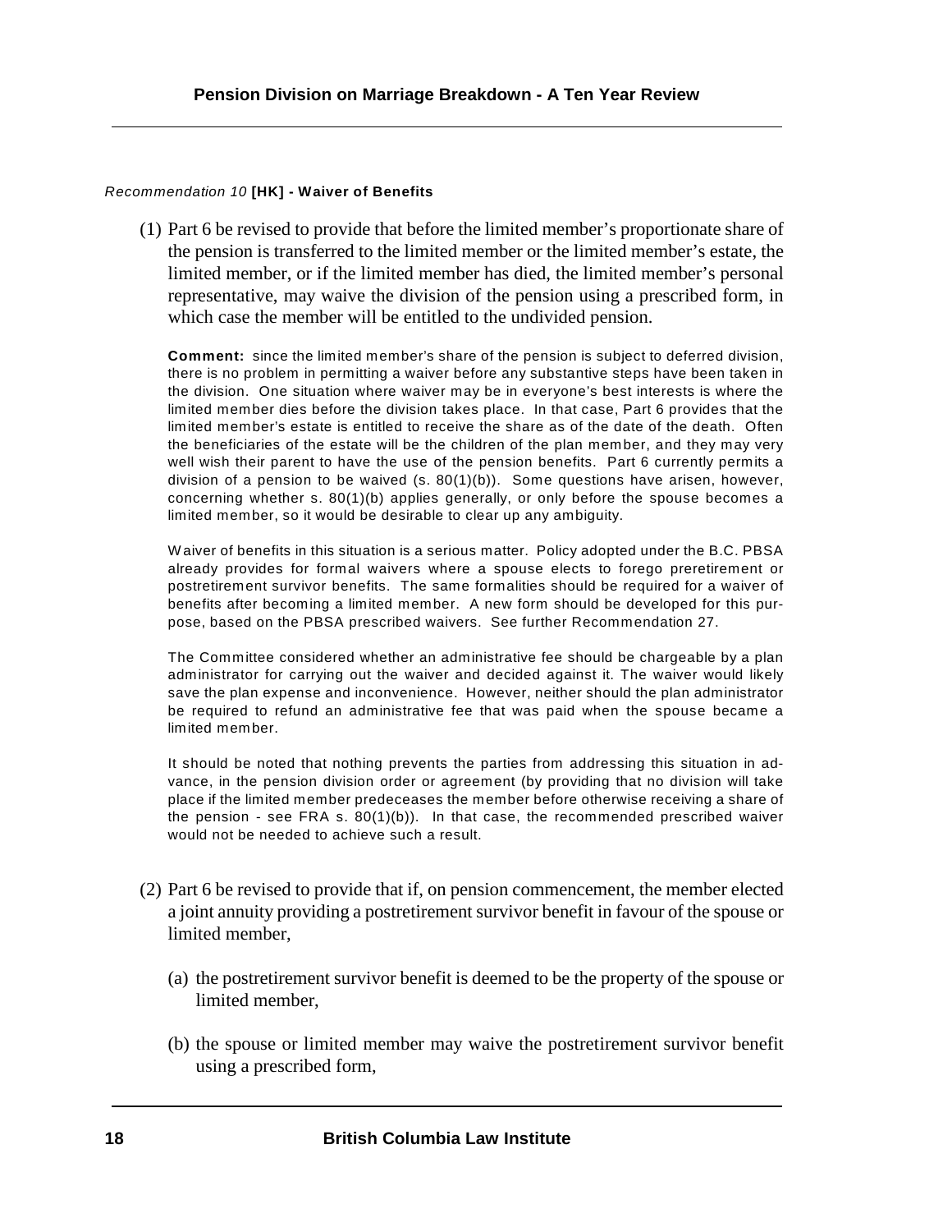*Recommendation 10* **[HK] - Waiver of Benefits**

(1) Part 6 be revised to provide that before the limited member's proportionate share of the pension is transferred to the limited member or the limited member's estate, the limited member, or if the limited member has died, the limited member's personal representative, may waive the division of the pension using a prescribed form, in which case the member will be entitled to the undivided pension.

**Comment:** since the limited member's share of the pension is subject to deferred division, there is no problem in permitting a waiver before any substantive steps have been taken in the division. One situation where waiver may be in everyone's best interests is where the limited member dies before the division takes place. In that case, Part 6 provides that the limited member's estate is entitled to receive the share as of the date of the death. Often the beneficiaries of the estate will be the children of the plan member, and they may very well wish their parent to have the use of the pension benefits. Part 6 currently permits a division of a pension to be waived (s. 80(1)(b)). Some questions have arisen, however, concerning whether s. 80(1)(b) applies generally, or only before the spouse becomes a limited member, so it would be desirable to clear up any ambiguity.

Waiver of benefits in this situation is a serious matter. Policy adopted under the B.C. PBSA already provides for formal waivers where a spouse elects to forego preretirement or postretirement survivor benefits. The same formalities should be required for a waiver of benefits after becoming a limited member. A new form should be developed for this purpose, based on the PBSA prescribed waivers. See further Recommendation 27.

The Committee considered whether an administrative fee should be chargeable by a plan administrator for carrying out the waiver and decided against it. The waiver would likely save the plan expense and inconvenience. However, neither should the plan administrator be required to refund an administrative fee that was paid when the spouse became a limited member.

It should be noted that nothing prevents the parties from addressing this situation in advance, in the pension division order or agreement (by providing that no division will take place if the limited member predeceases the member before otherwise receiving a share of the pension - see FRA s. 80(1)(b)). In that case, the recommended prescribed waiver would not be needed to achieve such a result.

(2) Part 6 be revised to provide that if, on pension commencement, the member elected a joint annuity providing a postretirement survivor benefit in favour of the spouse or limited member,

(a) the postretirement survivor benefit is deemed to be the property of the spouse or limited member,

(b) the spouse or limited member may waive the postretirement survivor benefit using a prescribed form,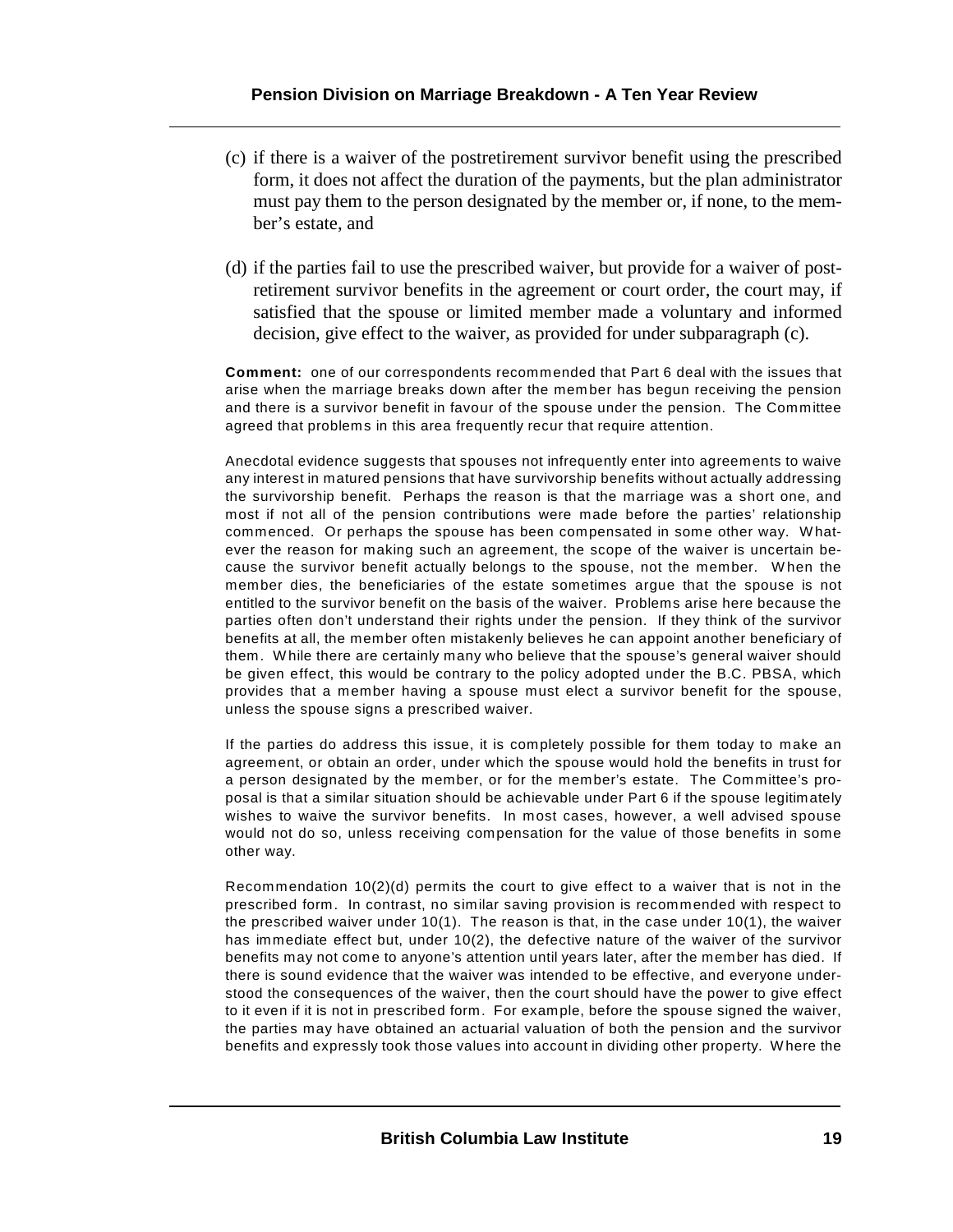(c) if there is a waiver of the postretirement survivor benefit using the prescribed form, it does not affect the duration of the payments, but the plan administrator must pay them to the person designated by the member or, if none, to the member's estate, and

(d) if the parties fail to use the prescribed waiver, but provide for a waiver of post-retirement survivor benefits in the agreement or court order, the court may, if satisfied that the spouse or limited member made a voluntary and informed decision, give effect to the waiver, as provided for under subparagraph (c).

**Comment:** one of our correspondents recommended that Part 6 deal with the issues that arise when the marriage breaks down after the member has begun receiving the pension and there is a survivor benefit in favour of the spouse under the pension. The Committee agreed that problems in this area frequently recur that require attention.

Anecdotal evidence suggests that spouses not infrequently enter into agreements to waive any interest in matured pensions that have survivorship benefits without actually addressing the survivorship benefit. Perhaps the reason is that the marriage was a short one, and most if not all of the pension contributions were made before the parties' relationship commenced. Or perhaps the spouse has been compensated in some other way. Whatever the reason for making such an agreement, the scope of the waiver is uncertain because the survivor benefit actually belongs to the spouse, not the member. When the member dies, the beneficiaries of the estate sometimes argue that the spouse is not entitled to the survivor benefit on the basis of the waiver. Problems arise here because the parties often don't understand their rights under the pension. If they think of the survivor benefits at all, the member often mistakenly believes he can appoint another beneficiary of them. While there are certainly many who believe that the spouse's general waiver should be given effect, this would be contrary to the policy adopted under the B.C. PBSA, which provides that a member having a spouse must elect a survivor benefit for the spouse, unless the spouse signs a prescribed waiver.

If the parties do address this issue, it is completely possible for them today to make an agreement, or obtain an order, under which the spouse would hold the benefits in trust for a person designated by the member, or for the member's estate. The Committee's proposal is that a similar situation should be achievable under Part 6 if the spouse legitimately wishes to waive the survivor benefits. In most cases, however, a well advised spouse would not do so, unless receiving compensation for the value of those benefits in some other way.

Recommendation 10(2)(d) permits the court to give effect to a waiver that is not in the prescribed form. In contrast, no similar saving provision is recommended with respect to the prescribed waiver under 10(1). The reason is that, in the case under 10(1), the waiver has immediate effect but, under 10(2), the defective nature of the waiver of the survivor benefits may not come to anyone's attention until years later, after the member has died. If there is sound evidence that the waiver was intended to be effective, and everyone understood the consequences of the waiver, then the court should have the power to give effect to it even if it is not in prescribed form. For example, before the spouse signed the waiver, the parties may have obtained an actuarial valuation of both the pension and the survivor benefits and expressly took those values into account in dividing other property. Where the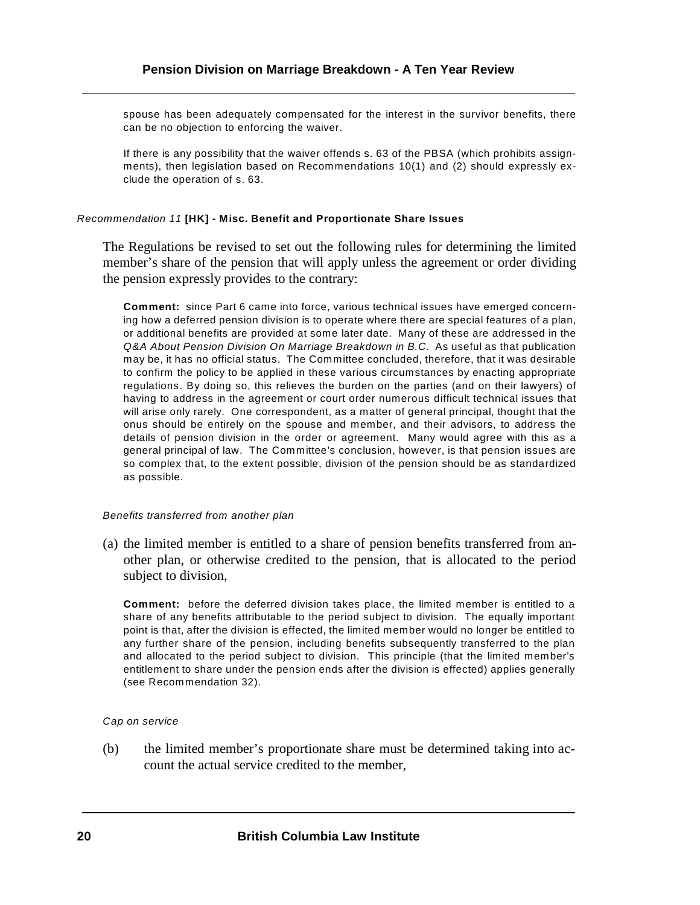spouse has been adequately compensated for the interest in the survivor benefits, there can be no objection to enforcing the waiver.

If there is any possibility that the waiver offends s. 63 of the PBSA (which prohibits assignments), then legislation based on Recommendations 10(1) and (2) should expressly exclude the operation of s. 63.

*Recommendation 11* **[HK] - Misc. Benefit and Proportionate Share Issues**

The Regulations be revised to set out the following rules for determining the limited member's share of the pension that will apply unless the agreement or order dividing the pension expressly provides to the contrary:

**Comment:** since Part 6 came into force, various technical issues have emerged concerning how a deferred pension division is to operate where there are special features of a plan, or additional benefits are provided at some later date. Many of these are addressed in the *Q&A About Pension Division On Marriage Breakdown in B.C.* As useful as that publication may be, it has no official status. The Committee concluded, therefore, that it was desirable to confirm the policy to be applied in these various circumstances by enacting appropriate regulations. By doing so, this relieves the burden on the parties (and on their lawyers) of having to address in the agreement or court order numerous difficult technical issues that will arise only rarely. One correspondent, as a matter of general principal, thought that the onus should be entirely on the spouse and member, and their advisors, to address the details of pension division in the order or agreement. Many would agree with this as a general principal of law. The Committee's conclusion, however, is that pension issues are so complex that, to the extent possible, division of the pension should be as standardized as possible.

*Benefits transferred from another plan*

(a) the limited member is entitled to a share of pension benefits transferred from another plan, or otherwise credited to the pension, that is allocated to the period subject to division,

**Comment:** before the deferred division takes place, the limited member is entitled to a share of any benefits attributable to the period subject to division. The equally important point is that, after the division is effected, the limited member would no longer be entitled to any further share of the pension, including benefits subsequently transferred to the plan and allocated to the period subject to division. This principle (that the limited member's entitlement to share under the pension ends after the division is effected) applies generally (see Recommendation 32).

*Cap on service*

(b) the limited member's proportionate share must be determined taking into account the actual service credited to the member,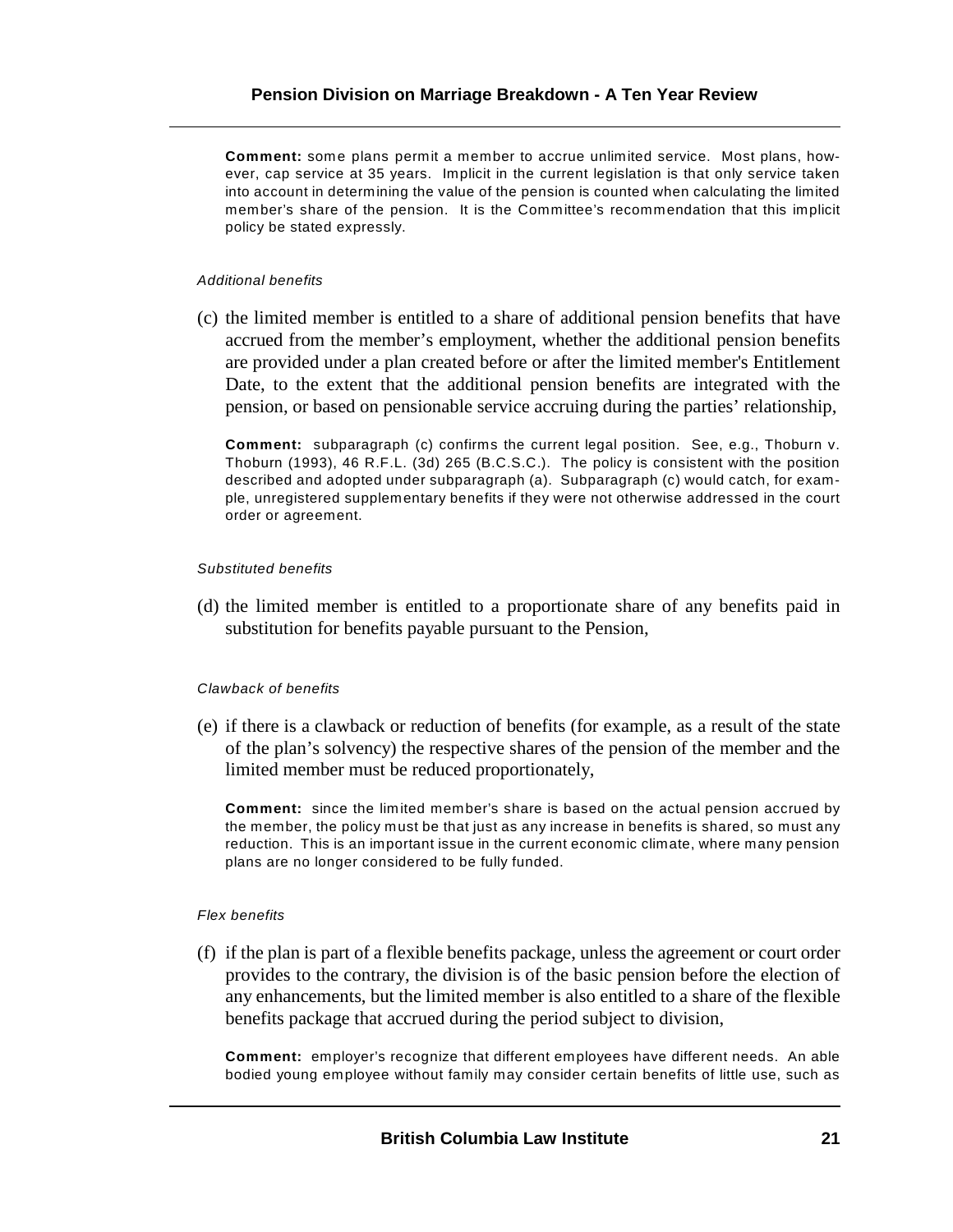**Comment:** some plans permit a member to accrue unlimited service. Most plans, however, cap service at 35 years. Implicit in the current legislation is that only service taken into account in determining the value of the pension is counted when calculating the limited member's share of the pension. It is the Committee's recommendation that this implicit policy be stated expressly.

*Additional benefits*

(c) the limited member is entitled to a share of additional pension benefits that have accrued from the member's employment, whether the additional pension benefits are provided under a plan created before or after the limited member's Entitlement Date, to the extent that the additional pension benefits are integrated with the pension, or based on pensionable service accruing during the parties' relationship,

**Comment:** subparagraph (c) confirms the current legal position. See, e.g., Thoburn v. Thoburn (1993), 46 R.F.L. (3d) 265 (B.C.S.C.). The policy is consistent with the position described and adopted under subparagraph (a). Subparagraph (c) would catch, for example, unregistered supplementary benefits if they were not otherwise addressed in the court order or agreement.

*Substituted benefits*

(d) the limited member is entitled to a proportionate share of any benefits paid in substitution for benefits payable pursuant to the Pension,

*Clawback of benefits*

(e) if there is a clawback or reduction of benefits (for example, as a result of the state of the plan's solvency) the respective shares of the pension of the member and the limited member must be reduced proportionately,

**Comment:** since the limited member's share is based on the actual pension accrued by the member, the policy must be that just as any increase in benefits is shared, so must any reduction. This is an important issue in the current economic climate, where many pension plans are no longer considered to be fully funded.

*Flex benefits*

(f) if the plan is part of a flexible benefits package, unless the agreement or court order provides to the contrary, the division is of the basic pension before the election of any enhancements, but the limited member is also entitled to a share of the flexible benefits package that accrued during the period subject to division,

**Comment:** employer's recognize that different employees have different needs. An able bodied young employee without family may consider certain benefits of little use, such as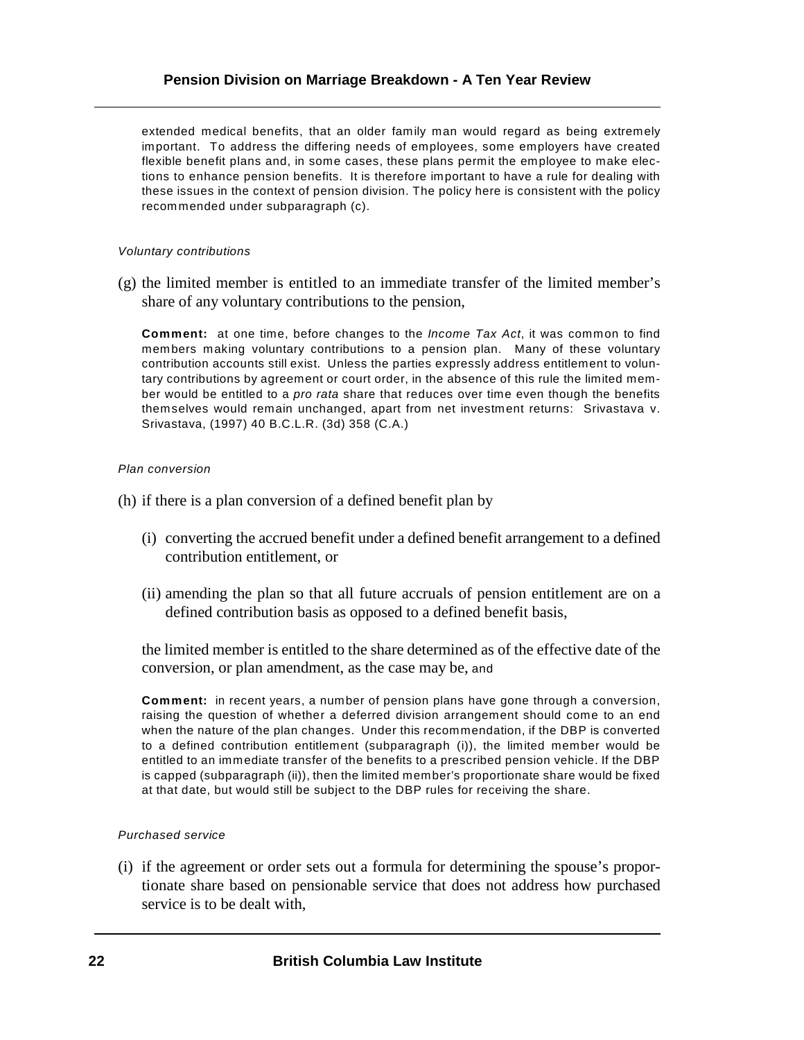extended medical benefits, that an older family man would regard as being extremely important. To address the differing needs of employees, some employers have created flexible benefit plans and, in some cases, these plans permit the employee to make elections to enhance pension benefits. It is therefore important to have a rule for dealing with these issues in the context of pension division. The policy here is consistent with the policy recommended under subparagraph (c).

*Voluntary contributions*

(g) the limited member is entitled to an immediate transfer of the limited member's share of any voluntary contributions to the pension,

**Comment:** at one time, before changes to the *Income Tax Act*, it was common to find members making voluntary contributions to a pension plan. Many of these voluntary contribution accounts still exist. Unless the parties expressly address entitlement to voluntary contributions by agreement or court order, in the absence of this rule the limited member would be entitled to a *pro rata* share that reduces over time even though the benefits themselves would remain unchanged, apart from net investment returns: Srivastava v. Srivastava, (1997) 40 B.C.L.R. (3d) 358 (C.A.)

*Plan conversion*

(h) if there is a plan conversion of a defined benefit plan by

(i) converting the accrued benefit under a defined benefit arrangement to a defined contribution entitlement, or

(ii) amending the plan so that all future accruals of pension entitlement are on a defined contribution basis as opposed to a defined benefit basis,

the limited member is entitled to the share determined as of the effective date of the conversion, or plan amendment, as the case may be, and

**Comment:** in recent years, a number of pension plans have gone through a conversion, raising the question of whether a deferred division arrangement should come to an end when the nature of the plan changes. Under this recommendation, if the DBP is converted to a defined contribution entitlement (subparagraph (i)), the limited member would be entitled to an immediate transfer of the benefits to a prescribed pension vehicle. If the DBP is capped (subparagraph (ii)), then the limited member's proportionate share would be fixed at that date, but would still be subject to the DBP rules for receiving the share.

*Purchased service*

(i) if the agreement or order sets out a formula for determining the spouse's proportionate share based on pensionable service that does not address how purchased service is to be dealt with,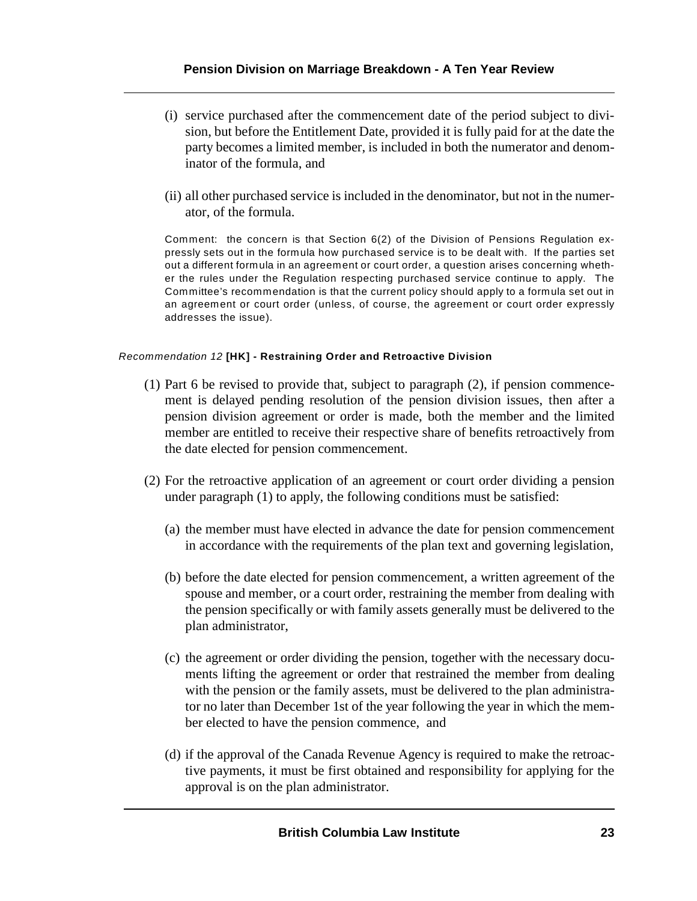(i) service purchased after the commencement date of the period subject to division, but before the Entitlement Date, provided it is fully paid for at the date the party becomes a limited member, is included in both the numerator and denominator of the formula, and

(ii) all other purchased service is included in the denominator, but not in the numerator, of the formula.

Comment: the concern is that Section 6(2) of the Division of Pensions Regulation expressly sets out in the formula how purchased service is to be dealt with. If the parties set out a different formula in an agreement or court order, a question arises concerning whether the rules under the Regulation respecting purchased service continue to apply. The Committee's recommendation is that the current policy should apply to a formula set out in an agreement or court order (unless, of course, the agreement or court order expressly addresses the issue).

*Recommendation 12* **[HK] - Restraining Order and Retroactive Division**

(1) Part 6 be revised to provide that, subject to paragraph (2), if pension commencement is delayed pending resolution of the pension division issues, then after a pension division agreement or order is made, both the member and the limited member are entitled to receive their respective share of benefits retroactively from the date elected for pension commencement.

(2) For the retroactive application of an agreement or court order dividing a pension under paragraph (1) to apply, the following conditions must be satisfied:

(a) the member must have elected in advance the date for pension commencement in accordance with the requirements of the plan text and governing legislation,

(b) before the date elected for pension commencement, a written agreement of the spouse and member, or a court order, restraining the member from dealing with the pension specifically or with family assets generally must be delivered to the plan administrator,

(c) the agreement or order dividing the pension, together with the necessary documents lifting the agreement or order that restrained the member from dealing with the pension or the family assets, must be delivered to the plan administrator no later than December 1st of the year following the year in which the member elected to have the pension commence, and

(d) if the approval of the Canada Revenue Agency is required to make the retroactive payments, it must be first obtained and responsibility for applying for the approval is on the plan administrator.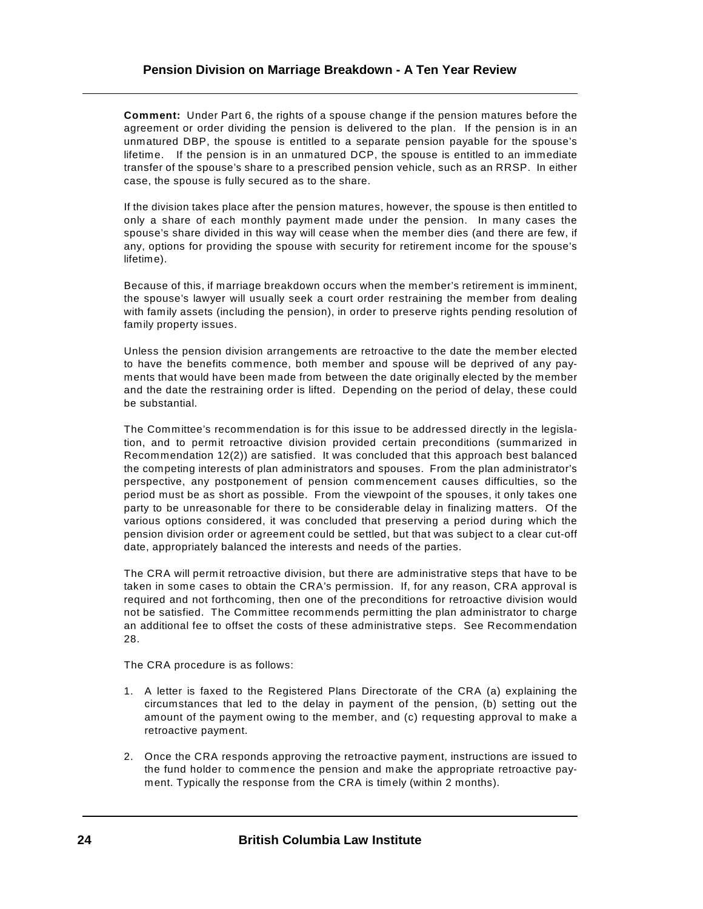**Comment:** Under Part 6, the rights of a spouse change if the pension matures before the agreement or order dividing the pension is delivered to the plan. If the pension is in an unmatured DBP, the spouse is entitled to a separate pension payable for the spouse's lifetime. If the pension is in an unmatured DCP, the spouse is entitled to an immediate transfer of the spouse's share to a prescribed pension vehicle, such as an RRSP. In either case, the spouse is fully secured as to the share.

If the division takes place after the pension matures, however, the spouse is then entitled to only a share of each monthly payment made under the pension. In many cases the spouse's share divided in this way will cease when the member dies (and there are few, if any, options for providing the spouse with security for retirement income for the spouse's lifetime).

Because of this, if marriage breakdown occurs when the member's retirement is imminent, the spouse's lawyer will usually seek a court order restraining the member from dealing with family assets (including the pension), in order to preserve rights pending resolution of family property issues.

Unless the pension division arrangements are retroactive to the date the member elected to have the benefits commence, both member and spouse will be deprived of any payments that would have been made from between the date originally elected by the member and the date the restraining order is lifted. Depending on the period of delay, these could be substantial.

The Committee's recommendation is for this issue to be addressed directly in the legislation, and to permit retroactive division provided certain preconditions (summarized in Recommendation 12(2)) are satisfied. It was concluded that this approach best balanced the competing interests of plan administrators and spouses. From the plan administrator's perspective, any postponement of pension commencement causes difficulties, so the period must be as short as possible. From the viewpoint of the spouses, it only takes one party to be unreasonable for there to be considerable delay in finalizing matters. Of the various options considered, it was concluded that preserving a period during which the pension division order or agreement could be settled, but that was subject to a clear cut-off date, appropriately balanced the interests and needs of the parties.

The CRA will permit retroactive division, but there are administrative steps that have to be taken in some cases to obtain the CRA's permission. If, for any reason, CRA approval is required and not forthcoming, then one of the preconditions for retroactive division would not be satisfied. The Committee recommends permitting the plan administrator to charge an additional fee to offset the costs of these administrative steps. See Recommendation 28.

The CRA procedure is as follows:

1. A letter is faxed to the Registered Plans Directorate of the CRA (a) explaining the circumstances that led to the delay in payment of the pension, (b) setting out the amount of the payment owing to the member, and (c) requesting approval to make a retroactive payment.

2. Once the CRA responds approving the retroactive payment, instructions are issued to the fund holder to commence the pension and make the appropriate retroactive payment. Typically the response from the CRA is timely (within 2 months).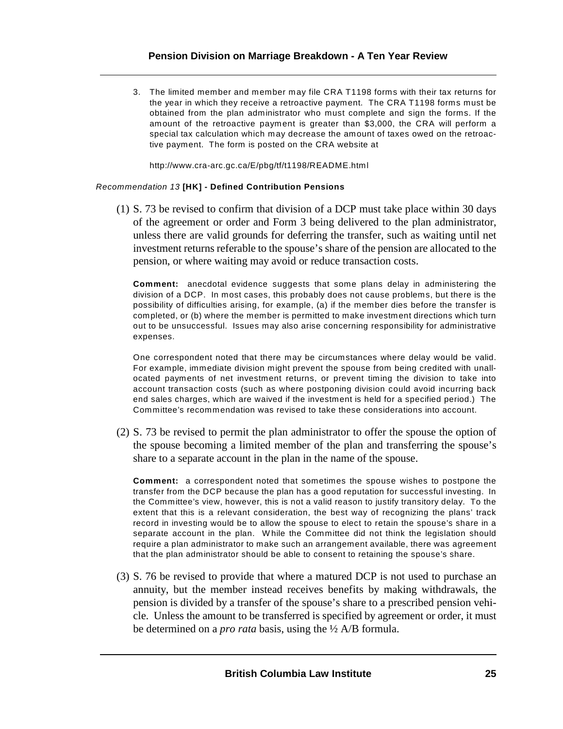3. The limited member and member may file CRA T1198 forms with their tax returns for the year in which they receive a retroactive payment. The CRA T1198 forms must be obtained from the plan administrator who must complete and sign the forms. If the amount of the retroactive payment is greater than $3,000, the CRA will perform a special tax calculation which may decrease the amount of taxes owed on the retroactive payment. The form is posted on the CRA website at

   http://www.cra-arc.gc.ca/E/pbg/tf/t1198/README.html

*Recommendation 13* **[HK] - Defined Contribution Pensions**

(1) S. 73 be revised to confirm that division of a DCP must take place within 30 days of the agreement or order and Form 3 being delivered to the plan administrator, unless there are valid grounds for deferring the transfer, such as waiting until net investment returns referable to the spouse's share of the pension are allocated to the pension, or where waiting may avoid or reduce transaction costs.

**Comment:** anecdotal evidence suggests that some plans delay in administering the division of a DCP. In most cases, this probably does not cause problems, but there is the possibility of difficulties arising, for example, (a) if the member dies before the transfer is completed, or (b) where the member is permitted to make investment directions which turn out to be unsuccessful. Issues may also arise concerning responsibility for administrative expenses.

One correspondent noted that there may be circumstances where delay would be valid. For example, immediate division might prevent the spouse from being credited with unallocated payments of net investment returns, or prevent timing the division to take into account transaction costs (such as where postponing division could avoid incurring back end sales charges, which are waived if the investment is held for a specified period.) The Committee's recommendation was revised to take these considerations into account.

(2) S. 73 be revised to permit the plan administrator to offer the spouse the option of the spouse becoming a limited member of the plan and transferring the spouse's share to a separate account in the plan in the name of the spouse.

**Comment:** a correspondent noted that sometimes the spouse wishes to postpone the transfer from the DCP because the plan has a good reputation for successful investing. In the Committee's view, however, this is not a valid reason to justify transitory delay. To the extent that this is a relevant consideration, the best way of recognizing the plans' track record in investing would be to allow the spouse to elect to retain the spouse's share in a separate account in the plan. While the Committee did not think the legislation should require a plan administrator to make such an arrangement available, there was agreement that the plan administrator should be able to consent to retaining the spouse's share.

(3) S. 76 be revised to provide that where a matured DCP is not used to purchase an annuity, but the member instead receives benefits by making withdrawals, the pension is divided by a transfer of the spouse's share to a prescribed pension vehicle. Unless the amount to be transferred is specified by agreement or order, it must be determined on a *pro rata* basis, using the ½ A/B formula.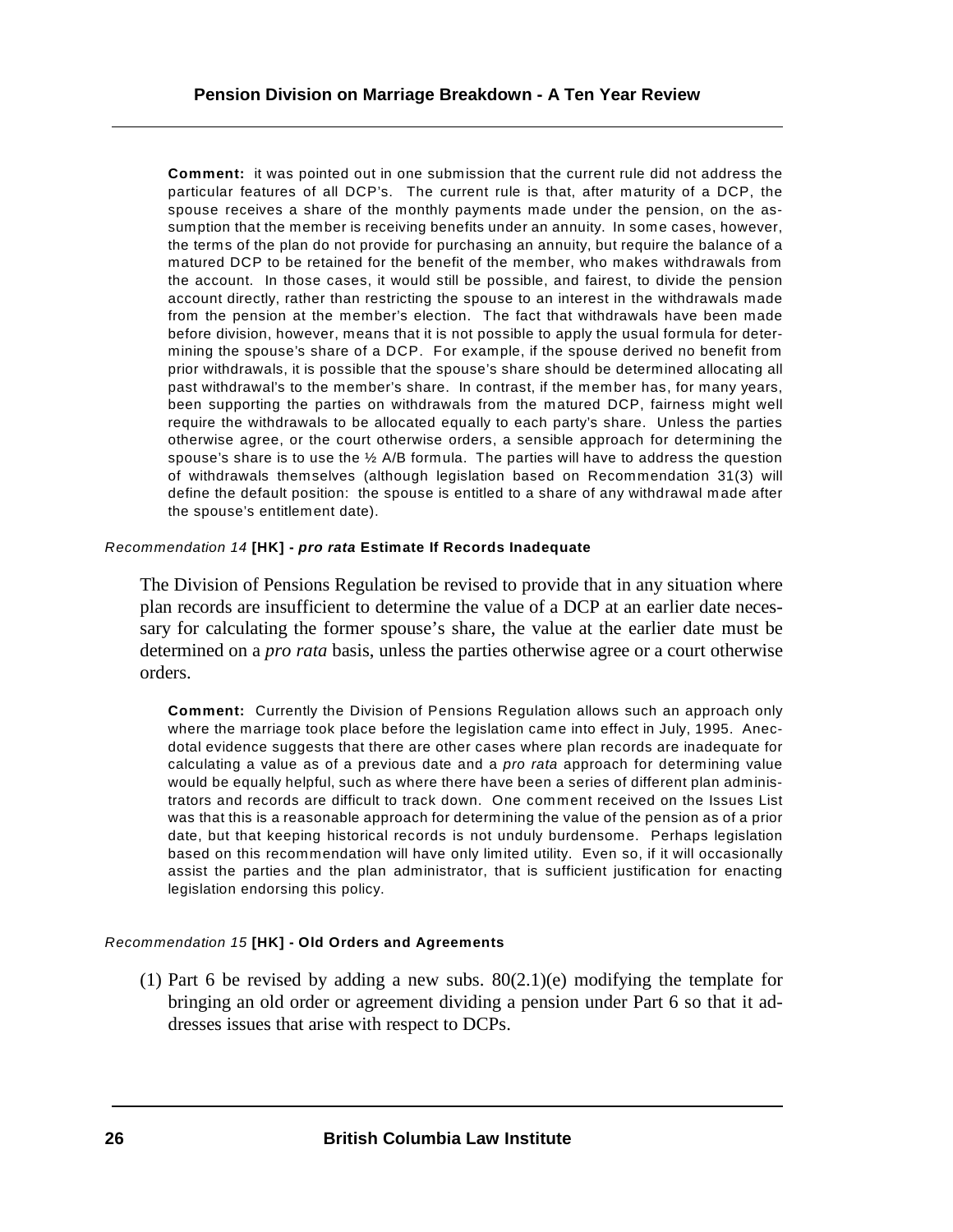**Comment:** it was pointed out in one submission that the current rule did not address the particular features of all DCP's. The current rule is that, after maturity of a DCP, the spouse receives a share of the monthly payments made under the pension, on the assumption that the member is receiving benefits under an annuity. In some cases, however, the terms of the plan do not provide for purchasing an annuity, but require the balance of a matured DCP to be retained for the benefit of the member, who makes withdrawals from the account. In those cases, it would still be possible, and fairest, to divide the pension account directly, rather than restricting the spouse to an interest in the withdrawals made from the pension at the member's election. The fact that withdrawals have been made before division, however, means that it is not possible to apply the usual formula for determining the spouse's share of a DCP. For example, if the spouse derived no benefit from prior withdrawals, it is possible that the spouse's share should be determined allocating all past withdrawal's to the member's share. In contrast, if the member has, for many years, been supporting the parties on withdrawals from the matured DCP, fairness might well require the withdrawals to be allocated equally to each party's share. Unless the parties otherwise agree, or the court otherwise orders, a sensible approach for determining the spouse's share is to use the ½ A/B formula. The parties will have to address the question of withdrawals themselves (although legislation based on Recommendation 31(3) will define the default position: the spouse is entitled to a share of any withdrawal made after the spouse's entitlement date).

*Recommendation 14* **[HK] - *pro rata* Estimate If Records Inadequate**

The Division of Pensions Regulation be revised to provide that in any situation where plan records are insufficient to determine the value of a DCP at an earlier date necessary for calculating the former spouse's share, the value at the earlier date must be determined on a *pro rata* basis, unless the parties otherwise agree or a court otherwise orders.

**Comment:** Currently the Division of Pensions Regulation allows such an approach only where the marriage took place before the legislation came into effect in July, 1995. Anecdotal evidence suggests that there are other cases where plan records are inadequate for calculating a value as of a previous date and a *pro rata* approach for determining value would be equally helpful, such as where there have been a series of different plan administrators and records are difficult to track down. One comment received on the Issues List was that this is a reasonable approach for determining the value of the pension as of a prior date, but that keeping historical records is not unduly burdensome. Perhaps legislation based on this recommendation will have only limited utility. Even so, if it will occasionally assist the parties and the plan administrator, that is sufficient justification for enacting legislation endorsing this policy.

*Recommendation 15* **[HK] - Old Orders and Agreements**

(1) Part 6 be revised by adding a new subs. 80(2.1)(e) modifying the template for bringing an old order or agreement dividing a pension under Part 6 so that it addresses issues that arise with respect to DCPs.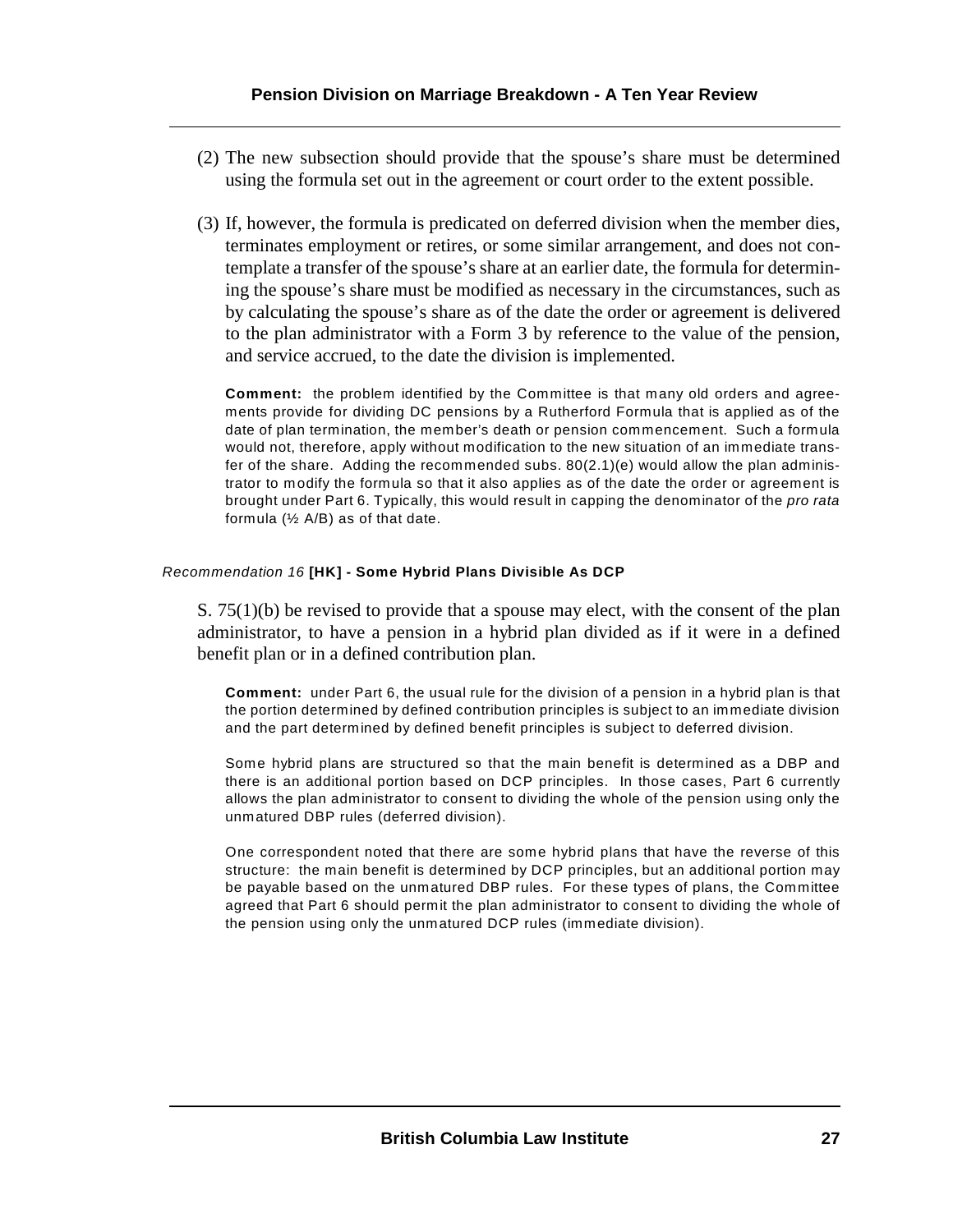(2) The new subsection should provide that the spouse's share must be determined using the formula set out in the agreement or court order to the extent possible.

(3) If, however, the formula is predicated on deferred division when the member dies, terminates employment or retires, or some similar arrangement, and does not contemplate a transfer of the spouse's share at an earlier date, the formula for determining the spouse's share must be modified as necessary in the circumstances, such as by calculating the spouse's share as of the date the order or agreement is delivered to the plan administrator with a Form 3 by reference to the value of the pension, and service accrued, to the date the division is implemented.

> **Comment:** the problem identified by the Committee is that many old orders and agreements provide for dividing DC pensions by a Rutherford Formula that is applied as of the date of plan termination, the member's death or pension commencement. Such a formula would not, therefore, apply without modification to the new situation of an immediate transfer of the share. Adding the recommended subs. 80(2.1)(e) would allow the plan administrator to modify the formula so that it also applies as of the date the order or agreement is brought under Part 6. Typically, this would result in capping the denominator of the *pro rata* formula (½ A/B) as of that date.

##### *Recommendation 16* **[HK] - Some Hybrid Plans Divisible As DCP**

S. 75(1)(b) be revised to provide that a spouse may elect, with the consent of the plan administrator, to have a pension in a hybrid plan divided as if it were in a defined benefit plan or in a defined contribution plan.

> **Comment:** under Part 6, the usual rule for the division of a pension in a hybrid plan is that the portion determined by defined contribution principles is subject to an immediate division and the part determined by defined benefit principles is subject to deferred division.
>
> Some hybrid plans are structured so that the main benefit is determined as a DBP and there is an additional portion based on DCP principles. In those cases, Part 6 currently allows the plan administrator to consent to dividing the whole of the pension using only the unmatured DBP rules (deferred division).
>
> One correspondent noted that there are some hybrid plans that have the reverse of this structure: the main benefit is determined by DCP principles, but an additional portion may be payable based on the unmatured DBP rules. For these types of plans, the Committee agreed that Part 6 should permit the plan administrator to consent to dividing the whole of the pension using only the unmatured DCP rules (immediate division).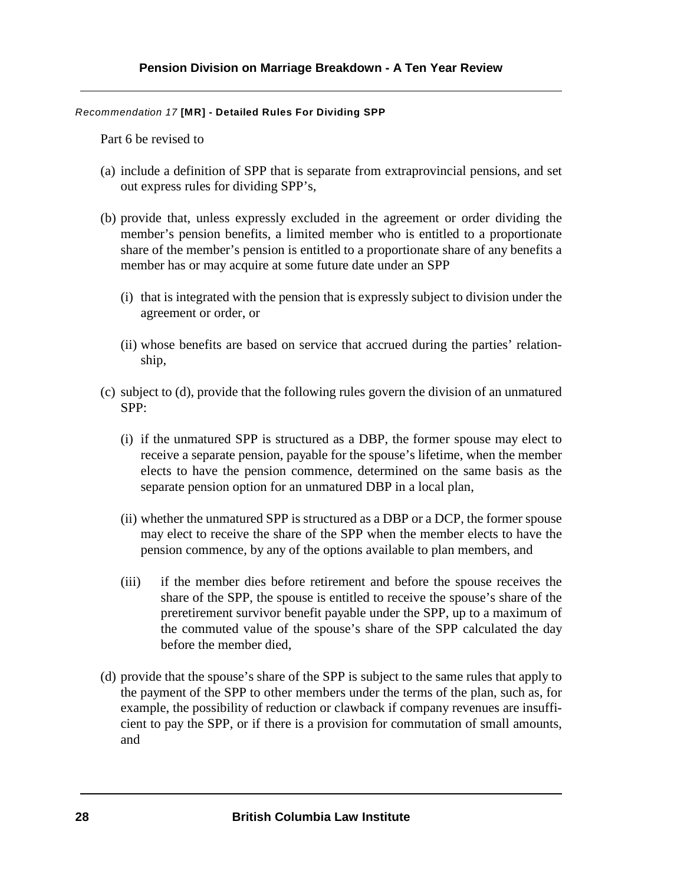*Recommendation 17* **[MR] - Detailed Rules For Dividing SPP**

Part 6 be revised to

(a) include a definition of SPP that is separate from extraprovincial pensions, and set out express rules for dividing SPP's,

(b) provide that, unless expressly excluded in the agreement or order dividing the member's pension benefits, a limited member who is entitled to a proportionate share of the member's pension is entitled to a proportionate share of any benefits a member has or may acquire at some future date under an SPP

  (i) that is integrated with the pension that is expressly subject to division under the agreement or order, or

  (ii) whose benefits are based on service that accrued during the parties' relationship,

(c) subject to (d), provide that the following rules govern the division of an unmatured SPP:

  (i) if the unmatured SPP is structured as a DBP, the former spouse may elect to receive a separate pension, payable for the spouse's lifetime, when the member elects to have the pension commence, determined on the same basis as the separate pension option for an unmatured DBP in a local plan,

  (ii) whether the unmatured SPP is structured as a DBP or a DCP, the former spouse may elect to receive the share of the SPP when the member elects to have the pension commence, by any of the options available to plan members, and

  (iii) if the member dies before retirement and before the spouse receives the share of the SPP, the spouse is entitled to receive the spouse's share of the preretirement survivor benefit payable under the SPP, up to a maximum of the commuted value of the spouse's share of the SPP calculated the day before the member died,

(d) provide that the spouse's share of the SPP is subject to the same rules that apply to the payment of the SPP to other members under the terms of the plan, such as, for example, the possibility of reduction or clawback if company revenues are insufficient to pay the SPP, or if there is a provision for commutation of small amounts, and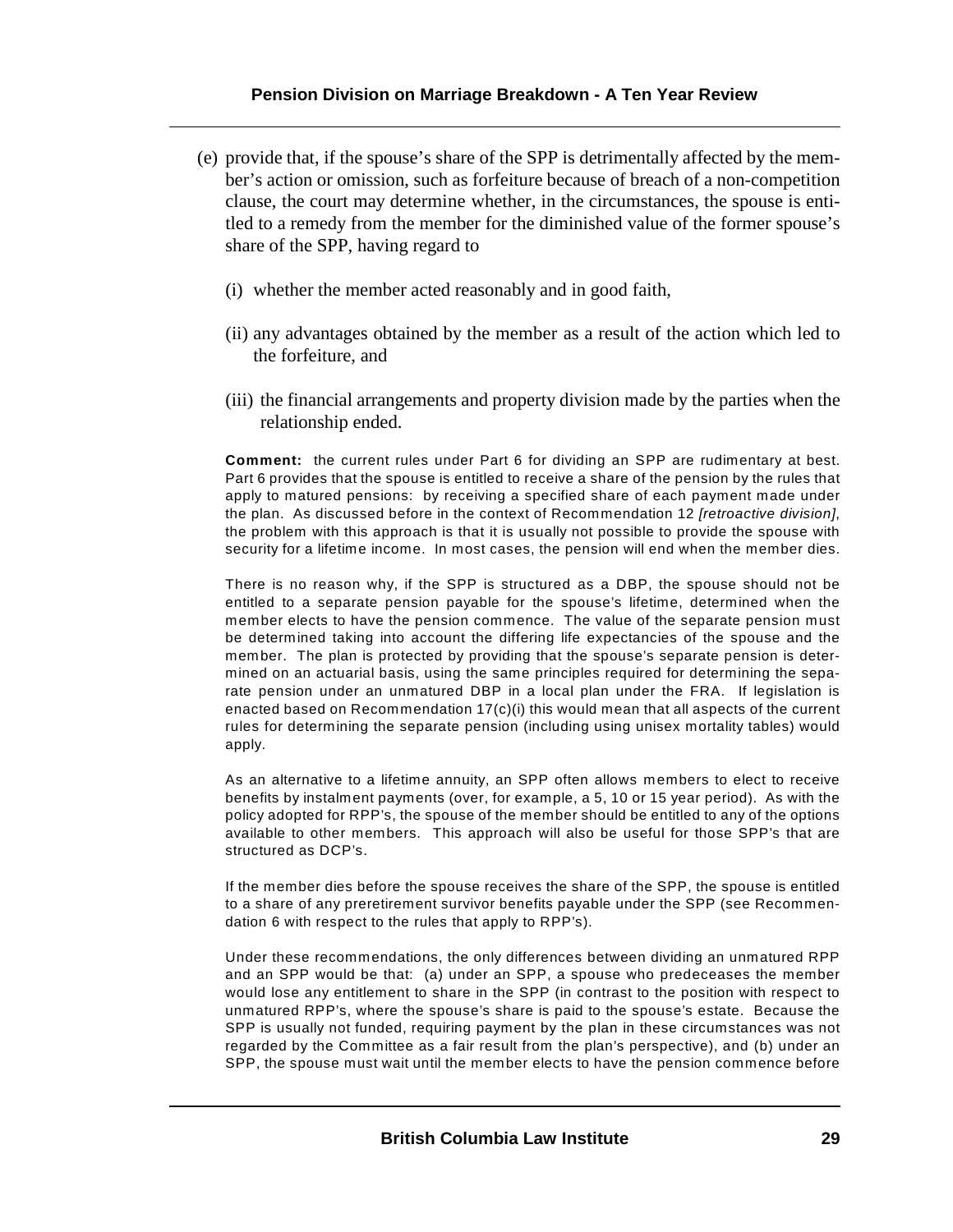(e) provide that, if the spouse's share of the SPP is detrimentally affected by the member's action or omission, such as forfeiture because of breach of a non-competition clause, the court may determine whether, in the circumstances, the spouse is entitled to a remedy from the member for the diminished value of the former spouse's share of the SPP, having regard to

   (i) whether the member acted reasonably and in good faith,

   (ii) any advantages obtained by the member as a result of the action which led to the forfeiture, and

   (iii) the financial arrangements and property division made by the parties when the relationship ended.

**Comment:** the current rules under Part 6 for dividing an SPP are rudimentary at best. Part 6 provides that the spouse is entitled to receive a share of the pension by the rules that apply to matured pensions: by receiving a specified share of each payment made under the plan. As discussed before in the context of Recommendation 12 *[retroactive division]*, the problem with this approach is that it is usually not possible to provide the spouse with security for a lifetime income. In most cases, the pension will end when the member dies.

There is no reason why, if the SPP is structured as a DBP, the spouse should not be entitled to a separate pension payable for the spouse's lifetime, determined when the member elects to have the pension commence. The value of the separate pension must be determined taking into account the differing life expectancies of the spouse and the member. The plan is protected by providing that the spouse's separate pension is determined on an actuarial basis, using the same principles required for determining the separate pension under an unmatured DBP in a local plan under the FRA. If legislation is enacted based on Recommendation 17(c)(i) this would mean that all aspects of the current rules for determining the separate pension (including using unisex mortality tables) would apply.

As an alternative to a lifetime annuity, an SPP often allows members to elect to receive benefits by instalment payments (over, for example, a 5, 10 or 15 year period). As with the policy adopted for RPP's, the spouse of the member should be entitled to any of the options available to other members. This approach will also be useful for those SPP's that are structured as DCP's.

If the member dies before the spouse receives the share of the SPP, the spouse is entitled to a share of any preretirement survivor benefits payable under the SPP (see Recommendation 6 with respect to the rules that apply to RPP's).

Under these recommendations, the only differences between dividing an unmatured RPP and an SPP would be that: (a) under an SPP, a spouse who predeceases the member would lose any entitlement to share in the SPP (in contrast to the position with respect to unmatured RPP's, where the spouse's share is paid to the spouse's estate. Because the SPP is usually not funded, requiring payment by the plan in these circumstances was not regarded by the Committee as a fair result from the plan's perspective), and (b) under an SPP, the spouse must wait until the member elects to have the pension commence before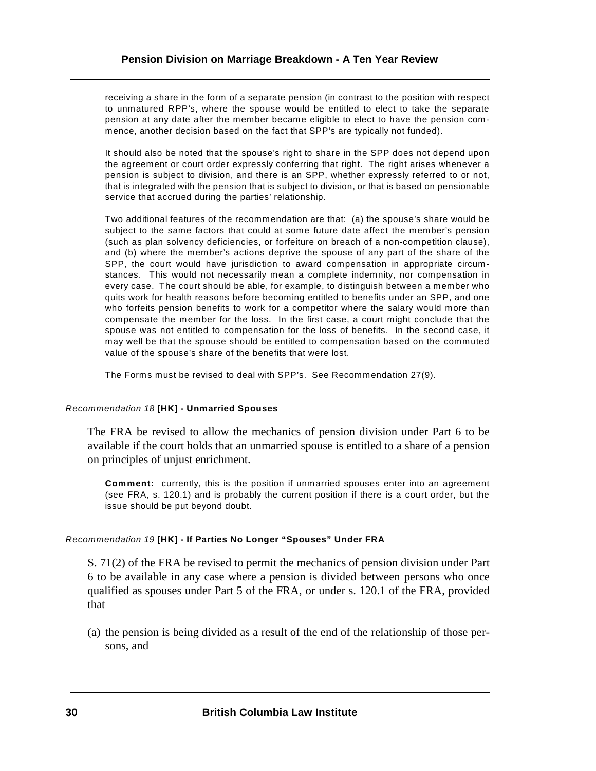receiving a share in the form of a separate pension (in contrast to the position with respect to unmatured RPP's, where the spouse would be entitled to elect to take the separate pension at any date after the member became eligible to elect to have the pension commence, another decision based on the fact that SPP's are typically not funded).

It should also be noted that the spouse's right to share in the SPP does not depend upon the agreement or court order expressly conferring that right. The right arises whenever a pension is subject to division, and there is an SPP, whether expressly referred to or not, that is integrated with the pension that is subject to division, or that is based on pensionable service that accrued during the parties' relationship.

Two additional features of the recommendation are that: (a) the spouse's share would be subject to the same factors that could at some future date affect the member's pension (such as plan solvency deficiencies, or forfeiture on breach of a non-competition clause), and (b) where the member's actions deprive the spouse of any part of the share of the SPP, the court would have jurisdiction to award compensation in appropriate circumstances. This would not necessarily mean a complete indemnity, nor compensation in every case. The court should be able, for example, to distinguish between a member who quits work for health reasons before becoming entitled to benefits under an SPP, and one who forfeits pension benefits to work for a competitor where the salary would more than compensate the member for the loss. In the first case, a court might conclude that the spouse was not entitled to compensation for the loss of benefits. In the second case, it may well be that the spouse should be entitled to compensation based on the commuted value of the spouse's share of the benefits that were lost.

The Forms must be revised to deal with SPP's. See Recommendation 27(9).

#### *Recommendation 18* **[HK] - Unmarried Spouses**

The FRA be revised to allow the mechanics of pension division under Part 6 to be available if the court holds that an unmarried spouse is entitled to a share of a pension on principles of unjust enrichment.

**Comment:** currently, this is the position if unmarried spouses enter into an agreement (see FRA, s. 120.1) and is probably the current position if there is a court order, but the issue should be put beyond doubt.

#### *Recommendation 19* **[HK] - If Parties No Longer "Spouses" Under FRA**

S. 71(2) of the FRA be revised to permit the mechanics of pension division under Part 6 to be available in any case where a pension is divided between persons who once qualified as spouses under Part 5 of the FRA, or under s. 120.1 of the FRA, provided that

(a) the pension is being divided as a result of the end of the relationship of those persons, and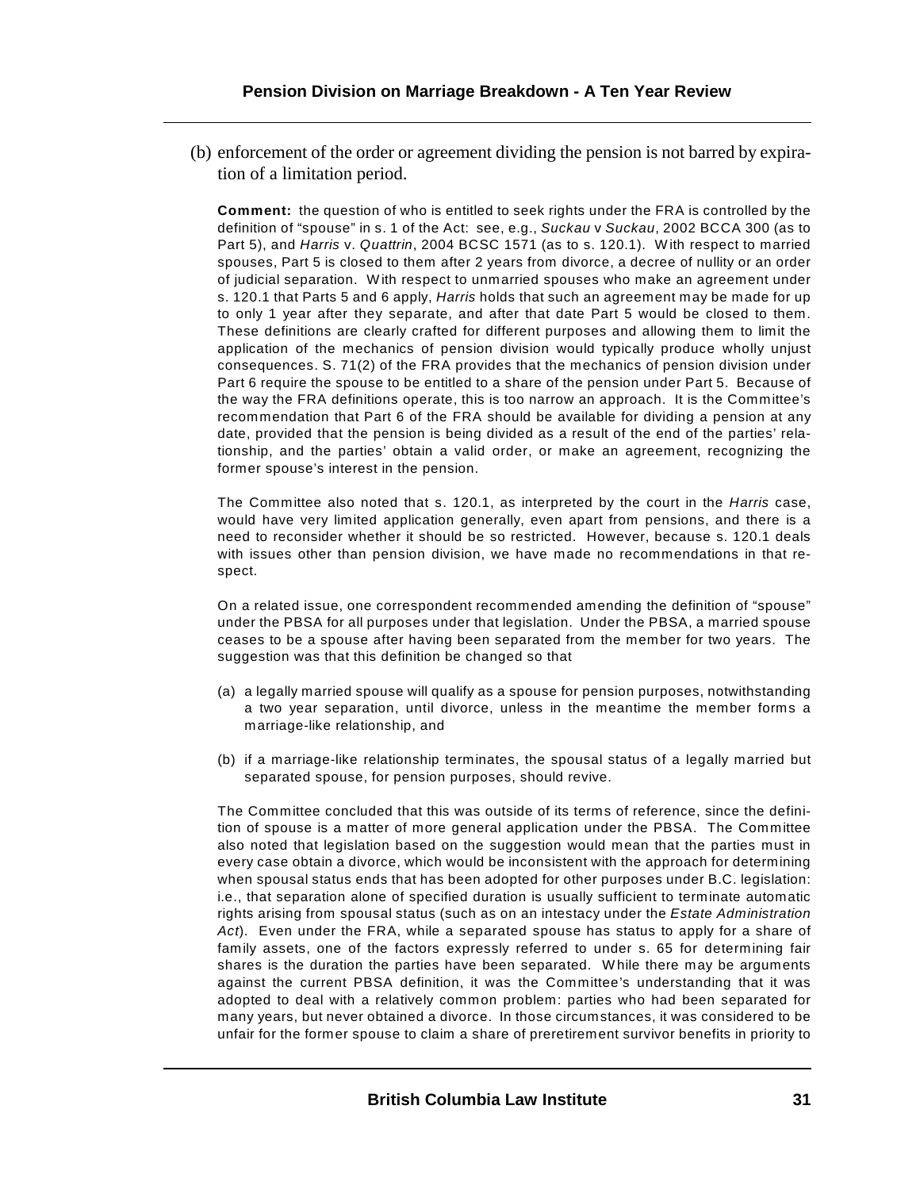(b) enforcement of the order or agreement dividing the pension is not barred by expiration of a limitation period.

**Comment:** the question of who is entitled to seek rights under the FRA is controlled by the definition of "spouse" in s. 1 of the Act: see, e.g., *Suckau* v *Suckau*, 2002 BCCA 300 (as to Part 5), and *Harris* v. *Quattrin*, 2004 BCSC 1571 (as to s. 120.1). With respect to married spouses, Part 5 is closed to them after 2 years from divorce, a decree of nullity or an order of judicial separation. With respect to unmarried spouses who make an agreement under s. 120.1 that Parts 5 and 6 apply, *Harris* holds that such an agreement may be made for up to only 1 year after they separate, and after that date Part 5 would be closed to them. These definitions are clearly crafted for different purposes and allowing them to limit the application of the mechanics of pension division would typically produce wholly unjust consequences. S. 71(2) of the FRA provides that the mechanics of pension division under Part 6 require the spouse to be entitled to a share of the pension under Part 5. Because of the way the FRA definitions operate, this is too narrow an approach. It is the Committee's recommendation that Part 6 of the FRA should be available for dividing a pension at any date, provided that the pension is being divided as a result of the end of the parties' relationship, and the parties' obtain a valid order, or make an agreement, recognizing the former spouse's interest in the pension.

The Committee also noted that s. 120.1, as interpreted by the court in the *Harris* case, would have very limited application generally, even apart from pensions, and there is a need to reconsider whether it should be so restricted. However, because s. 120.1 deals with issues other than pension division, we have made no recommendations in that respect.

On a related issue, one correspondent recommended amending the definition of "spouse" under the PBSA for all purposes under that legislation. Under the PBSA, a married spouse ceases to be a spouse after having been separated from the member for two years. The suggestion was that this definition be changed so that

(a) a legally married spouse will qualify as a spouse for pension purposes, notwithstanding a two year separation, until divorce, unless in the meantime the member forms a marriage-like relationship, and

(b) if a marriage-like relationship terminates, the spousal status of a legally married but separated spouse, for pension purposes, should revive.

The Committee concluded that this was outside of its terms of reference, since the definition of spouse is a matter of more general application under the PBSA. The Committee also noted that legislation based on the suggestion would mean that the parties must in every case obtain a divorce, which would be inconsistent with the approach for determining when spousal status ends that has been adopted for other purposes under B.C. legislation: i.e., that separation alone of specified duration is usually sufficient to terminate automatic rights arising from spousal status (such as on an intestacy under the *Estate Administration Act*). Even under the FRA, while a separated spouse has status to apply for a share of family assets, one of the factors expressly referred to under s. 65 for determining fair shares is the duration the parties have been separated. While there may be arguments against the current PBSA definition, it was the Committee's understanding that it was adopted to deal with a relatively common problem: parties who had been separated for many years, but never obtained a divorce. In those circumstances, it was considered to be unfair for the former spouse to claim a share of preretirement survivor benefits in priority to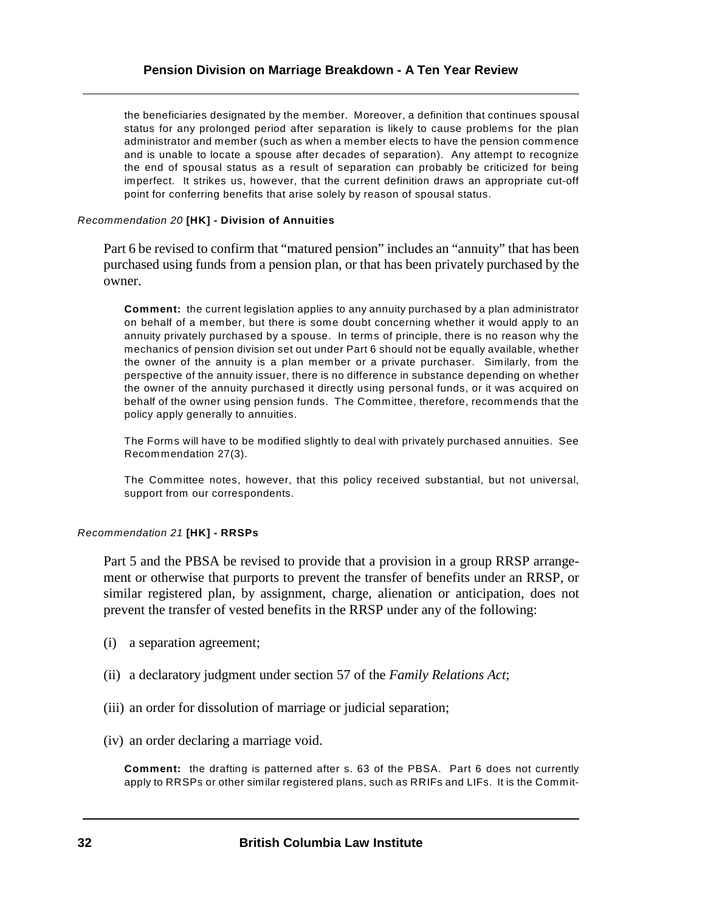the beneficiaries designated by the member. Moreover, a definition that continues spousal status for any prolonged period after separation is likely to cause problems for the plan administrator and member (such as when a member elects to have the pension commence and is unable to locate a spouse after decades of separation). Any attempt to recognize the end of spousal status as a result of separation can probably be criticized for being imperfect. It strikes us, however, that the current definition draws an appropriate cut-off point for conferring benefits that arise solely by reason of spousal status.

*Recommendation 20* **[HK] - Division of Annuities**

Part 6 be revised to confirm that "matured pension" includes an "annuity" that has been purchased using funds from a pension plan, or that has been privately purchased by the owner.

**Comment:** the current legislation applies to any annuity purchased by a plan administrator on behalf of a member, but there is some doubt concerning whether it would apply to an annuity privately purchased by a spouse. In terms of principle, there is no reason why the mechanics of pension division set out under Part 6 should not be equally available, whether the owner of the annuity is a plan member or a private purchaser. Similarly, from the perspective of the annuity issuer, there is no difference in substance depending on whether the owner of the annuity purchased it directly using personal funds, or it was acquired on behalf of the owner using pension funds. The Committee, therefore, recommends that the policy apply generally to annuities.

The Forms will have to be modified slightly to deal with privately purchased annuities. See Recommendation 27(3).

The Committee notes, however, that this policy received substantial, but not universal, support from our correspondents.

*Recommendation 21* **[HK] - RRSPs**

Part 5 and the PBSA be revised to provide that a provision in a group RRSP arrangement or otherwise that purports to prevent the transfer of benefits under an RRSP, or similar registered plan, by assignment, charge, alienation or anticipation, does not prevent the transfer of vested benefits in the RRSP under any of the following:

(i) a separation agreement;

(ii) a declaratory judgment under section 57 of the *Family Relations Act*;

(iii) an order for dissolution of marriage or judicial separation;

(iv) an order declaring a marriage void.

**Comment:** the drafting is patterned after s. 63 of the PBSA. Part 6 does not currently apply to RRSPs or other similar registered plans, such as RRIFs and LIFs. It is the Commit-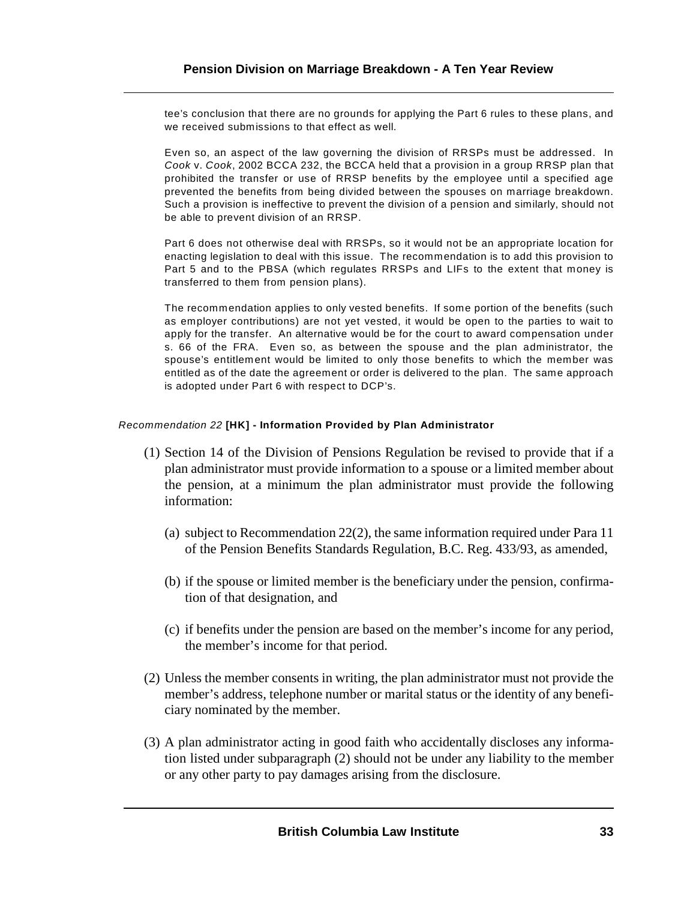tee's conclusion that there are no grounds for applying the Part 6 rules to these plans, and we received submissions to that effect as well.

Even so, an aspect of the law governing the division of RRSPs must be addressed. In *Cook* v. *Cook*, 2002 BCCA 232, the BCCA held that a provision in a group RRSP plan that prohibited the transfer or use of RRSP benefits by the employee until a specified age prevented the benefits from being divided between the spouses on marriage breakdown. Such a provision is ineffective to prevent the division of a pension and similarly, should not be able to prevent division of an RRSP.

Part 6 does not otherwise deal with RRSPs, so it would not be an appropriate location for enacting legislation to deal with this issue. The recommendation is to add this provision to Part 5 and to the PBSA (which regulates RRSPs and LIFs to the extent that money is transferred to them from pension plans).

The recommendation applies to only vested benefits. If some portion of the benefits (such as employer contributions) are not yet vested, it would be open to the parties to wait to apply for the transfer. An alternative would be for the court to award compensation under s. 66 of the FRA. Even so, as between the spouse and the plan administrator, the spouse's entitlement would be limited to only those benefits to which the member was entitled as of the date the agreement or order is delivered to the plan. The same approach is adopted under Part 6 with respect to DCP's.

#### *Recommendation 22* **[HK] - Information Provided by Plan Administrator**

(1) Section 14 of the Division of Pensions Regulation be revised to provide that if a plan administrator must provide information to a spouse or a limited member about the pension, at a minimum the plan administrator must provide the following information:

(a) subject to Recommendation 22(2), the same information required under Para 11 of the Pension Benefits Standards Regulation, B.C. Reg. 433/93, as amended,

(b) if the spouse or limited member is the beneficiary under the pension, confirmation of that designation, and

(c) if benefits under the pension are based on the member's income for any period, the member's income for that period.

(2) Unless the member consents in writing, the plan administrator must not provide the member's address, telephone number or marital status or the identity of any beneficiary nominated by the member.

(3) A plan administrator acting in good faith who accidentally discloses any information listed under subparagraph (2) should not be under any liability to the member or any other party to pay damages arising from the disclosure.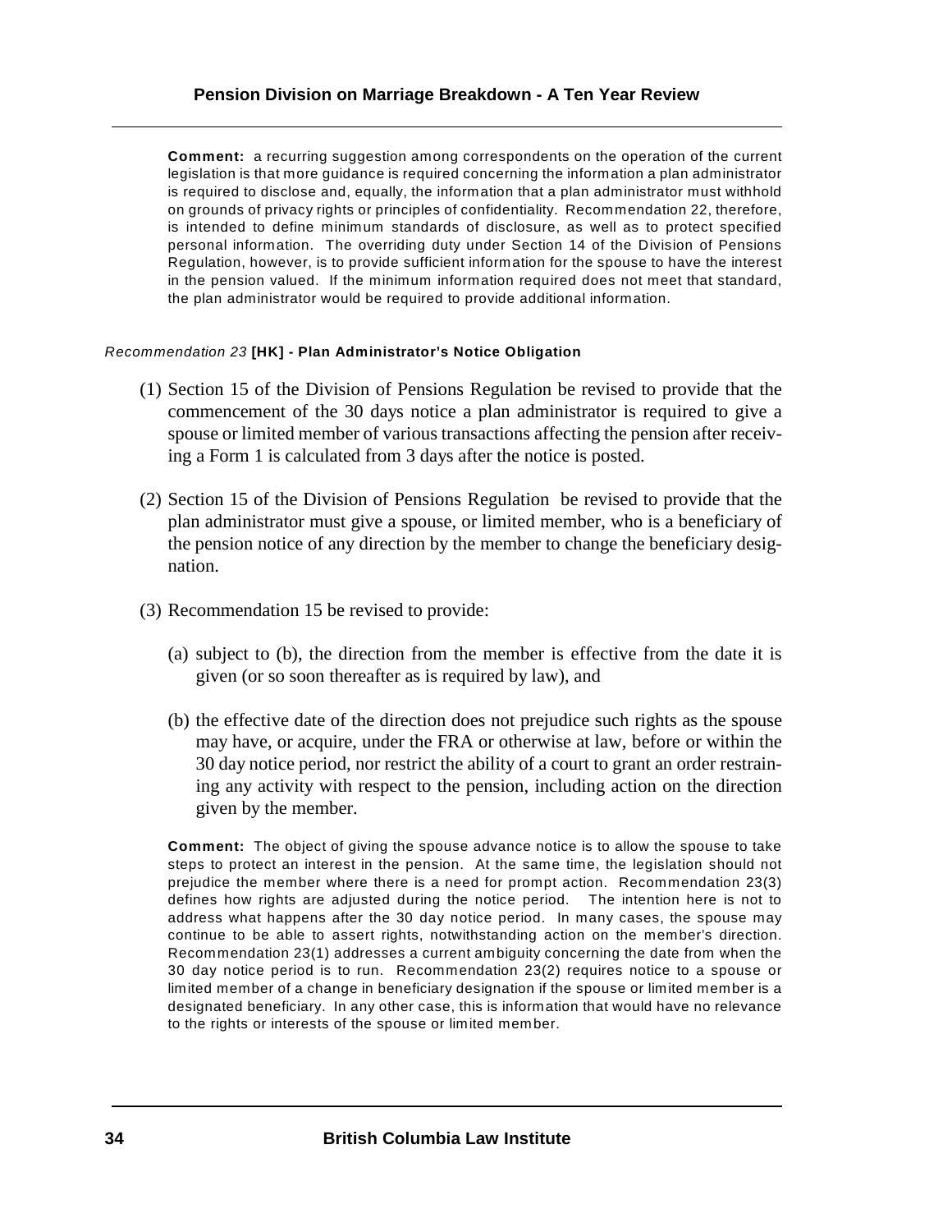**Comment:** a recurring suggestion among correspondents on the operation of the current legislation is that more guidance is required concerning the information a plan administrator is required to disclose and, equally, the information that a plan administrator must withhold on grounds of privacy rights or principles of confidentiality. Recommendation 22, therefore, is intended to define minimum standards of disclosure, as well as to protect specified personal information. The overriding duty under Section 14 of the Division of Pensions Regulation, however, is to provide sufficient information for the spouse to have the interest in the pension valued. If the minimum information required does not meet that standard, the plan administrator would be required to provide additional information.

*Recommendation 23* **[HK] - Plan Administrator's Notice Obligation**

(1) Section 15 of the Division of Pensions Regulation be revised to provide that the commencement of the 30 days notice a plan administrator is required to give a spouse or limited member of various transactions affecting the pension after receiving a Form 1 is calculated from 3 days after the notice is posted.

(2) Section 15 of the Division of Pensions Regulation be revised to provide that the plan administrator must give a spouse, or limited member, who is a beneficiary of the pension notice of any direction by the member to change the beneficiary designation.

(3) Recommendation 15 be revised to provide:

(a) subject to (b), the direction from the member is effective from the date it is given (or so soon thereafter as is required by law), and

(b) the effective date of the direction does not prejudice such rights as the spouse may have, or acquire, under the FRA or otherwise at law, before or within the 30 day notice period, nor restrict the ability of a court to grant an order restraining any activity with respect to the pension, including action on the direction given by the member.

**Comment:** The object of giving the spouse advance notice is to allow the spouse to take steps to protect an interest in the pension. At the same time, the legislation should not prejudice the member where there is a need for prompt action. Recommendation 23(3) defines how rights are adjusted during the notice period. The intention here is not to address what happens after the 30 day notice period. In many cases, the spouse may continue to be able to assert rights, notwithstanding action on the member's direction. Recommendation 23(1) addresses a current ambiguity concerning the date from when the 30 day notice period is to run. Recommendation 23(2) requires notice to a spouse or limited member of a change in beneficiary designation if the spouse or limited member is a designated beneficiary. In any other case, this is information that would have no relevance to the rights or interests of the spouse or limited member.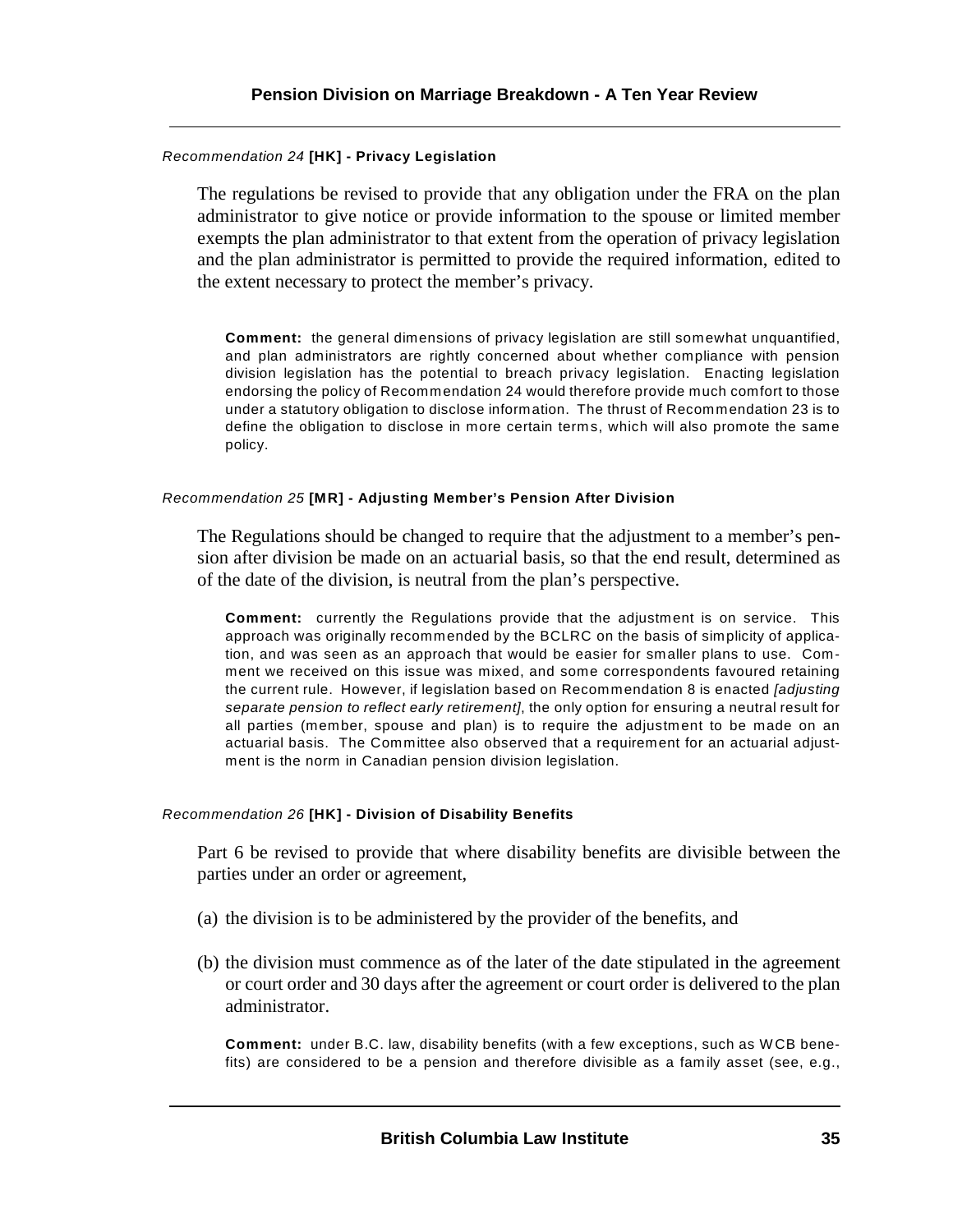#### *Recommendation 24* **[HK] - Privacy Legislation**

The regulations be revised to provide that any obligation under the FRA on the plan administrator to give notice or provide information to the spouse or limited member exempts the plan administrator to that extent from the operation of privacy legislation and the plan administrator is permitted to provide the required information, edited to the extent necessary to protect the member's privacy.

> **Comment:** the general dimensions of privacy legislation are still somewhat unquantified, and plan administrators are rightly concerned about whether compliance with pension division legislation has the potential to breach privacy legislation. Enacting legislation endorsing the policy of Recommendation 24 would therefore provide much comfort to those under a statutory obligation to disclose information. The thrust of Recommendation 23 is to define the obligation to disclose in more certain terms, which will also promote the same policy.

#### *Recommendation 25* **[MR] - Adjusting Member's Pension After Division**

The Regulations should be changed to require that the adjustment to a member's pension after division be made on an actuarial basis, so that the end result, determined as of the date of the division, is neutral from the plan's perspective.

> **Comment:** currently the Regulations provide that the adjustment is on service. This approach was originally recommended by the BCLRC on the basis of simplicity of application, and was seen as an approach that would be easier for smaller plans to use. Comment we received on this issue was mixed, and some correspondents favoured retaining the current rule. However, if legislation based on Recommendation 8 is enacted *[adjusting separate pension to reflect early retirement]*, the only option for ensuring a neutral result for all parties (member, spouse and plan) is to require the adjustment to be made on an actuarial basis. The Committee also observed that a requirement for an actuarial adjustment is the norm in Canadian pension division legislation.

#### *Recommendation 26* **[HK] - Division of Disability Benefits**

Part 6 be revised to provide that where disability benefits are divisible between the parties under an order or agreement,

(a) the division is to be administered by the provider of the benefits, and

(b) the division must commence as of the later of the date stipulated in the agreement or court order and 30 days after the agreement or court order is delivered to the plan administrator.

> **Comment:** under B.C. law, disability benefits (with a few exceptions, such as WCB benefits) are considered to be a pension and therefore divisible as a family asset (see, e.g.,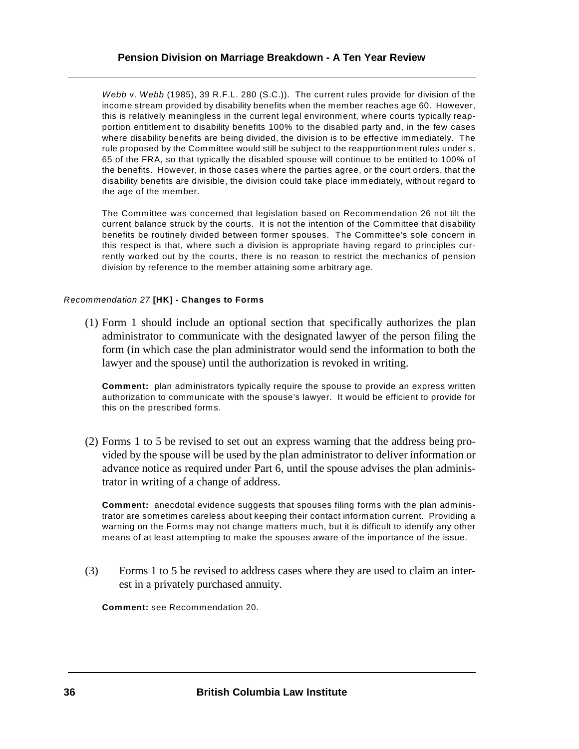*Webb* v. *Webb* (1985), 39 R.F.L. 280 (S.C.)). The current rules provide for division of the income stream provided by disability benefits when the member reaches age 60. However, this is relatively meaningless in the current legal environment, where courts typically reapportion entitlement to disability benefits 100% to the disabled party and, in the few cases where disability benefits are being divided, the division is to be effective immediately. The rule proposed by the Committee would still be subject to the reapportionment rules under s. 65 of the FRA, so that typically the disabled spouse will continue to be entitled to 100% of the benefits. However, in those cases where the parties agree, or the court orders, that the disability benefits are divisible, the division could take place immediately, without regard to the age of the member.

The Committee was concerned that legislation based on Recommendation 26 not tilt the current balance struck by the courts. It is not the intention of the Committee that disability benefits be routinely divided between former spouses. The Committee's sole concern in this respect is that, where such a division is appropriate having regard to principles currently worked out by the courts, there is no reason to restrict the mechanics of pension division by reference to the member attaining some arbitrary age.

#### *Recommendation 27* **[HK] - Changes to Forms**

(1) Form 1 should include an optional section that specifically authorizes the plan administrator to communicate with the designated lawyer of the person filing the form (in which case the plan administrator would send the information to both the lawyer and the spouse) until the authorization is revoked in writing.

**Comment:** plan administrators typically require the spouse to provide an express written authorization to communicate with the spouse's lawyer. It would be efficient to provide for this on the prescribed forms.

(2) Forms 1 to 5 be revised to set out an express warning that the address being provided by the spouse will be used by the plan administrator to deliver information or advance notice as required under Part 6, until the spouse advises the plan administrator in writing of a change of address.

**Comment:** anecdotal evidence suggests that spouses filing forms with the plan administrator are sometimes careless about keeping their contact information current. Providing a warning on the Forms may not change matters much, but it is difficult to identify any other means of at least attempting to make the spouses aware of the importance of the issue.

(3) Forms 1 to 5 be revised to address cases where they are used to claim an interest in a privately purchased annuity.

**Comment:** see Recommendation 20.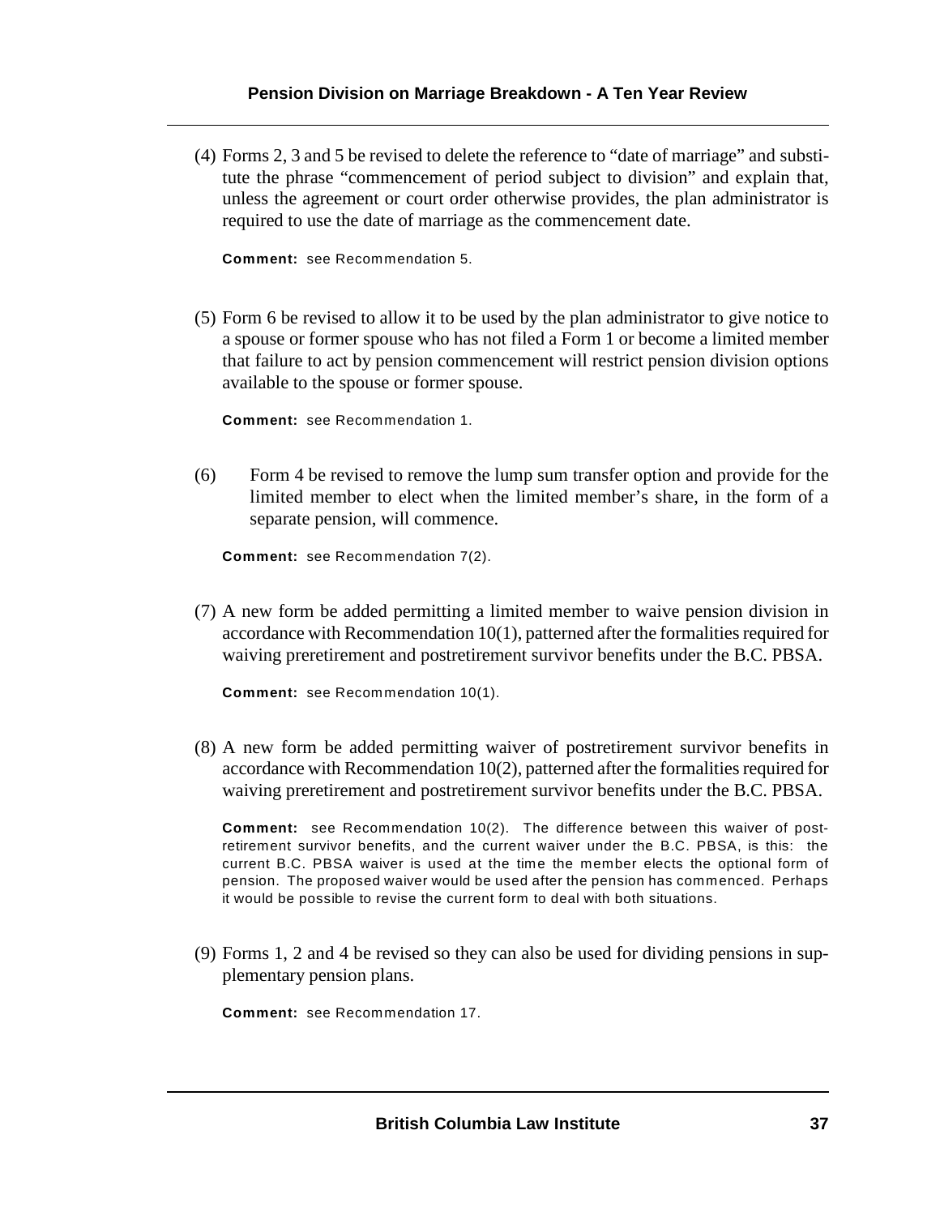(4) Forms 2, 3 and 5 be revised to delete the reference to "date of marriage" and substitute the phrase "commencement of period subject to division" and explain that, unless the agreement or court order otherwise provides, the plan administrator is required to use the date of marriage as the commencement date.

**Comment:** see Recommendation 5.

(5) Form 6 be revised to allow it to be used by the plan administrator to give notice to a spouse or former spouse who has not filed a Form 1 or become a limited member that failure to act by pension commencement will restrict pension division options available to the spouse or former spouse.

**Comment:** see Recommendation 1.

(6) Form 4 be revised to remove the lump sum transfer option and provide for the limited member to elect when the limited member's share, in the form of a separate pension, will commence.

**Comment:** see Recommendation 7(2).

(7) A new form be added permitting a limited member to waive pension division in accordance with Recommendation 10(1), patterned after the formalities required for waiving preretirement and postretirement survivor benefits under the B.C. PBSA.

**Comment:** see Recommendation 10(1).

(8) A new form be added permitting waiver of postretirement survivor benefits in accordance with Recommendation 10(2), patterned after the formalities required for waiving preretirement and postretirement survivor benefits under the B.C. PBSA.

**Comment:** see Recommendation 10(2). The difference between this waiver of post-retirement survivor benefits, and the current waiver under the B.C. PBSA, is this: the current B.C. PBSA waiver is used at the time the member elects the optional form of pension. The proposed waiver would be used after the pension has commenced. Perhaps it would be possible to revise the current form to deal with both situations.

(9) Forms 1, 2 and 4 be revised so they can also be used for dividing pensions in supplementary pension plans.

**Comment:** see Recommendation 17.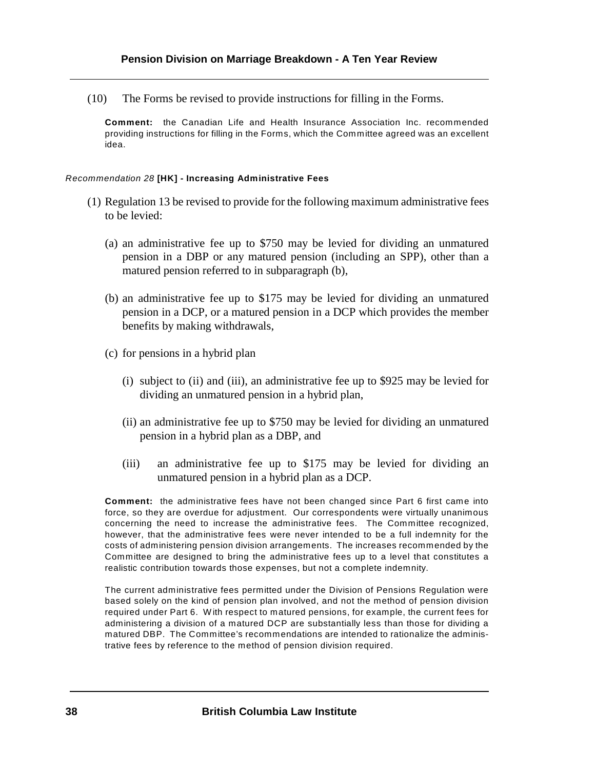(10) The Forms be revised to provide instructions for filling in the Forms.

**Comment:** the Canadian Life and Health Insurance Association Inc. recommended providing instructions for filling in the Forms, which the Committee agreed was an excellent idea.

*Recommendation 28* **[HK] - Increasing Administrative Fees**

(1) Regulation 13 be revised to provide for the following maximum administrative fees to be levied:

(a) an administrative fee up to $750 may be levied for dividing an unmatured pension in a DBP or any matured pension (including an SPP), other than a matured pension referred to in subparagraph (b),

(b) an administrative fee up to $175 may be levied for dividing an unmatured pension in a DCP, or a matured pension in a DCP which provides the member benefits by making withdrawals,

(c) for pensions in a hybrid plan

(i) subject to (ii) and (iii), an administrative fee up to $925 may be levied for dividing an unmatured pension in a hybrid plan,

(ii) an administrative fee up to $750 may be levied for dividing an unmatured pension in a hybrid plan as a DBP, and

(iii) an administrative fee up to $175 may be levied for dividing an unmatured pension in a hybrid plan as a DCP.

**Comment:** the administrative fees have not been changed since Part 6 first came into force, so they are overdue for adjustment. Our correspondents were virtually unanimous concerning the need to increase the administrative fees. The Committee recognized, however, that the administrative fees were never intended to be a full indemnity for the costs of administering pension division arrangements. The increases recommended by the Committee are designed to bring the administrative fees up to a level that constitutes a realistic contribution towards those expenses, but not a complete indemnity.

The current administrative fees permitted under the Division of Pensions Regulation were based solely on the kind of pension plan involved, and not the method of pension division required under Part 6. With respect to matured pensions, for example, the current fees for administering a division of a matured DCP are substantially less than those for dividing a matured DBP. The Committee's recommendations are intended to rationalize the administrative fees by reference to the method of pension division required.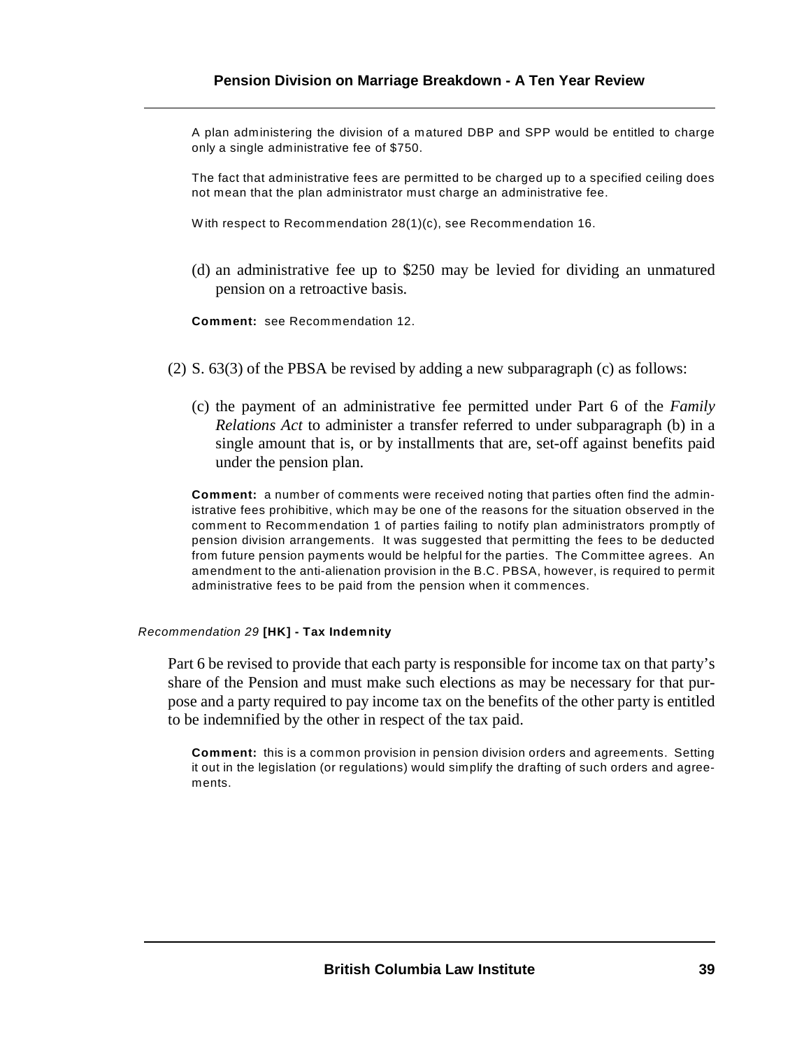A plan administering the division of a matured DBP and SPP would be entitled to charge only a single administrative fee of $750.

The fact that administrative fees are permitted to be charged up to a specified ceiling does not mean that the plan administrator must charge an administrative fee.

With respect to Recommendation 28(1)(c), see Recommendation 16.

(d) an administrative fee up to $250 may be levied for dividing an unmatured pension on a retroactive basis.

**Comment:** see Recommendation 12.

(2) S. 63(3) of the PBSA be revised by adding a new subparagraph (c) as follows:

(c) the payment of an administrative fee permitted under Part 6 of the *Family Relations Act* to administer a transfer referred to under subparagraph (b) in a single amount that is, or by installments that are, set-off against benefits paid under the pension plan.

**Comment:** a number of comments were received noting that parties often find the administrative fees prohibitive, which may be one of the reasons for the situation observed in the comment to Recommendation 1 of parties failing to notify plan administrators promptly of pension division arrangements. It was suggested that permitting the fees to be deducted from future pension payments would be helpful for the parties. The Committee agrees. An amendment to the anti-alienation provision in the B.C. PBSA, however, is required to permit administrative fees to be paid from the pension when it commences.

*Recommendation 29* **[HK] - Tax Indemnity**

Part 6 be revised to provide that each party is responsible for income tax on that party's share of the Pension and must make such elections as may be necessary for that purpose and a party required to pay income tax on the benefits of the other party is entitled to be indemnified by the other in respect of the tax paid.

**Comment:** this is a common provision in pension division orders and agreements. Setting it out in the legislation (or regulations) would simplify the drafting of such orders and agreements.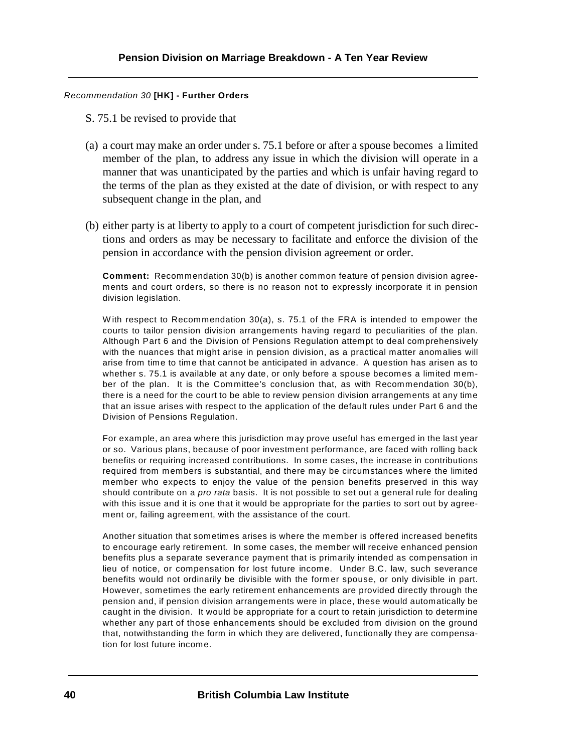*Recommendation 30* **[HK] - Further Orders**

S. 75.1 be revised to provide that

(a) a court may make an order under s. 75.1 before or after a spouse becomes a limited member of the plan, to address any issue in which the division will operate in a manner that was unanticipated by the parties and which is unfair having regard to the terms of the plan as they existed at the date of division, or with respect to any subsequent change in the plan, and

(b) either party is at liberty to apply to a court of competent jurisdiction for such directions and orders as may be necessary to facilitate and enforce the division of the pension in accordance with the pension division agreement or order.

**Comment:** Recommendation 30(b) is another common feature of pension division agreements and court orders, so there is no reason not to expressly incorporate it in pension division legislation.

With respect to Recommendation 30(a), s. 75.1 of the FRA is intended to empower the courts to tailor pension division arrangements having regard to peculiarities of the plan. Although Part 6 and the Division of Pensions Regulation attempt to deal comprehensively with the nuances that might arise in pension division, as a practical matter anomalies will arise from time to time that cannot be anticipated in advance. A question has arisen as to whether s. 75.1 is available at any date, or only before a spouse becomes a limited member of the plan. It is the Committee's conclusion that, as with Recommendation 30(b), there is a need for the court to be able to review pension division arrangements at any time that an issue arises with respect to the application of the default rules under Part 6 and the Division of Pensions Regulation.

For example, an area where this jurisdiction may prove useful has emerged in the last year or so. Various plans, because of poor investment performance, are faced with rolling back benefits or requiring increased contributions. In some cases, the increase in contributions required from members is substantial, and there may be circumstances where the limited member who expects to enjoy the value of the pension benefits preserved in this way should contribute on a *pro rata* basis. It is not possible to set out a general rule for dealing with this issue and it is one that it would be appropriate for the parties to sort out by agreement or, failing agreement, with the assistance of the court.

Another situation that sometimes arises is where the member is offered increased benefits to encourage early retirement. In some cases, the member will receive enhanced pension benefits plus a separate severance payment that is primarily intended as compensation in lieu of notice, or compensation for lost future income. Under B.C. law, such severance benefits would not ordinarily be divisible with the former spouse, or only divisible in part. However, sometimes the early retirement enhancements are provided directly through the pension and, if pension division arrangements were in place, these would automatically be caught in the division. It would be appropriate for a court to retain jurisdiction to determine whether any part of those enhancements should be excluded from division on the ground that, notwithstanding the form in which they are delivered, functionally they are compensation for lost future income.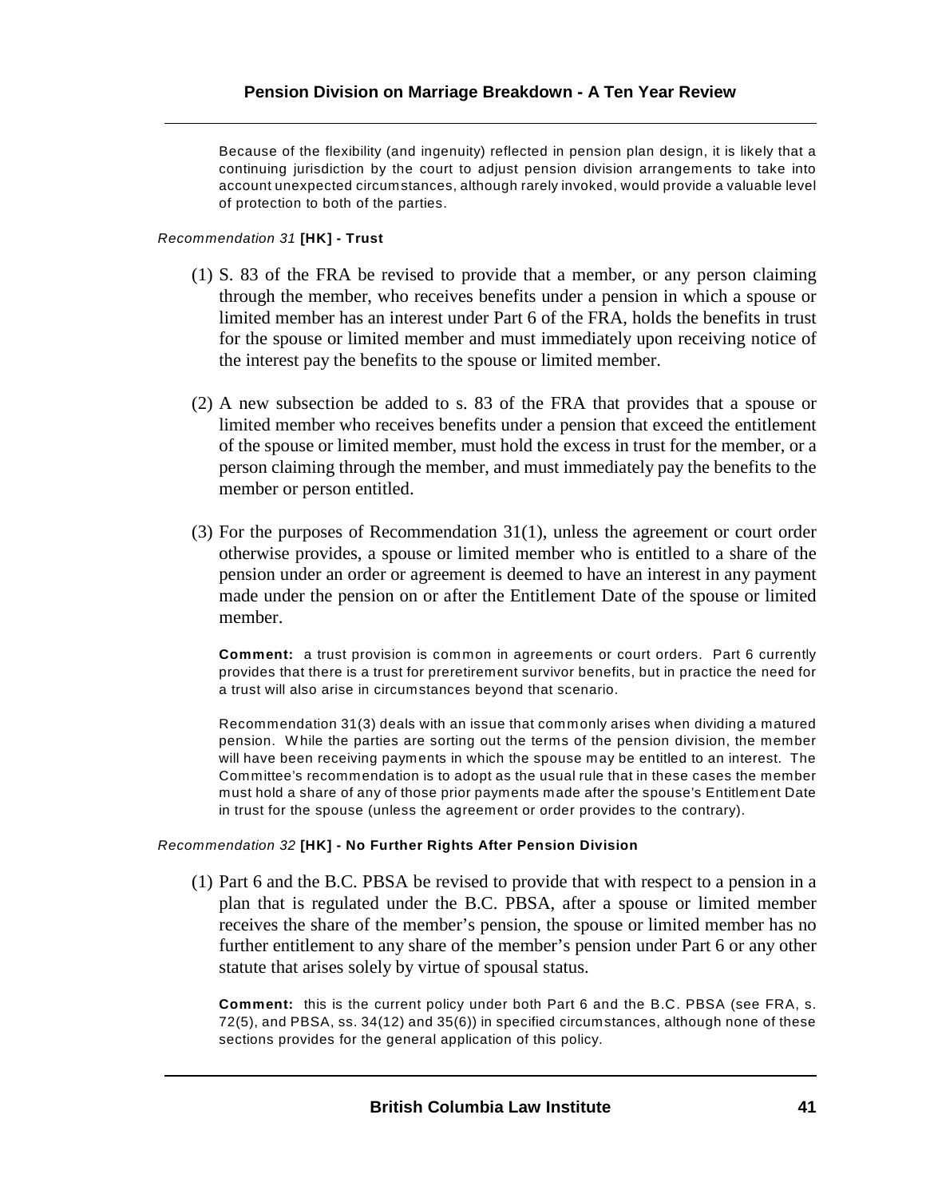Because of the flexibility (and ingenuity) reflected in pension plan design, it is likely that a continuing jurisdiction by the court to adjust pension division arrangements to take into account unexpected circumstances, although rarely invoked, would provide a valuable level of protection to both of the parties.

*Recommendation 31* **[HK] - Trust**

(1) S. 83 of the FRA be revised to provide that a member, or any person claiming through the member, who receives benefits under a pension in which a spouse or limited member has an interest under Part 6 of the FRA, holds the benefits in trust for the spouse or limited member and must immediately upon receiving notice of the interest pay the benefits to the spouse or limited member.

(2) A new subsection be added to s. 83 of the FRA that provides that a spouse or limited member who receives benefits under a pension that exceed the entitlement of the spouse or limited member, must hold the excess in trust for the member, or a person claiming through the member, and must immediately pay the benefits to the member or person entitled.

(3) For the purposes of Recommendation 31(1), unless the agreement or court order otherwise provides, a spouse or limited member who is entitled to a share of the pension under an order or agreement is deemed to have an interest in any payment made under the pension on or after the Entitlement Date of the spouse or limited member.

**Comment:** a trust provision is common in agreements or court orders. Part 6 currently provides that there is a trust for preretirement survivor benefits, but in practice the need for a trust will also arise in circumstances beyond that scenario.

Recommendation 31(3) deals with an issue that commonly arises when dividing a matured pension. While the parties are sorting out the terms of the pension division, the member will have been receiving payments in which the spouse may be entitled to an interest. The Committee's recommendation is to adopt as the usual rule that in these cases the member must hold a share of any of those prior payments made after the spouse's Entitlement Date in trust for the spouse (unless the agreement or order provides to the contrary).

*Recommendation 32* **[HK] - No Further Rights After Pension Division**

(1) Part 6 and the B.C. PBSA be revised to provide that with respect to a pension in a plan that is regulated under the B.C. PBSA, after a spouse or limited member receives the share of the member's pension, the spouse or limited member has no further entitlement to any share of the member's pension under Part 6 or any other statute that arises solely by virtue of spousal status.

**Comment:** this is the current policy under both Part 6 and the B.C. PBSA (see FRA, s. 72(5), and PBSA, ss. 34(12) and 35(6)) in specified circumstances, although none of these sections provides for the general application of this policy.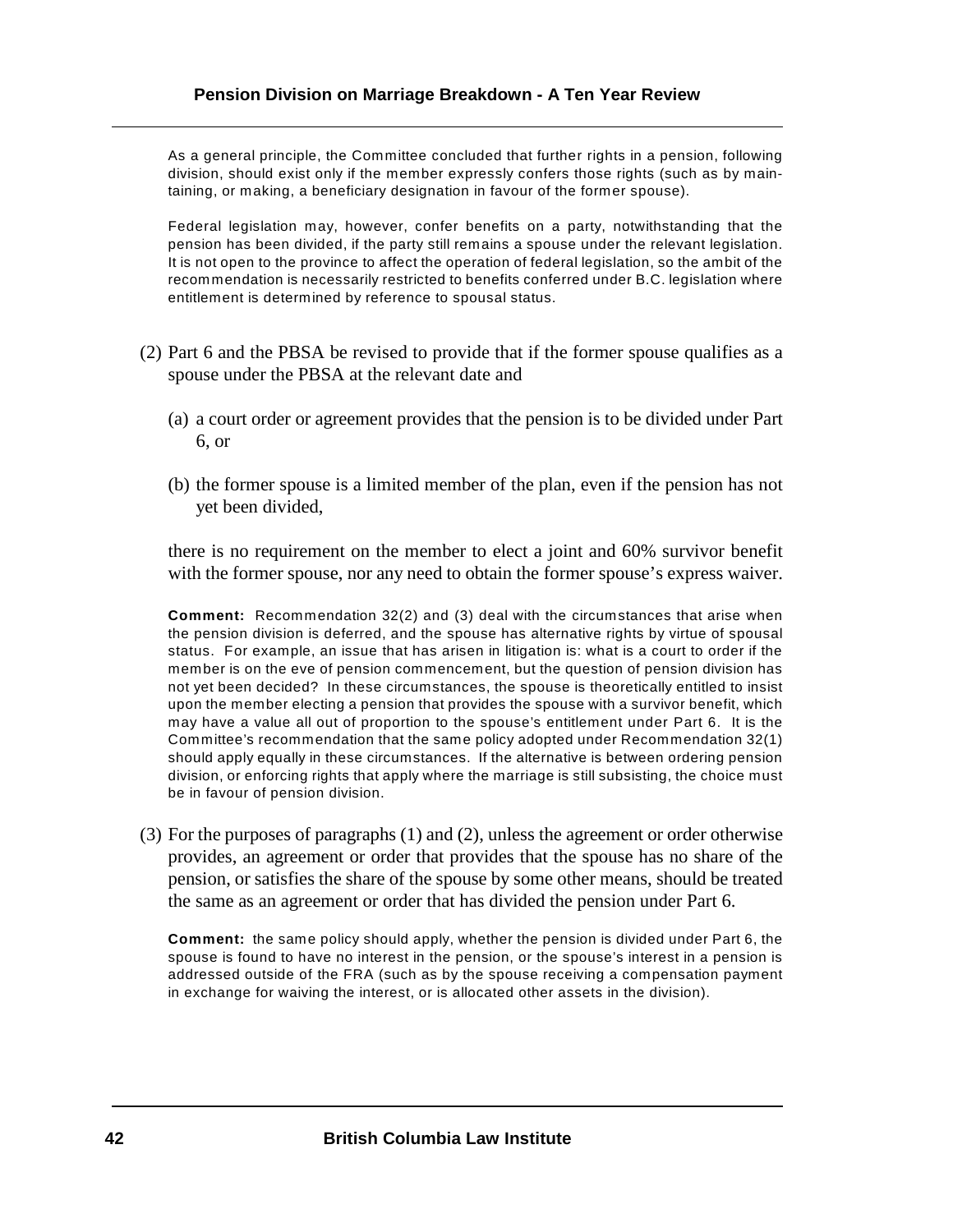As a general principle, the Committee concluded that further rights in a pension, following division, should exist only if the member expressly confers those rights (such as by maintaining, or making, a beneficiary designation in favour of the former spouse).

Federal legislation may, however, confer benefits on a party, notwithstanding that the pension has been divided, if the party still remains a spouse under the relevant legislation. It is not open to the province to affect the operation of federal legislation, so the ambit of the recommendation is necessarily restricted to benefits conferred under B.C. legislation where entitlement is determined by reference to spousal status.

(2) Part 6 and the PBSA be revised to provide that if the former spouse qualifies as a spouse under the PBSA at the relevant date and

(a) a court order or agreement provides that the pension is to be divided under Part 6, or

(b) the former spouse is a limited member of the plan, even if the pension has not yet been divided,

there is no requirement on the member to elect a joint and 60% survivor benefit with the former spouse, nor any need to obtain the former spouse's express waiver.

**Comment:** Recommendation 32(2) and (3) deal with the circumstances that arise when the pension division is deferred, and the spouse has alternative rights by virtue of spousal status. For example, an issue that has arisen in litigation is: what is a court to order if the member is on the eve of pension commencement, but the question of pension division has not yet been decided? In these circumstances, the spouse is theoretically entitled to insist upon the member electing a pension that provides the spouse with a survivor benefit, which may have a value all out of proportion to the spouse's entitlement under Part 6. It is the Committee's recommendation that the same policy adopted under Recommendation 32(1) should apply equally in these circumstances. If the alternative is between ordering pension division, or enforcing rights that apply where the marriage is still subsisting, the choice must be in favour of pension division.

(3) For the purposes of paragraphs (1) and (2), unless the agreement or order otherwise provides, an agreement or order that provides that the spouse has no share of the pension, or satisfies the share of the spouse by some other means, should be treated the same as an agreement or order that has divided the pension under Part 6.

**Comment:** the same policy should apply, whether the pension is divided under Part 6, the spouse is found to have no interest in the pension, or the spouse's interest in a pension is addressed outside of the FRA (such as by the spouse receiving a compensation payment in exchange for waiving the interest, or is allocated other assets in the division).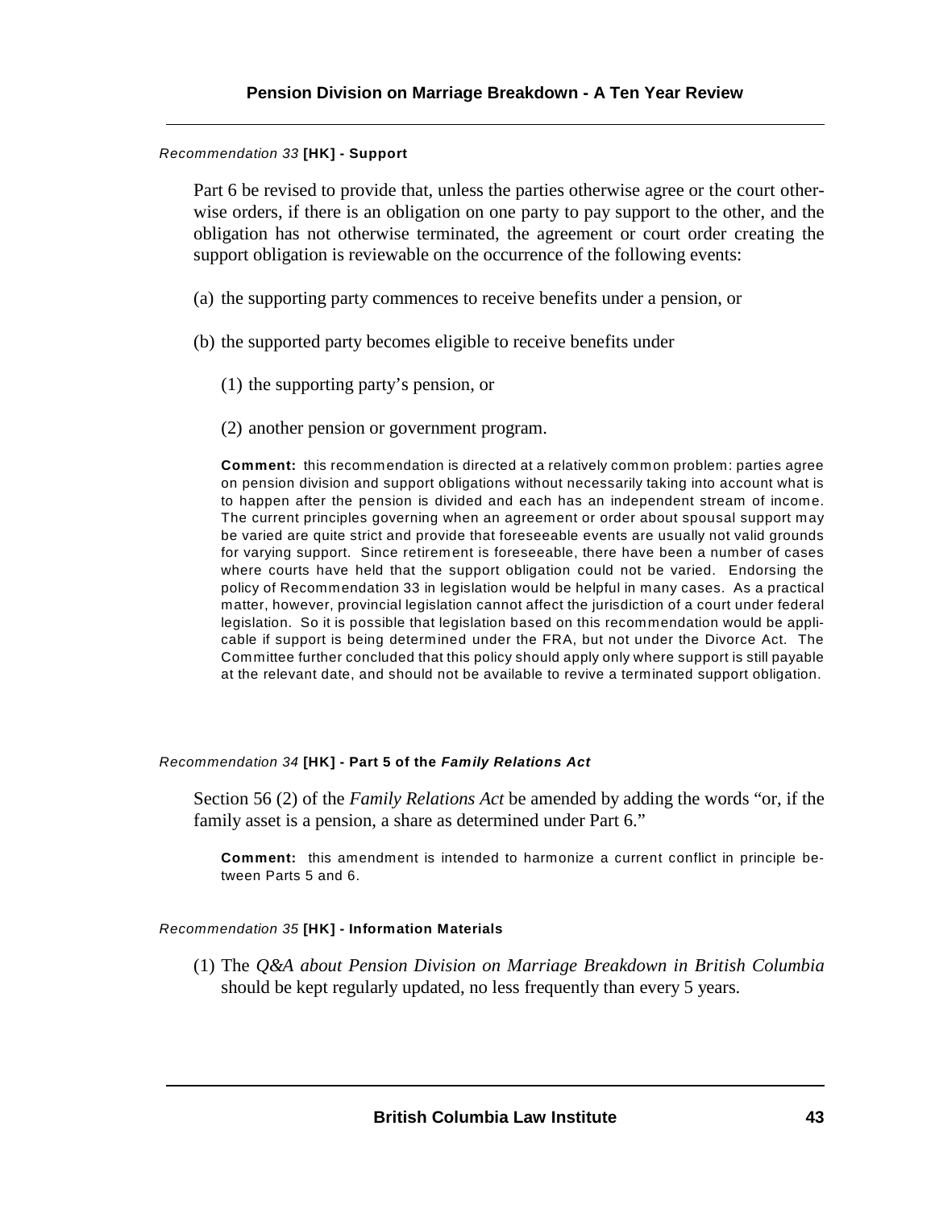*Recommendation 33* **[HK] - Support**

Part 6 be revised to provide that, unless the parties otherwise agree or the court otherwise orders, if there is an obligation on one party to pay support to the other, and the obligation has not otherwise terminated, the agreement or court order creating the support obligation is reviewable on the occurrence of the following events:

(a) the supporting party commences to receive benefits under a pension, or

(b) the supported party becomes eligible to receive benefits under

(1) the supporting party's pension, or

(2) another pension or government program.

**Comment:** this recommendation is directed at a relatively common problem: parties agree on pension division and support obligations without necessarily taking into account what is to happen after the pension is divided and each has an independent stream of income. The current principles governing when an agreement or order about spousal support may be varied are quite strict and provide that foreseeable events are usually not valid grounds for varying support. Since retirement is foreseeable, there have been a number of cases where courts have held that the support obligation could not be varied. Endorsing the policy of Recommendation 33 in legislation would be helpful in many cases. As a practical matter, however, provincial legislation cannot affect the jurisdiction of a court under federal legislation. So it is possible that legislation based on this recommendation would be applicable if support is being determined under the FRA, but not under the Divorce Act. The Committee further concluded that this policy should apply only where support is still payable at the relevant date, and should not be available to revive a terminated support obligation.

*Recommendation 34* **[HK] - Part 5 of the *Family Relations Act***

Section 56 (2) of the *Family Relations Act* be amended by adding the words "or, if the family asset is a pension, a share as determined under Part 6."

**Comment:** this amendment is intended to harmonize a current conflict in principle between Parts 5 and 6.

*Recommendation 35* **[HK] - Information Materials**

(1) The *Q&A about Pension Division on Marriage Breakdown in British Columbia* should be kept regularly updated, no less frequently than every 5 years.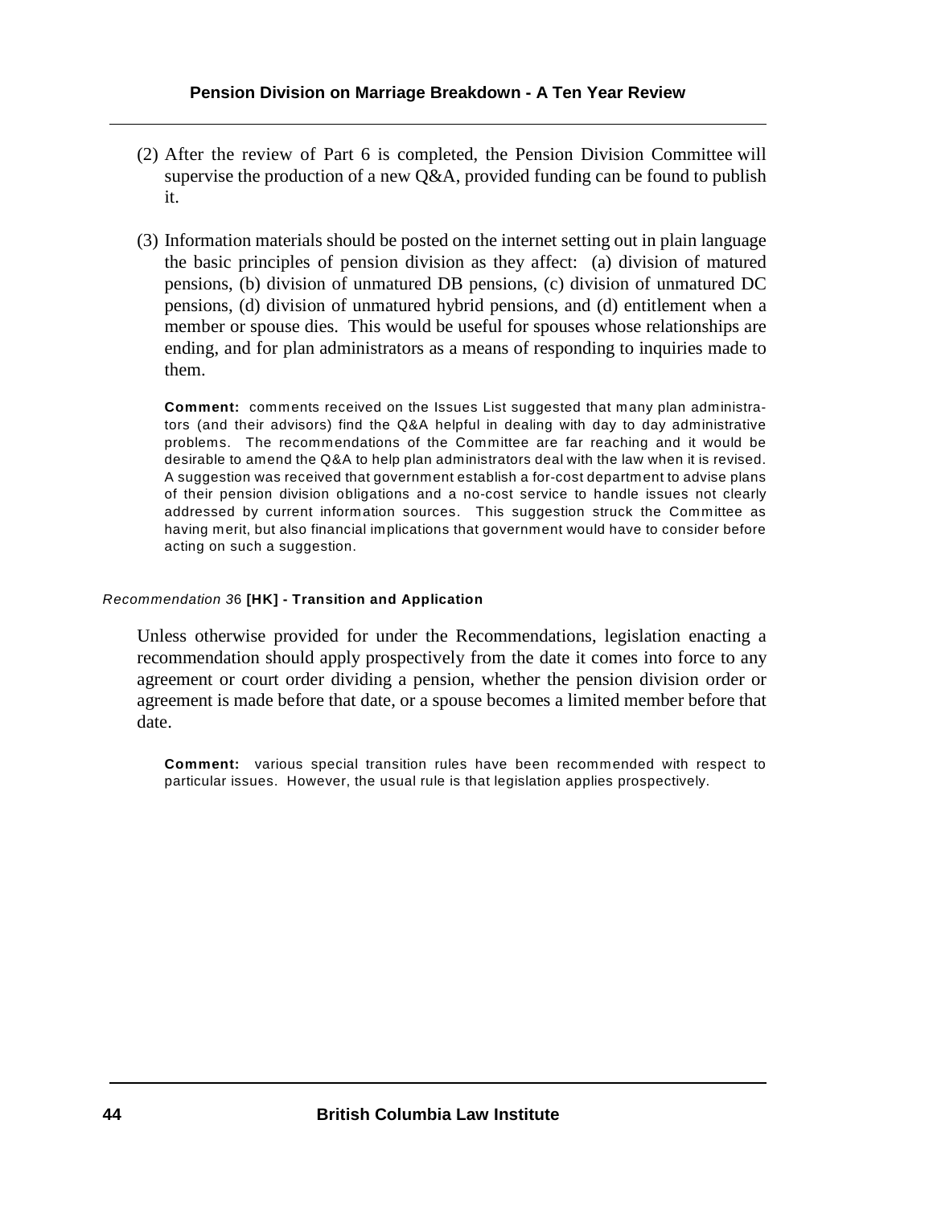(2) After the review of Part 6 is completed, the Pension Division Committee will supervise the production of a new Q&A, provided funding can be found to publish it.

(3) Information materials should be posted on the internet setting out in plain language the basic principles of pension division as they affect: (a) division of matured pensions, (b) division of unmatured DB pensions, (c) division of unmatured DC pensions, (d) division of unmatured hybrid pensions, and (d) entitlement when a member or spouse dies. This would be useful for spouses whose relationships are ending, and for plan administrators as a means of responding to inquiries made to them.

**Comment:** comments received on the Issues List suggested that many plan administrators (and their advisors) find the Q&A helpful in dealing with day to day administrative problems. The recommendations of the Committee are far reaching and it would be desirable to amend the Q&A to help plan administrators deal with the law when it is revised. A suggestion was received that government establish a for-cost department to advise plans of their pension division obligations and a no-cost service to handle issues not clearly addressed by current information sources. This suggestion struck the Committee as having merit, but also financial implications that government would have to consider before acting on such a suggestion.

*Recommendation 36* **[HK] - Transition and Application**

Unless otherwise provided for under the Recommendations, legislation enacting a recommendation should apply prospectively from the date it comes into force to any agreement or court order dividing a pension, whether the pension division order or agreement is made before that date, or a spouse becomes a limited member before that date.

**Comment:** various special transition rules have been recommended with respect to particular issues. However, the usual rule is that legislation applies prospectively.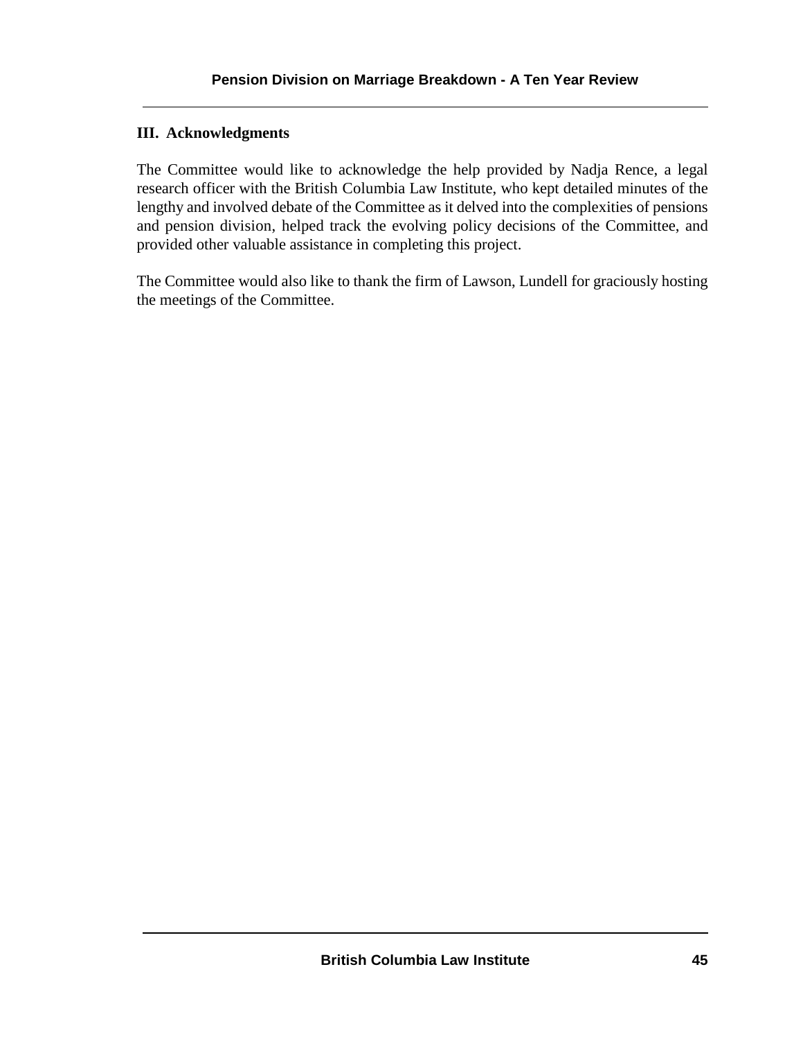## III. Acknowledgments

The Committee would like to acknowledge the help provided by Nadja Rence, a legal research officer with the British Columbia Law Institute, who kept detailed minutes of the lengthy and involved debate of the Committee as it delved into the complexities of pensions and pension division, helped track the evolving policy decisions of the Committee, and provided other valuable assistance in completing this project.

The Committee would also like to thank the firm of Lawson, Lundell for graciously hosting the meetings of the Committee.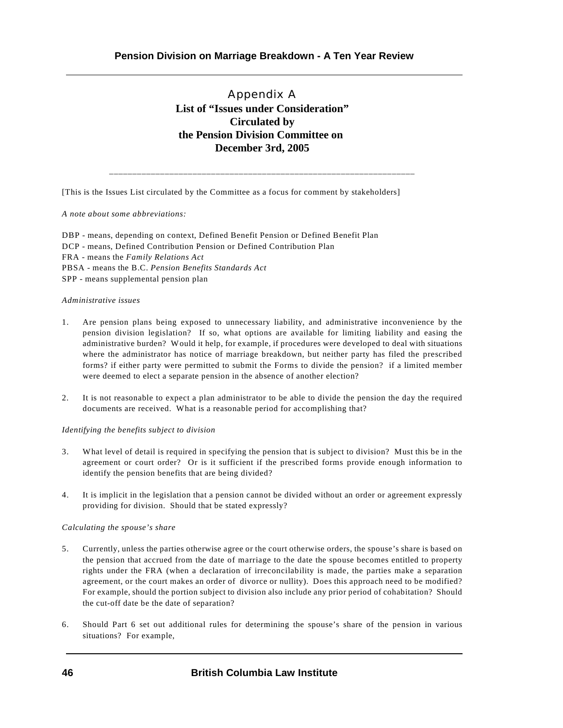## Appendix A

### List of "Issues under Consideration" Circulated by the Pension Division Committee on December 3rd, 2005

---

[This is the Issues List circulated by the Committee as a focus for comment by stakeholders]

*A note about some abbreviations:*

DBP - means, depending on context, Defined Benefit Pension or Defined Benefit Plan
DCP - means, Defined Contribution Pension or Defined Contribution Plan
FRA - means the *Family Relations Act*
PBSA - means the B.C. *Pension Benefits Standards Act*
SPP - means supplemental pension plan

*Administrative issues*

1. Are pension plans being exposed to unnecessary liability, and administrative inconvenience by the pension division legislation? If so, what options are available for limiting liability and easing the administrative burden? Would it help, for example, if procedures were developed to deal with situations where the administrator has notice of marriage breakdown, but neither party has filed the prescribed forms? if either party were permitted to submit the Forms to divide the pension? if a limited member were deemed to elect a separate pension in the absence of another election?

2. It is not reasonable to expect a plan administrator to be able to divide the pension the day the required documents are received. What is a reasonable period for accomplishing that?

*Identifying the benefits subject to division*

3. What level of detail is required in specifying the pension that is subject to division? Must this be in the agreement or court order? Or is it sufficient if the prescribed forms provide enough information to identify the pension benefits that are being divided?

4. It is implicit in the legislation that a pension cannot be divided without an order or agreement expressly providing for division. Should that be stated expressly?

*Calculating the spouse's share*

5. Currently, unless the parties otherwise agree or the court otherwise orders, the spouse's share is based on the pension that accrued from the date of marriage to the date the spouse becomes entitled to property rights under the FRA (when a declaration of irreconcilability is made, the parties make a separation agreement, or the court makes an order of divorce or nullity). Does this approach need to be modified? For example, should the portion subject to division also include any prior period of cohabitation? Should the cut-off date be the date of separation?

6. Should Part 6 set out additional rules for determining the spouse's share of the pension in various situations? For example,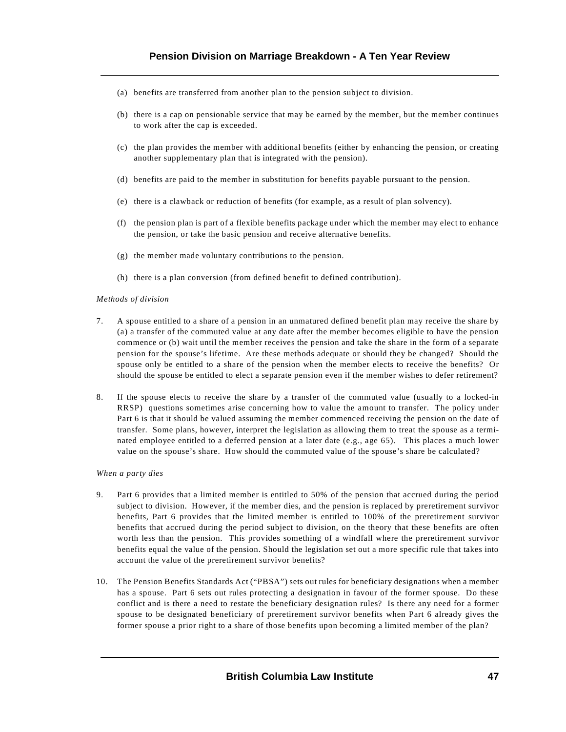(a) benefits are transferred from another plan to the pension subject to division.

(b) there is a cap on pensionable service that may be earned by the member, but the member continues to work after the cap is exceeded.

(c) the plan provides the member with additional benefits (either by enhancing the pension, or creating another supplementary plan that is integrated with the pension).

(d) benefits are paid to the member in substitution for benefits payable pursuant to the pension.

(e) there is a clawback or reduction of benefits (for example, as a result of plan solvency).

(f) the pension plan is part of a flexible benefits package under which the member may elect to enhance the pension, or take the basic pension and receive alternative benefits.

(g) the member made voluntary contributions to the pension.

(h) there is a plan conversion (from defined benefit to defined contribution).

*Methods of division*

7. A spouse entitled to a share of a pension in an unmatured defined benefit plan may receive the share by (a) a transfer of the commuted value at any date after the member becomes eligible to have the pension commence or (b) wait until the member receives the pension and take the share in the form of a separate pension for the spouse's lifetime. Are these methods adequate or should they be changed? Should the spouse only be entitled to a share of the pension when the member elects to receive the benefits? Or should the spouse be entitled to elect a separate pension even if the member wishes to defer retirement?

8. If the spouse elects to receive the share by a transfer of the commuted value (usually to a locked-in RRSP) questions sometimes arise concerning how to value the amount to transfer. The policy under Part 6 is that it should be valued assuming the member commenced receiving the pension on the date of transfer. Some plans, however, interpret the legislation as allowing them to treat the spouse as a terminated employee entitled to a deferred pension at a later date (e.g., age 65). This places a much lower value on the spouse's share. How should the commuted value of the spouse's share be calculated?

*When a party dies*

9. Part 6 provides that a limited member is entitled to 50% of the pension that accrued during the period subject to division. However, if the member dies, and the pension is replaced by preretirement survivor benefits, Part 6 provides that the limited member is entitled to 100% of the preretirement survivor benefits that accrued during the period subject to division, on the theory that these benefits are often worth less than the pension. This provides something of a windfall where the preretirement survivor benefits equal the value of the pension. Should the legislation set out a more specific rule that takes into account the value of the preretirement survivor benefits?

10. The Pension Benefits Standards Act ("PBSA") sets out rules for beneficiary designations when a member has a spouse. Part 6 sets out rules protecting a designation in favour of the former spouse. Do these conflict and is there a need to restate the beneficiary designation rules? Is there any need for a former spouse to be designated beneficiary of preretirement survivor benefits when Part 6 already gives the former spouse a prior right to a share of those benefits upon becoming a limited member of the plan?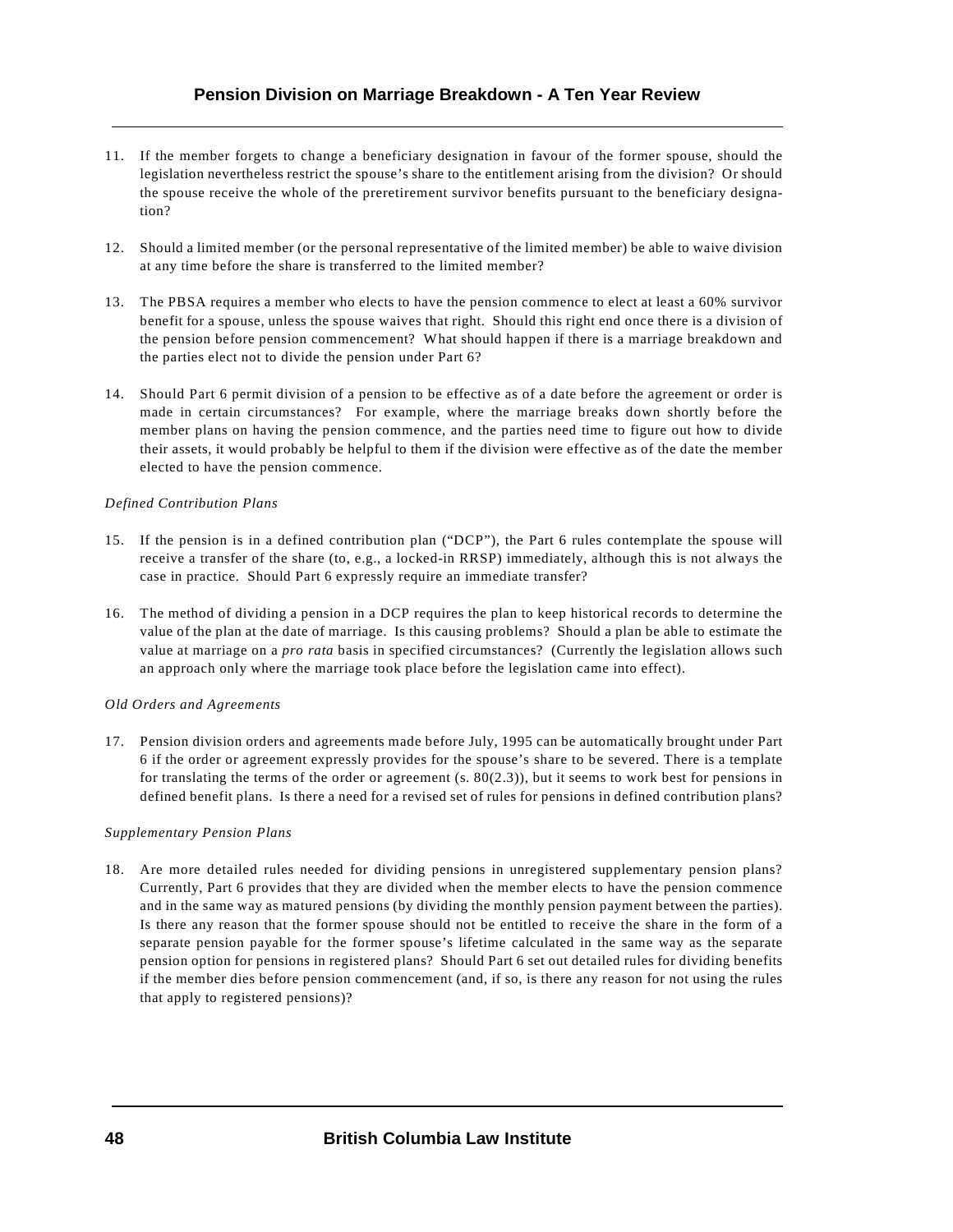11. If the member forgets to change a beneficiary designation in favour of the former spouse, should the legislation nevertheless restrict the spouse's share to the entitlement arising from the division? Or should the spouse receive the whole of the preretirement survivor benefits pursuant to the beneficiary designation?

12. Should a limited member (or the personal representative of the limited member) be able to waive division at any time before the share is transferred to the limited member?

13. The PBSA requires a member who elects to have the pension commence to elect at least a 60% survivor benefit for a spouse, unless the spouse waives that right. Should this right end once there is a division of the pension before pension commencement? What should happen if there is a marriage breakdown and the parties elect not to divide the pension under Part 6?

14. Should Part 6 permit division of a pension to be effective as of a date before the agreement or order is made in certain circumstances? For example, where the marriage breaks down shortly before the member plans on having the pension commence, and the parties need time to figure out how to divide their assets, it would probably be helpful to them if the division were effective as of the date the member elected to have the pension commence.

*Defined Contribution Plans*

15. If the pension is in a defined contribution plan ("DCP"), the Part 6 rules contemplate the spouse will receive a transfer of the share (to, e.g., a locked-in RRSP) immediately, although this is not always the case in practice. Should Part 6 expressly require an immediate transfer?

16. The method of dividing a pension in a DCP requires the plan to keep historical records to determine the value of the plan at the date of marriage. Is this causing problems? Should a plan be able to estimate the value at marriage on a *pro rata* basis in specified circumstances? (Currently the legislation allows such an approach only where the marriage took place before the legislation came into effect).

*Old Orders and Agreements*

17. Pension division orders and agreements made before July, 1995 can be automatically brought under Part 6 if the order or agreement expressly provides for the spouse's share to be severed. There is a template for translating the terms of the order or agreement (s. 80(2.3)), but it seems to work best for pensions in defined benefit plans. Is there a need for a revised set of rules for pensions in defined contribution plans?

*Supplementary Pension Plans*

18. Are more detailed rules needed for dividing pensions in unregistered supplementary pension plans? Currently, Part 6 provides that they are divided when the member elects to have the pension commence and in the same way as matured pensions (by dividing the monthly pension payment between the parties). Is there any reason that the former spouse should not be entitled to receive the share in the form of a separate pension payable for the former spouse's lifetime calculated in the same way as the separate pension option for pensions in registered plans? Should Part 6 set out detailed rules for dividing benefits if the member dies before pension commencement (and, if so, is there any reason for not using the rules that apply to registered pensions)?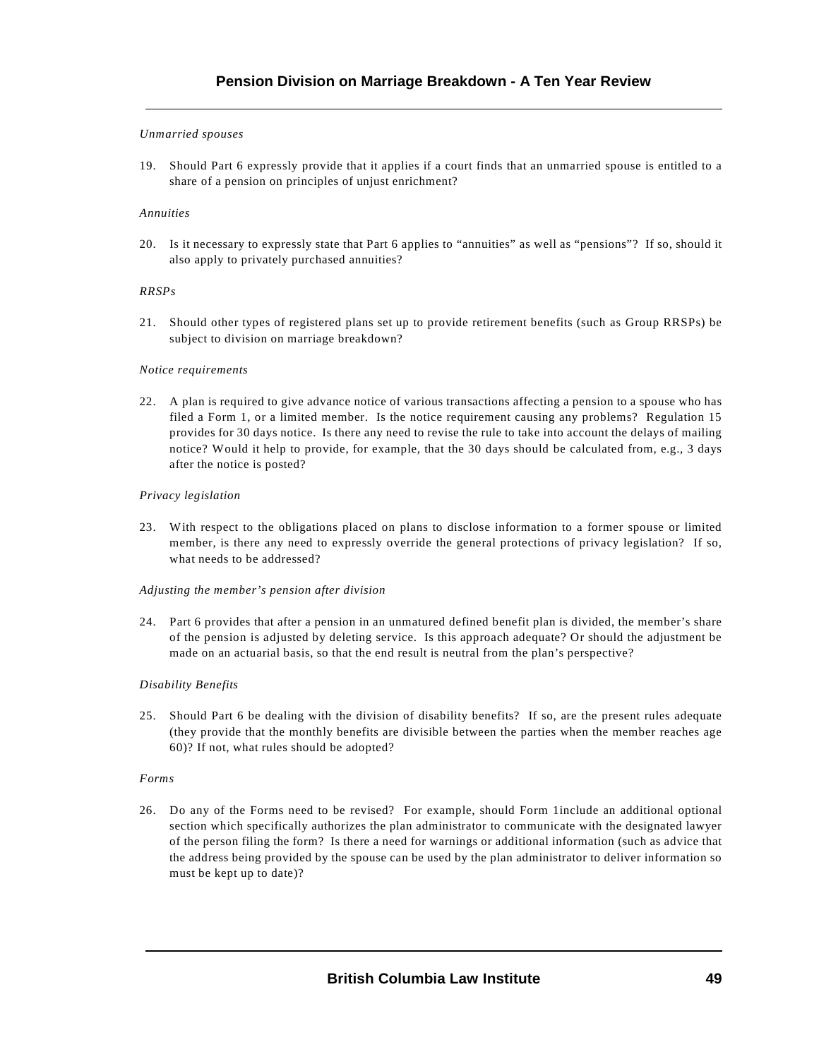*Unmarried spouses*

19. Should Part 6 expressly provide that it applies if a court finds that an unmarried spouse is entitled to a share of a pension on principles of unjust enrichment?

*Annuities*

20. Is it necessary to expressly state that Part 6 applies to "annuities" as well as "pensions"? If so, should it also apply to privately purchased annuities?

*RRSPs*

21. Should other types of registered plans set up to provide retirement benefits (such as Group RRSPs) be subject to division on marriage breakdown?

*Notice requirements*

22. A plan is required to give advance notice of various transactions affecting a pension to a spouse who has filed a Form 1, or a limited member. Is the notice requirement causing any problems? Regulation 15 provides for 30 days notice. Is there any need to revise the rule to take into account the delays of mailing notice? Would it help to provide, for example, that the 30 days should be calculated from, e.g., 3 days after the notice is posted?

*Privacy legislation*

23. With respect to the obligations placed on plans to disclose information to a former spouse or limited member, is there any need to expressly override the general protections of privacy legislation? If so, what needs to be addressed?

*Adjusting the member's pension after division*

24. Part 6 provides that after a pension in an unmatured defined benefit plan is divided, the member's share of the pension is adjusted by deleting service. Is this approach adequate? Or should the adjustment be made on an actuarial basis, so that the end result is neutral from the plan's perspective?

*Disability Benefits*

25. Should Part 6 be dealing with the division of disability benefits? If so, are the present rules adequate (they provide that the monthly benefits are divisible between the parties when the member reaches age 60)? If not, what rules should be adopted?

*Forms*

26. Do any of the Forms need to be revised? For example, should Form 1include an additional optional section which specifically authorizes the plan administrator to communicate with the designated lawyer of the person filing the form? Is there a need for warnings or additional information (such as advice that the address being provided by the spouse can be used by the plan administrator to deliver information so must be kept up to date)?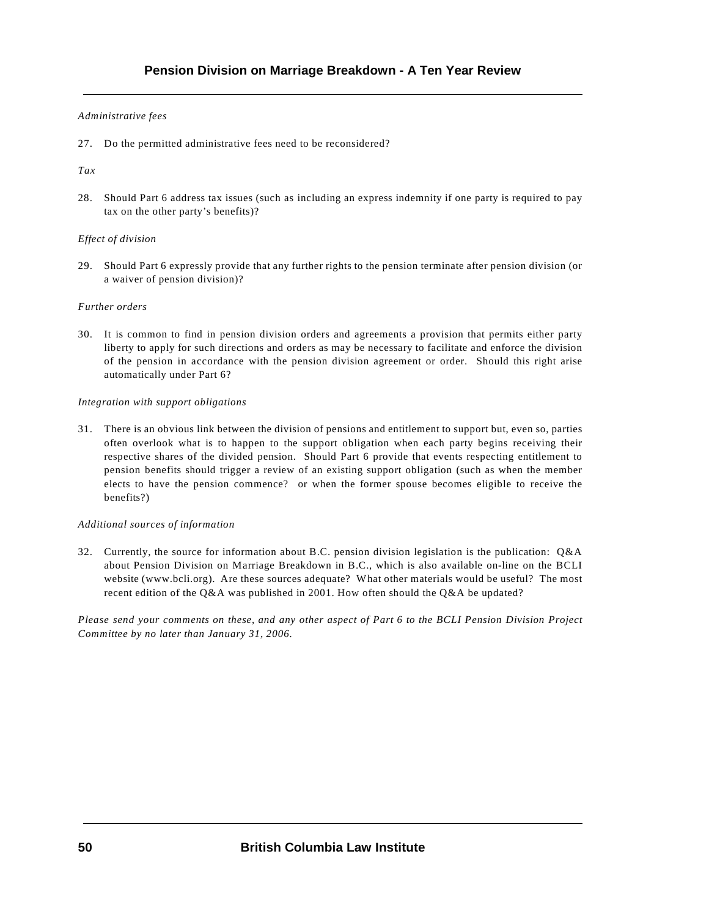*Administrative fees*

27. Do the permitted administrative fees need to be reconsidered?

*Tax*

28. Should Part 6 address tax issues (such as including an express indemnity if one party is required to pay tax on the other party's benefits)?

*Effect of division*

29. Should Part 6 expressly provide that any further rights to the pension terminate after pension division (or a waiver of pension division)?

*Further orders*

30. It is common to find in pension division orders and agreements a provision that permits either party liberty to apply for such directions and orders as may be necessary to facilitate and enforce the division of the pension in accordance with the pension division agreement or order. Should this right arise automatically under Part 6?

*Integration with support obligations*

31. There is an obvious link between the division of pensions and entitlement to support but, even so, parties often overlook what is to happen to the support obligation when each party begins receiving their respective shares of the divided pension. Should Part 6 provide that events respecting entitlement to pension benefits should trigger a review of an existing support obligation (such as when the member elects to have the pension commence? or when the former spouse becomes eligible to receive the benefits?)

*Additional sources of information*

32. Currently, the source for information about B.C. pension division legislation is the publication: Q&A about Pension Division on Marriage Breakdown in B.C., which is also available on-line on the BCLI website (www.bcli.org). Are these sources adequate? What other materials would be useful? The most recent edition of the Q&A was published in 2001. How often should the Q&A be updated?

*Please send your comments on these, and any other aspect of Part 6 to the BCLI Pension Division Project Committee by no later than January 31, 2006.*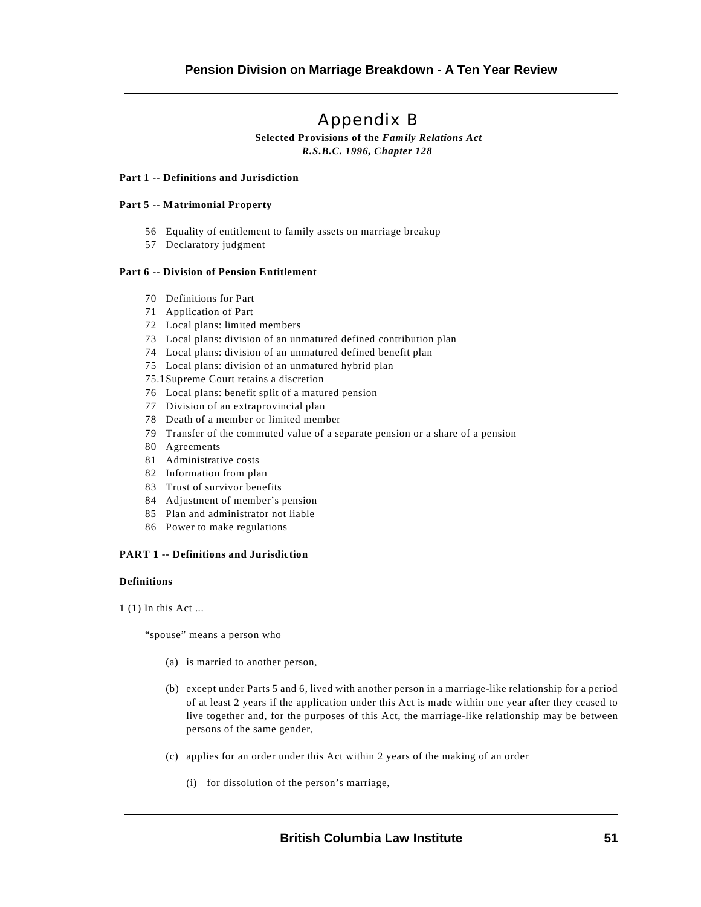# Appendix B

**Selected Provisions of the *Family Relations Act***
***R.S.B.C. 1996, Chapter 128***

**Part 1 -- Definitions and Jurisdiction**

**Part 5 -- Matrimonial Property**

56 Equality of entitlement to family assets on marriage breakup
57 Declaratory judgment

**Part 6 -- Division of Pension Entitlement**

70 Definitions for Part
71 Application of Part
72 Local plans: limited members
73 Local plans: division of an unmatured defined contribution plan
74 Local plans: division of an unmatured defined benefit plan
75 Local plans: division of an unmatured hybrid plan
75.1 Supreme Court retains a discretion
76 Local plans: benefit split of a matured pension
77 Division of an extraprovincial plan
78 Death of a member or limited member
79 Transfer of the commuted value of a separate pension or a share of a pension
80 Agreements
81 Administrative costs
82 Information from plan
83 Trust of survivor benefits
84 Adjustment of member's pension
85 Plan and administrator not liable
86 Power to make regulations

**PART 1 -- Definitions and Jurisdiction**

**Definitions**

1 (1) In this Act ...

"spouse" means a person who

(a) is married to another person,

(b) except under Parts 5 and 6, lived with another person in a marriage-like relationship for a period of at least 2 years if the application under this Act is made within one year after they ceased to live together and, for the purposes of this Act, the marriage-like relationship may be between persons of the same gender,

(c) applies for an order under this Act within 2 years of the making of an order

(i) for dissolution of the person's marriage,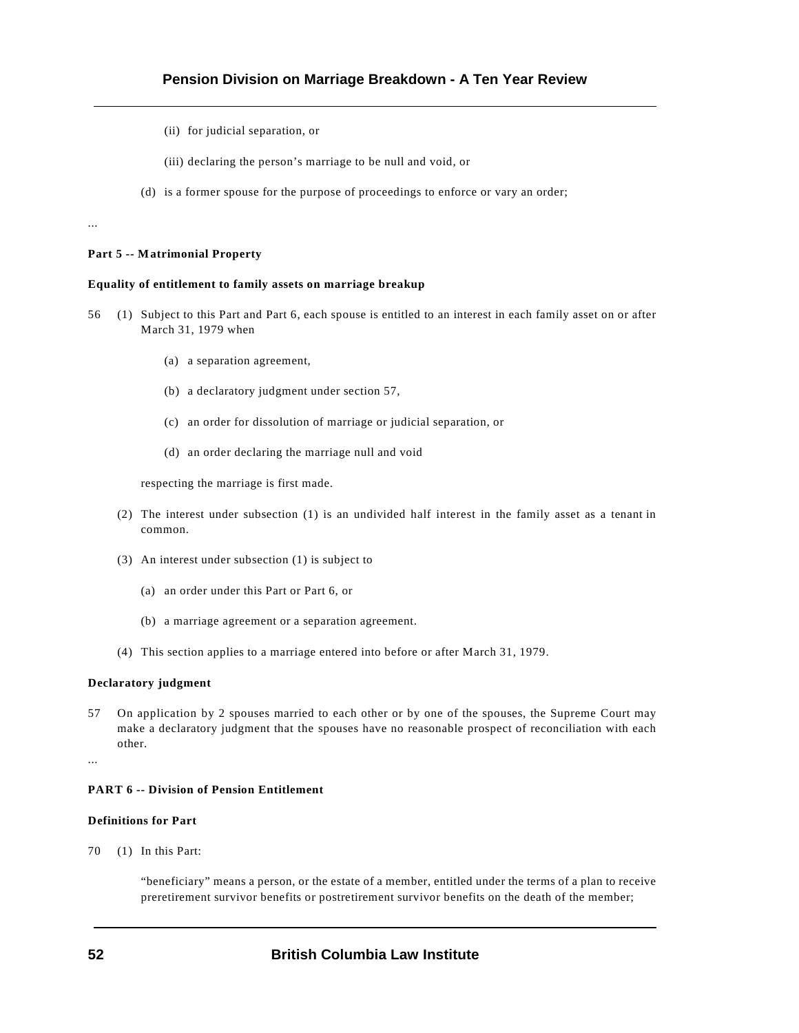(ii) for judicial separation, or

(iii) declaring the person's marriage to be null and void, or

(d) is a former spouse for the purpose of proceedings to enforce or vary an order;

...

**Part 5 -- Matrimonial Property**

**Equality of entitlement to family assets on marriage breakup**

56 (1) Subject to this Part and Part 6, each spouse is entitled to an interest in each family asset on or after March 31, 1979 when

(a) a separation agreement,

(b) a declaratory judgment under section 57,

(c) an order for dissolution of marriage or judicial separation, or

(d) an order declaring the marriage null and void

respecting the marriage is first made.

(2) The interest under subsection (1) is an undivided half interest in the family asset as a tenant in common.

(3) An interest under subsection (1) is subject to

(a) an order under this Part or Part 6, or

(b) a marriage agreement or a separation agreement.

(4) This section applies to a marriage entered into before or after March 31, 1979.

**Declaratory judgment**

57 On application by 2 spouses married to each other or by one of the spouses, the Supreme Court may make a declaratory judgment that the spouses have no reasonable prospect of reconciliation with each other.

...

**PART 6 -- Division of Pension Entitlement**

**Definitions for Part**

70 (1) In this Part:

"beneficiary" means a person, or the estate of a member, entitled under the terms of a plan to receive preretirement survivor benefits or postretirement survivor benefits on the death of the member;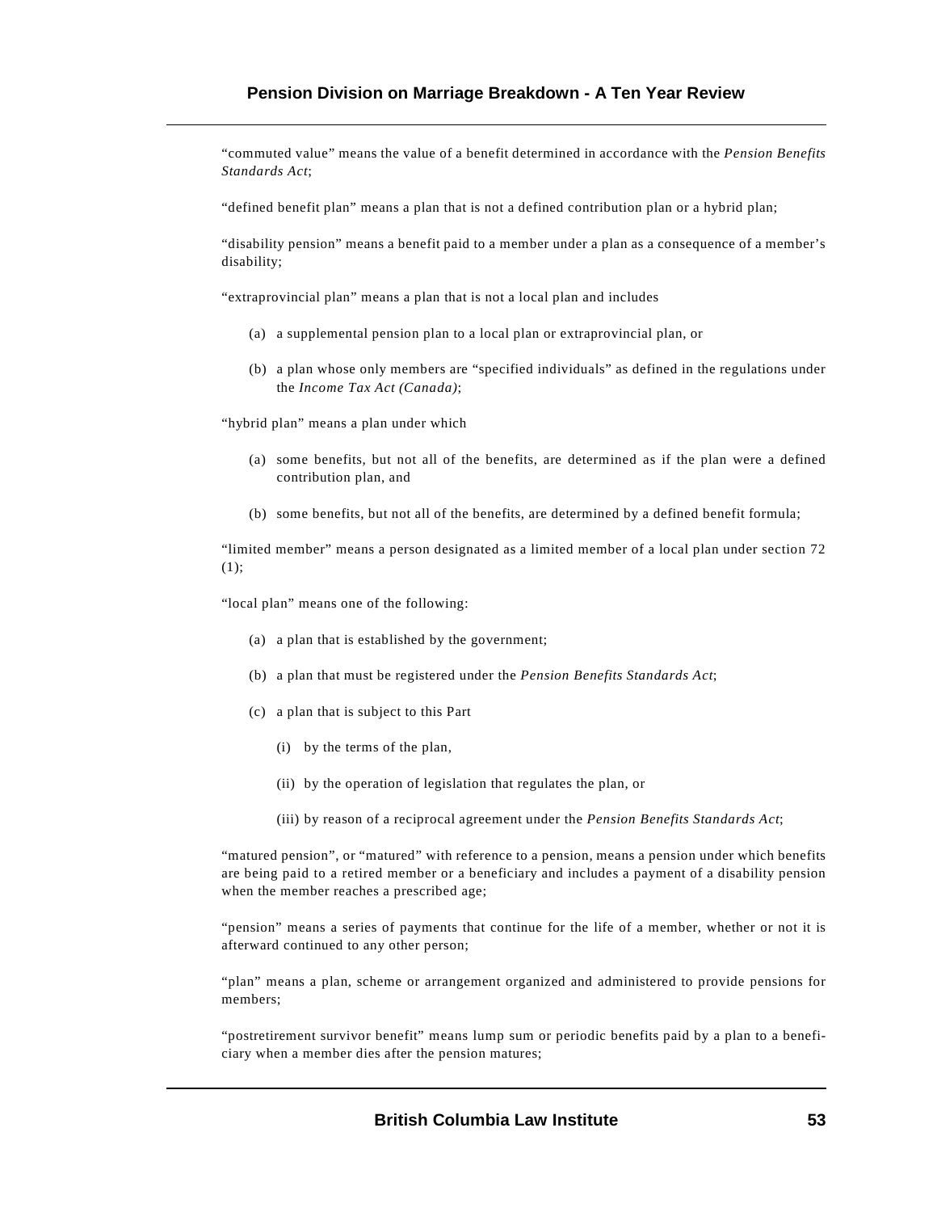"commuted value" means the value of a benefit determined in accordance with the *Pension Benefits Standards Act*;

"defined benefit plan" means a plan that is not a defined contribution plan or a hybrid plan;

"disability pension" means a benefit paid to a member under a plan as a consequence of a member's disability;

"extraprovincial plan" means a plan that is not a local plan and includes

(a) a supplemental pension plan to a local plan or extraprovincial plan, or

(b) a plan whose only members are "specified individuals" as defined in the regulations under the *Income Tax Act (Canada)*;

"hybrid plan" means a plan under which

(a) some benefits, but not all of the benefits, are determined as if the plan were a defined contribution plan, and

(b) some benefits, but not all of the benefits, are determined by a defined benefit formula;

"limited member" means a person designated as a limited member of a local plan under section 72 (1);

"local plan" means one of the following:

(a) a plan that is established by the government;

(b) a plan that must be registered under the *Pension Benefits Standards Act*;

(c) a plan that is subject to this Part

(i) by the terms of the plan,

(ii) by the operation of legislation that regulates the plan, or

(iii) by reason of a reciprocal agreement under the *Pension Benefits Standards Act*;

"matured pension", or "matured" with reference to a pension, means a pension under which benefits are being paid to a retired member or a beneficiary and includes a payment of a disability pension when the member reaches a prescribed age;

"pension" means a series of payments that continue for the life of a member, whether or not it is afterward continued to any other person;

"plan" means a plan, scheme or arrangement organized and administered to provide pensions for members;

"postretirement survivor benefit" means lump sum or periodic benefits paid by a plan to a beneficiary when a member dies after the pension matures;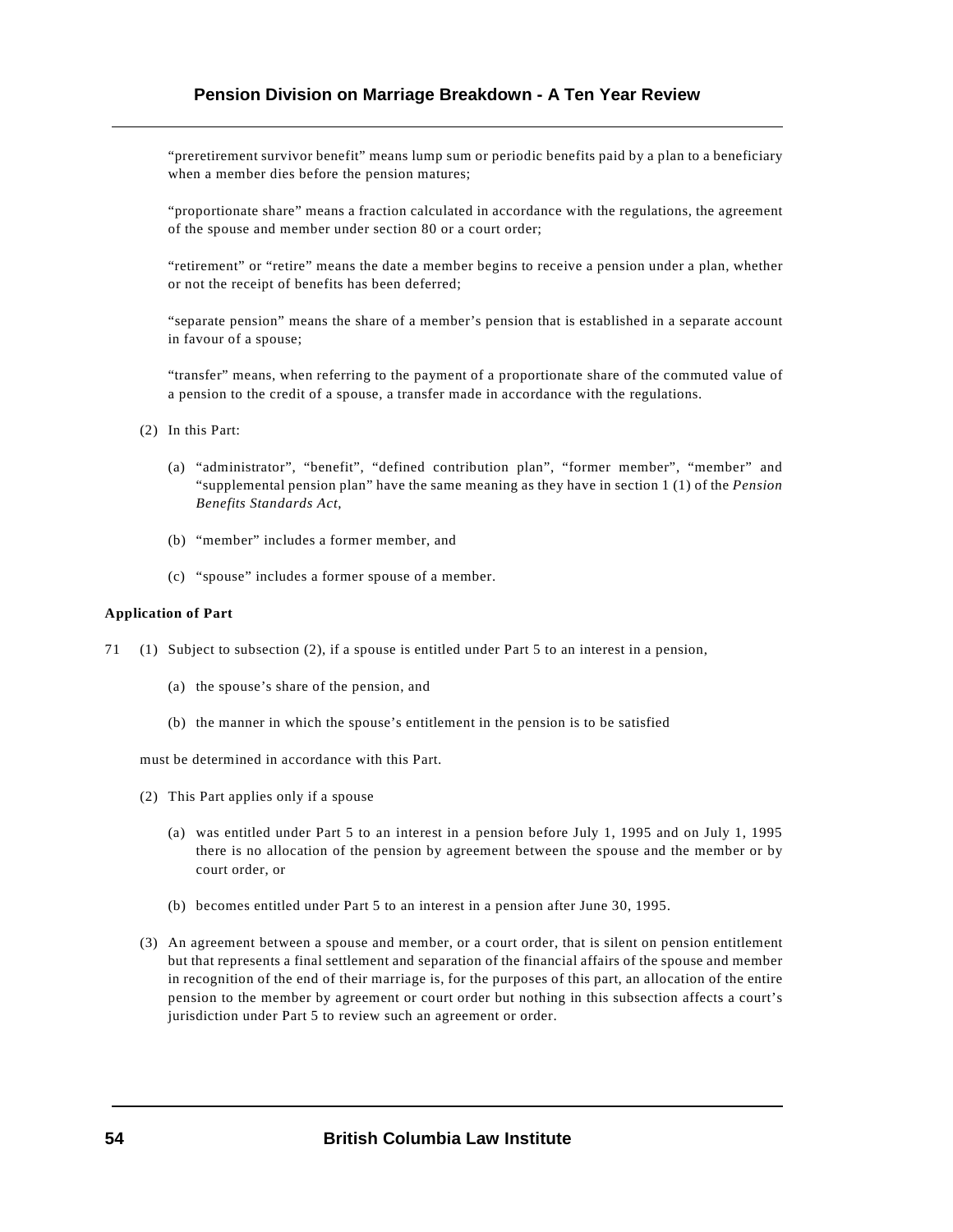"preretirement survivor benefit" means lump sum or periodic benefits paid by a plan to a beneficiary when a member dies before the pension matures;

"proportionate share" means a fraction calculated in accordance with the regulations, the agreement of the spouse and member under section 80 or a court order;

"retirement" or "retire" means the date a member begins to receive a pension under a plan, whether or not the receipt of benefits has been deferred;

"separate pension" means the share of a member's pension that is established in a separate account in favour of a spouse;

"transfer" means, when referring to the payment of a proportionate share of the commuted value of a pension to the credit of a spouse, a transfer made in accordance with the regulations.

(2) In this Part:

(a) "administrator", "benefit", "defined contribution plan", "former member", "member" and "supplemental pension plan" have the same meaning as they have in section 1 (1) of the *Pension Benefits Standards Act*,

(b) "member" includes a former member, and

(c) "spouse" includes a former spouse of a member.

**Application of Part**

71 (1) Subject to subsection (2), if a spouse is entitled under Part 5 to an interest in a pension,

(a) the spouse's share of the pension, and

(b) the manner in which the spouse's entitlement in the pension is to be satisfied

must be determined in accordance with this Part.

(2) This Part applies only if a spouse

(a) was entitled under Part 5 to an interest in a pension before July 1, 1995 and on July 1, 1995 there is no allocation of the pension by agreement between the spouse and the member or by court order, or

(b) becomes entitled under Part 5 to an interest in a pension after June 30, 1995.

(3) An agreement between a spouse and member, or a court order, that is silent on pension entitlement but that represents a final settlement and separation of the financial affairs of the spouse and member in recognition of the end of their marriage is, for the purposes of this part, an allocation of the entire pension to the member by agreement or court order but nothing in this subsection affects a court's jurisdiction under Part 5 to review such an agreement or order.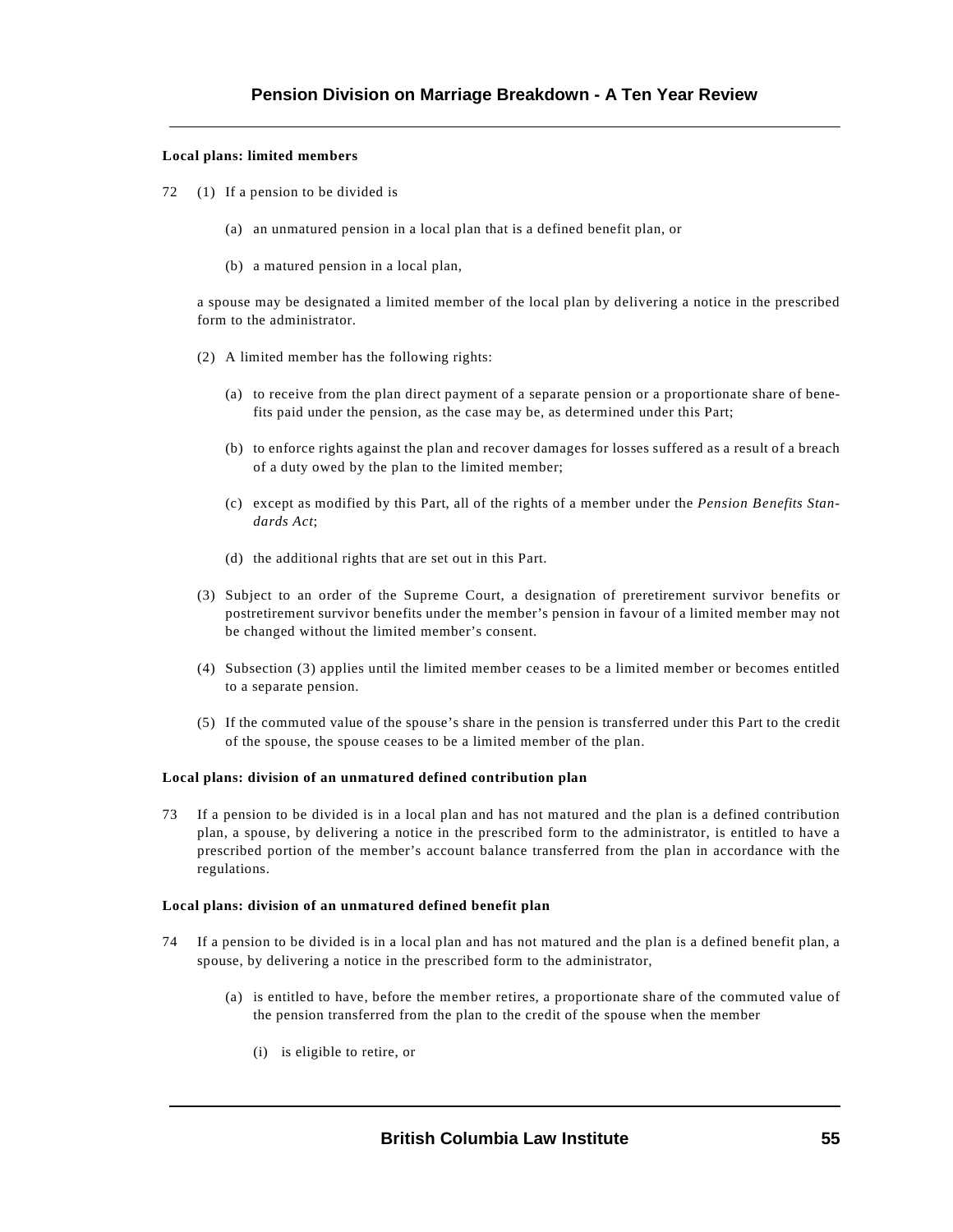**Local plans: limited members**

72 (1) If a pension to be divided is

(a) an unmatured pension in a local plan that is a defined benefit plan, or

(b) a matured pension in a local plan,

a spouse may be designated a limited member of the local plan by delivering a notice in the prescribed form to the administrator.

(2) A limited member has the following rights:

(a) to receive from the plan direct payment of a separate pension or a proportionate share of benefits paid under the pension, as the case may be, as determined under this Part;

(b) to enforce rights against the plan and recover damages for losses suffered as a result of a breach of a duty owed by the plan to the limited member;

(c) except as modified by this Part, all of the rights of a member under the *Pension Benefits Standards Act*;

(d) the additional rights that are set out in this Part.

(3) Subject to an order of the Supreme Court, a designation of preretirement survivor benefits or postretirement survivor benefits under the member's pension in favour of a limited member may not be changed without the limited member's consent.

(4) Subsection (3) applies until the limited member ceases to be a limited member or becomes entitled to a separate pension.

(5) If the commuted value of the spouse's share in the pension is transferred under this Part to the credit of the spouse, the spouse ceases to be a limited member of the plan.

**Local plans: division of an unmatured defined contribution plan**

73 If a pension to be divided is in a local plan and has not matured and the plan is a defined contribution plan, a spouse, by delivering a notice in the prescribed form to the administrator, is entitled to have a prescribed portion of the member's account balance transferred from the plan in accordance with the regulations.

**Local plans: division of an unmatured defined benefit plan**

74 If a pension to be divided is in a local plan and has not matured and the plan is a defined benefit plan, a spouse, by delivering a notice in the prescribed form to the administrator,

(a) is entitled to have, before the member retires, a proportionate share of the commuted value of the pension transferred from the plan to the credit of the spouse when the member

(i) is eligible to retire, or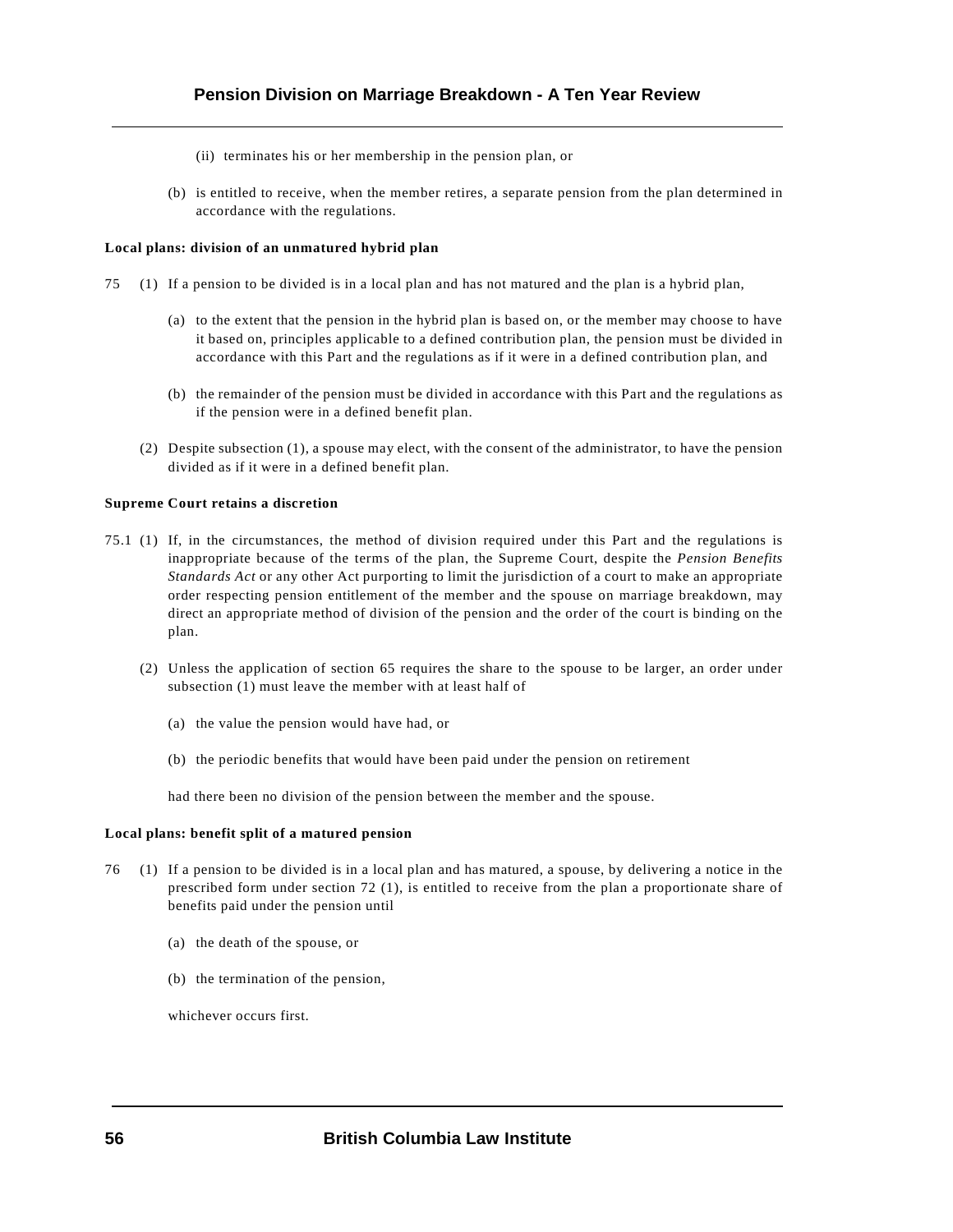(ii) terminates his or her membership in the pension plan, or

(b) is entitled to receive, when the member retires, a separate pension from the plan determined in accordance with the regulations.

**Local plans: division of an unmatured hybrid plan**

75 (1) If a pension to be divided is in a local plan and has not matured and the plan is a hybrid plan,

(a) to the extent that the pension in the hybrid plan is based on, or the member may choose to have it based on, principles applicable to a defined contribution plan, the pension must be divided in accordance with this Part and the regulations as if it were in a defined contribution plan, and

(b) the remainder of the pension must be divided in accordance with this Part and the regulations as if the pension were in a defined benefit plan.

(2) Despite subsection (1), a spouse may elect, with the consent of the administrator, to have the pension divided as if it were in a defined benefit plan.

**Supreme Court retains a discretion**

75.1 (1) If, in the circumstances, the method of division required under this Part and the regulations is inappropriate because of the terms of the plan, the Supreme Court, despite the *Pension Benefits Standards Act* or any other Act purporting to limit the jurisdiction of a court to make an appropriate order respecting pension entitlement of the member and the spouse on marriage breakdown, may direct an appropriate method of division of the pension and the order of the court is binding on the plan.

(2) Unless the application of section 65 requires the share to the spouse to be larger, an order under subsection (1) must leave the member with at least half of

(a) the value the pension would have had, or

(b) the periodic benefits that would have been paid under the pension on retirement

had there been no division of the pension between the member and the spouse.

**Local plans: benefit split of a matured pension**

76 (1) If a pension to be divided is in a local plan and has matured, a spouse, by delivering a notice in the prescribed form under section 72 (1), is entitled to receive from the plan a proportionate share of benefits paid under the pension until

(a) the death of the spouse, or

(b) the termination of the pension,

whichever occurs first.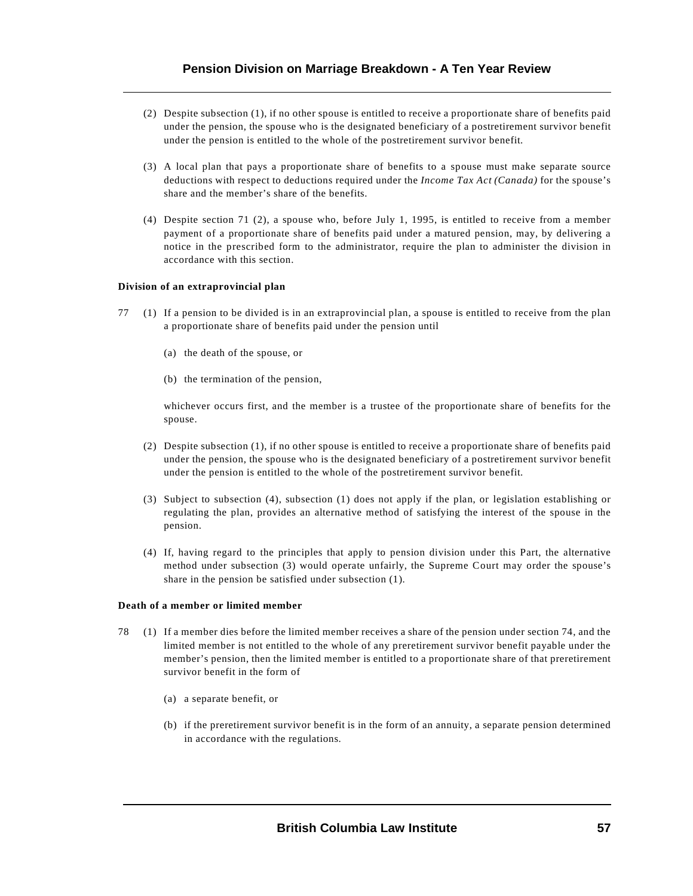(2) Despite subsection (1), if no other spouse is entitled to receive a proportionate share of benefits paid under the pension, the spouse who is the designated beneficiary of a postretirement survivor benefit under the pension is entitled to the whole of the postretirement survivor benefit.

(3) A local plan that pays a proportionate share of benefits to a spouse must make separate source deductions with respect to deductions required under the *Income Tax Act (Canada)* for the spouse's share and the member's share of the benefits.

(4) Despite section 71 (2), a spouse who, before July 1, 1995, is entitled to receive from a member payment of a proportionate share of benefits paid under a matured pension, may, by delivering a notice in the prescribed form to the administrator, require the plan to administer the division in accordance with this section.

**Division of an extraprovincial plan**

77 (1) If a pension to be divided is in an extraprovincial plan, a spouse is entitled to receive from the plan a proportionate share of benefits paid under the pension until

(a) the death of the spouse, or

(b) the termination of the pension,

whichever occurs first, and the member is a trustee of the proportionate share of benefits for the spouse.

(2) Despite subsection (1), if no other spouse is entitled to receive a proportionate share of benefits paid under the pension, the spouse who is the designated beneficiary of a postretirement survivor benefit under the pension is entitled to the whole of the postretirement survivor benefit.

(3) Subject to subsection (4), subsection (1) does not apply if the plan, or legislation establishing or regulating the plan, provides an alternative method of satisfying the interest of the spouse in the pension.

(4) If, having regard to the principles that apply to pension division under this Part, the alternative method under subsection (3) would operate unfairly, the Supreme Court may order the spouse's share in the pension be satisfied under subsection (1).

**Death of a member or limited member**

78 (1) If a member dies before the limited member receives a share of the pension under section 74, and the limited member is not entitled to the whole of any preretirement survivor benefit payable under the member's pension, then the limited member is entitled to a proportionate share of that preretirement survivor benefit in the form of

(a) a separate benefit, or

(b) if the preretirement survivor benefit is in the form of an annuity, a separate pension determined in accordance with the regulations.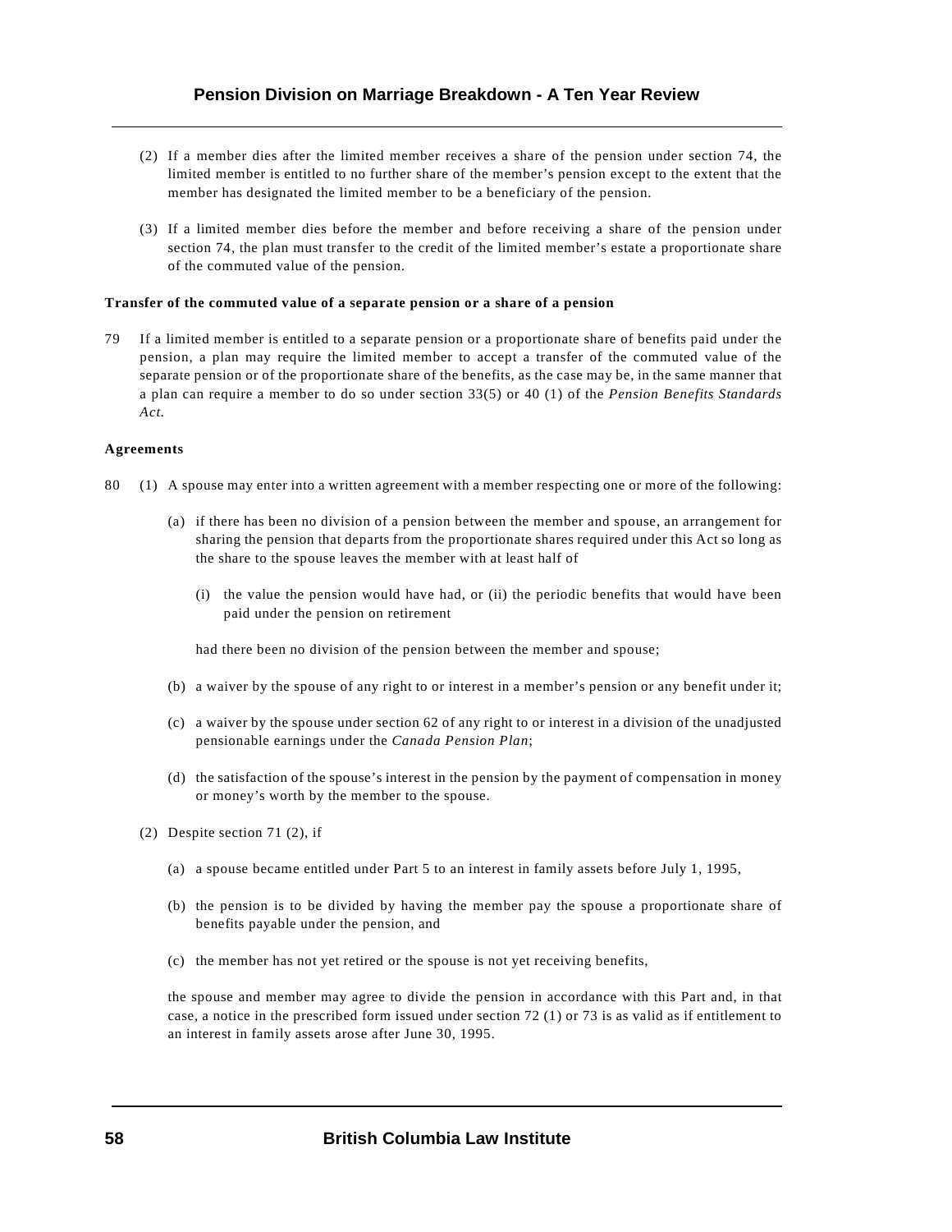(2) If a member dies after the limited member receives a share of the pension under section 74, the limited member is entitled to no further share of the member's pension except to the extent that the member has designated the limited member to be a beneficiary of the pension.

(3) If a limited member dies before the member and before receiving a share of the pension under section 74, the plan must transfer to the credit of the limited member's estate a proportionate share of the commuted value of the pension.

**Transfer of the commuted value of a separate pension or a share of a pension**

79 If a limited member is entitled to a separate pension or a proportionate share of benefits paid under the pension, a plan may require the limited member to accept a transfer of the commuted value of the separate pension or of the proportionate share of the benefits, as the case may be, in the same manner that a plan can require a member to do so under section 33(5) or 40 (1) of the *Pension Benefits Standards Act.*

**Agreements**

80 (1) A spouse may enter into a written agreement with a member respecting one or more of the following:

(a) if there has been no division of a pension between the member and spouse, an arrangement for sharing the pension that departs from the proportionate shares required under this Act so long as the share to the spouse leaves the member with at least half of

(i) the value the pension would have had, or (ii) the periodic benefits that would have been paid under the pension on retirement

had there been no division of the pension between the member and spouse;

(b) a waiver by the spouse of any right to or interest in a member's pension or any benefit under it;

(c) a waiver by the spouse under section 62 of any right to or interest in a division of the unadjusted pensionable earnings under the *Canada Pension Plan*;

(d) the satisfaction of the spouse's interest in the pension by the payment of compensation in money or money's worth by the member to the spouse.

(2) Despite section 71 (2), if

(a) a spouse became entitled under Part 5 to an interest in family assets before July 1, 1995,

(b) the pension is to be divided by having the member pay the spouse a proportionate share of benefits payable under the pension, and

(c) the member has not yet retired or the spouse is not yet receiving benefits,

the spouse and member may agree to divide the pension in accordance with this Part and, in that case, a notice in the prescribed form issued under section 72 (1) or 73 is as valid as if entitlement to an interest in family assets arose after June 30, 1995.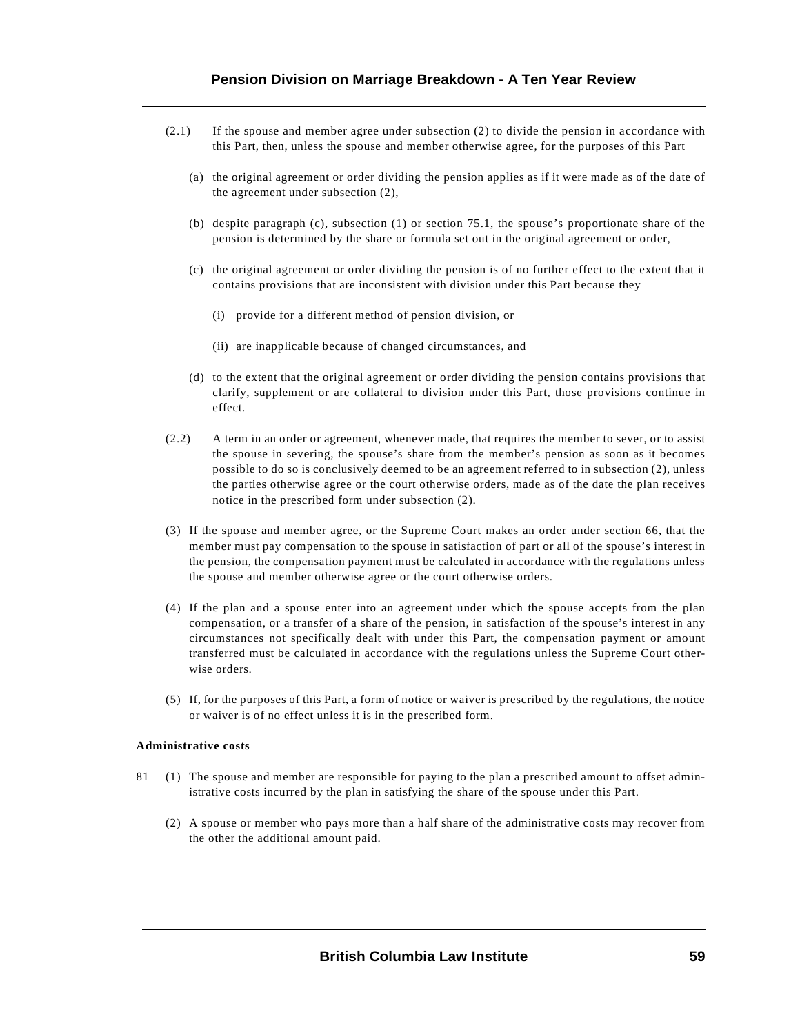(2.1) If the spouse and member agree under subsection (2) to divide the pension in accordance with this Part, then, unless the spouse and member otherwise agree, for the purposes of this Part

(a) the original agreement or order dividing the pension applies as if it were made as of the date of the agreement under subsection (2),

(b) despite paragraph (c), subsection (1) or section 75.1, the spouse's proportionate share of the pension is determined by the share or formula set out in the original agreement or order,

(c) the original agreement or order dividing the pension is of no further effect to the extent that it contains provisions that are inconsistent with division under this Part because they

(i) provide for a different method of pension division, or

(ii) are inapplicable because of changed circumstances, and

(d) to the extent that the original agreement or order dividing the pension contains provisions that clarify, supplement or are collateral to division under this Part, those provisions continue in effect.

(2.2) A term in an order or agreement, whenever made, that requires the member to sever, or to assist the spouse in severing, the spouse's share from the member's pension as soon as it becomes possible to do so is conclusively deemed to be an agreement referred to in subsection (2), unless the parties otherwise agree or the court otherwise orders, made as of the date the plan receives notice in the prescribed form under subsection (2).

(3) If the spouse and member agree, or the Supreme Court makes an order under section 66, that the member must pay compensation to the spouse in satisfaction of part or all of the spouse's interest in the pension, the compensation payment must be calculated in accordance with the regulations unless the spouse and member otherwise agree or the court otherwise orders.

(4) If the plan and a spouse enter into an agreement under which the spouse accepts from the plan compensation, or a transfer of a share of the pension, in satisfaction of the spouse's interest in any circumstances not specifically dealt with under this Part, the compensation payment or amount transferred must be calculated in accordance with the regulations unless the Supreme Court otherwise orders.

(5) If, for the purposes of this Part, a form of notice or waiver is prescribed by the regulations, the notice or waiver is of no effect unless it is in the prescribed form.

**Administrative costs**

81 (1) The spouse and member are responsible for paying to the plan a prescribed amount to offset administrative costs incurred by the plan in satisfying the share of the spouse under this Part.

(2) A spouse or member who pays more than a half share of the administrative costs may recover from the other the additional amount paid.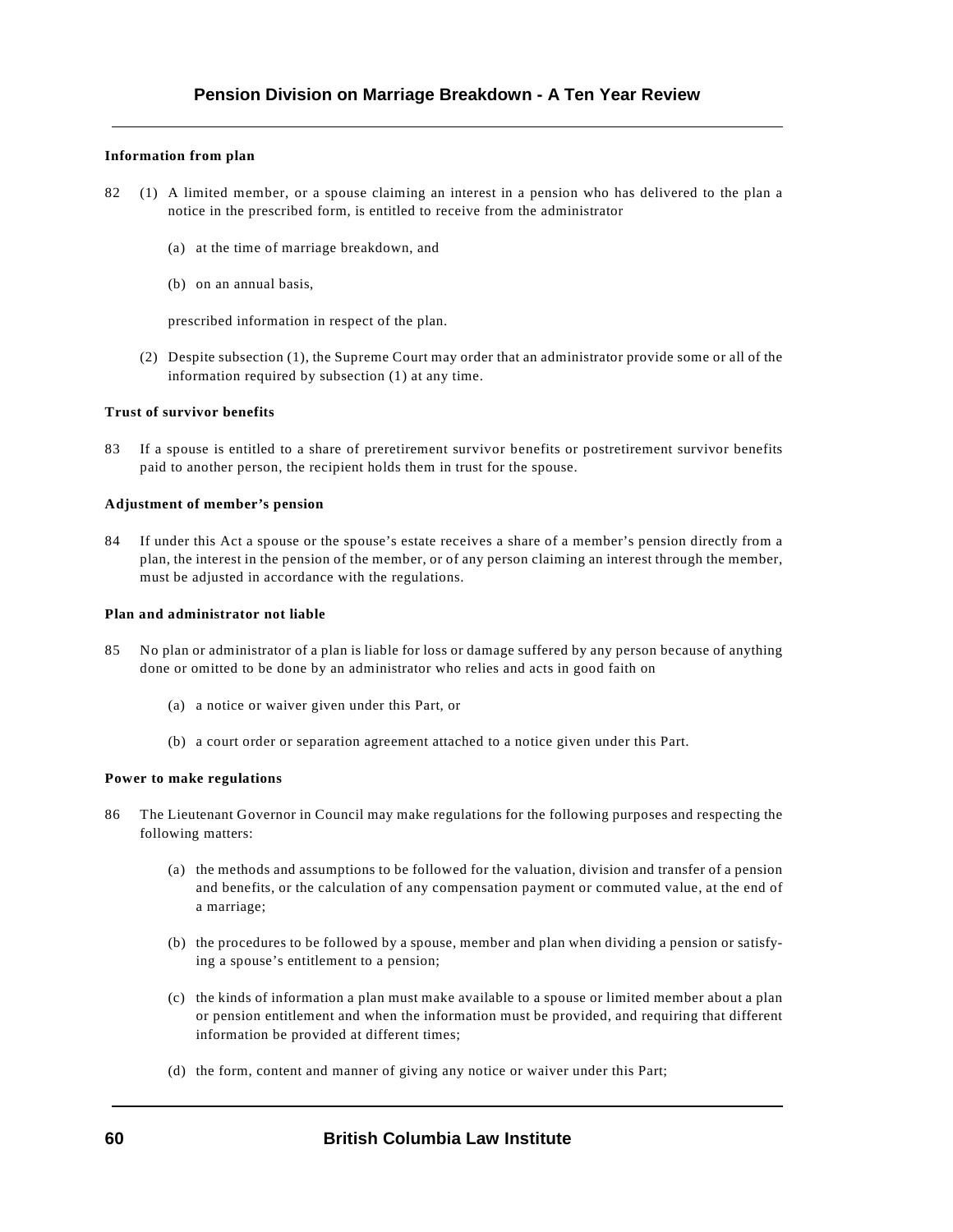**Information from plan**

82 (1) A limited member, or a spouse claiming an interest in a pension who has delivered to the plan a notice in the prescribed form, is entitled to receive from the administrator

(a) at the time of marriage breakdown, and

(b) on an annual basis,

prescribed information in respect of the plan.

(2) Despite subsection (1), the Supreme Court may order that an administrator provide some or all of the information required by subsection (1) at any time.

**Trust of survivor benefits**

83 If a spouse is entitled to a share of preretirement survivor benefits or postretirement survivor benefits paid to another person, the recipient holds them in trust for the spouse.

**Adjustment of member's pension**

84 If under this Act a spouse or the spouse's estate receives a share of a member's pension directly from a plan, the interest in the pension of the member, or of any person claiming an interest through the member, must be adjusted in accordance with the regulations.

**Plan and administrator not liable**

85 No plan or administrator of a plan is liable for loss or damage suffered by any person because of anything done or omitted to be done by an administrator who relies and acts in good faith on

(a) a notice or waiver given under this Part, or

(b) a court order or separation agreement attached to a notice given under this Part.

**Power to make regulations**

86 The Lieutenant Governor in Council may make regulations for the following purposes and respecting the following matters:

(a) the methods and assumptions to be followed for the valuation, division and transfer of a pension and benefits, or the calculation of any compensation payment or commuted value, at the end of a marriage;

(b) the procedures to be followed by a spouse, member and plan when dividing a pension or satisfying a spouse's entitlement to a pension;

(c) the kinds of information a plan must make available to a spouse or limited member about a plan or pension entitlement and when the information must be provided, and requiring that different information be provided at different times;

(d) the form, content and manner of giving any notice or waiver under this Part;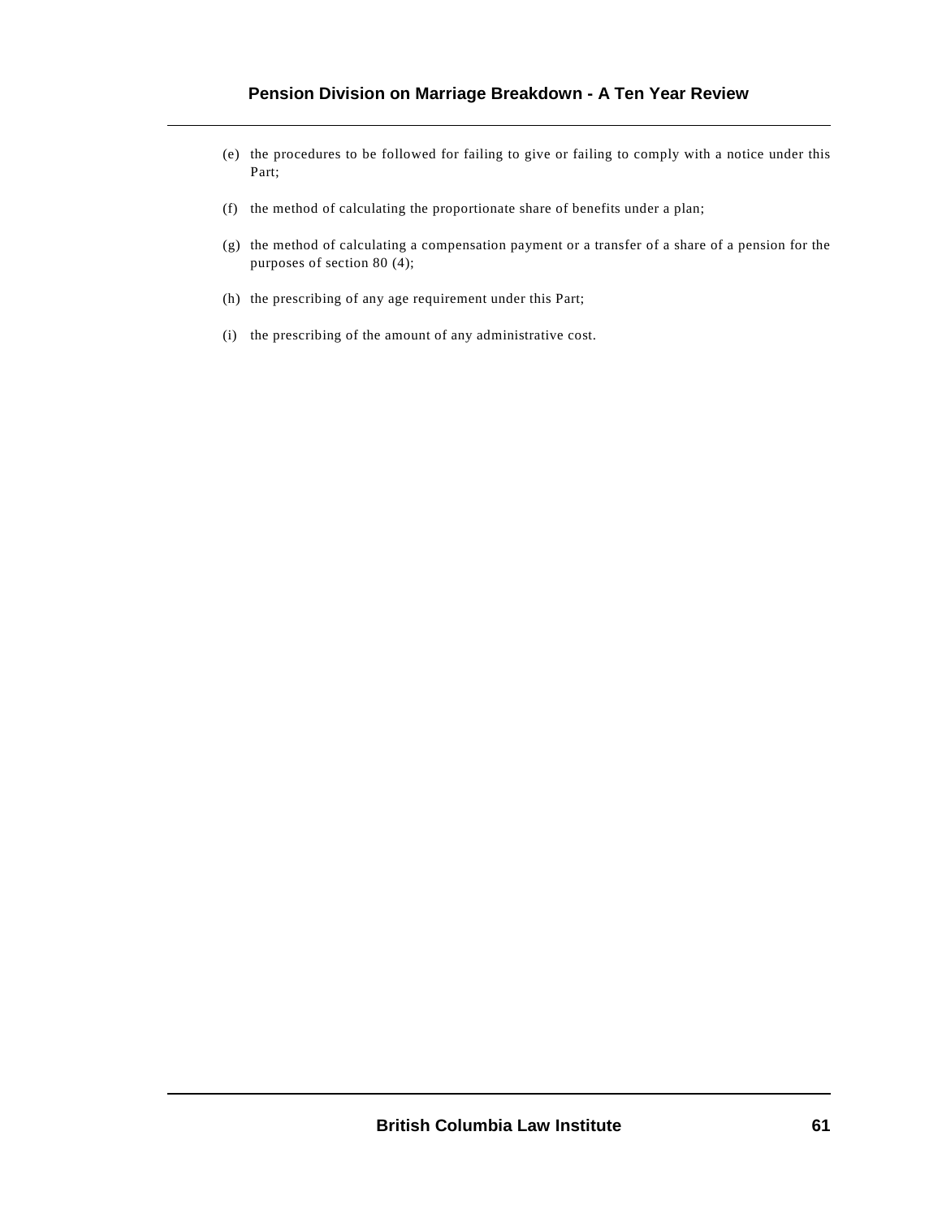(e) the procedures to be followed for failing to give or failing to comply with a notice under this Part;

(f) the method of calculating the proportionate share of benefits under a plan;

(g) the method of calculating a compensation payment or a transfer of a share of a pension for the purposes of section 80 (4);

(h) the prescribing of any age requirement under this Part;

(i) the prescribing of the amount of any administrative cost.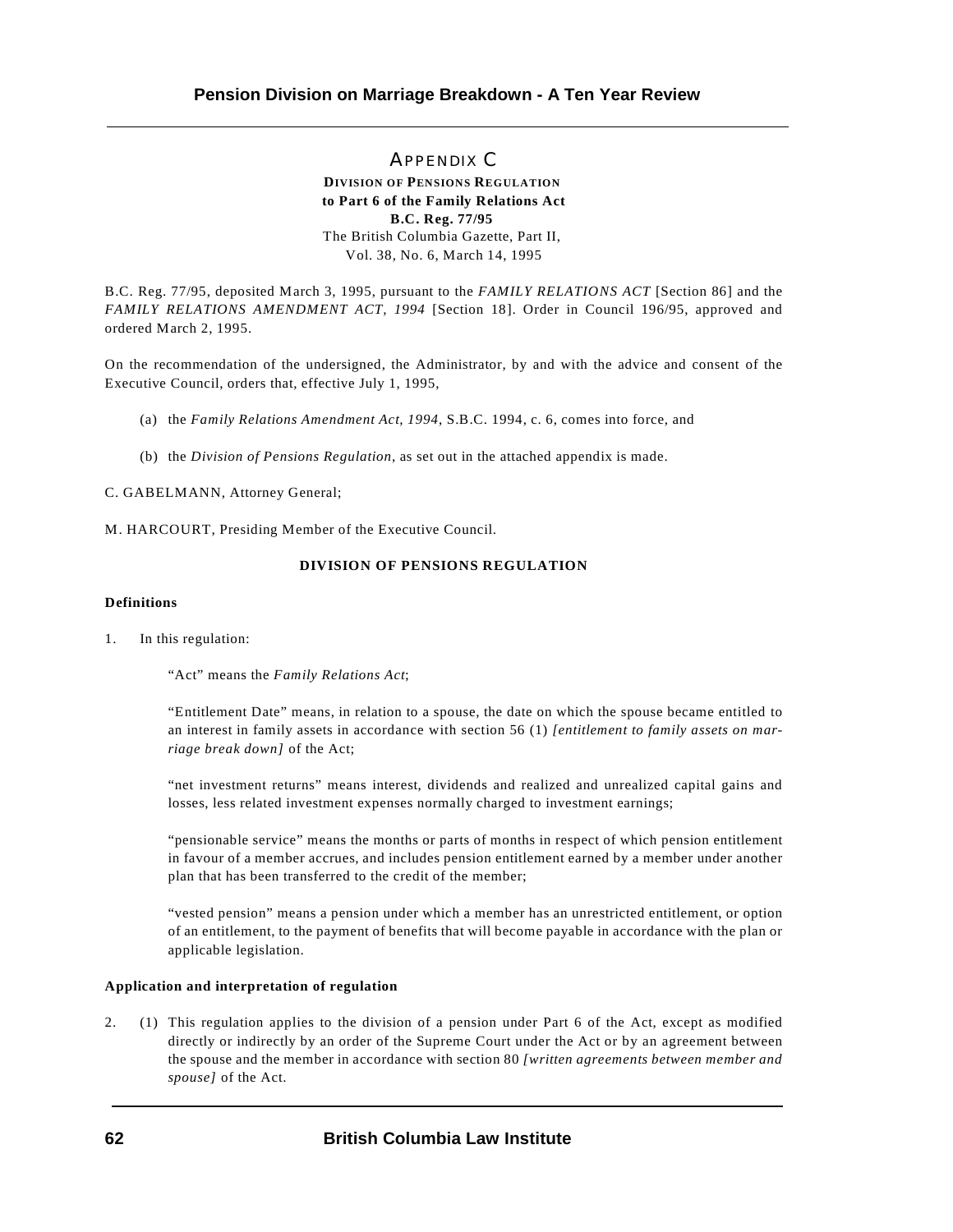# APPENDIX C

**DIVISION OF PENSIONS REGULATION**
**to Part 6 of the Family Relations Act**
**B.C. Reg. 77/95**
The British Columbia Gazette, Part II,
Vol. 38, No. 6, March 14, 1995

B.C. Reg. 77/95, deposited March 3, 1995, pursuant to the *FAMILY RELATIONS ACT* [Section 86] and the *FAMILY RELATIONS AMENDMENT ACT, 1994* [Section 18]. Order in Council 196/95, approved and ordered March 2, 1995.

On the recommendation of the undersigned, the Administrator, by and with the advice and consent of the Executive Council, orders that, effective July 1, 1995,

(a) the *Family Relations Amendment Act, 1994*, S.B.C. 1994, c. 6, comes into force, and

(b) the *Division of Pensions Regulation*, as set out in the attached appendix is made.

C. GABELMANN, Attorney General;

M. HARCOURT, Presiding Member of the Executive Council.

## DIVISION OF PENSIONS REGULATION

### Definitions

1. In this regulation:

   "Act" means the *Family Relations Act*;

   "Entitlement Date" means, in relation to a spouse, the date on which the spouse became entitled to an interest in family assets in accordance with section 56 (1) *[entitlement to family assets on marriage break down]* of the Act;

   "net investment returns" means interest, dividends and realized and unrealized capital gains and losses, less related investment expenses normally charged to investment earnings;

   "pensionable service" means the months or parts of months in respect of which pension entitlement in favour of a member accrues, and includes pension entitlement earned by a member under another plan that has been transferred to the credit of the member;

   "vested pension" means a pension under which a member has an unrestricted entitlement, or option of an entitlement, to the payment of benefits that will become payable in accordance with the plan or applicable legislation.

### Application and interpretation of regulation

2. (1) This regulation applies to the division of a pension under Part 6 of the Act, except as modified directly or indirectly by an order of the Supreme Court under the Act or by an agreement between the spouse and the member in accordance with section 80 *[written agreements between member and spouse]* of the Act.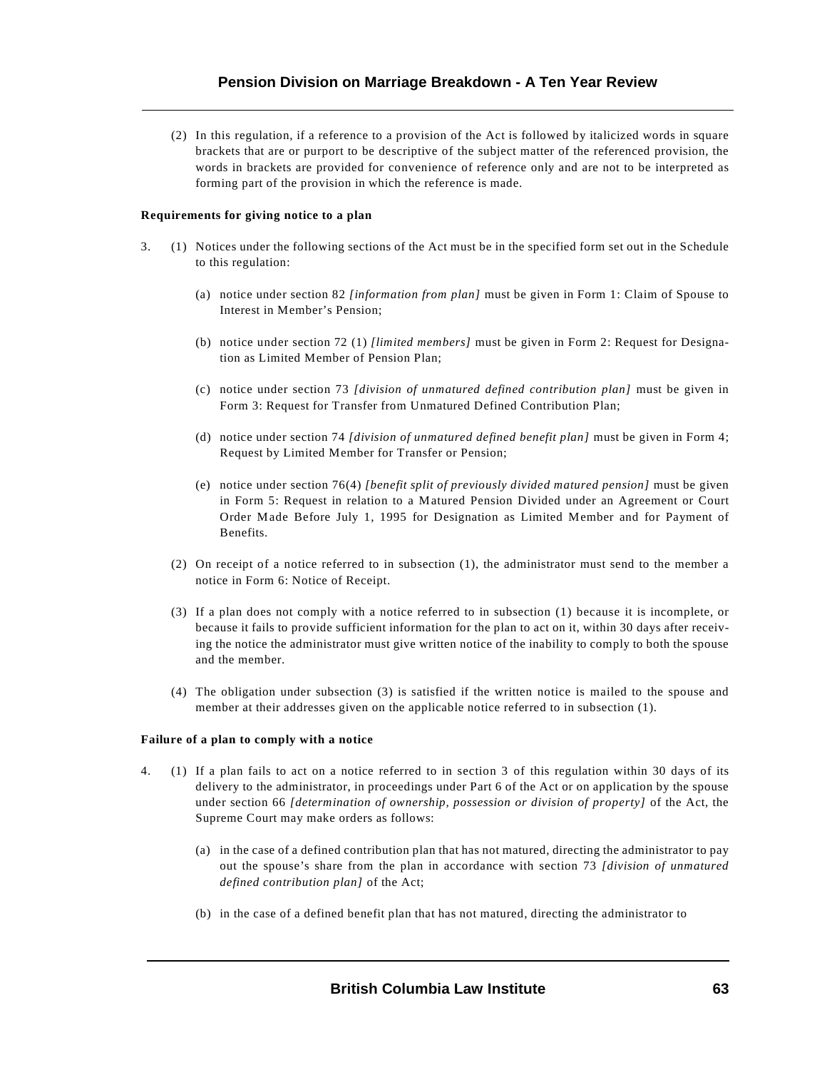(2) In this regulation, if a reference to a provision of the Act is followed by italicized words in square brackets that are or purport to be descriptive of the subject matter of the referenced provision, the words in brackets are provided for convenience of reference only and are not to be interpreted as forming part of the provision in which the reference is made.

**Requirements for giving notice to a plan**

3. (1) Notices under the following sections of the Act must be in the specified form set out in the Schedule to this regulation:

   (a) notice under section 82 *[information from plan]* must be given in Form 1: Claim of Spouse to Interest in Member's Pension;

   (b) notice under section 72 (1) *[limited members]* must be given in Form 2: Request for Designation as Limited Member of Pension Plan;

   (c) notice under section 73 *[division of unmatured defined contribution plan]* must be given in Form 3: Request for Transfer from Unmatured Defined Contribution Plan;

   (d) notice under section 74 *[division of unmatured defined benefit plan]* must be given in Form 4; Request by Limited Member for Transfer or Pension;

   (e) notice under section 76(4) *[benefit split of previously divided matured pension]* must be given in Form 5: Request in relation to a Matured Pension Divided under an Agreement or Court Order Made Before July 1, 1995 for Designation as Limited Member and for Payment of Benefits.

(2) On receipt of a notice referred to in subsection (1), the administrator must send to the member a notice in Form 6: Notice of Receipt.

(3) If a plan does not comply with a notice referred to in subsection (1) because it is incomplete, or because it fails to provide sufficient information for the plan to act on it, within 30 days after receiving the notice the administrator must give written notice of the inability to comply to both the spouse and the member.

(4) The obligation under subsection (3) is satisfied if the written notice is mailed to the spouse and member at their addresses given on the applicable notice referred to in subsection (1).

**Failure of a plan to comply with a notice**

4. (1) If a plan fails to act on a notice referred to in section 3 of this regulation within 30 days of its delivery to the administrator, in proceedings under Part 6 of the Act or on application by the spouse under section 66 *[determination of ownership, possession or division of property]* of the Act, the Supreme Court may make orders as follows:

   (a) in the case of a defined contribution plan that has not matured, directing the administrator to pay out the spouse's share from the plan in accordance with section 73 *[division of unmatured defined contribution plan]* of the Act;

   (b) in the case of a defined benefit plan that has not matured, directing the administrator to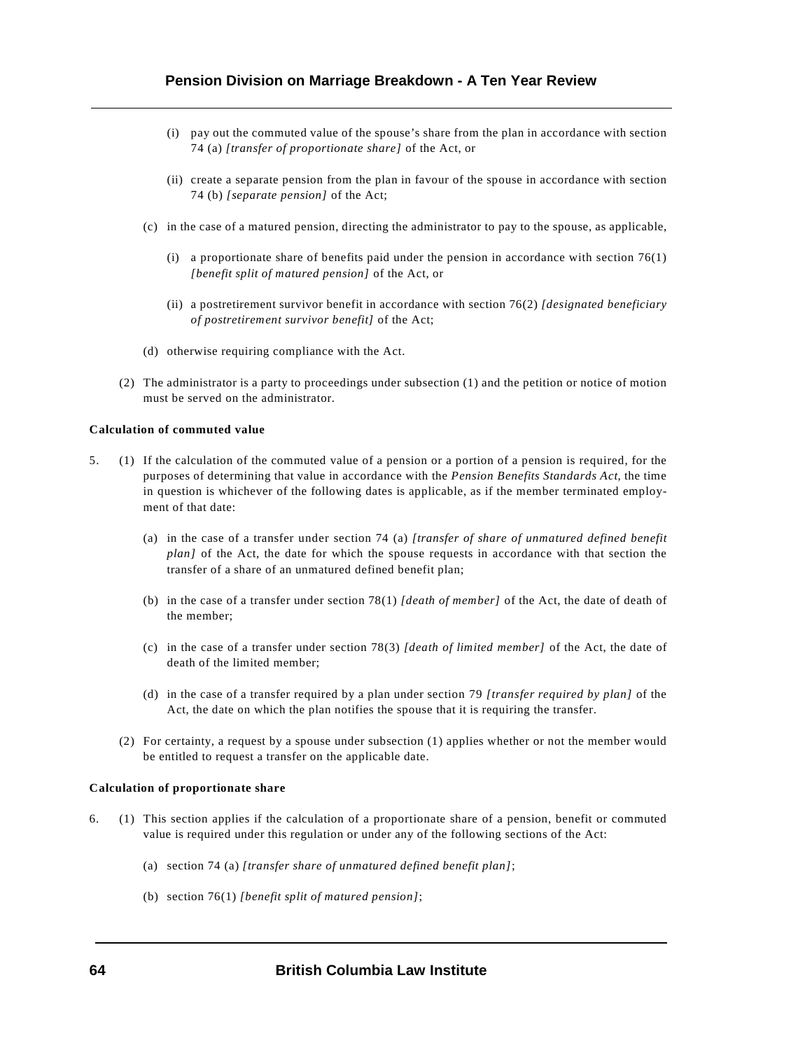(i) pay out the commuted value of the spouse's share from the plan in accordance with section 74 (a) *[transfer of proportionate share]* of the Act, or

(ii) create a separate pension from the plan in favour of the spouse in accordance with section 74 (b) *[separate pension]* of the Act;

(c) in the case of a matured pension, directing the administrator to pay to the spouse, as applicable,

(i) a proportionate share of benefits paid under the pension in accordance with section 76(1) *[benefit split of matured pension]* of the Act, or

(ii) a postretirement survivor benefit in accordance with section 76(2) *[designated beneficiary of postretirement survivor benefit]* of the Act;

(d) otherwise requiring compliance with the Act.

(2) The administrator is a party to proceedings under subsection (1) and the petition or notice of motion must be served on the administrator.

**Calculation of commuted value**

5. (1) If the calculation of the commuted value of a pension or a portion of a pension is required, for the purposes of determining that value in accordance with the *Pension Benefits Standards Act*, the time in question is whichever of the following dates is applicable, as if the member terminated employment of that date:

(a) in the case of a transfer under section 74 (a) *[transfer of share of unmatured defined benefit plan]* of the Act, the date for which the spouse requests in accordance with that section the transfer of a share of an unmatured defined benefit plan;

(b) in the case of a transfer under section 78(1) *[death of member]* of the Act, the date of death of the member;

(c) in the case of a transfer under section 78(3) *[death of limited member]* of the Act, the date of death of the limited member;

(d) in the case of a transfer required by a plan under section 79 *[transfer required by plan]* of the Act, the date on which the plan notifies the spouse that it is requiring the transfer.

(2) For certainty, a request by a spouse under subsection (1) applies whether or not the member would be entitled to request a transfer on the applicable date.

**Calculation of proportionate share**

6. (1) This section applies if the calculation of a proportionate share of a pension, benefit or commuted value is required under this regulation or under any of the following sections of the Act:

(a) section 74 (a) *[transfer share of unmatured defined benefit plan]*;

(b) section 76(1) *[benefit split of matured pension]*;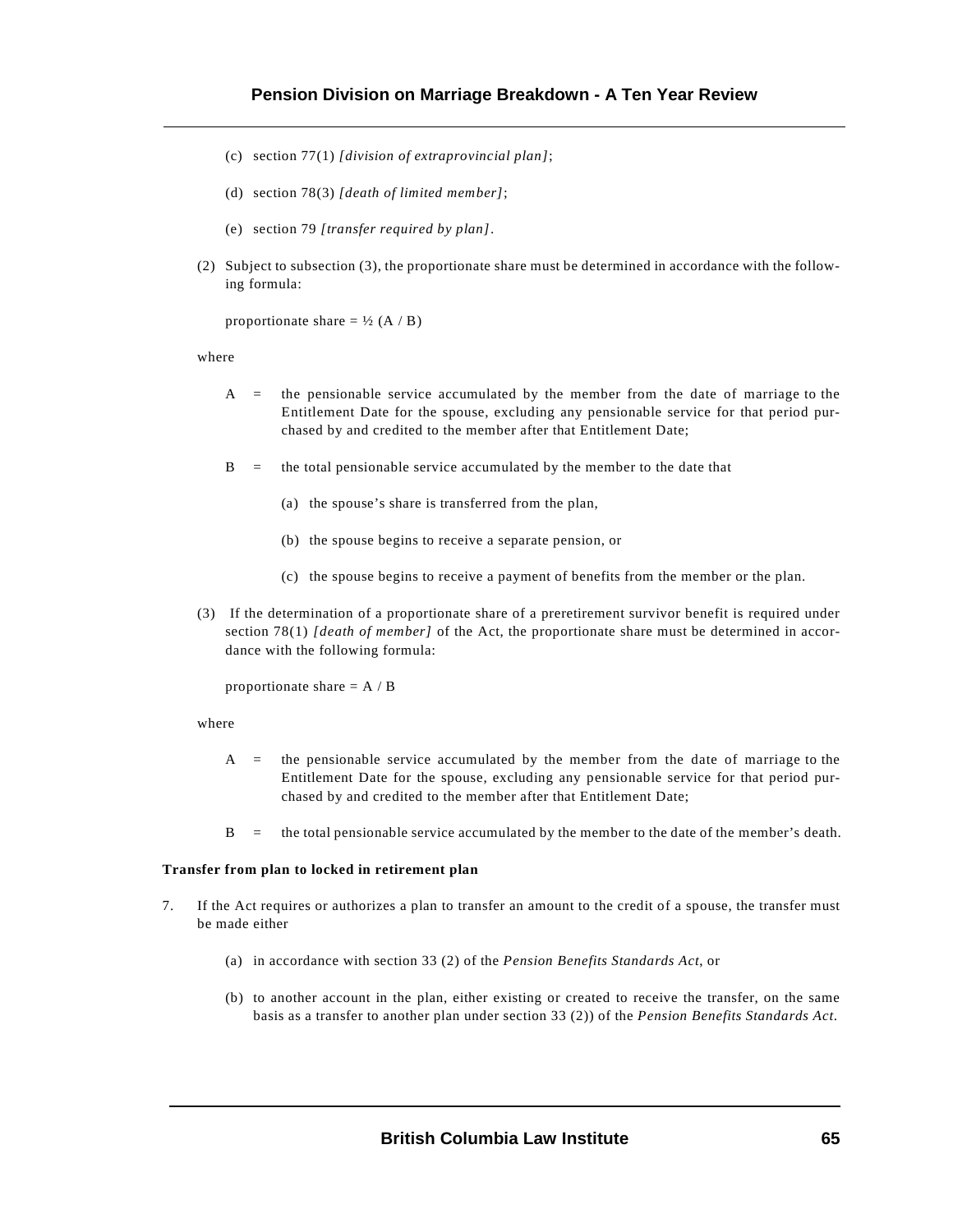(c) section 77(1) *[division of extraprovincial plan]*;

(d) section 78(3) *[death of limited member]*;

(e) section 79 *[transfer required by plan]*.

(2) Subject to subsection (3), the proportionate share must be determined in accordance with the following formula:

proportionate share = $\frac{1}{2}$ (A / B)

where

A = the pensionable service accumulated by the member from the date of marriage to the Entitlement Date for the spouse, excluding any pensionable service for that period purchased by and credited to the member after that Entitlement Date;

B = the total pensionable service accumulated by the member to the date that

(a) the spouse's share is transferred from the plan,

(b) the spouse begins to receive a separate pension, or

(c) the spouse begins to receive a payment of benefits from the member or the plan.

(3) If the determination of a proportionate share of a preretirement survivor benefit is required under section 78(1) *[death of member]* of the Act, the proportionate share must be determined in accordance with the following formula:

proportionate share = A / B

where

A = the pensionable service accumulated by the member from the date of marriage to the Entitlement Date for the spouse, excluding any pensionable service for that period purchased by and credited to the member after that Entitlement Date;

B = the total pensionable service accumulated by the member to the date of the member's death.

**Transfer from plan to locked in retirement plan**

7. If the Act requires or authorizes a plan to transfer an amount to the credit of a spouse, the transfer must be made either

(a) in accordance with section 33 (2) of the *Pension Benefits Standards Act*, or

(b) to another account in the plan, either existing or created to receive the transfer, on the same basis as a transfer to another plan under section 33 (2)) of the *Pension Benefits Standards Act*.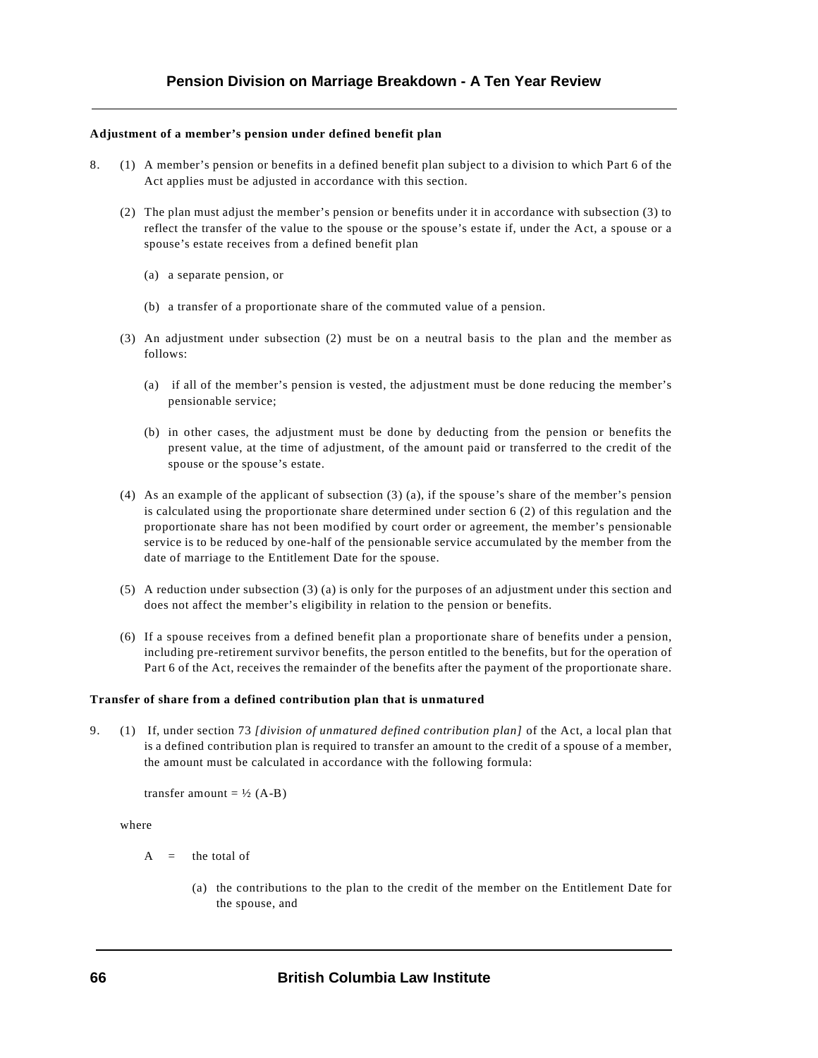**Adjustment of a member's pension under defined benefit plan**

8. (1) A member's pension or benefits in a defined benefit plan subject to a division to which Part 6 of the Act applies must be adjusted in accordance with this section.

(2) The plan must adjust the member's pension or benefits under it in accordance with subsection (3) to reflect the transfer of the value to the spouse or the spouse's estate if, under the Act, a spouse or a spouse's estate receives from a defined benefit plan

(a) a separate pension, or

(b) a transfer of a proportionate share of the commuted value of a pension.

(3) An adjustment under subsection (2) must be on a neutral basis to the plan and the member as follows:

(a) if all of the member's pension is vested, the adjustment must be done reducing the member's pensionable service;

(b) in other cases, the adjustment must be done by deducting from the pension or benefits the present value, at the time of adjustment, of the amount paid or transferred to the credit of the spouse or the spouse's estate.

(4) As an example of the applicant of subsection (3) (a), if the spouse's share of the member's pension is calculated using the proportionate share determined under section 6 (2) of this regulation and the proportionate share has not been modified by court order or agreement, the member's pensionable service is to be reduced by one-half of the pensionable service accumulated by the member from the date of marriage to the Entitlement Date for the spouse.

(5) A reduction under subsection (3) (a) is only for the purposes of an adjustment under this section and does not affect the member's eligibility in relation to the pension or benefits.

(6) If a spouse receives from a defined benefit plan a proportionate share of benefits under a pension, including pre-retirement survivor benefits, the person entitled to the benefits, but for the operation of Part 6 of the Act, receives the remainder of the benefits after the payment of the proportionate share.

**Transfer of share from a defined contribution plan that is unmatured**

9. (1) If, under section 73 *[division of unmatured defined contribution plan]* of the Act, a local plan that is a defined contribution plan is required to transfer an amount to the credit of a spouse of a member, the amount must be calculated in accordance with the following formula:

transfer amount = ½ (A-B)

where

A = the total of

(a) the contributions to the plan to the credit of the member on the Entitlement Date for the spouse, and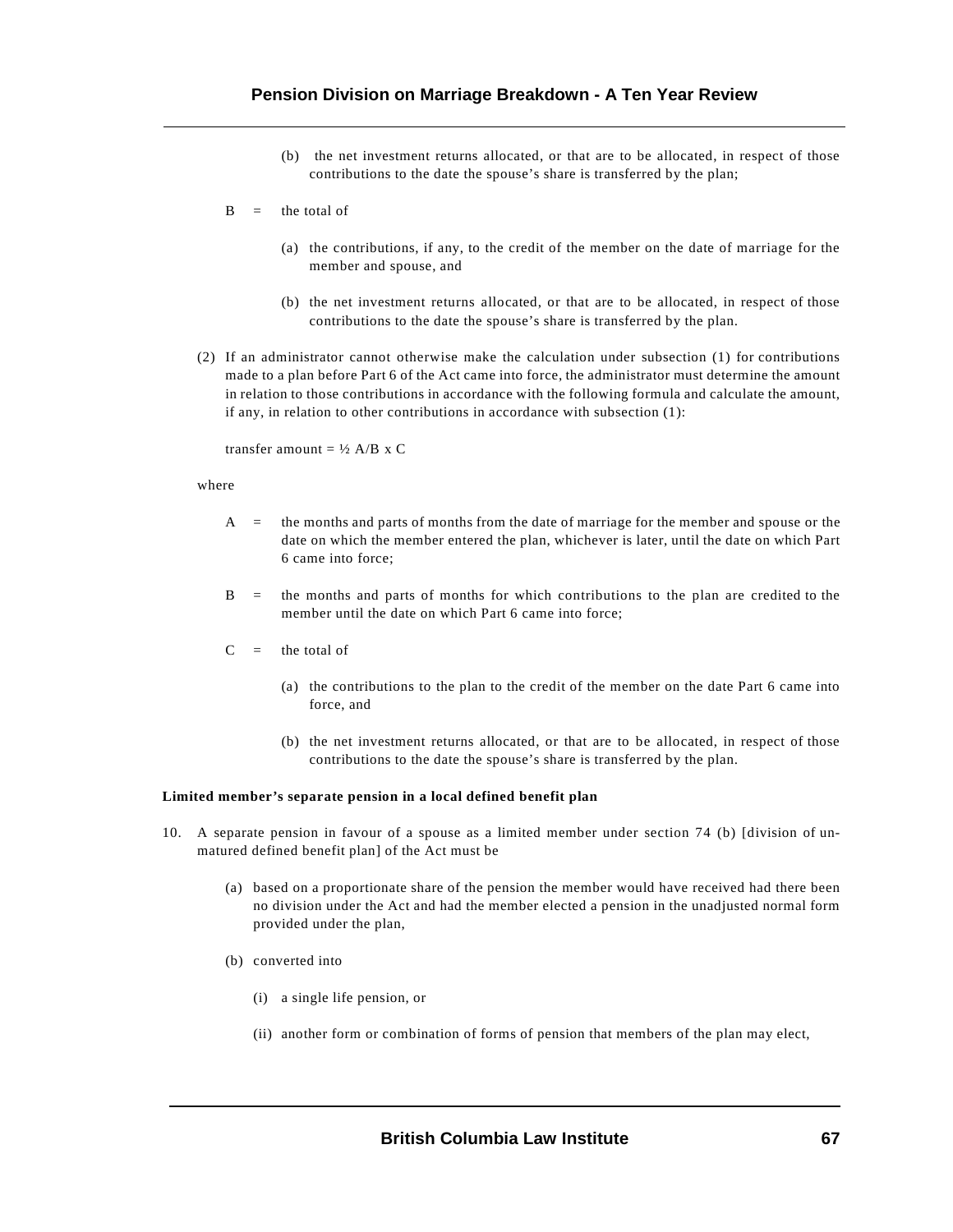(b) the net investment returns allocated, or that are to be allocated, in respect of those contributions to the date the spouse's share is transferred by the plan;

B = the total of

(a) the contributions, if any, to the credit of the member on the date of marriage for the member and spouse, and

(b) the net investment returns allocated, or that are to be allocated, in respect of those contributions to the date the spouse's share is transferred by the plan.

(2) If an administrator cannot otherwise make the calculation under subsection (1) for contributions made to a plan before Part 6 of the Act came into force, the administrator must determine the amount in relation to those contributions in accordance with the following formula and calculate the amount, if any, in relation to other contributions in accordance with subsection (1):

transfer amount = $\frac{1}{2}$ A/B x C

where

A = the months and parts of months from the date of marriage for the member and spouse or the date on which the member entered the plan, whichever is later, until the date on which Part 6 came into force;

B = the months and parts of months for which contributions to the plan are credited to the member until the date on which Part 6 came into force;

C = the total of

(a) the contributions to the plan to the credit of the member on the date Part 6 came into force, and

(b) the net investment returns allocated, or that are to be allocated, in respect of those contributions to the date the spouse's share is transferred by the plan.

**Limited member's separate pension in a local defined benefit plan**

10. A separate pension in favour of a spouse as a limited member under section 74 (b) [division of un-matured defined benefit plan] of the Act must be

(a) based on a proportionate share of the pension the member would have received had there been no division under the Act and had the member elected a pension in the unadjusted normal form provided under the plan,

(b) converted into

(i) a single life pension, or

(ii) another form or combination of forms of pension that members of the plan may elect,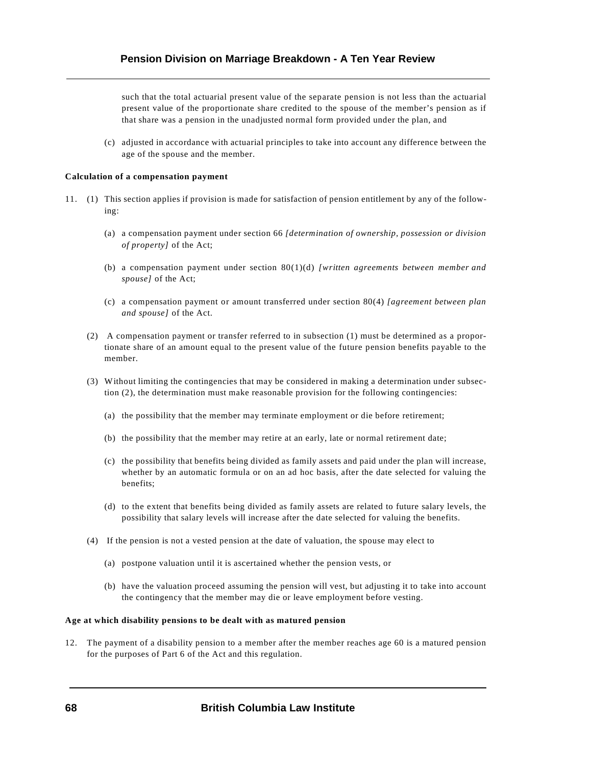such that the total actuarial present value of the separate pension is not less than the actuarial present value of the proportionate share credited to the spouse of the member's pension as if that share was a pension in the unadjusted normal form provided under the plan, and

(c) adjusted in accordance with actuarial principles to take into account any difference between the age of the spouse and the member.

**Calculation of a compensation payment**

11. (1) This section applies if provision is made for satisfaction of pension entitlement by any of the following:

(a) a compensation payment under section 66 *[determination of ownership, possession or division of property]* of the Act;

(b) a compensation payment under section 80(1)(d) *[written agreements between member and spouse]* of the Act;

(c) a compensation payment or amount transferred under section 80(4) *[agreement between plan and spouse]* of the Act.

(2) A compensation payment or transfer referred to in subsection (1) must be determined as a proportionate share of an amount equal to the present value of the future pension benefits payable to the member.

(3) Without limiting the contingencies that may be considered in making a determination under subsection (2), the determination must make reasonable provision for the following contingencies:

(a) the possibility that the member may terminate employment or die before retirement;

(b) the possibility that the member may retire at an early, late or normal retirement date;

(c) the possibility that benefits being divided as family assets and paid under the plan will increase, whether by an automatic formula or on an ad hoc basis, after the date selected for valuing the benefits;

(d) to the extent that benefits being divided as family assets are related to future salary levels, the possibility that salary levels will increase after the date selected for valuing the benefits.

(4) If the pension is not a vested pension at the date of valuation, the spouse may elect to

(a) postpone valuation until it is ascertained whether the pension vests, or

(b) have the valuation proceed assuming the pension will vest, but adjusting it to take into account the contingency that the member may die or leave employment before vesting.

**Age at which disability pensions to be dealt with as matured pension**

12. The payment of a disability pension to a member after the member reaches age 60 is a matured pension for the purposes of Part 6 of the Act and this regulation.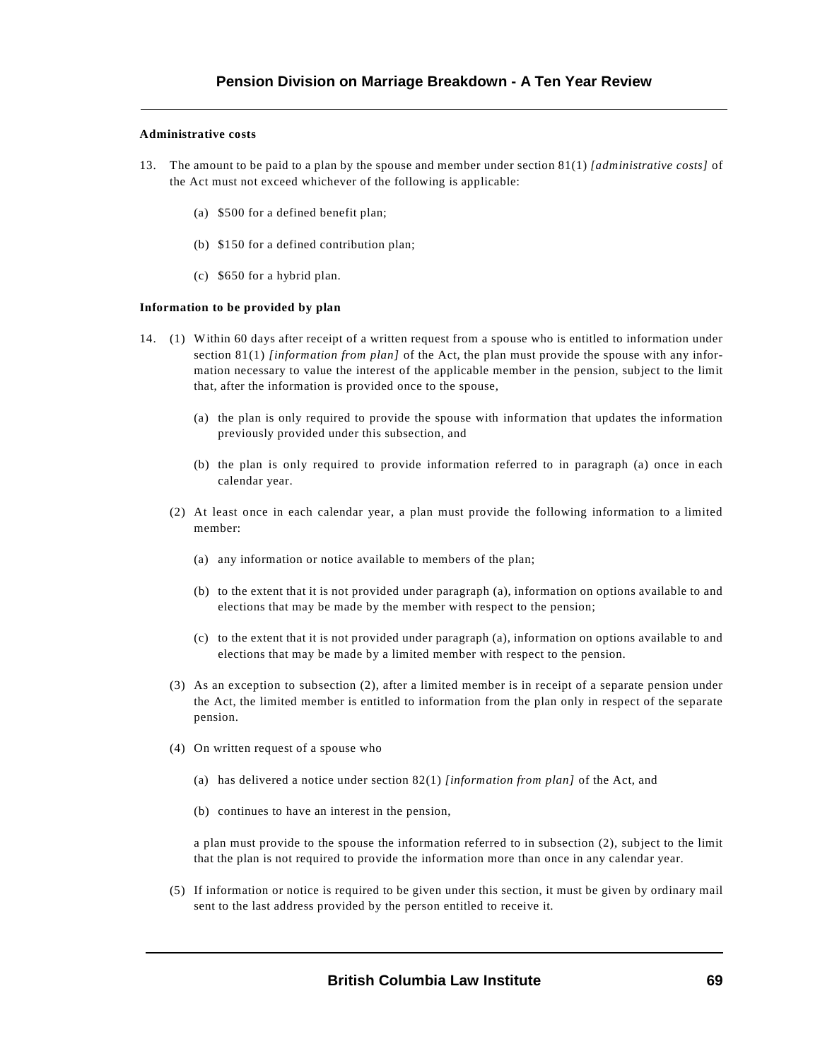**Administrative costs**

13. The amount to be paid to a plan by the spouse and member under section 81(1) *[administrative costs]* of the Act must not exceed whichever of the following is applicable:

    (a) $500 for a defined benefit plan;

    (b) $150 for a defined contribution plan;

    (c) $650 for a hybrid plan.

**Information to be provided by plan**

14. (1) Within 60 days after receipt of a written request from a spouse who is entitled to information under section 81(1) *[information from plan]* of the Act, the plan must provide the spouse with any information necessary to value the interest of the applicable member in the pension, subject to the limit that, after the information is provided once to the spouse,

    (a) the plan is only required to provide the spouse with information that updates the information previously provided under this subsection, and

    (b) the plan is only required to provide information referred to in paragraph (a) once in each calendar year.

    (2) At least once in each calendar year, a plan must provide the following information to a limited member:

    (a) any information or notice available to members of the plan;

    (b) to the extent that it is not provided under paragraph (a), information on options available to and elections that may be made by the member with respect to the pension;

    (c) to the extent that it is not provided under paragraph (a), information on options available to and elections that may be made by a limited member with respect to the pension.

    (3) As an exception to subsection (2), after a limited member is in receipt of a separate pension under the Act, the limited member is entitled to information from the plan only in respect of the separate pension.

    (4) On written request of a spouse who

    (a) has delivered a notice under section 82(1) *[information from plan]* of the Act, and

    (b) continues to have an interest in the pension,

    a plan must provide to the spouse the information referred to in subsection (2), subject to the limit that the plan is not required to provide the information more than once in any calendar year.

    (5) If information or notice is required to be given under this section, it must be given by ordinary mail sent to the last address provided by the person entitled to receive it.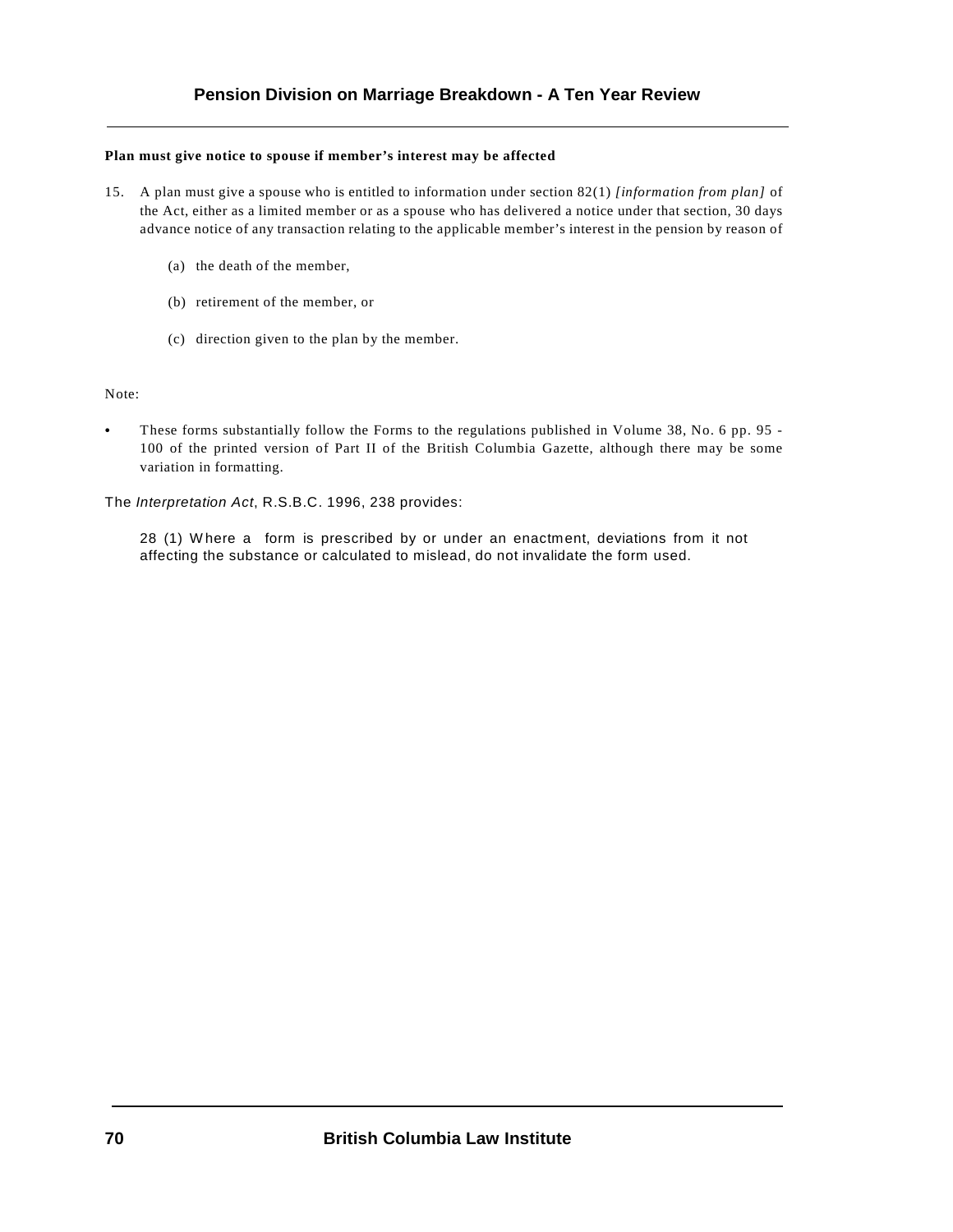**Plan must give notice to spouse if member's interest may be affected**

15. A plan must give a spouse who is entitled to information under section 82(1) *[information from plan]* of the Act, either as a limited member or as a spouse who has delivered a notice under that section, 30 days advance notice of any transaction relating to the applicable member's interest in the pension by reason of

    (a) the death of the member,

    (b) retirement of the member, or

    (c) direction given to the plan by the member.

Note:

- These forms substantially follow the Forms to the regulations published in Volume 38, No. 6 pp. 95 - 100 of the printed version of Part II of the British Columbia Gazette, although there may be some variation in formatting.

The *Interpretation Act*, R.S.B.C. 1996, 238 provides:

> 28 (1) Where a form is prescribed by or under an enactment, deviations from it not affecting the substance or calculated to mislead, do not invalidate the form used.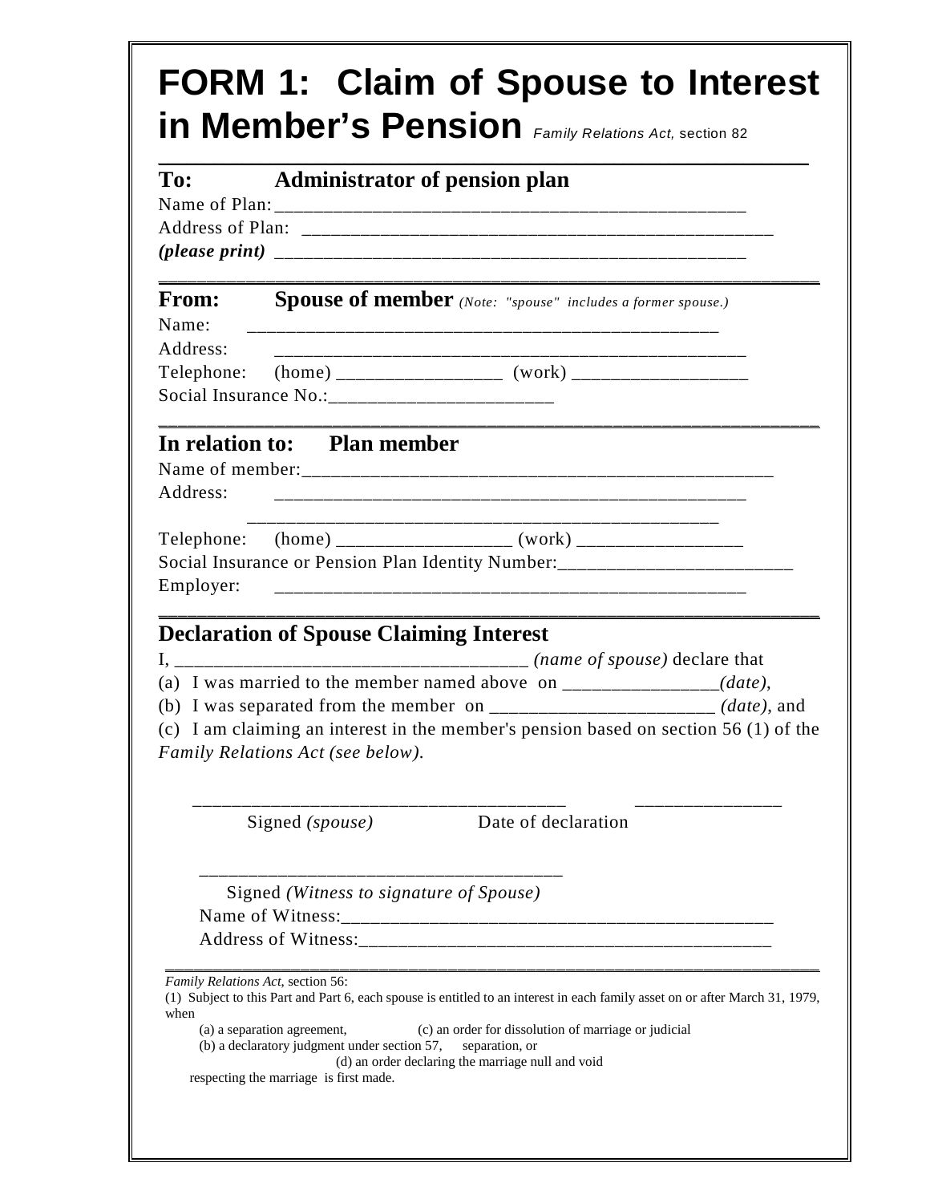# FORM 1: Claim of Spouse to Interest in Member's Pension *Family Relations Act,* section 82

---

## To: Administrator of pension plan

Name of Plan: ______________________________________________

Address of Plan: ______________________________________________

*(please print)* ______________________________________________

---

## From: Spouse of member *(Note: "spouse" includes a former spouse.)*

Name: ______________________________________________

Address: ______________________________________________

Telephone: (home) _________________ (work) __________________

Social Insurance No.:________________________

---

## In relation to: Plan member

Name of member:______________________________________________

Address: ______________________________________________

______________________________________________

Telephone: (home) __________________ (work) _________________

Social Insurance or Pension Plan Identity Number:________________________

Employer: ______________________________________________

---

## Declaration of Spouse Claiming Interest

I, ____________________________________ *(name of spouse)* declare that

(a) I was married to the member named above on ________________*(date)*,

(b) I was separated from the member on _______________________ *(date)*, and

(c) I am claiming an interest in the member's pension based on section 56 (1) of the *Family Relations Act (see below).*

______________________________________ _______________

Signed *(spouse)* Date of declaration

____________________________________

Signed *(Witness to signature of Spouse)*

Name of Witness:______________________________________________

Address of Witness:___________________________________________

---

*Family Relations Act*, section 56:

(1) Subject to this Part and Part 6, each spouse is entitled to an interest in each family asset on or after March 31, 1979, when

(a) a separation agreement,

(b) a declaratory judgment under section 57,

(c) an order for dissolution of marriage or judicial separation, or

(d) an order declaring the marriage null and void

respecting the marriage is first made.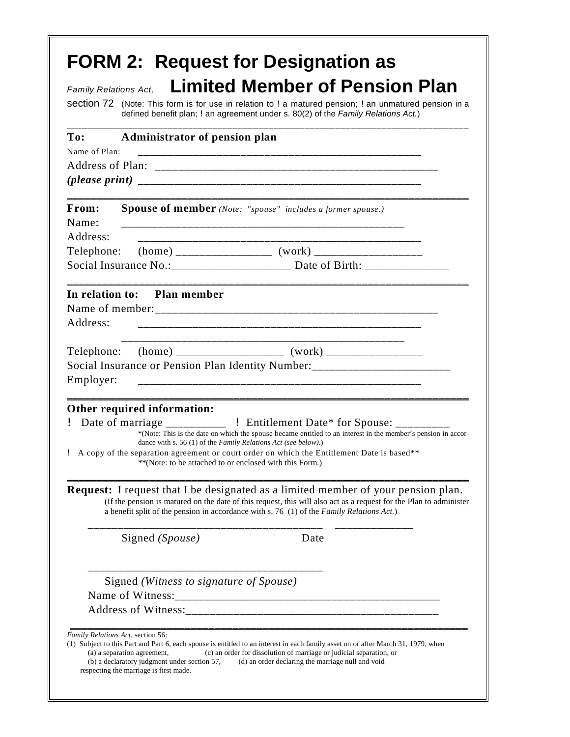# FORM 2: Request for Designation as Limited Member of Pension Plan

*Family Relations Act,* section 72 (Note: This form is for use in relation to ! a matured pension; ! an unmatured pension in a defined benefit plan; ! an agreement under s. 80(2) of the *Family Relations Act.*)

---

**To: Administrator of pension plan**

Name of Plan: ________________________________________________

Address of Plan: ________________________________________________

***(please print)*** ________________________________________________

---

**From: Spouse of member** *(Note: "spouse" includes a former spouse.)*

Name: ________________________________________________

Address: ________________________________________________

Telephone: (home) ________________ (work) __________________

Social Insurance No.:____________________ Date of Birth: ______________

---

**In relation to: Plan member**

Name of member:________________________________________________

Address: ________________________________________________

________________________________________________

Telephone: (home) __________________ (work) ________________

Social Insurance or Pension Plan Identity Number:_______________________

Employer: ________________________________________________

---

**Other required information:**

! Date of marriage __________ ! Entitlement Date* for Spouse: _________

*(Note: This is the date on which the spouse became entitled to an interest in the member's pension in accordance with s. 56 (1) of the *Family Relations Act (see below)*.)

! A copy of the separation agreement or court order on which the Entitlement Date is based**

**(Note: to be attached to or enclosed with this Form.)

---

**Request:** I request that I be designated as a limited member of your pension plan.

(If the pension is matured on the date of this request, this will also act as a request for the Plan to administer a benefit split of the pension in accordance with s. 76 (1) of the *Family Relations Act.*)

________________________________________ ______________

Signed *(Spouse)* Date

________________________________________

Signed *(Witness to signature of Spouse)*

Name of Witness:______________________________________________

Address of Witness:____________________________________________

---

*Family Relations Act*, section 56:

(1) Subject to this Part and Part 6, each spouse is entitled to an interest in each family asset on or after March 31, 1979, when

(a) a separation agreement,

(b) a declaratory judgment under section 57,

(c) an order for dissolution of marriage or judicial separation, or

(d) an order declaring the marriage null and void

respecting the marriage is first made.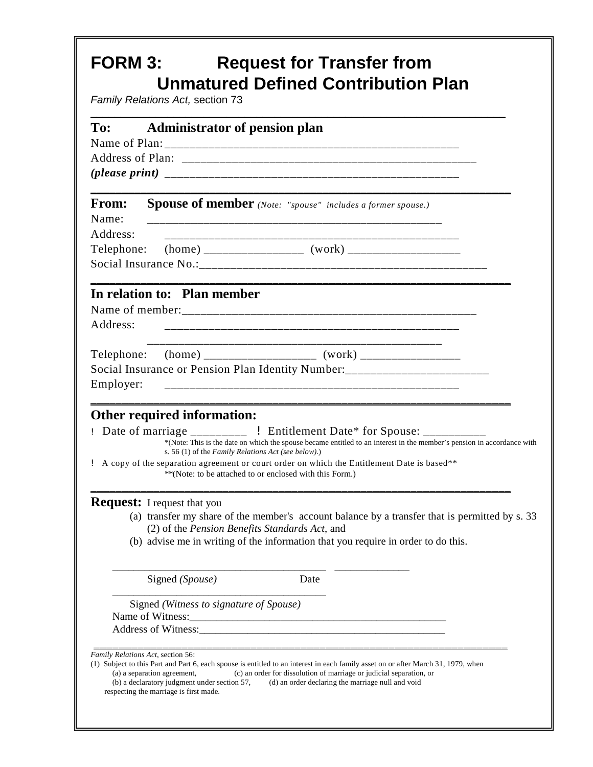# FORM 3: Request for Transfer from Unmatured Defined Contribution Plan

*Family Relations Act,* section 73

---

**To: Administrator of pension plan**

Name of Plan:_______________________________________________

Address of Plan: _______________________________________________

***(please print)*** _______________________________________________

---

**From: Spouse of member** *(Note: "spouse" includes a former spouse.)*

Name: _______________________________________________

Address: _______________________________________________

Telephone: (home) ________________ (work) __________________

Social Insurance No.:_______________________________________________

---

**In relation to: Plan member**

Name of member:_______________________________________________

Address: _______________________________________________

_______________________________________________

Telephone: (home) __________________ (work) ________________

Social Insurance or Pension Plan Identity Number:_______________________

Employer: _______________________________________________

---

**Other required information:**

! Date of marriage _________ ! Entitlement Date* for Spouse: __________

*(Note: This is the date on which the spouse became entitled to an interest in the member's pension in accordance with s. 56 (1) of the *Family Relations Act (see below)*.)

! A copy of the separation agreement or court order on which the Entitlement Date is based**

**(Note: to be attached to or enclosed with this Form.)

---

**Request:** I request that you

(a) transfer my share of the member's account balance by a transfer that is permitted by s. 33 (2) of the *Pension Benefits Standards Act*, and

(b) advise me in writing of the information that you require in order to do this.

_______________________________________ _____________

Signed *(Spouse)* Date

_______________________________________

Signed *(Witness to signature of Spouse)*

Name of Witness:_______________________________________________

Address of Witness:_______________________________________________

---

*Family Relations Act*, section 56:

(1) Subject to this Part and Part 6, each spouse is entitled to an interest in each family asset on or after March 31, 1979, when

(a) a separation agreement, (c) an order for dissolution of marriage or judicial separation, or

(b) a declaratory judgment under section 57, (d) an order declaring the marriage null and void

respecting the marriage is first made.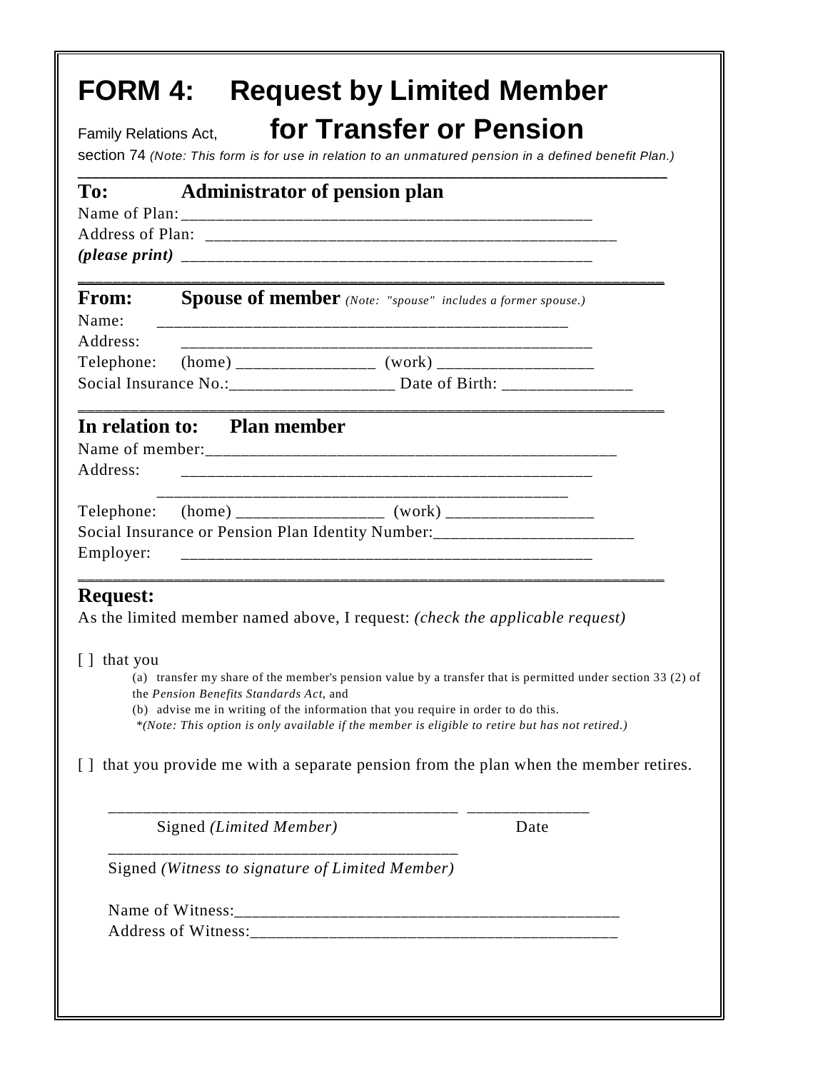# FORM 4: Request by Limited Member for Transfer or Pension

Family Relations Act, section 74 *(Note: This form is for use in relation to an unmatured pension in a defined benefit Plan.)*

---

## To: Administrator of pension plan

Name of Plan: ________________________________________________

Address of Plan: ________________________________________________

*(please print)* ________________________________________________

---

## From: Spouse of member *(Note: "spouse" includes a former spouse.)*

Name: ________________________________________________

Address: ________________________________________________

Telephone: (home) ________________ (work) __________________

Social Insurance No.:___________________ Date of Birth: _______________

---

## In relation to: Plan member

Name of member:________________________________________________

Address: ________________________________________________

________________________________________________

Telephone: (home) _________________ (work) _________________

Social Insurance or Pension Plan Identity Number:________________________

Employer: ________________________________________________

---

## Request:

As the limited member named above, I request: *(check the applicable request)*

[ ] that you

(a) transfer my share of the member's pension value by a transfer that is permitted under section 33 (2) of the *Pension Benefits Standards Act,* and

(b) advise me in writing of the information that you require in order to do this.

*\*(Note: This option is only available if the member is eligible to retire but has not retired.)*

[ ] that you provide me with a separate pension from the plan when the member retires.

________________________________________ ______________

Signed *(Limited Member)* Date

________________________________________

Signed *(Witness to signature of Limited Member)*

Name of Witness:_____________________________________________

Address of Witness:___________________________________________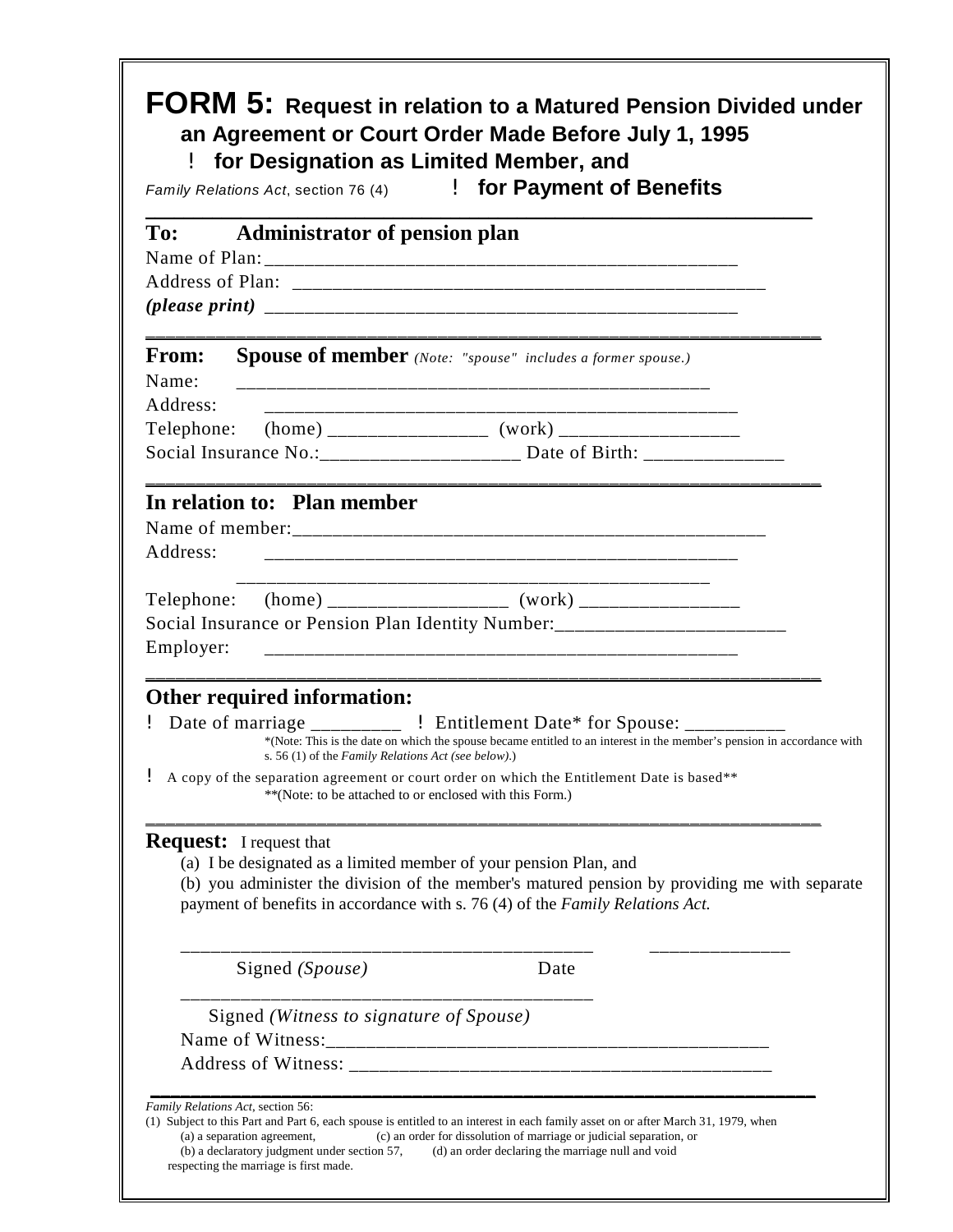# FORM 5: Request in relation to a Matured Pension Divided under an Agreement or Court Order Made Before July 1, 1995

! **for Designation as Limited Member, and**

*Family Relations Act*, section 76 (4) ! **for Payment of Benefits**

---

**To: Administrator of pension plan**

Name of Plan: ______________________________________________

Address of Plan: ______________________________________________

*(please print)* ______________________________________________

---

**From: Spouse of member** *(Note: "spouse" includes a former spouse.)*

Name: ______________________________________________

Address: ______________________________________________

Telephone: (home) ________________ (work) __________________

Social Insurance No.: ____________________ Date of Birth: ______________

---

**In relation to: Plan member**

Name of member: ______________________________________________

Address: ______________________________________________

______________________________________________

Telephone: (home) __________________ (work) ________________

Social Insurance or Pension Plan Identity Number: _______________________

Employer: ______________________________________________

---

**Other required information:**

! Date of marriage _________ ! Entitlement Date* for Spouse: __________

*(Note: This is the date on which the spouse became entitled to an interest in the member's pension in accordance with s. 56 (1) of the *Family Relations Act (see below)*.)

! A copy of the separation agreement or court order on which the Entitlement Date is based**

**(Note: to be attached to or enclosed with this Form.)

---

**Request:** I request that

(a) I be designated as a limited member of your pension Plan, and

(b) you administer the division of the member's matured pension by providing me with separate payment of benefits in accordance with s. 76 (4) of the *Family Relations Act.*

_________________________________________ ______________

Signed *(Spouse)* Date

_________________________________________

Signed *(Witness to signature of Spouse)*

Name of Witness: ______________________________________________

Address of Witness: ___________________________________________

---

*Family Relations Act*, section 56:

(1) Subject to this Part and Part 6, each spouse is entitled to an interest in each family asset on or after March 31, 1979, when

(a) a separation agreement, (c) an order for dissolution of marriage or judicial separation, or

(b) a declaratory judgment under section 57, (d) an order declaring the marriage null and void

respecting the marriage is first made.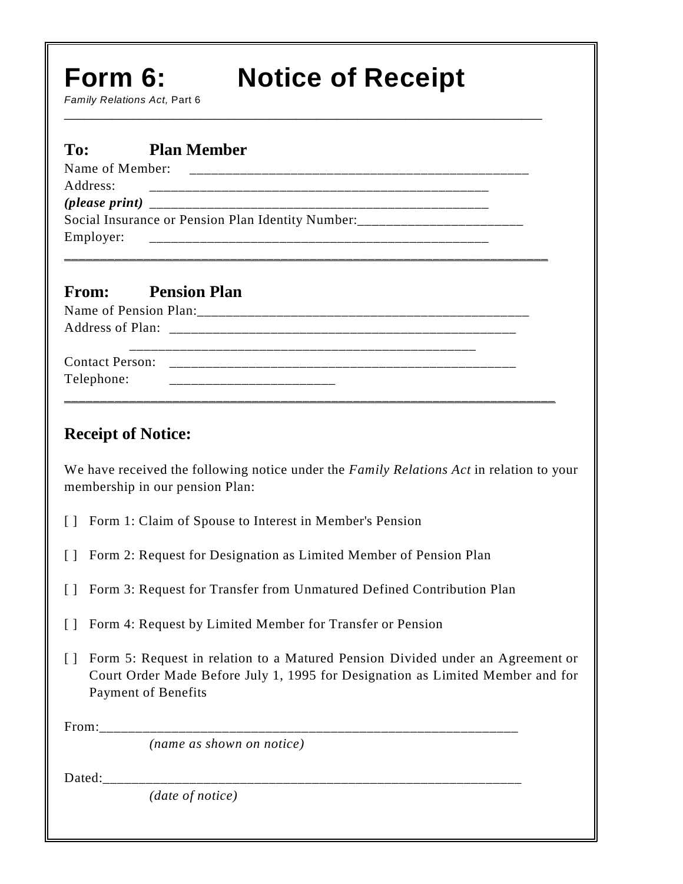# Form 6: Notice of Receipt

*Family Relations Act,* Part 6

---

## To: Plan Member

Name of Member: ______________________________________________

Address: ______________________________________________

***(please print)*** ______________________________________________

Social Insurance or Pension Plan Identity Number: ______________________

Employer: ______________________________________________

---

## From: Pension Plan

Name of Pension Plan: ______________________________________________

Address of Plan: ______________________________________________

______________________________________________

Contact Person: ______________________________________________

Telephone: ______________________

---

## Receipt of Notice:

We have received the following notice under the *Family Relations Act* in relation to your membership in our pension Plan:

[ ] Form 1: Claim of Spouse to Interest in Member's Pension

[ ] Form 2: Request for Designation as Limited Member of Pension Plan

[ ] Form 3: Request for Transfer from Unmatured Defined Contribution Plan

[ ] Form 4: Request by Limited Member for Transfer or Pension

[ ] Form 5: Request in relation to a Matured Pension Divided under an Agreement or Court Order Made Before July 1, 1995 for Designation as Limited Member and for Payment of Benefits

From: ______________________________________________

*(name as shown on notice)*

Dated: ______________________________________________

*(date of notice)*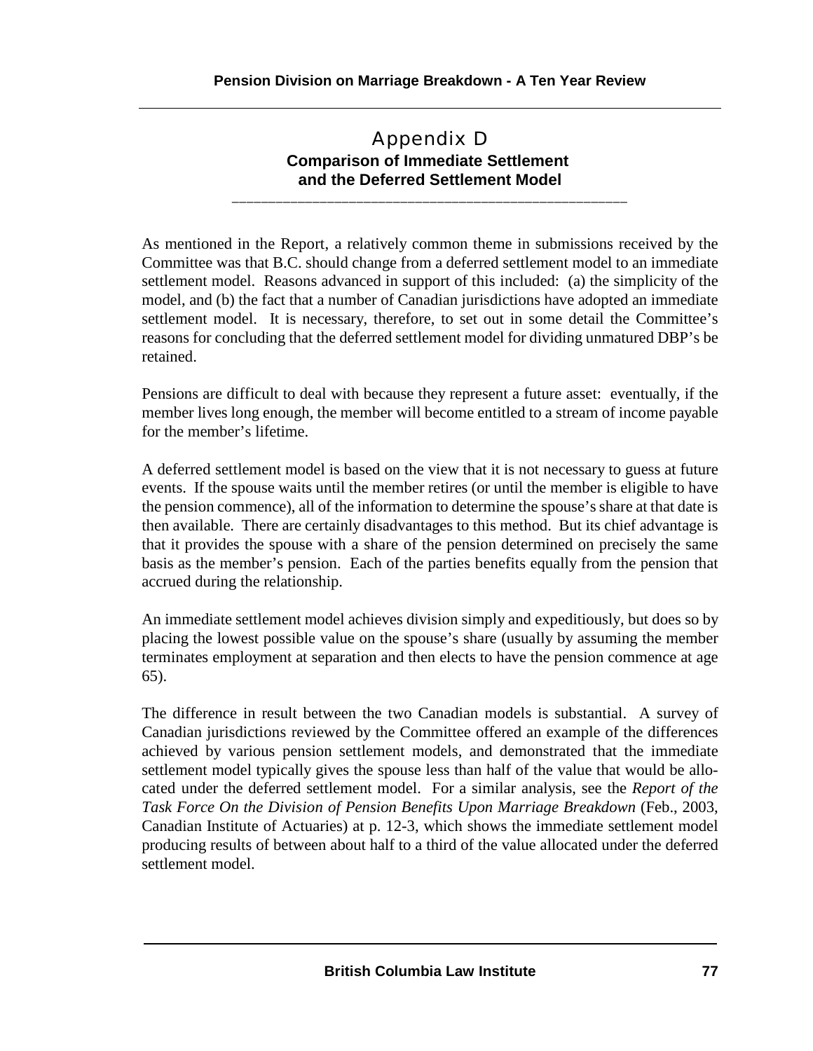# Appendix D

## Comparison of Immediate Settlement and the Deferred Settlement Model

As mentioned in the Report, a relatively common theme in submissions received by the Committee was that B.C. should change from a deferred settlement model to an immediate settlement model. Reasons advanced in support of this included: (a) the simplicity of the model, and (b) the fact that a number of Canadian jurisdictions have adopted an immediate settlement model. It is necessary, therefore, to set out in some detail the Committee's reasons for concluding that the deferred settlement model for dividing unmatured DBP's be retained.

Pensions are difficult to deal with because they represent a future asset: eventually, if the member lives long enough, the member will become entitled to a stream of income payable for the member's lifetime.

A deferred settlement model is based on the view that it is not necessary to guess at future events. If the spouse waits until the member retires (or until the member is eligible to have the pension commence), all of the information to determine the spouse's share at that date is then available. There are certainly disadvantages to this method. But its chief advantage is that it provides the spouse with a share of the pension determined on precisely the same basis as the member's pension. Each of the parties benefits equally from the pension that accrued during the relationship.

An immediate settlement model achieves division simply and expeditiously, but does so by placing the lowest possible value on the spouse's share (usually by assuming the member terminates employment at separation and then elects to have the pension commence at age 65).

The difference in result between the two Canadian models is substantial. A survey of Canadian jurisdictions reviewed by the Committee offered an example of the differences achieved by various pension settlement models, and demonstrated that the immediate settlement model typically gives the spouse less than half of the value that would be allocated under the deferred settlement model. For a similar analysis, see the *Report of the Task Force On the Division of Pension Benefits Upon Marriage Breakdown* (Feb., 2003, Canadian Institute of Actuaries) at p. 12-3, which shows the immediate settlement model producing results of between about half to a third of the value allocated under the deferred settlement model.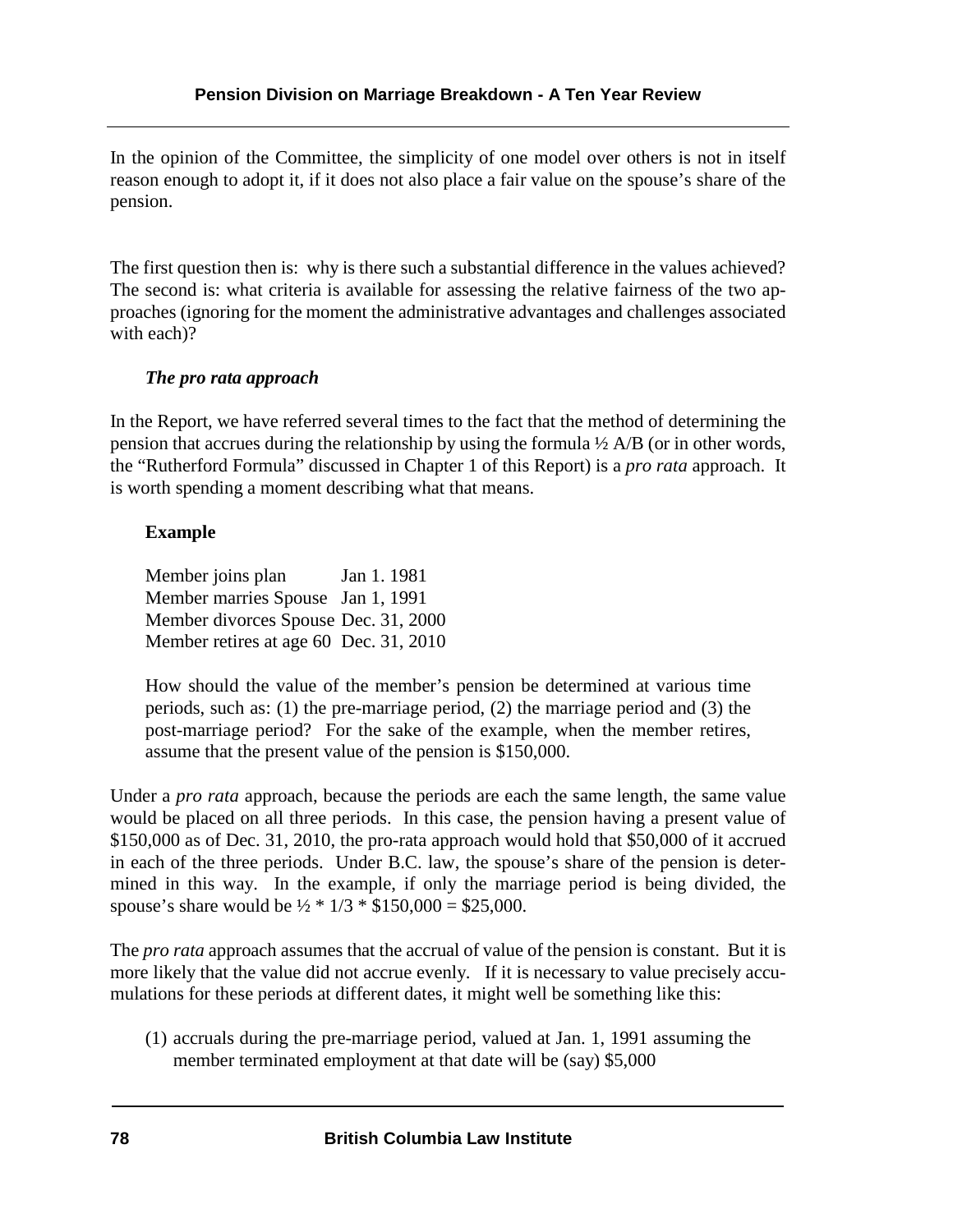In the opinion of the Committee, the simplicity of one model over others is not in itself reason enough to adopt it, if it does not also place a fair value on the spouse's share of the pension.

The first question then is: why is there such a substantial difference in the values achieved? The second is: what criteria is available for assessing the relative fairness of the two approaches (ignoring for the moment the administrative advantages and challenges associated with each)?

***The pro rata approach***

In the Report, we have referred several times to the fact that the method of determining the pension that accrues during the relationship by using the formula ½ A/B (or in other words, the "Rutherford Formula" discussed in Chapter 1 of this Report) is a *pro rata* approach. It is worth spending a moment describing what that means.

**Example**

Member joins plan Jan 1. 1981
Member marries Spouse Jan 1, 1991
Member divorces Spouse Dec. 31, 2000
Member retires at age 60 Dec. 31, 2010

How should the value of the member's pension be determined at various time periods, such as: (1) the pre-marriage period, (2) the marriage period and (3) the post-marriage period? For the sake of the example, when the member retires, assume that the present value of the pension is $150,000.

Under a *pro rata* approach, because the periods are each the same length, the same value would be placed on all three periods. In this case, the pension having a present value of $150,000 as of Dec. 31, 2010, the pro-rata approach would hold that $50,000 of it accrued in each of the three periods. Under B.C. law, the spouse's share of the pension is determined in this way. In the example, if only the marriage period is being divided, the spouse's share would be ½ * 1/3 * $150,000 = $25,000.

The *pro rata* approach assumes that the accrual of value of the pension is constant. But it is more likely that the value did not accrue evenly. If it is necessary to value precisely accumulations for these periods at different dates, it might well be something like this:

(1) accruals during the pre-marriage period, valued at Jan. 1, 1991 assuming the member terminated employment at that date will be (say) $5,000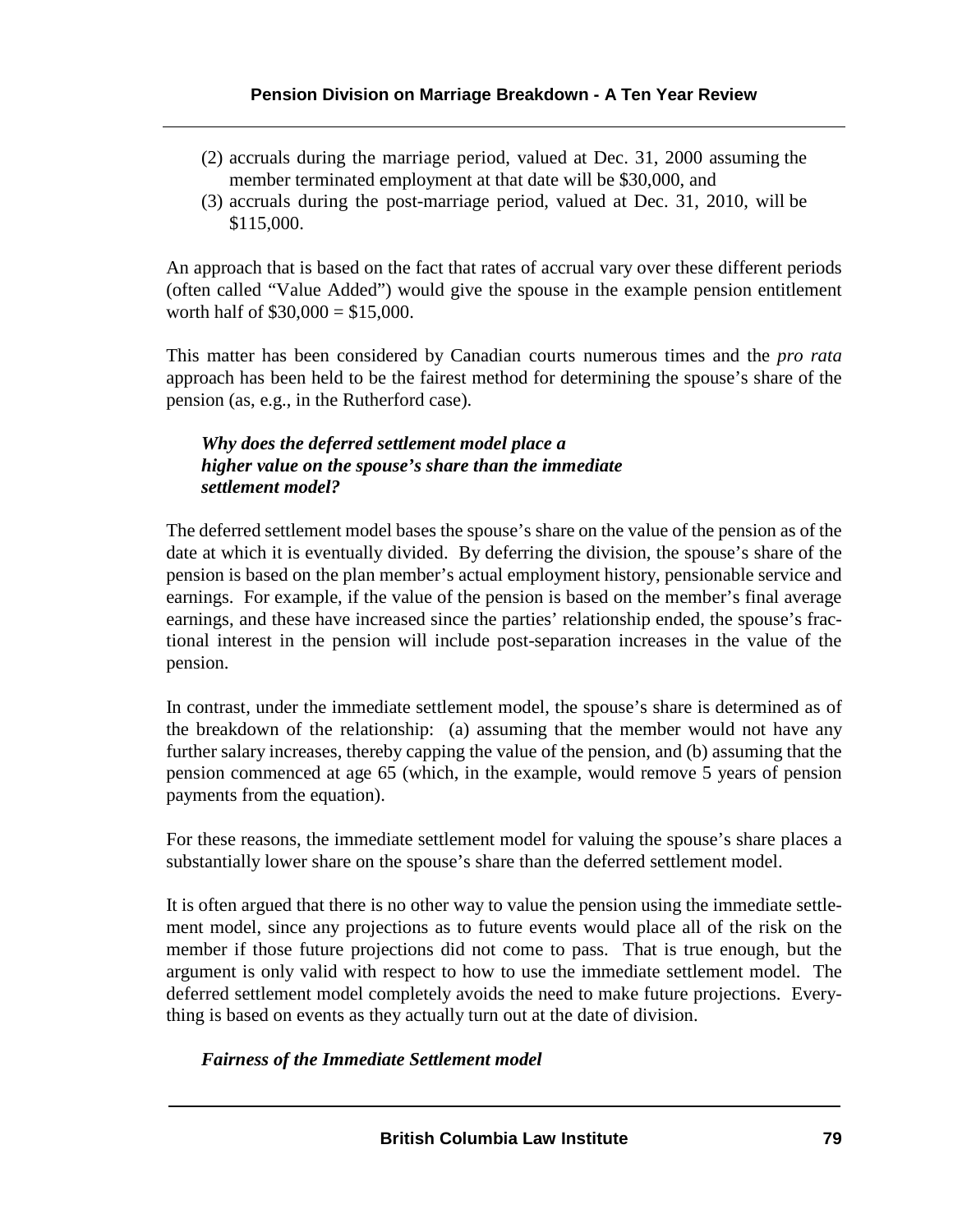(2) accruals during the marriage period, valued at Dec. 31, 2000 assuming the member terminated employment at that date will be $30,000, and
(3) accruals during the post-marriage period, valued at Dec. 31, 2010, will be $115,000.

An approach that is based on the fact that rates of accrual vary over these different periods (often called "Value Added") would give the spouse in the example pension entitlement worth half of $30,000 = $15,000.

This matter has been considered by Canadian courts numerous times and the *pro rata* approach has been held to be the fairest method for determining the spouse's share of the pension (as, e.g., in the Rutherford case).

### *Why does the deferred settlement model place a higher value on the spouse's share than the immediate settlement model?*

The deferred settlement model bases the spouse's share on the value of the pension as of the date at which it is eventually divided. By deferring the division, the spouse's share of the pension is based on the plan member's actual employment history, pensionable service and earnings. For example, if the value of the pension is based on the member's final average earnings, and these have increased since the parties' relationship ended, the spouse's fractional interest in the pension will include post-separation increases in the value of the pension.

In contrast, under the immediate settlement model, the spouse's share is determined as of the breakdown of the relationship: (a) assuming that the member would not have any further salary increases, thereby capping the value of the pension, and (b) assuming that the pension commenced at age 65 (which, in the example, would remove 5 years of pension payments from the equation).

For these reasons, the immediate settlement model for valuing the spouse's share places a substantially lower share on the spouse's share than the deferred settlement model.

It is often argued that there is no other way to value the pension using the immediate settlement model, since any projections as to future events would place all of the risk on the member if those future projections did not come to pass. That is true enough, but the argument is only valid with respect to how to use the immediate settlement model. The deferred settlement model completely avoids the need to make future projections. Everything is based on events as they actually turn out at the date of division.

### *Fairness of the Immediate Settlement model*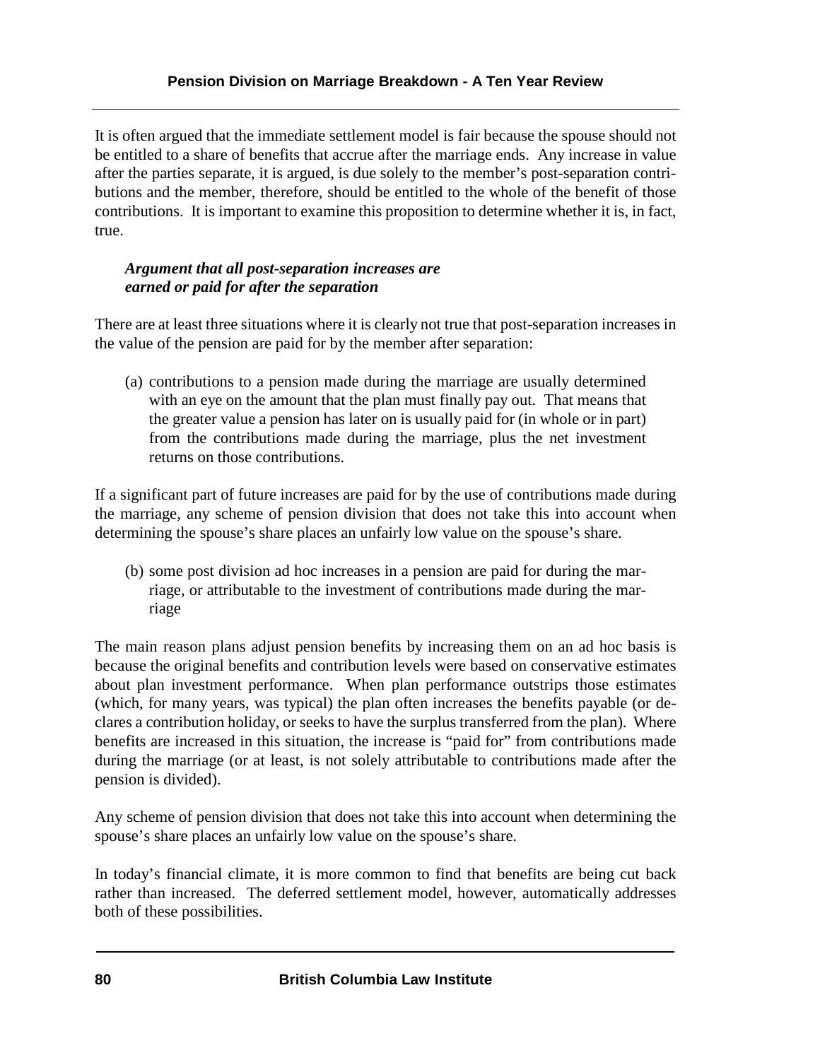It is often argued that the immediate settlement model is fair because the spouse should not be entitled to a share of benefits that accrue after the marriage ends. Any increase in value after the parties separate, it is argued, is due solely to the member's post-separation contributions and the member, therefore, should be entitled to the whole of the benefit of those contributions. It is important to examine this proposition to determine whether it is, in fact, true.

***Argument that all post-separation increases are earned or paid for after the separation***

There are at least three situations where it is clearly not true that post-separation increases in the value of the pension are paid for by the member after separation:

(a) contributions to a pension made during the marriage are usually determined with an eye on the amount that the plan must finally pay out. That means that the greater value a pension has later on is usually paid for (in whole or in part) from the contributions made during the marriage, plus the net investment returns on those contributions.

If a significant part of future increases are paid for by the use of contributions made during the marriage, any scheme of pension division that does not take this into account when determining the spouse's share places an unfairly low value on the spouse's share.

(b) some post division ad hoc increases in a pension are paid for during the marriage, or attributable to the investment of contributions made during the marriage

The main reason plans adjust pension benefits by increasing them on an ad hoc basis is because the original benefits and contribution levels were based on conservative estimates about plan investment performance. When plan performance outstrips those estimates (which, for many years, was typical) the plan often increases the benefits payable (or declares a contribution holiday, or seeks to have the surplus transferred from the plan). Where benefits are increased in this situation, the increase is "paid for" from contributions made during the marriage (or at least, is not solely attributable to contributions made after the pension is divided).

Any scheme of pension division that does not take this into account when determining the spouse's share places an unfairly low value on the spouse's share.

In today's financial climate, it is more common to find that benefits are being cut back rather than increased. The deferred settlement model, however, automatically addresses both of these possibilities.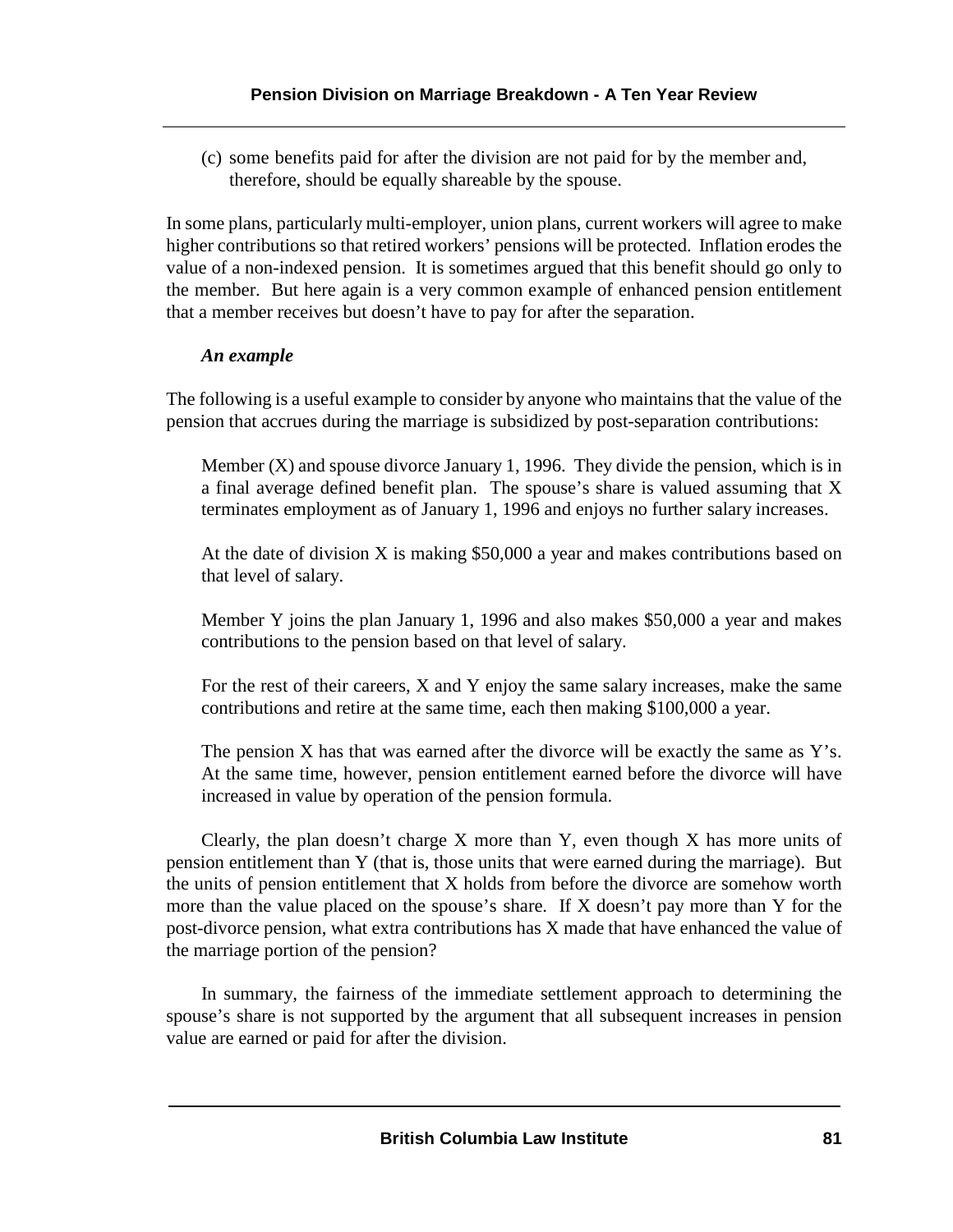(c) some benefits paid for after the division are not paid for by the member and, therefore, should be equally shareable by the spouse.

In some plans, particularly multi-employer, union plans, current workers will agree to make higher contributions so that retired workers' pensions will be protected. Inflation erodes the value of a non-indexed pension. It is sometimes argued that this benefit should go only to the member. But here again is a very common example of enhanced pension entitlement that a member receives but doesn't have to pay for after the separation.

***An example***

The following is a useful example to consider by anyone who maintains that the value of the pension that accrues during the marriage is subsidized by post-separation contributions:

> Member (X) and spouse divorce January 1, 1996. They divide the pension, which is in a final average defined benefit plan. The spouse's share is valued assuming that X terminates employment as of January 1, 1996 and enjoys no further salary increases.
>
> At the date of division X is making $50,000 a year and makes contributions based on that level of salary.
>
> Member Y joins the plan January 1, 1996 and also makes $50,000 a year and makes contributions to the pension based on that level of salary.
>
> For the rest of their careers, X and Y enjoy the same salary increases, make the same contributions and retire at the same time, each then making $100,000 a year.
>
> The pension X has that was earned after the divorce will be exactly the same as Y's. At the same time, however, pension entitlement earned before the divorce will have increased in value by operation of the pension formula.

Clearly, the plan doesn't charge X more than Y, even though X has more units of pension entitlement than Y (that is, those units that were earned during the marriage). But the units of pension entitlement that X holds from before the divorce are somehow worth more than the value placed on the spouse's share. If X doesn't pay more than Y for the post-divorce pension, what extra contributions has X made that have enhanced the value of the marriage portion of the pension?

In summary, the fairness of the immediate settlement approach to determining the spouse's share is not supported by the argument that all subsequent increases in pension value are earned or paid for after the division.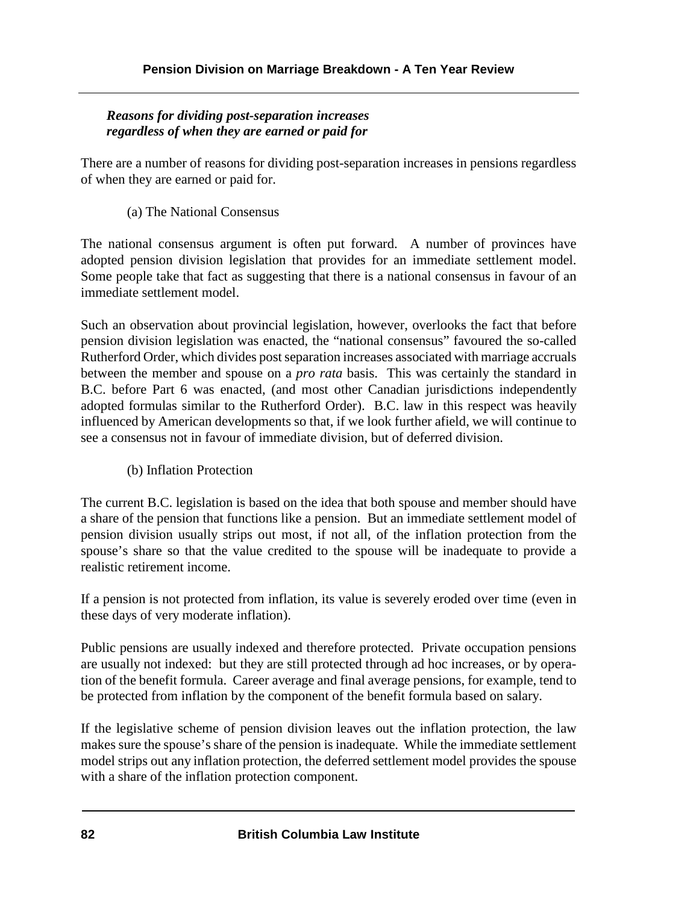***Reasons for dividing post-separation increases regardless of when they are earned or paid for***

There are a number of reasons for dividing post-separation increases in pensions regardless of when they are earned or paid for.

(a) The National Consensus

The national consensus argument is often put forward. A number of provinces have adopted pension division legislation that provides for an immediate settlement model. Some people take that fact as suggesting that there is a national consensus in favour of an immediate settlement model.

Such an observation about provincial legislation, however, overlooks the fact that before pension division legislation was enacted, the "national consensus" favoured the so-called Rutherford Order, which divides post separation increases associated with marriage accruals between the member and spouse on a *pro rata* basis. This was certainly the standard in B.C. before Part 6 was enacted, (and most other Canadian jurisdictions independently adopted formulas similar to the Rutherford Order). B.C. law in this respect was heavily influenced by American developments so that, if we look further afield, we will continue to see a consensus not in favour of immediate division, but of deferred division.

(b) Inflation Protection

The current B.C. legislation is based on the idea that both spouse and member should have a share of the pension that functions like a pension. But an immediate settlement model of pension division usually strips out most, if not all, of the inflation protection from the spouse's share so that the value credited to the spouse will be inadequate to provide a realistic retirement income.

If a pension is not protected from inflation, its value is severely eroded over time (even in these days of very moderate inflation).

Public pensions are usually indexed and therefore protected. Private occupation pensions are usually not indexed: but they are still protected through ad hoc increases, or by operation of the benefit formula. Career average and final average pensions, for example, tend to be protected from inflation by the component of the benefit formula based on salary.

If the legislative scheme of pension division leaves out the inflation protection, the law makes sure the spouse's share of the pension is inadequate. While the immediate settlement model strips out any inflation protection, the deferred settlement model provides the spouse with a share of the inflation protection component.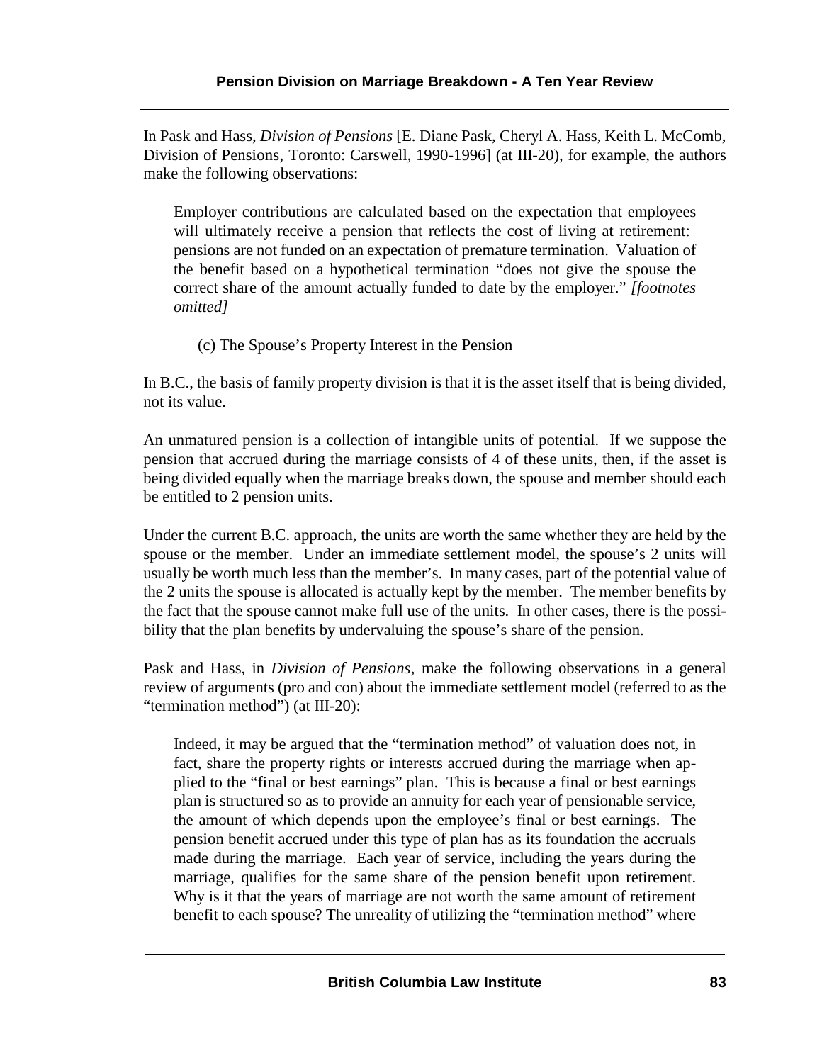In Pask and Hass, *Division of Pensions* [E. Diane Pask, Cheryl A. Hass, Keith L. McComb, Division of Pensions, Toronto: Carswell, 1990-1996] (at III-20), for example, the authors make the following observations:

> Employer contributions are calculated based on the expectation that employees will ultimately receive a pension that reflects the cost of living at retirement: pensions are not funded on an expectation of premature termination. Valuation of the benefit based on a hypothetical termination "does not give the spouse the correct share of the amount actually funded to date by the employer." *[footnotes omitted]*

(c) The Spouse's Property Interest in the Pension

In B.C., the basis of family property division is that it is the asset itself that is being divided, not its value.

An unmatured pension is a collection of intangible units of potential. If we suppose the pension that accrued during the marriage consists of 4 of these units, then, if the asset is being divided equally when the marriage breaks down, the spouse and member should each be entitled to 2 pension units.

Under the current B.C. approach, the units are worth the same whether they are held by the spouse or the member. Under an immediate settlement model, the spouse's 2 units will usually be worth much less than the member's. In many cases, part of the potential value of the 2 units the spouse is allocated is actually kept by the member. The member benefits by the fact that the spouse cannot make full use of the units. In other cases, there is the possibility that the plan benefits by undervaluing the spouse's share of the pension.

Pask and Hass, in *Division of Pensions*, make the following observations in a general review of arguments (pro and con) about the immediate settlement model (referred to as the "termination method") (at III-20):

> Indeed, it may be argued that the "termination method" of valuation does not, in fact, share the property rights or interests accrued during the marriage when applied to the "final or best earnings" plan. This is because a final or best earnings plan is structured so as to provide an annuity for each year of pensionable service, the amount of which depends upon the employee's final or best earnings. The pension benefit accrued under this type of plan has as its foundation the accruals made during the marriage. Each year of service, including the years during the marriage, qualifies for the same share of the pension benefit upon retirement. Why is it that the years of marriage are not worth the same amount of retirement benefit to each spouse? The unreality of utilizing the "termination method" where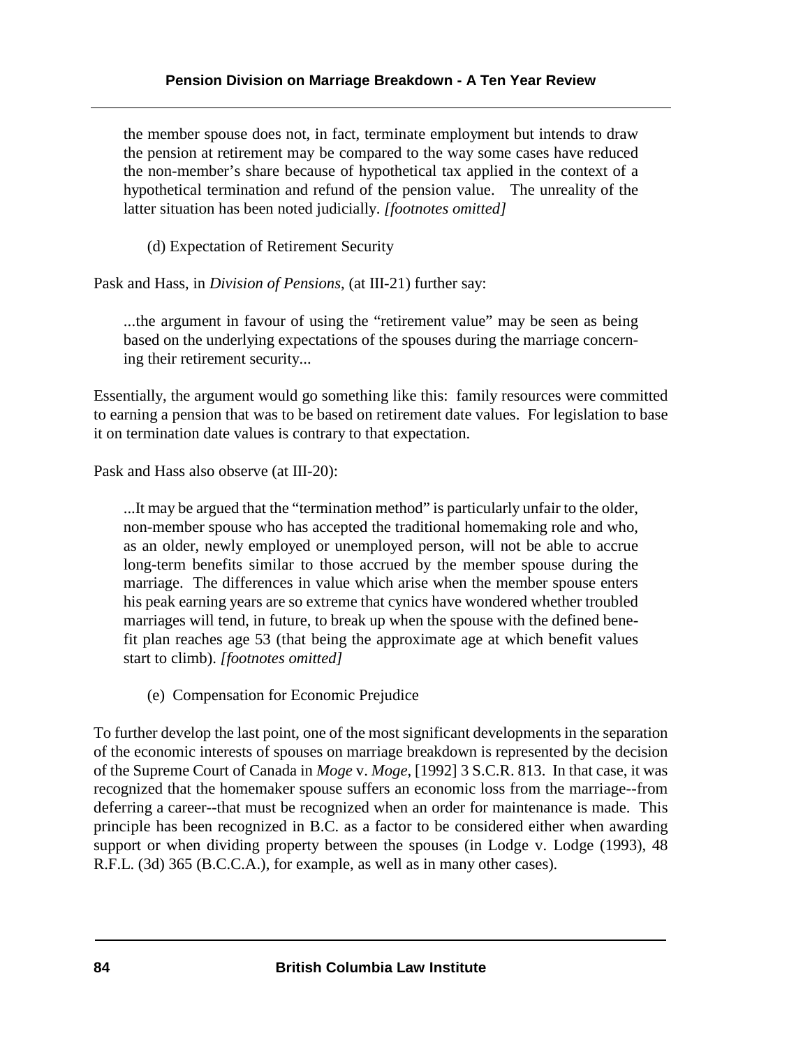> the member spouse does not, in fact, terminate employment but intends to draw the pension at retirement may be compared to the way some cases have reduced the non-member's share because of hypothetical tax applied in the context of a hypothetical termination and refund of the pension value. The unreality of the latter situation has been noted judicially. *[footnotes omitted]*

(d) Expectation of Retirement Security

Pask and Hass, in *Division of Pensions*, (at III-21) further say:

> ...the argument in favour of using the "retirement value" may be seen as being based on the underlying expectations of the spouses during the marriage concerning their retirement security...

Essentially, the argument would go something like this: family resources were committed to earning a pension that was to be based on retirement date values. For legislation to base it on termination date values is contrary to that expectation.

Pask and Hass also observe (at III-20):

> ...It may be argued that the "termination method" is particularly unfair to the older, non-member spouse who has accepted the traditional homemaking role and who, as an older, newly employed or unemployed person, will not be able to accrue long-term benefits similar to those accrued by the member spouse during the marriage. The differences in value which arise when the member spouse enters his peak earning years are so extreme that cynics have wondered whether troubled marriages will tend, in future, to break up when the spouse with the defined benefit plan reaches age 53 (that being the approximate age at which benefit values start to climb). *[footnotes omitted]*

(e) Compensation for Economic Prejudice

To further develop the last point, one of the most significant developments in the separation of the economic interests of spouses on marriage breakdown is represented by the decision of the Supreme Court of Canada in *Moge* v. *Moge*, [1992] 3 S.C.R. 813. In that case, it was recognized that the homemaker spouse suffers an economic loss from the marriage--from deferring a career--that must be recognized when an order for maintenance is made. This principle has been recognized in B.C. as a factor to be considered either when awarding support or when dividing property between the spouses (in Lodge v. Lodge (1993), 48 R.F.L. (3d) 365 (B.C.C.A.), for example, as well as in many other cases).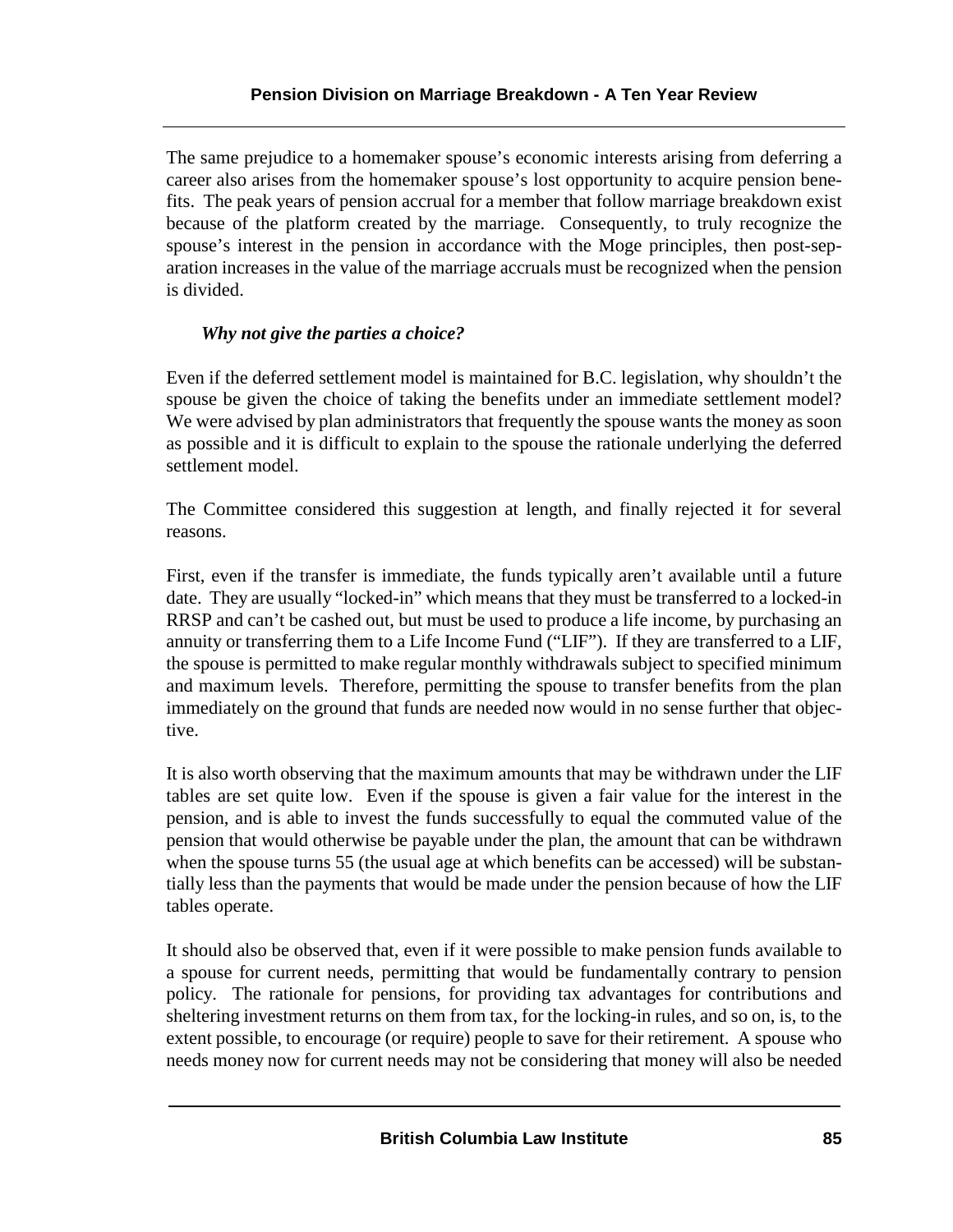The same prejudice to a homemaker spouse's economic interests arising from deferring a career also arises from the homemaker spouse's lost opportunity to acquire pension benefits. The peak years of pension accrual for a member that follow marriage breakdown exist because of the platform created by the marriage. Consequently, to truly recognize the spouse's interest in the pension in accordance with the Moge principles, then post-separation increases in the value of the marriage accruals must be recognized when the pension is divided.

***Why not give the parties a choice?***

Even if the deferred settlement model is maintained for B.C. legislation, why shouldn't the spouse be given the choice of taking the benefits under an immediate settlement model? We were advised by plan administrators that frequently the spouse wants the money as soon as possible and it is difficult to explain to the spouse the rationale underlying the deferred settlement model.

The Committee considered this suggestion at length, and finally rejected it for several reasons.

First, even if the transfer is immediate, the funds typically aren't available until a future date. They are usually "locked-in" which means that they must be transferred to a locked-in RRSP and can't be cashed out, but must be used to produce a life income, by purchasing an annuity or transferring them to a Life Income Fund ("LIF"). If they are transferred to a LIF, the spouse is permitted to make regular monthly withdrawals subject to specified minimum and maximum levels. Therefore, permitting the spouse to transfer benefits from the plan immediately on the ground that funds are needed now would in no sense further that objective.

It is also worth observing that the maximum amounts that may be withdrawn under the LIF tables are set quite low. Even if the spouse is given a fair value for the interest in the pension, and is able to invest the funds successfully to equal the commuted value of the pension that would otherwise be payable under the plan, the amount that can be withdrawn when the spouse turns 55 (the usual age at which benefits can be accessed) will be substantially less than the payments that would be made under the pension because of how the LIF tables operate.

It should also be observed that, even if it were possible to make pension funds available to a spouse for current needs, permitting that would be fundamentally contrary to pension policy. The rationale for pensions, for providing tax advantages for contributions and sheltering investment returns on them from tax, for the locking-in rules, and so on, is, to the extent possible, to encourage (or require) people to save for their retirement. A spouse who needs money now for current needs may not be considering that money will also be needed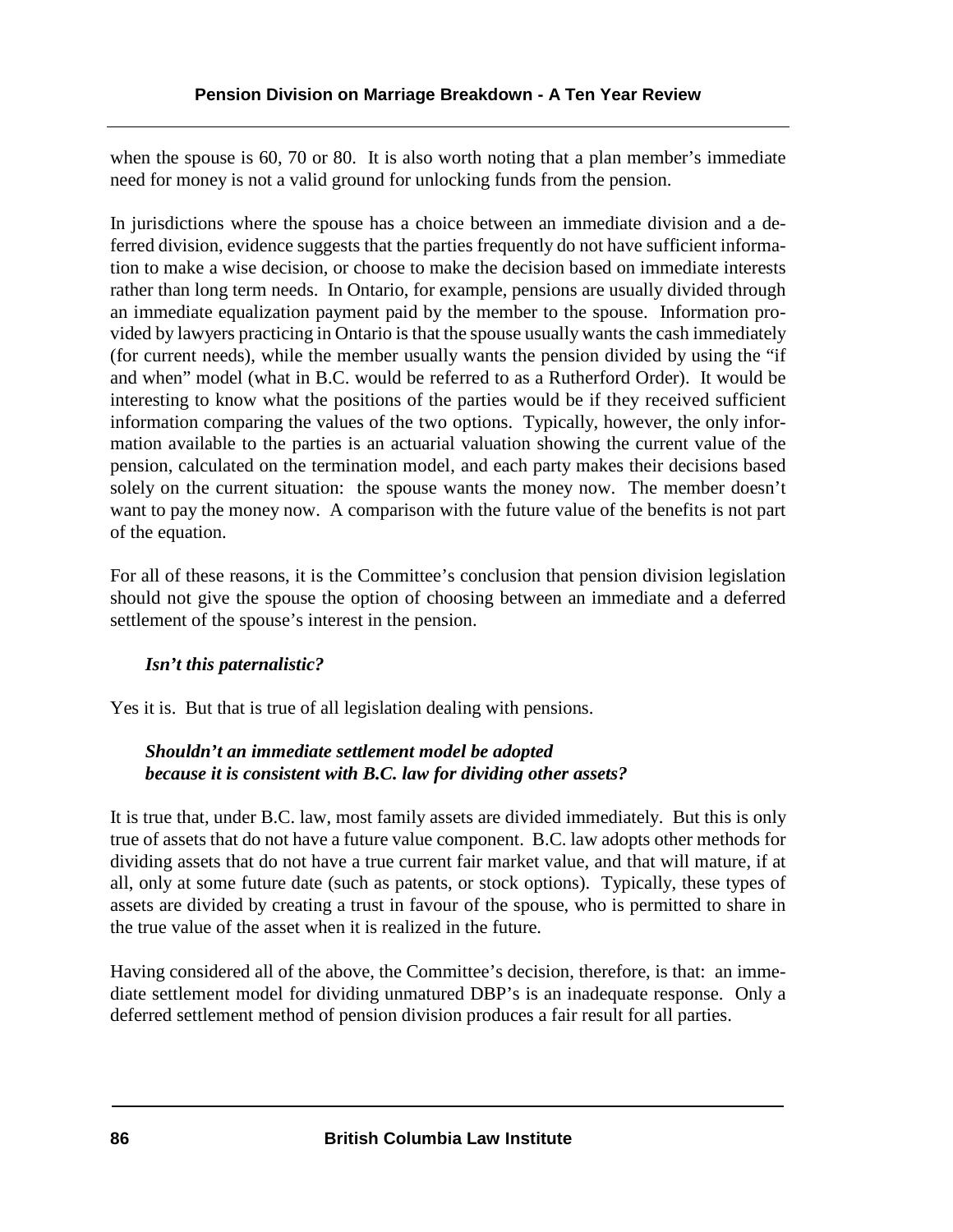when the spouse is 60, 70 or 80. It is also worth noting that a plan member's immediate need for money is not a valid ground for unlocking funds from the pension.

In jurisdictions where the spouse has a choice between an immediate division and a deferred division, evidence suggests that the parties frequently do not have sufficient information to make a wise decision, or choose to make the decision based on immediate interests rather than long term needs. In Ontario, for example, pensions are usually divided through an immediate equalization payment paid by the member to the spouse. Information provided by lawyers practicing in Ontario is that the spouse usually wants the cash immediately (for current needs), while the member usually wants the pension divided by using the "if and when" model (what in B.C. would be referred to as a Rutherford Order). It would be interesting to know what the positions of the parties would be if they received sufficient information comparing the values of the two options. Typically, however, the only information available to the parties is an actuarial valuation showing the current value of the pension, calculated on the termination model, and each party makes their decisions based solely on the current situation: the spouse wants the money now. The member doesn't want to pay the money now. A comparison with the future value of the benefits is not part of the equation.

For all of these reasons, it is the Committee's conclusion that pension division legislation should not give the spouse the option of choosing between an immediate and a deferred settlement of the spouse's interest in the pension.

***Isn't this paternalistic?***

Yes it is. But that is true of all legislation dealing with pensions.

***Shouldn't an immediate settlement model be adopted because it is consistent with B.C. law for dividing other assets?***

It is true that, under B.C. law, most family assets are divided immediately. But this is only true of assets that do not have a future value component. B.C. law adopts other methods for dividing assets that do not have a true current fair market value, and that will mature, if at all, only at some future date (such as patents, or stock options). Typically, these types of assets are divided by creating a trust in favour of the spouse, who is permitted to share in the true value of the asset when it is realized in the future.

Having considered all of the above, the Committee's decision, therefore, is that: an immediate settlement model for dividing unmatured DBP's is an inadequate response. Only a deferred settlement method of pension division produces a fair result for all parties.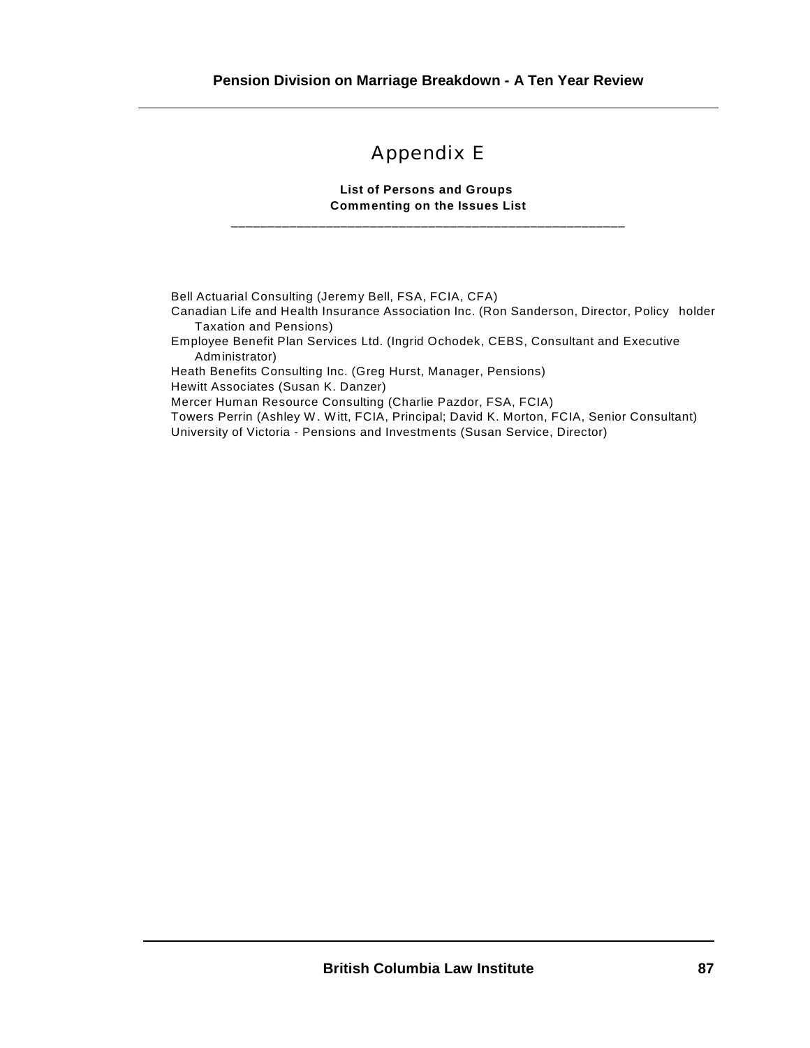# Appendix E

**List of Persons and Groups Commenting on the Issues List**

Bell Actuarial Consulting (Jeremy Bell, FSA, FCIA, CFA)
Canadian Life and Health Insurance Association Inc. (Ron Sanderson, Director, Policy holder Taxation and Pensions)
Employee Benefit Plan Services Ltd. (Ingrid Ochodek, CEBS, Consultant and Executive Administrator)
Heath Benefits Consulting Inc. (Greg Hurst, Manager, Pensions)
Hewitt Associates (Susan K. Danzer)
Mercer Human Resource Consulting (Charlie Pazdor, FSA, FCIA)
Towers Perrin (Ashley W. Witt, FCIA, Principal; David K. Morton, FCIA, Senior Consultant)
University of Victoria - Pensions and Investments (Susan Service, Director)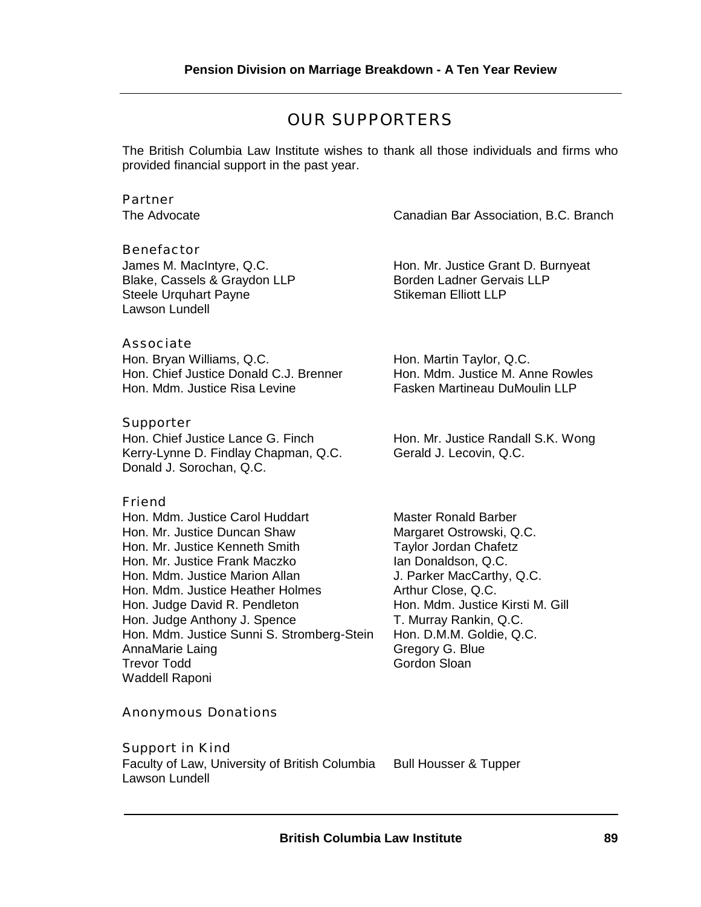## OUR SUPPORTERS

The British Columbia Law Institute wishes to thank all those individuals and firms who provided financial support in the past year.

### Partner

The Advocate

Canadian Bar Association, B.C. Branch

### Benefactor

James M. MacIntyre, Q.C.

Hon. Mr. Justice Grant D. Burnyeat

Blake, Cassels & Graydon LLP

Borden Ladner Gervais LLP

Steele Urquhart Payne

Stikeman Elliott LLP

Lawson Lundell

### Associate

Hon. Bryan Williams, Q.C.

Hon. Martin Taylor, Q.C.

Hon. Chief Justice Donald C.J. Brenner

Hon. Mdm. Justice M. Anne Rowles

Hon. Mdm. Justice Risa Levine

Fasken Martineau DuMoulin LLP

### Supporter

Hon. Chief Justice Lance G. Finch

Hon. Mr. Justice Randall S.K. Wong

Kerry-Lynne D. Findlay Chapman, Q.C.

Gerald J. Lecovin, Q.C.

Donald J. Sorochan, Q.C.

### Friend

Hon. Mdm. Justice Carol Huddart

Master Ronald Barber

Hon. Mr. Justice Duncan Shaw

Margaret Ostrowski, Q.C.

Hon. Mr. Justice Kenneth Smith

Taylor Jordan Chafetz

Hon. Mr. Justice Frank Maczko

Ian Donaldson, Q.C.

Hon. Mdm. Justice Marion Allan

J. Parker MacCarthy, Q.C.

Hon. Mdm. Justice Heather Holmes

Arthur Close, Q.C.

Hon. Judge David R. Pendleton

Hon. Mdm. Justice Kirsti M. Gill

Hon. Judge Anthony J. Spence

T. Murray Rankin, Q.C.

Hon. Mdm. Justice Sunni S. Stromberg-Stein

Hon. D.M.M. Goldie, Q.C.

AnnaMarie Laing

Gregory G. Blue

Trevor Todd

Gordon Sloan

Waddell Raponi

### Anonymous Donations

### Support in Kind

Faculty of Law, University of British Columbia

Bull Housser & Tupper

Lawson Lundell